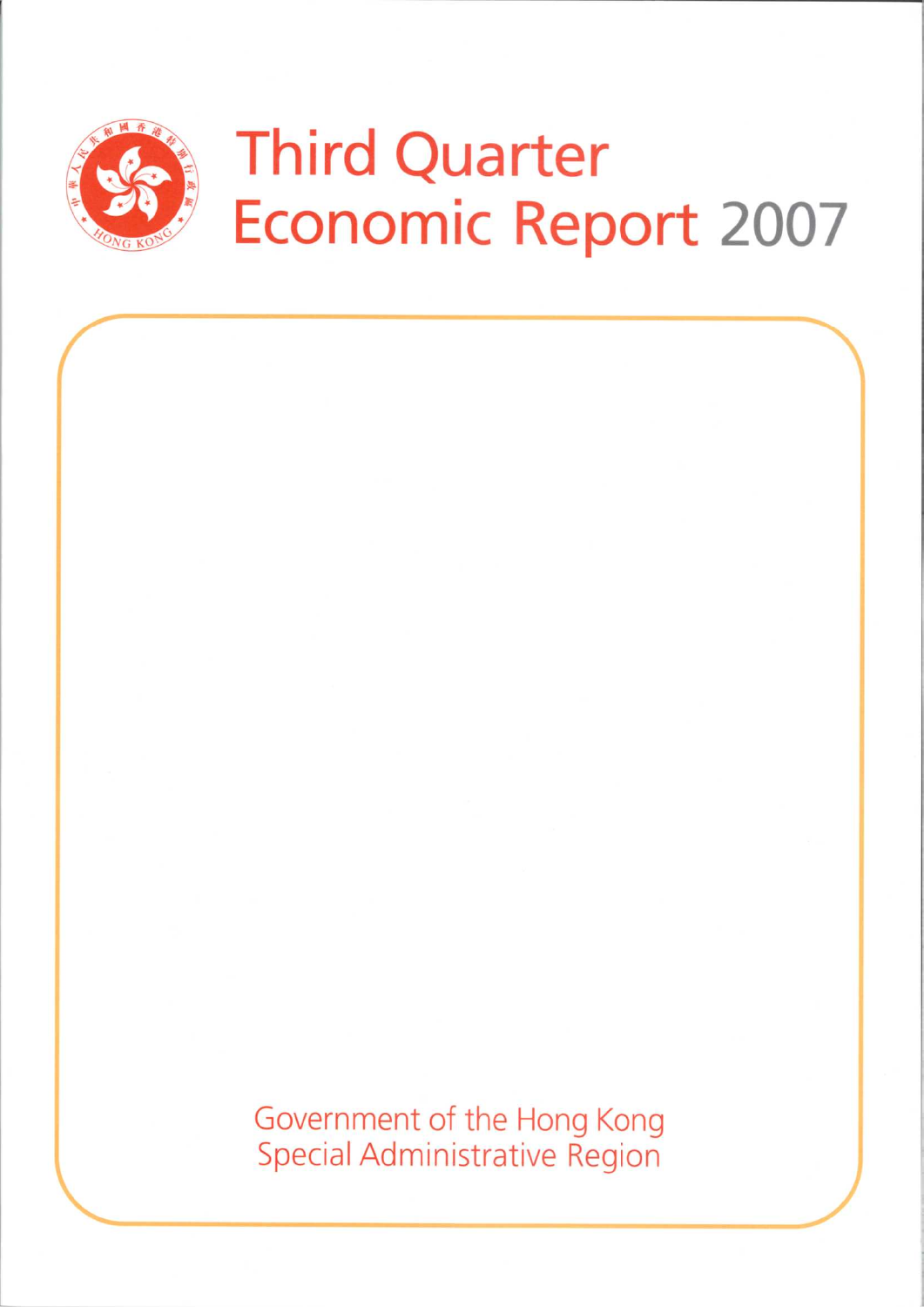# Third Quarter Economic Report 2007

Government of the Hong Kong Special Administrative Region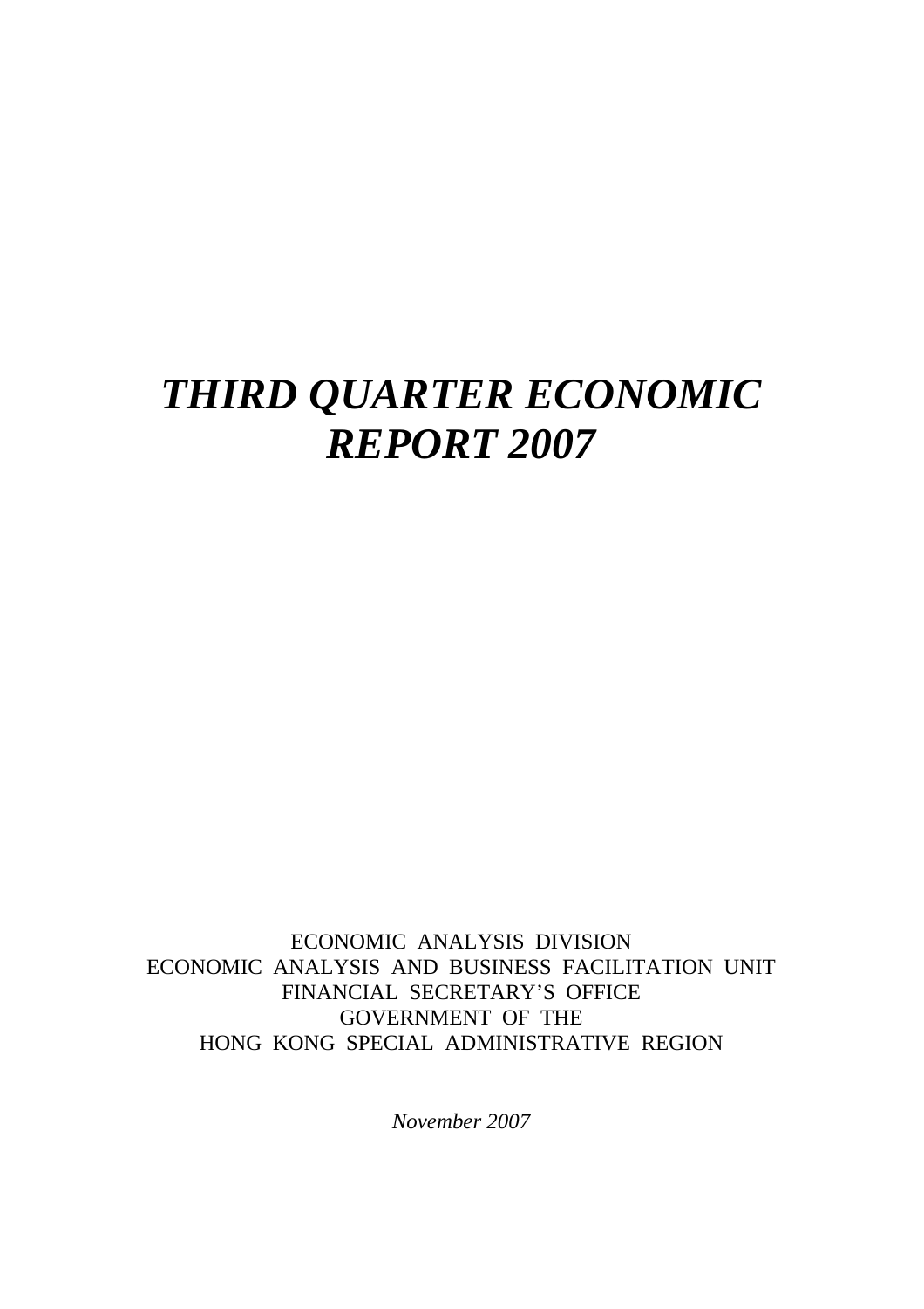# *THIRD QUARTER ECONOMIC REPORT 2007*

ECONOMIC ANALYSIS DIVISION
ECONOMIC ANALYSIS AND BUSINESS FACILITATION UNIT
FINANCIAL SECRETARY'S OFFICE
GOVERNMENT OF THE
HONG KONG SPECIAL ADMINISTRATIVE REGION

*November 2007*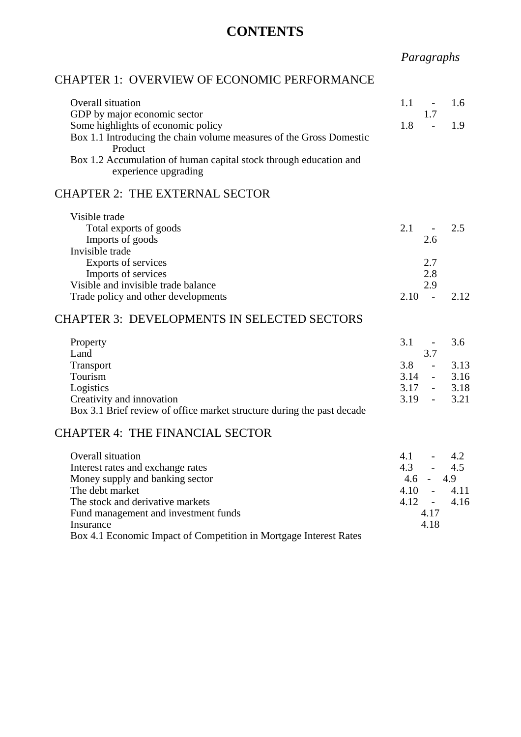# CONTENTS

| | *Paragraphs* |
|---|---|
| **CHAPTER 1: OVERVIEW OF ECONOMIC PERFORMANCE** | |
| Overall situation | 1.1 - 1.6 |
| GDP by major economic sector | 1.7 |
| Some highlights of economic policy | 1.8 - 1.9 |
| Box 1.1 Introducing the chain volume measures of the Gross Domestic Product | |
| Box 1.2 Accumulation of human capital stock through education and experience upgrading | |
| **CHAPTER 2: THE EXTERNAL SECTOR** | |
| Visible trade | |
| Total exports of goods | 2.1 - 2.5 |
| Imports of goods | 2.6 |
| Invisible trade | |
| Exports of services | 2.7 |
| Imports of services | 2.8 |
| Visible and invisible trade balance | 2.9 |
| Trade policy and other developments | 2.10 - 2.12 |
| **CHAPTER 3: DEVELOPMENTS IN SELECTED SECTORS** | |
| Property | 3.1 - 3.6 |
| Land | 3.7 |
| Transport | 3.8 - 3.13 |
| Tourism | 3.14 - 3.16 |
| Logistics | 3.17 - 3.18 |
| Creativity and innovation | 3.19 - 3.21 |
| Box 3.1 Brief review of office market structure during the past decade | |
| **CHAPTER 4: THE FINANCIAL SECTOR** | |
| Overall situation | 4.1 - 4.2 |
| Interest rates and exchange rates | 4.3 - 4.5 |
| Money supply and banking sector | 4.6 - 4.9 |
| The debt market | 4.10 - 4.11 |
| The stock and derivative markets | 4.12 - 4.16 |
| Fund management and investment funds | 4.17 |
| Insurance | 4.18 |
| Box 4.1 Economic Impact of Competition in Mortgage Interest Rates | |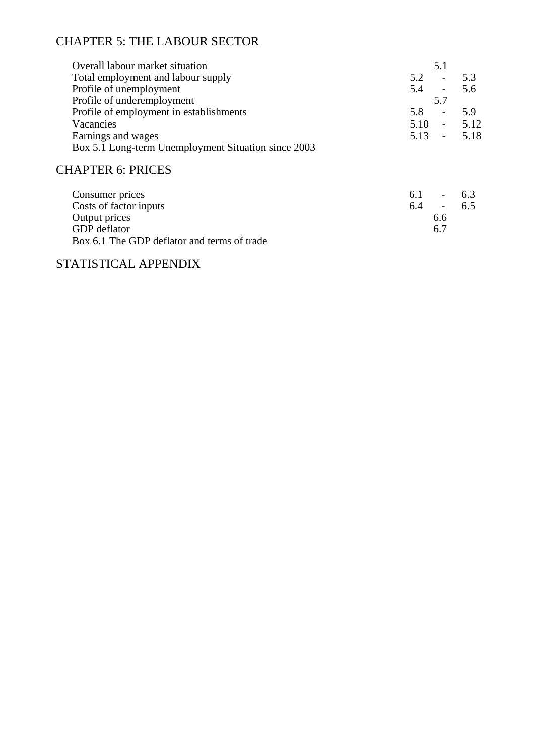## CHAPTER 5: THE LABOUR SECTOR

| | | | |
|---|---|---|---|
| Overall labour market situation | | 5.1 | |
| Total employment and labour supply | 5.2 | - | 5.3 |
| Profile of unemployment | 5.4 | - | 5.6 |
| Profile of underemployment | | 5.7 | |
| Profile of employment in establishments | 5.8 | - | 5.9 |
| Vacancies | 5.10 | - | 5.12 |
| Earnings and wages | 5.13 | - | 5.18 |
| Box 5.1 Long-term Unemployment Situation since 2003 | | | |

## CHAPTER 6: PRICES

| | | | |
|---|---|---|---|
| Consumer prices | 6.1 | - | 6.3 |
| Costs of factor inputs | 6.4 | - | 6.5 |
| Output prices | | 6.6 | |
| GDP deflator | | 6.7 | |
| Box 6.1 The GDP deflator and terms of trade | | | |

## STATISTICAL APPENDIX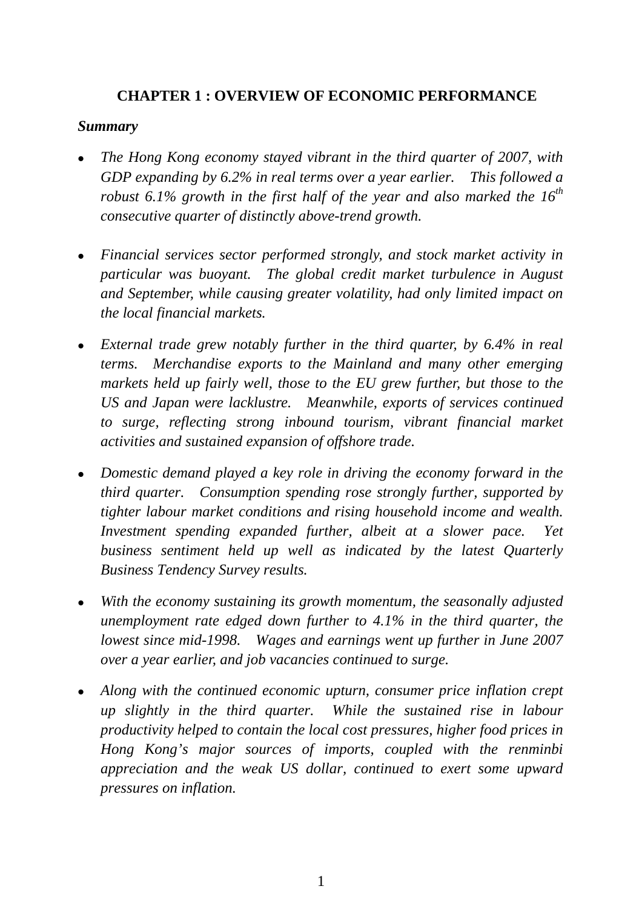# CHAPTER 1 : OVERVIEW OF ECONOMIC PERFORMANCE

***Summary***

- *The Hong Kong economy stayed vibrant in the third quarter of 2007, with GDP expanding by 6.2% in real terms over a year earlier. This followed a robust 6.1% growth in the first half of the year and also marked the 16th consecutive quarter of distinctly above-trend growth.*

- *Financial services sector performed strongly, and stock market activity in particular was buoyant. The global credit market turbulence in August and September, while causing greater volatility, had only limited impact on the local financial markets.*

- *External trade grew notably further in the third quarter, by 6.4% in real terms. Merchandise exports to the Mainland and many other emerging markets held up fairly well, those to the EU grew further, but those to the US and Japan were lacklustre. Meanwhile, exports of services continued to surge, reflecting strong inbound tourism, vibrant financial market activities and sustained expansion of offshore trade.*

- *Domestic demand played a key role in driving the economy forward in the third quarter. Consumption spending rose strongly further, supported by tighter labour market conditions and rising household income and wealth. Investment spending expanded further, albeit at a slower pace. Yet business sentiment held up well as indicated by the latest Quarterly Business Tendency Survey results.*

- *With the economy sustaining its growth momentum, the seasonally adjusted unemployment rate edged down further to 4.1% in the third quarter, the lowest since mid-1998. Wages and earnings went up further in June 2007 over a year earlier, and job vacancies continued to surge.*

- *Along with the continued economic upturn, consumer price inflation crept up slightly in the third quarter. While the sustained rise in labour productivity helped to contain the local cost pressures, higher food prices in Hong Kong's major sources of imports, coupled with the renminbi appreciation and the weak US dollar, continued to exert some upward pressures on inflation.*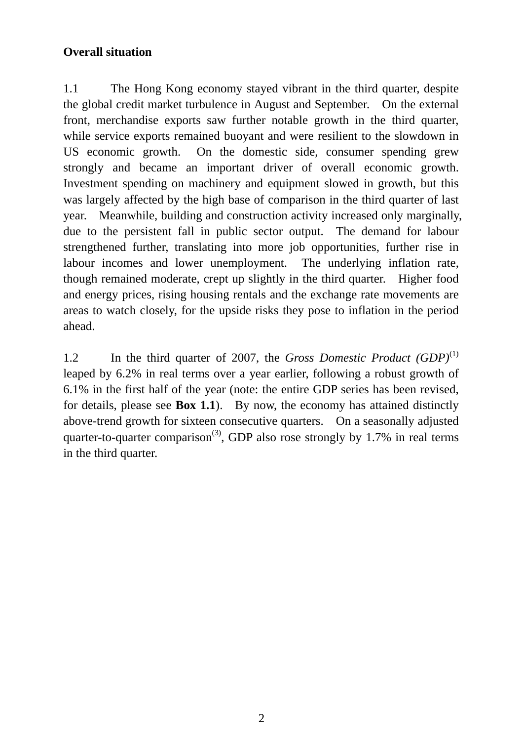**Overall situation**

1.1 The Hong Kong economy stayed vibrant in the third quarter, despite the global credit market turbulence in August and September. On the external front, merchandise exports saw further notable growth in the third quarter, while service exports remained buoyant and were resilient to the slowdown in US economic growth. On the domestic side, consumer spending grew strongly and became an important driver of overall economic growth. Investment spending on machinery and equipment slowed in growth, but this was largely affected by the high base of comparison in the third quarter of last year. Meanwhile, building and construction activity increased only marginally, due to the persistent fall in public sector output. The demand for labour strengthened further, translating into more job opportunities, further rise in labour incomes and lower unemployment. The underlying inflation rate, though remained moderate, crept up slightly in the third quarter. Higher food and energy prices, rising housing rentals and the exchange rate movements are areas to watch closely, for the upside risks they pose to inflation in the period ahead.

1.2 In the third quarter of 2007, the *Gross Domestic Product (GDP)*(1) leaped by 6.2% in real terms over a year earlier, following a robust growth of 6.1% in the first half of the year (note: the entire GDP series has been revised, for details, please see **Box 1.1**). By now, the economy has attained distinctly above-trend growth for sixteen consecutive quarters. On a seasonally adjusted quarter-to-quarter comparison(3), GDP also rose strongly by 1.7% in real terms in the third quarter.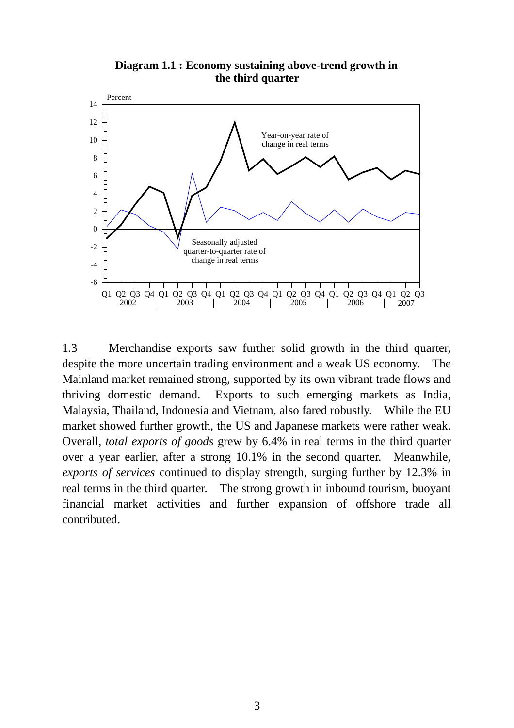**Diagram 1.1 : Economy sustaining above-trend growth in the third quarter**

1.3 Merchandise exports saw further solid growth in the third quarter, despite the more uncertain trading environment and a weak US economy. The Mainland market remained strong, supported by its own vibrant trade flows and thriving domestic demand. Exports to such emerging markets as India, Malaysia, Thailand, Indonesia and Vietnam, also fared robustly. While the EU market showed further growth, the US and Japanese markets were rather weak. Overall, *total exports of goods* grew by 6.4% in real terms in the third quarter over a year earlier, after a strong 10.1% in the second quarter. Meanwhile, *exports of services* continued to display strength, surging further by 12.3% in real terms in the third quarter. The strong growth in inbound tourism, buoyant financial market activities and further expansion of offshore trade all contributed.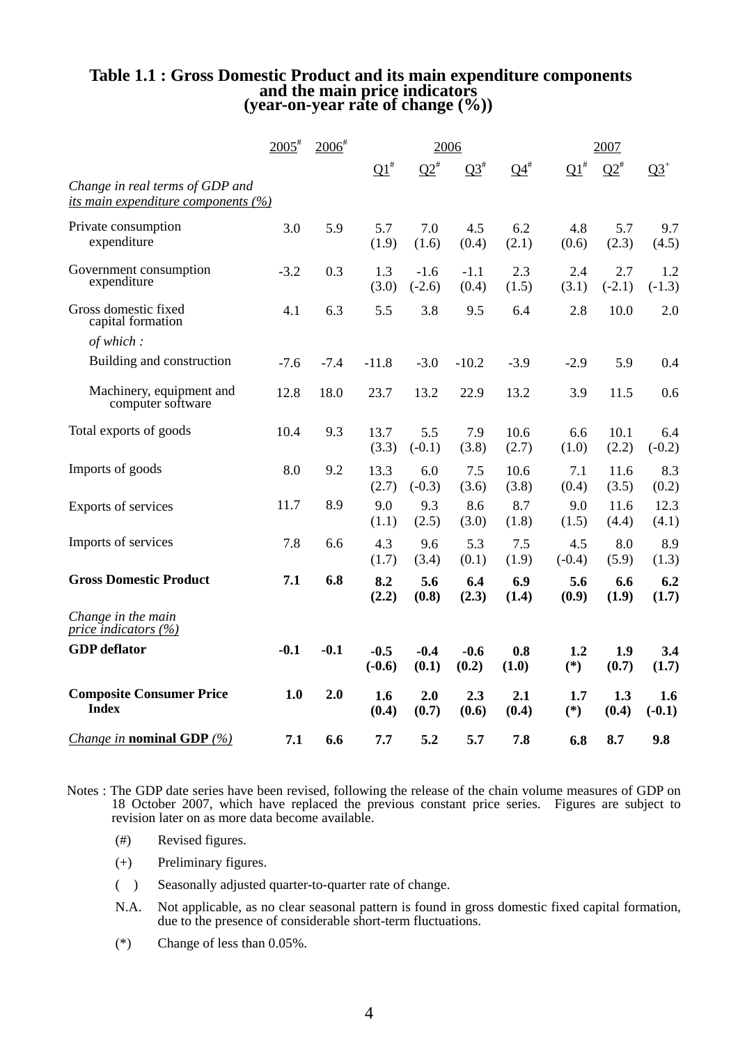**Table 1.1 : Gross Domestic Product and its main expenditure components and the main price indicators (year-on-year rate of change (%))**

| | 2005# | 2006# | 2006 | | | | 2007 | | |
|---|---|---|---|---|---|---|---|---|---|
| | | | Q1# | Q2# | Q3# | Q4# | Q1# | Q2# | Q3+ |
| *Change in real terms of GDP and its main expenditure components (%)* | | | | | | | | | |
| Private consumption expenditure | 3.0 | 5.9 | 5.7 (1.9) | 7.0 (1.6) | 4.5 (0.4) | 6.2 (2.1) | 4.8 (0.6) | 5.7 (2.3) | 9.7 (4.5) |
| Government consumption expenditure | -3.2 | 0.3 | 1.3 (3.0) | -1.6 (-2.6) | -1.1 (0.4) | 2.3 (1.5) | 2.4 (3.1) | 2.7 (-2.1) | 1.2 (-1.3) |
| Gross domestic fixed capital formation | 4.1 | 6.3 | 5.5 | 3.8 | 9.5 | 6.4 | 2.8 | 10.0 | 2.0 |
| *of which :* | | | | | | | | | |
| Building and construction | -7.6 | -7.4 | -11.8 | -3.0 | -10.2 | -3.9 | -2.9 | 5.9 | 0.4 |
| Machinery, equipment and computer software | 12.8 | 18.0 | 23.7 | 13.2 | 22.9 | 13.2 | 3.9 | 11.5 | 0.6 |
| Total exports of goods | 10.4 | 9.3 | 13.7 (3.3) | 5.5 (-0.1) | 7.9 (3.8) | 10.6 (2.7) | 6.6 (1.0) | 10.1 (2.2) | 6.4 (-0.2) |
| Imports of goods | 8.0 | 9.2 | 13.3 (2.7) | 6.0 (-0.3) | 7.5 (3.6) | 10.6 (3.8) | 7.1 (0.4) | 11.6 (3.5) | 8.3 (0.2) |
| Exports of services | 11.7 | 8.9 | 9.0 (1.1) | 9.3 (2.5) | 8.6 (3.0) | 8.7 (1.8) | 9.0 (1.5) | 11.6 (4.4) | 12.3 (4.1) |
| Imports of services | 7.8 | 6.6 | 4.3 (1.7) | 9.6 (3.4) | 5.3 (0.1) | 7.5 (1.9) | 4.5 (-0.4) | 8.0 (5.9) | 8.9 (1.3) |
| **Gross Domestic Product** | **7.1** | **6.8** | **8.2 (2.2)** | **5.6 (0.8)** | **6.4 (2.3)** | **6.9 (1.4)** | **5.6 (0.9)** | **6.6 (1.9)** | **6.2 (1.7)** |
| *Change in the main price indicators (%)* | | | | | | | | | |
| **GDP deflator** | **-0.1** | **-0.1** | **-0.5 (-0.6)** | **-0.4 (0.1)** | **-0.6 (0.2)** | **0.8 (1.0)** | **1.2 (\*)** | **1.9 (0.7)** | **3.4 (1.7)** |
| **Composite Consumer Price Index** | **1.0** | **2.0** | **1.6 (0.4)** | **2.0 (0.7)** | **2.3 (0.6)** | **2.1 (0.4)** | **1.7 (\*)** | **1.3 (0.4)** | **1.6 (-0.1)** |
| *Change in* **nominal GDP** *(%)* | **7.1** | **6.6** | **7.7** | **5.2** | **5.7** | **7.8** | **6.8** | **8.7** | **9.8** |

Notes : The GDP date series have been revised, following the release of the chain volume measures of GDP on 18 October 2007, which have replaced the previous constant price series. Figures are subject to revision later on as more data become available.

(#) Revised figures.

(+) Preliminary figures.

( ) Seasonally adjusted quarter-to-quarter rate of change.

N.A. Not applicable, as no clear seasonal pattern is found in gross domestic fixed capital formation, due to the presence of considerable short-term fluctuations.

(*) Change of less than 0.05%.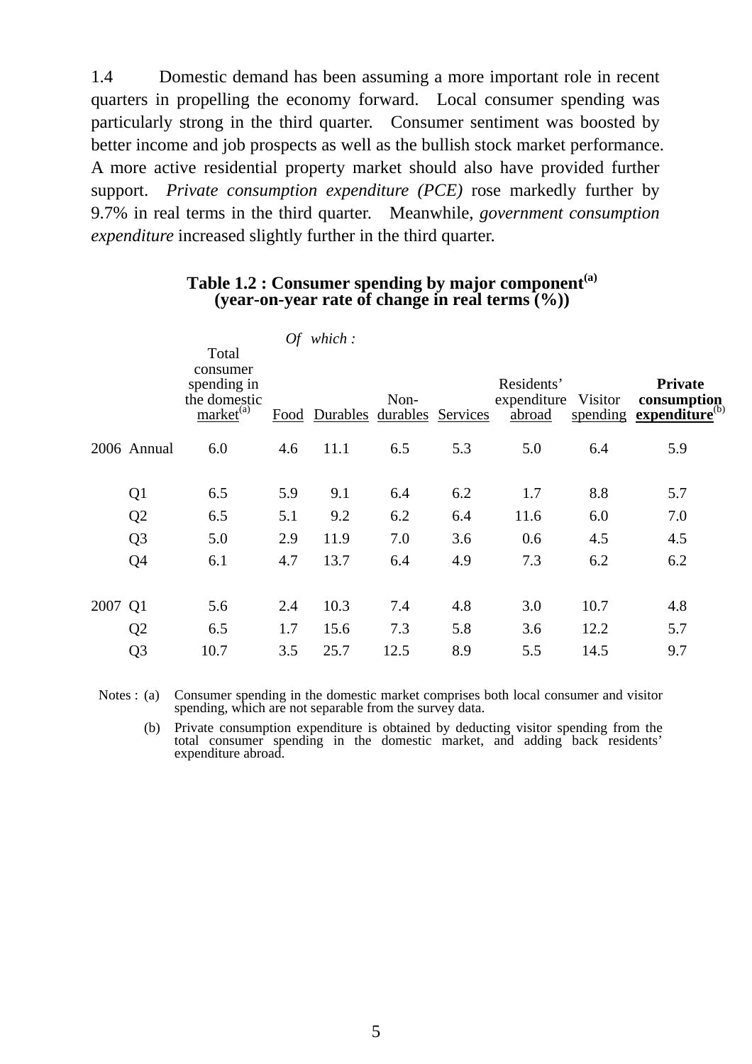1.4 Domestic demand has been assuming a more important role in recent quarters in propelling the economy forward. Local consumer spending was particularly strong in the third quarter. Consumer sentiment was boosted by better income and job prospects as well as the bullish stock market performance. A more active residential property market should also have provided further support. *Private consumption expenditure (PCE)* rose markedly further by 9.7% in real terms in the third quarter. Meanwhile, *government consumption expenditure* increased slightly further in the third quarter.

**Table 1.2 : Consumer spending by major component[(a)]**
**(year-on-year rate of change in real terms (%))**

| | | Total consumer spending in the domestic market[(a)] | *Of which :* Food | Durables | Non-durables | Services | Residents' expenditure abroad | Visitor spending | **Private consumption expenditure**[(b)] |
|---|---|---|---|---|---|---|---|---|---|
| 2006 | Annual | 6.0 | 4.6 | 11.1 | 6.5 | 5.3 | 5.0 | 6.4 | 5.9 |
| | Q1 | 6.5 | 5.9 | 9.1 | 6.4 | 6.2 | 1.7 | 8.8 | 5.7 |
| | Q2 | 6.5 | 5.1 | 9.2 | 6.2 | 6.4 | 11.6 | 6.0 | 7.0 |
| | Q3 | 5.0 | 2.9 | 11.9 | 7.0 | 3.6 | 0.6 | 4.5 | 4.5 |
| | Q4 | 6.1 | 4.7 | 13.7 | 6.4 | 4.9 | 7.3 | 6.2 | 6.2 |
| 2007 | Q1 | 5.6 | 2.4 | 10.3 | 7.4 | 4.8 | 3.0 | 10.7 | 4.8 |
| | Q2 | 6.5 | 1.7 | 15.6 | 7.3 | 5.8 | 3.6 | 12.2 | 5.7 |
| | Q3 | 10.7 | 3.5 | 25.7 | 12.5 | 8.9 | 5.5 | 14.5 | 9.7 |

Notes : (a) Consumer spending in the domestic market comprises both local consumer and visitor spending, which are not separable from the survey data.

(b) Private consumption expenditure is obtained by deducting visitor spending from the total consumer spending in the domestic market, and adding back residents' expenditure abroad.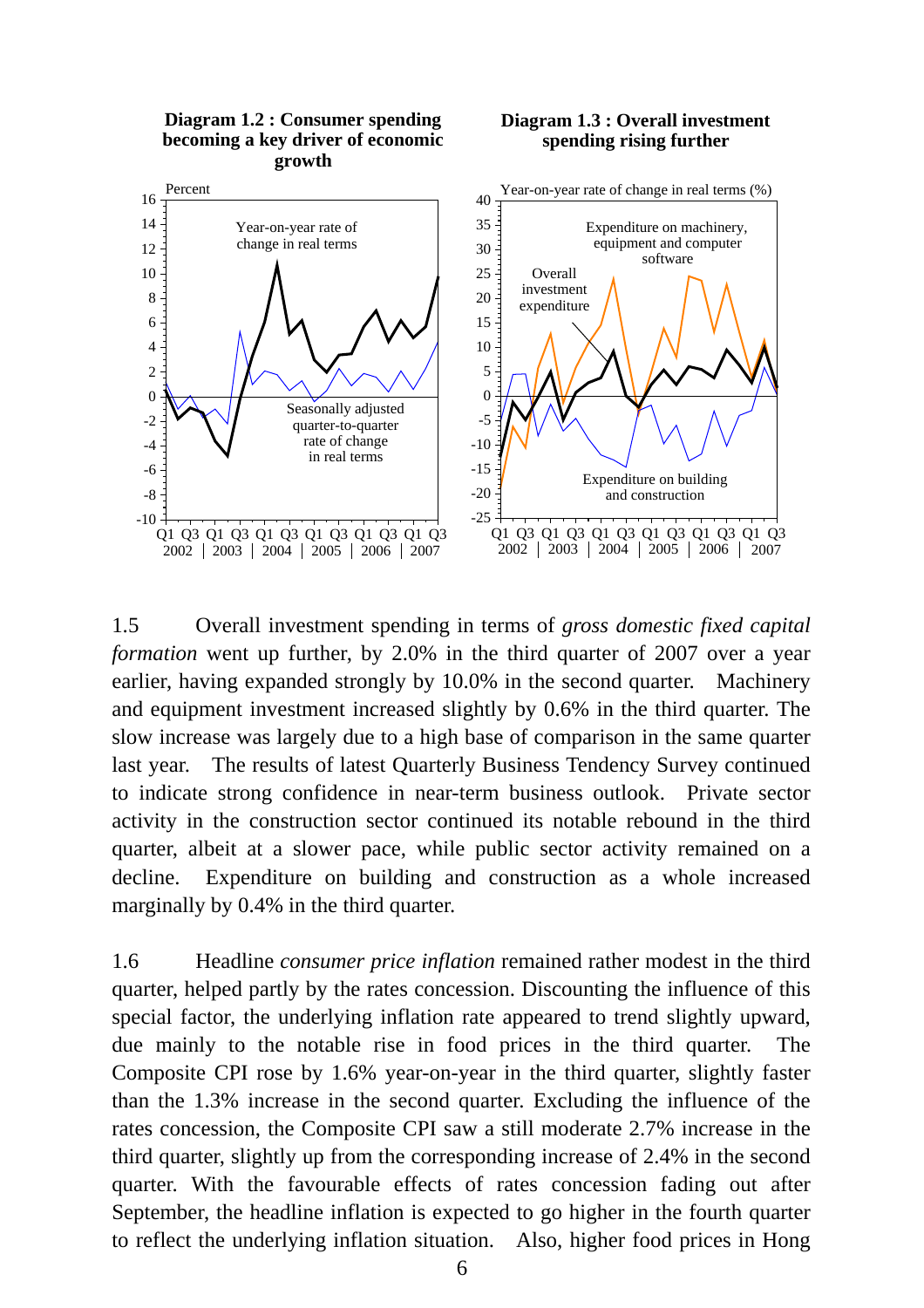**Diagram 1.2 : Consumer spending becoming a key driver of economic growth**

**Diagram 1.3 : Overall investment spending rising further**

1.5 Overall investment spending in terms of *gross domestic fixed capital formation* went up further, by 2.0% in the third quarter of 2007 over a year earlier, having expanded strongly by 10.0% in the second quarter. Machinery and equipment investment increased slightly by 0.6% in the third quarter. The slow increase was largely due to a high base of comparison in the same quarter last year. The results of latest Quarterly Business Tendency Survey continued to indicate strong confidence in near-term business outlook. Private sector activity in the construction sector continued its notable rebound in the third quarter, albeit at a slower pace, while public sector activity remained on a decline. Expenditure on building and construction as a whole increased marginally by 0.4% in the third quarter.

1.6 Headline *consumer price inflation* remained rather modest in the third quarter, helped partly by the rates concession. Discounting the influence of this special factor, the underlying inflation rate appeared to trend slightly upward, due mainly to the notable rise in food prices in the third quarter. The Composite CPI rose by 1.6% year-on-year in the third quarter, slightly faster than the 1.3% increase in the second quarter. Excluding the influence of the rates concession, the Composite CPI saw a still moderate 2.7% increase in the third quarter, slightly up from the corresponding increase of 2.4% in the second quarter. With the favourable effects of rates concession fading out after September, the headline inflation is expected to go higher in the fourth quarter to reflect the underlying inflation situation. Also, higher food prices in Hong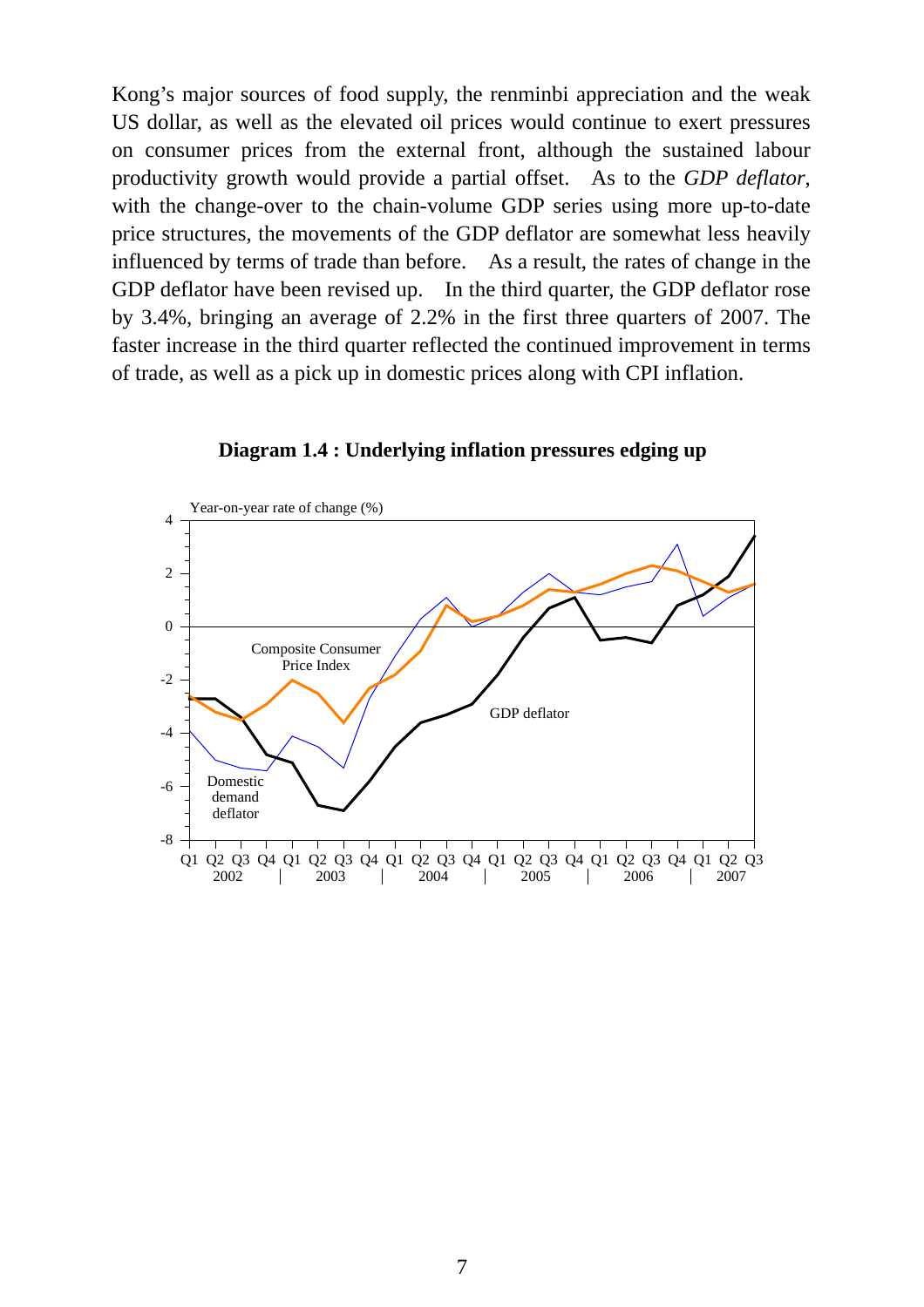Kong's major sources of food supply, the renminbi appreciation and the weak US dollar, as well as the elevated oil prices would continue to exert pressures on consumer prices from the external front, although the sustained labour productivity growth would provide a partial offset. As to the *GDP deflator*, with the change-over to the chain-volume GDP series using more up-to-date price structures, the movements of the GDP deflator are somewhat less heavily influenced by terms of trade than before. As a result, the rates of change in the GDP deflator have been revised up. In the third quarter, the GDP deflator rose by 3.4%, bringing an average of 2.2% in the first three quarters of 2007. The faster increase in the third quarter reflected the continued improvement in terms of trade, as well as a pick up in domestic prices along with CPI inflation.

**Diagram 1.4 : Underlying inflation pressures edging up**

Year-on-year rate of change (%)

4
2
0
-2
-4
-6
-8

Composite Consumer Price Index

GDP deflator

Domestic demand deflator

Q1 Q2 Q3 Q4 Q1 Q2 Q3 Q4 Q1 Q2 Q3 Q4 Q1 Q2 Q3 Q4 Q1 Q2 Q3 Q4 Q1 Q2 Q3

2002 | 2003 | 2004 | 2005 | 2006 | 2007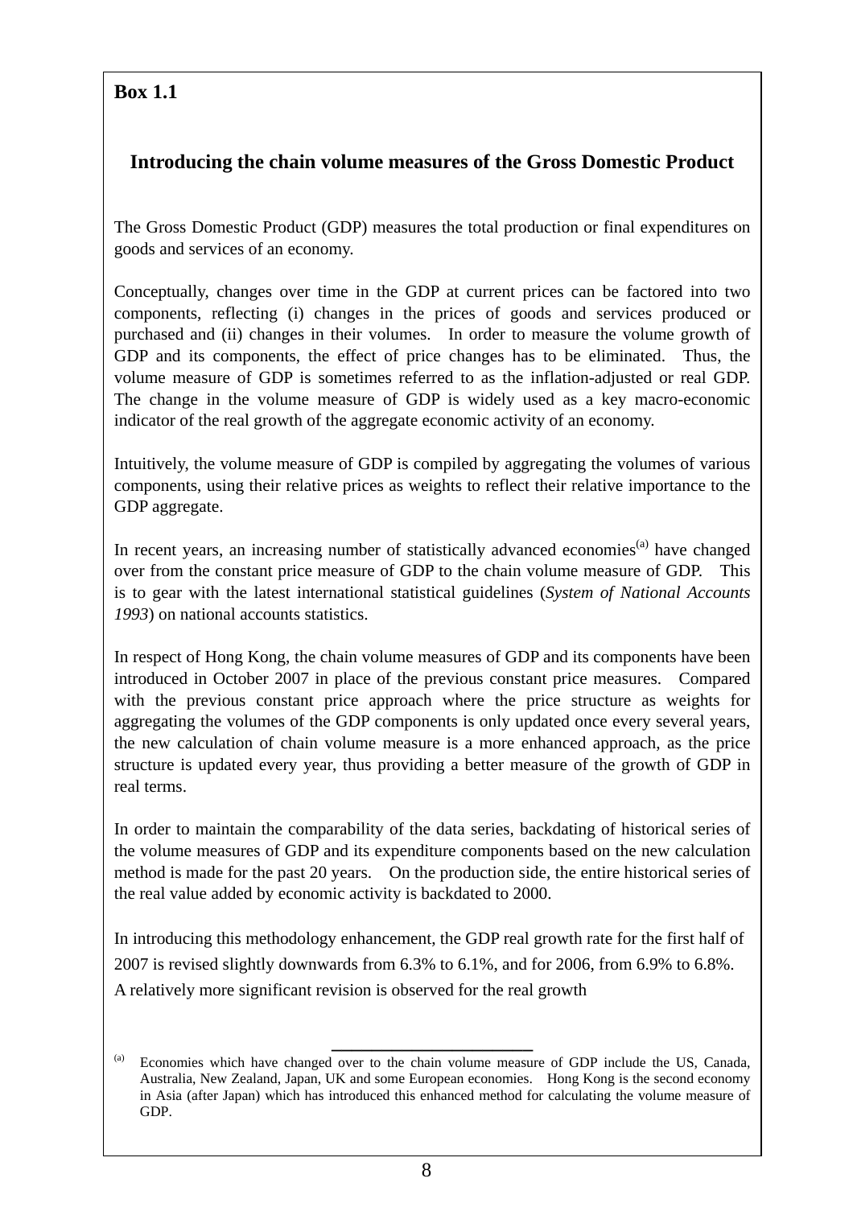**Box 1.1**

## Introducing the chain volume measures of the Gross Domestic Product

The Gross Domestic Product (GDP) measures the total production or final expenditures on goods and services of an economy.

Conceptually, changes over time in the GDP at current prices can be factored into two components, reflecting (i) changes in the prices of goods and services produced or purchased and (ii) changes in their volumes. In order to measure the volume growth of GDP and its components, the effect of price changes has to be eliminated. Thus, the volume measure of GDP is sometimes referred to as the inflation-adjusted or real GDP. The change in the volume measure of GDP is widely used as a key macro-economic indicator of the real growth of the aggregate economic activity of an economy.

Intuitively, the volume measure of GDP is compiled by aggregating the volumes of various components, using their relative prices as weights to reflect their relative importance to the GDP aggregate.

In recent years, an increasing number of statistically advanced economies[(a)] have changed over from the constant price measure of GDP to the chain volume measure of GDP. This is to gear with the latest international statistical guidelines (*System of National Accounts 1993*) on national accounts statistics.

In respect of Hong Kong, the chain volume measures of GDP and its components have been introduced in October 2007 in place of the previous constant price measures. Compared with the previous constant price approach where the price structure as weights for aggregating the volumes of the GDP components is only updated once every several years, the new calculation of chain volume measure is a more enhanced approach, as the price structure is updated every year, thus providing a better measure of the growth of GDP in real terms.

In order to maintain the comparability of the data series, backdating of historical series of the volume measures of GDP and its expenditure components based on the new calculation method is made for the past 20 years. On the production side, the entire historical series of the real value added by economic activity is backdated to 2000.

In introducing this methodology enhancement, the GDP real growth rate for the first half of 2007 is revised slightly downwards from 6.3% to 6.1%, and for 2006, from 6.9% to 6.8%. A relatively more significant revision is observed for the real growth

---

(a) Economies which have changed over to the chain volume measure of GDP include the US, Canada, Australia, New Zealand, Japan, UK and some European economies. Hong Kong is the second economy in Asia (after Japan) which has introduced this enhanced method for calculating the volume measure of GDP.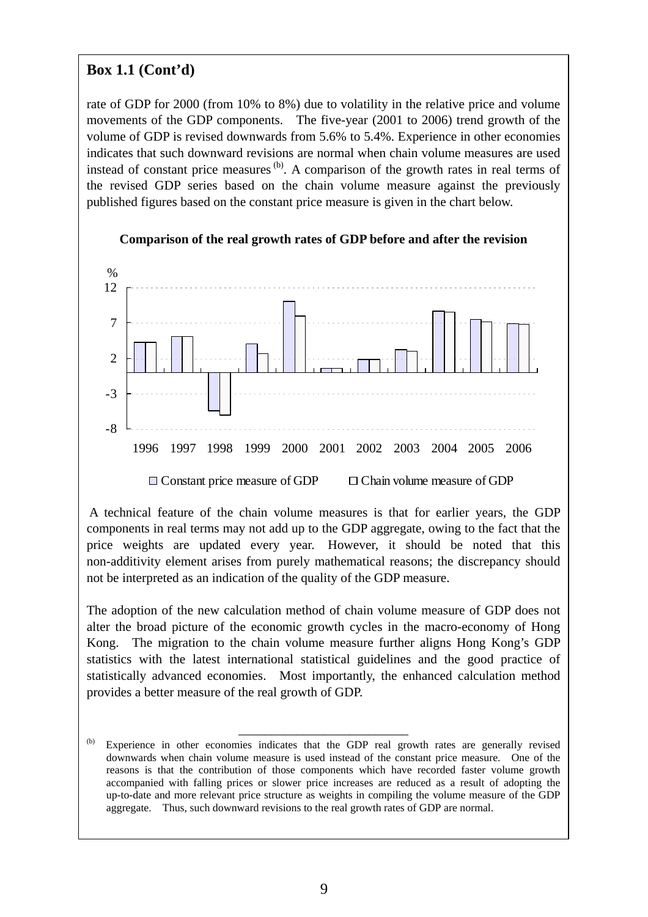## Box 1.1 (Cont'd)

rate of GDP for 2000 (from 10% to 8%) due to volatility in the relative price and volume movements of the GDP components. The five-year (2001 to 2006) trend growth of the volume of GDP is revised downwards from 5.6% to 5.4%. Experience in other economies indicates that such downward revisions are normal when chain volume measures are used instead of constant price measures [(b)]. A comparison of the growth rates in real terms of the revised GDP series based on the chain volume measure against the previously published figures based on the constant price measure is given in the chart below.

**Comparison of the real growth rates of GDP before and after the revision**

%
12
7
2
-3
-8

1996 1997 1998 1999 2000 2001 2002 2003 2004 2005 2006

Constant price measure of GDP
Chain volume measure of GDP

A technical feature of the chain volume measures is that for earlier years, the GDP components in real terms may not add up to the GDP aggregate, owing to the fact that the price weights are updated every year. However, it should be noted that this non-additivity element arises from purely mathematical reasons; the discrepancy should not be interpreted as an indication of the quality of the GDP measure.

The adoption of the new calculation method of chain volume measure of GDP does not alter the broad picture of the economic growth cycles in the macro-economy of Hong Kong. The migration to the chain volume measure further aligns Hong Kong's GDP statistics with the latest international statistical guidelines and the good practice of statistically advanced economies. Most importantly, the enhanced calculation method provides a better measure of the real growth of GDP.

---

(b) Experience in other economies indicates that the GDP real growth rates are generally revised downwards when chain volume measure is used instead of the constant price measure. One of the reasons is that the contribution of those components which have recorded faster volume growth accompanied with falling prices or slower price increases are reduced as a result of adopting the up-to-date and more relevant price structure as weights in compiling the volume measure of the GDP aggregate. Thus, such downward revisions to the real growth rates of GDP are normal.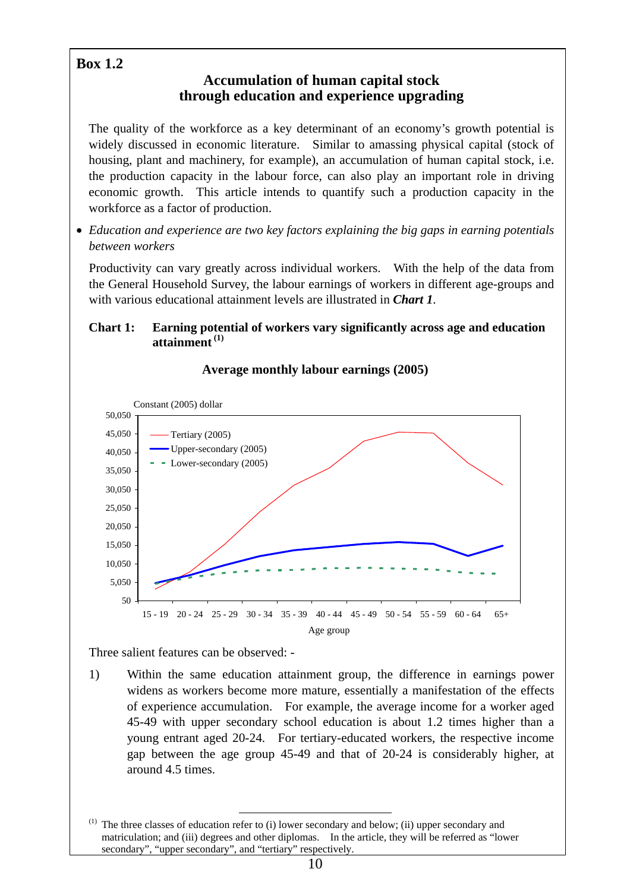**Box 1.2**

## Accumulation of human capital stock through education and experience upgrading

The quality of the workforce as a key determinant of an economy's growth potential is widely discussed in economic literature. Similar to amassing physical capital (stock of housing, plant and machinery, for example), an accumulation of human capital stock, i.e. the production capacity in the labour force, can also play an important role in driving economic growth. This article intends to quantify such a production capacity in the workforce as a factor of production.

- *Education and experience are two key factors explaining the big gaps in earning potentials between workers*

Productivity can vary greatly across individual workers. With the help of the data from the General Household Survey, the labour earnings of workers in different age-groups and with various educational attainment levels are illustrated in ***Chart 1***.

**Chart 1: Earning potential of workers vary significantly across age and education attainment [(1)]**

**Average monthly labour earnings (2005)**

Constant (2005) dollar

50,050
45,050
40,050
35,050
30,050
25,050
20,050
15,050
10,050
5,050
50

Tertiary (2005)
Upper-secondary (2005)
Lower-secondary (2005)

15 - 19 20 - 24 25 - 29 30 - 34 35 - 39 40 - 44 45 - 49 50 - 54 55 - 59 60 - 64 65+

Age group

Three salient features can be observed: -

1) Within the same education attainment group, the difference in earnings power widens as workers become more mature, essentially a manifestation of the effects of experience accumulation. For example, the average income for a worker aged 45-49 with upper secondary school education is about 1.2 times higher than a young entrant aged 20-24. For tertiary-educated workers, the respective income gap between the age group 45-49 and that of 20-24 is considerably higher, at around 4.5 times.

[(1)] The three classes of education refer to (i) lower secondary and below; (ii) upper secondary and matriculation; and (iii) degrees and other diplomas. In the article, they will be referred as "lower secondary", "upper secondary", and "tertiary" respectively.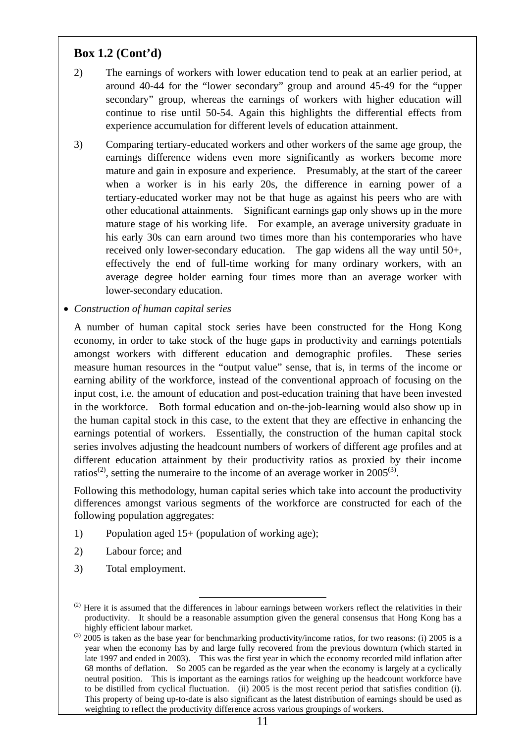### Box 1.2 (Cont'd)

2) The earnings of workers with lower education tend to peak at an earlier period, at around 40-44 for the "lower secondary" group and around 45-49 for the "upper secondary" group, whereas the earnings of workers with higher education will continue to rise until 50-54. Again this highlights the differential effects from experience accumulation for different levels of education attainment.

3) Comparing tertiary-educated workers and other workers of the same age group, the earnings difference widens even more significantly as workers become more mature and gain in exposure and experience. Presumably, at the start of the career when a worker is in his early 20s, the difference in earning power of a tertiary-educated worker may not be that huge as against his peers who are with other educational attainments. Significant earnings gap only shows up in the more mature stage of his working life. For example, an average university graduate in his early 30s can earn around two times more than his contemporaries who have received only lower-secondary education. The gap widens all the way until 50+, effectively the end of full-time working for many ordinary workers, with an average degree holder earning four times more than an average worker with lower-secondary education.

- *Construction of human capital series*

A number of human capital stock series have been constructed for the Hong Kong economy, in order to take stock of the huge gaps in productivity and earnings potentials amongst workers with different education and demographic profiles. These series measure human resources in the "output value" sense, that is, in terms of the income or earning ability of the workforce, instead of the conventional approach of focusing on the input cost, i.e. the amount of education and post-education training that have been invested in the workforce. Both formal education and on-the-job-learning would also show up in the human capital stock in this case, to the extent that they are effective in enhancing the earnings potential of workers. Essentially, the construction of the human capital stock series involves adjusting the headcount numbers of workers of different age profiles and at different education attainment by their productivity ratios as proxied by their income ratios(2), setting the numeraire to the income of an average worker in 2005(3).

Following this methodology, human capital series which take into account the productivity differences amongst various segments of the workforce are constructed for each of the following population aggregates:

1) Population aged 15+ (population of working age);
2) Labour force; and
3) Total employment.

---

(2) Here it is assumed that the differences in labour earnings between workers reflect the relativities in their productivity. It should be a reasonable assumption given the general consensus that Hong Kong has a highly efficient labour market.

(3) 2005 is taken as the base year for benchmarking productivity/income ratios, for two reasons: (i) 2005 is a year when the economy has by and large fully recovered from the previous downturn (which started in late 1997 and ended in 2003). This was the first year in which the economy recorded mild inflation after 68 months of deflation. So 2005 can be regarded as the year when the economy is largely at a cyclically neutral position. This is important as the earnings ratios for weighing up the headcount workforce have to be distilled from cyclical fluctuation. (ii) 2005 is the most recent period that satisfies condition (i). This property of being up-to-date is also significant as the latest distribution of earnings should be used as weighting to reflect the productivity difference across various groupings of workers.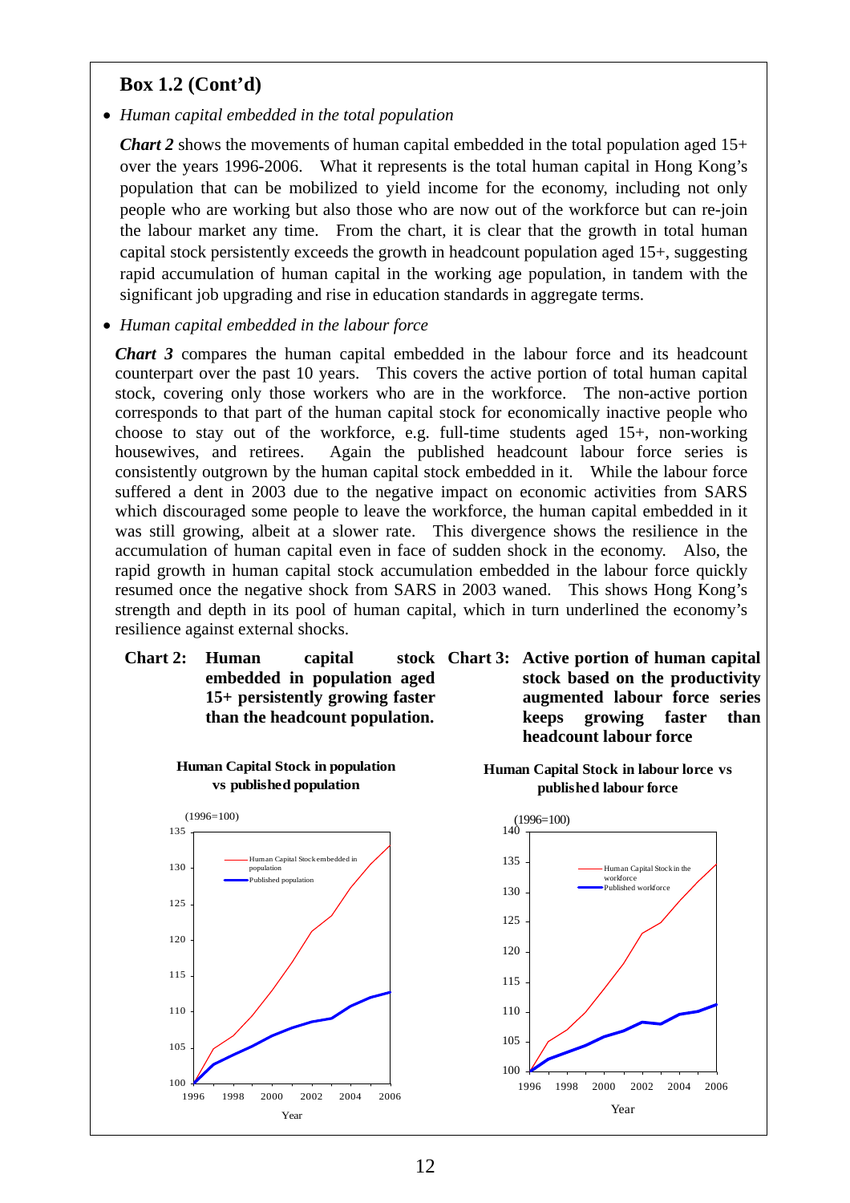## Box 1.2 (Cont'd)

- *Human capital embedded in the total population*

***Chart 2*** shows the movements of human capital embedded in the total population aged 15+ over the years 1996-2006. What it represents is the total human capital in Hong Kong's population that can be mobilized to yield income for the economy, including not only people who are working but also those who are now out of the workforce but can re-join the labour market any time. From the chart, it is clear that the growth in total human capital stock persistently exceeds the growth in headcount population aged 15+, suggesting rapid accumulation of human capital in the working age population, in tandem with the significant job upgrading and rise in education standards in aggregate terms.

- *Human capital embedded in the labour force*

***Chart 3*** compares the human capital embedded in the labour force and its headcount counterpart over the past 10 years. This covers the active portion of total human capital stock, covering only those workers who are in the workforce. The non-active portion corresponds to that part of the human capital stock for economically inactive people who choose to stay out of the workforce, e.g. full-time students aged 15+, non-working housewives, and retirees. Again the published headcount labour force series is consistently outgrown by the human capital stock embedded in it. While the labour force suffered a dent in 2003 due to the negative impact on economic activities from SARS which discouraged some people to leave the workforce, the human capital embedded in it was still growing, albeit at a slower rate. This divergence shows the resilience in the accumulation of human capital even in face of sudden shock in the economy. Also, the rapid growth in human capital stock accumulation embedded in the labour force quickly resumed once the negative shock from SARS in 2003 waned. This shows Hong Kong's strength and depth in its pool of human capital, which in turn underlined the economy's resilience against external shocks.

**Chart 2: Human capital stock embedded in population aged 15+ persistently growing faster than the headcount population.**

**Human Capital Stock in population vs published population**

(1996=100)

Legend: Human Capital Stock embedded in population; Published population

**Chart 3: Active portion of human capital stock based on the productivity augmented labour force series keeps growing faster than headcount labour force**

**Human Capital Stock in labour lorce vs published labour force**

(1996=100)

Legend: Human Capital Stock in the workforce; Published workforce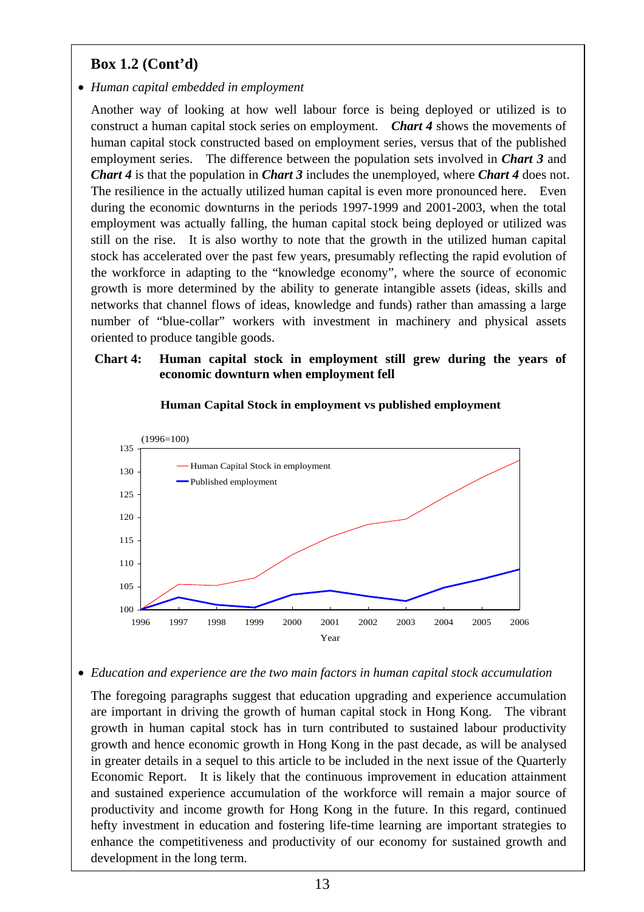## Box 1.2 (Cont'd)

- *Human capital embedded in employment*

Another way of looking at how well labour force is being deployed or utilized is to construct a human capital stock series on employment. ***Chart 4*** shows the movements of human capital stock constructed based on employment series, versus that of the published employment series. The difference between the population sets involved in ***Chart 3*** and ***Chart 4*** is that the population in ***Chart 3*** includes the unemployed, where ***Chart 4*** does not. The resilience in the actually utilized human capital is even more pronounced here. Even during the economic downturns in the periods 1997-1999 and 2001-2003, when the total employment was actually falling, the human capital stock being deployed or utilized was still on the rise. It is also worthy to note that the growth in the utilized human capital stock has accelerated over the past few years, presumably reflecting the rapid evolution of the workforce in adapting to the "knowledge economy", where the source of economic growth is more determined by the ability to generate intangible assets (ideas, skills and networks that channel flows of ideas, knowledge and funds) rather than amassing a large number of "blue-collar" workers with investment in machinery and physical assets oriented to produce tangible goods.

**Chart 4: Human capital stock in employment still grew during the years of economic downturn when employment fell**

**Human Capital Stock in employment vs published employment**

(1996=100)

135
130
125
120
115
110
105
100

Human Capital Stock in employment
Published employment

1996 1997 1998 1999 2000 2001 2002 2003 2004 2005 2006

Year

- *Education and experience are the two main factors in human capital stock accumulation*

The foregoing paragraphs suggest that education upgrading and experience accumulation are important in driving the growth of human capital stock in Hong Kong. The vibrant growth in human capital stock has in turn contributed to sustained labour productivity growth and hence economic growth in Hong Kong in the past decade, as will be analysed in greater details in a sequel to this article to be included in the next issue of the Quarterly Economic Report. It is likely that the continuous improvement in education attainment and sustained experience accumulation of the workforce will remain a major source of productivity and income growth for Hong Kong in the future. In this regard, continued hefty investment in education and fostering life-time learning are important strategies to enhance the competitiveness and productivity of our economy for sustained growth and development in the long term.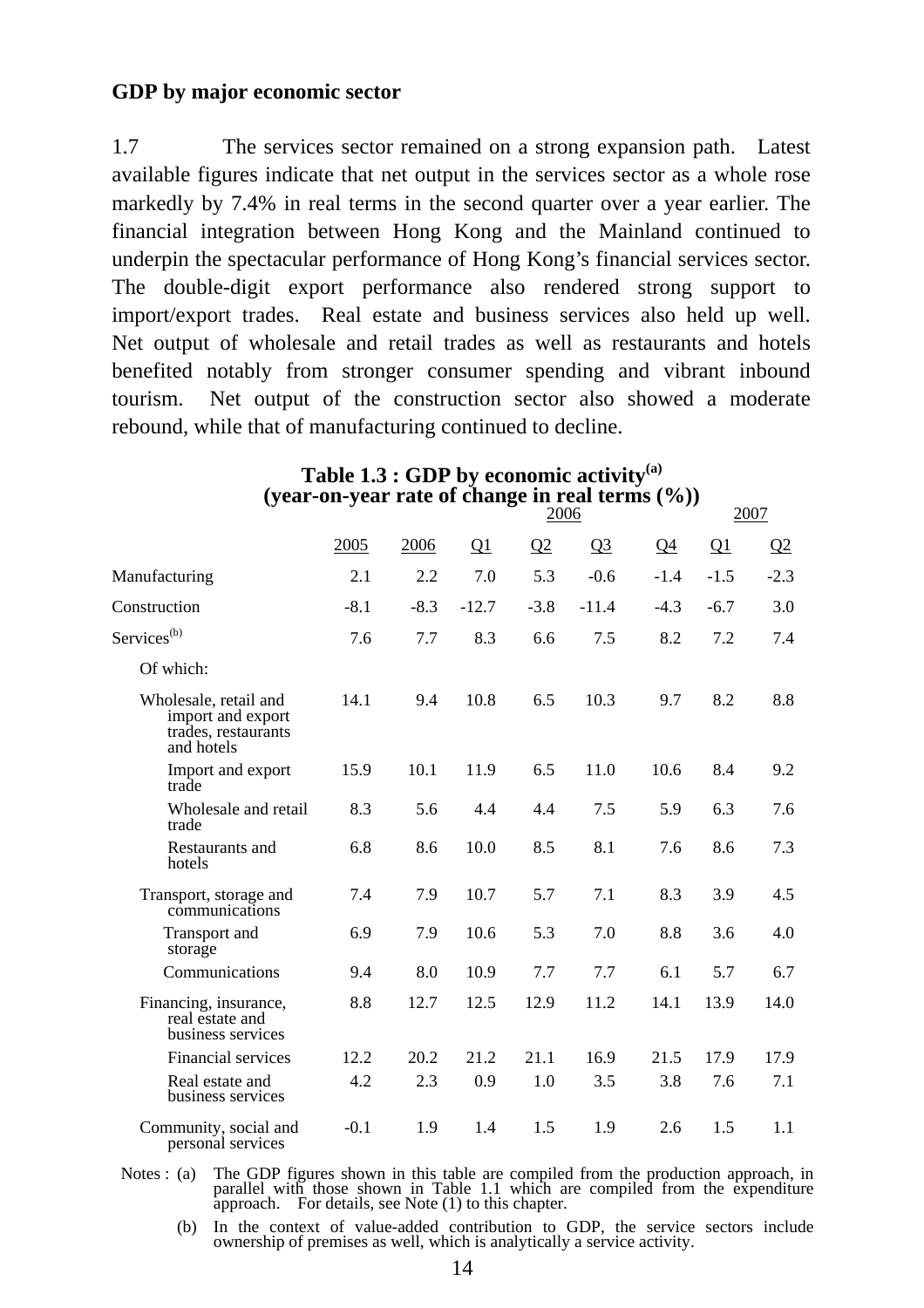## GDP by major economic sector

1.7 The services sector remained on a strong expansion path. Latest available figures indicate that net output in the services sector as a whole rose markedly by 7.4% in real terms in the second quarter over a year earlier. The financial integration between Hong Kong and the Mainland continued to underpin the spectacular performance of Hong Kong's financial services sector. The double-digit export performance also rendered strong support to import/export trades. Real estate and business services also held up well. Net output of wholesale and retail trades as well as restaurants and hotels benefited notably from stronger consumer spending and vibrant inbound tourism. Net output of the construction sector also showed a moderate rebound, while that of manufacturing continued to decline.

**Table 1.3 : GDP by economic activity[(a)]**
**(year-on-year rate of change in real terms (%))**

| | | | 2006 | | | | 2007 | |
|---|---|---|---|---|---|---|---|---|
| | 2005 | 2006 | Q1 | Q2 | Q3 | Q4 | Q1 | Q2 |
| Manufacturing | 2.1 | 2.2 | 7.0 | 5.3 | -0.6 | -1.4 | -1.5 | -2.3 |
| Construction | -8.1 | -8.3 | -12.7 | -3.8 | -11.4 | -4.3 | -6.7 | 3.0 |
| Services[(b)] | 7.6 | 7.7 | 8.3 | 6.6 | 7.5 | 8.2 | 7.2 | 7.4 |
| Of which: | | | | | | | | |
| Wholesale, retail and import and export trades, restaurants and hotels | 14.1 | 9.4 | 10.8 | 6.5 | 10.3 | 9.7 | 8.2 | 8.8 |
| Import and export trade | 15.9 | 10.1 | 11.9 | 6.5 | 11.0 | 10.6 | 8.4 | 9.2 |
| Wholesale and retail trade | 8.3 | 5.6 | 4.4 | 4.4 | 7.5 | 5.9 | 6.3 | 7.6 |
| Restaurants and hotels | 6.8 | 8.6 | 10.0 | 8.5 | 8.1 | 7.6 | 8.6 | 7.3 |
| Transport, storage and communications | 7.4 | 7.9 | 10.7 | 5.7 | 7.1 | 8.3 | 3.9 | 4.5 |
| Transport and storage | 6.9 | 7.9 | 10.6 | 5.3 | 7.0 | 8.8 | 3.6 | 4.0 |
| Communications | 9.4 | 8.0 | 10.9 | 7.7 | 7.7 | 6.1 | 5.7 | 6.7 |
| Financing, insurance, real estate and business services | 8.8 | 12.7 | 12.5 | 12.9 | 11.2 | 14.1 | 13.9 | 14.0 |
| Financial services | 12.2 | 20.2 | 21.2 | 21.1 | 16.9 | 21.5 | 17.9 | 17.9 |
| Real estate and business services | 4.2 | 2.3 | 0.9 | 1.0 | 3.5 | 3.8 | 7.6 | 7.1 |
| Community, social and personal services | -0.1 | 1.9 | 1.4 | 1.5 | 1.9 | 2.6 | 1.5 | 1.1 |

Notes : (a) The GDP figures shown in this table are compiled from the production approach, in parallel with those shown in Table 1.1 which are compiled from the expenditure approach. For details, see Note (1) to this chapter.

(b) In the context of value-added contribution to GDP, the service sectors include ownership of premises as well, which is analytically a service activity.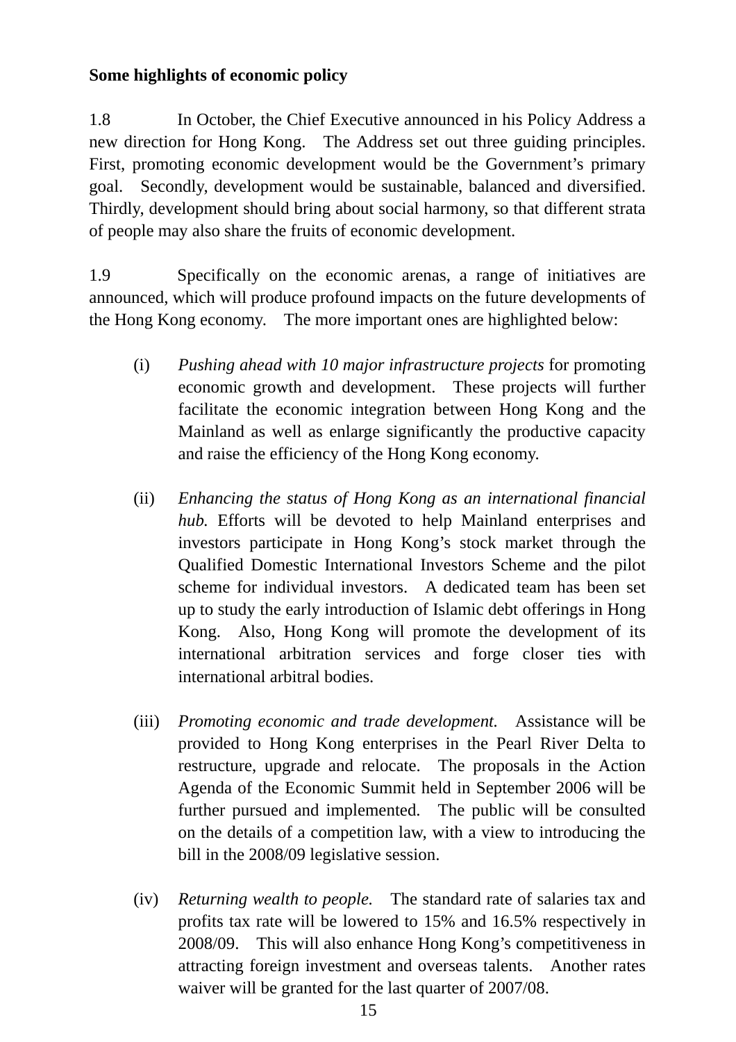**Some highlights of economic policy**

1.8 In October, the Chief Executive announced in his Policy Address a new direction for Hong Kong. The Address set out three guiding principles. First, promoting economic development would be the Government's primary goal. Secondly, development would be sustainable, balanced and diversified. Thirdly, development should bring about social harmony, so that different strata of people may also share the fruits of economic development.

1.9 Specifically on the economic arenas, a range of initiatives are announced, which will produce profound impacts on the future developments of the Hong Kong economy. The more important ones are highlighted below:

(i) *Pushing ahead with 10 major infrastructure projects* for promoting economic growth and development. These projects will further facilitate the economic integration between Hong Kong and the Mainland as well as enlarge significantly the productive capacity and raise the efficiency of the Hong Kong economy.

(ii) *Enhancing the status of Hong Kong as an international financial hub.* Efforts will be devoted to help Mainland enterprises and investors participate in Hong Kong's stock market through the Qualified Domestic International Investors Scheme and the pilot scheme for individual investors. A dedicated team has been set up to study the early introduction of Islamic debt offerings in Hong Kong. Also, Hong Kong will promote the development of its international arbitration services and forge closer ties with international arbitral bodies.

(iii) *Promoting economic and trade development.* Assistance will be provided to Hong Kong enterprises in the Pearl River Delta to restructure, upgrade and relocate. The proposals in the Action Agenda of the Economic Summit held in September 2006 will be further pursued and implemented. The public will be consulted on the details of a competition law, with a view to introducing the bill in the 2008/09 legislative session.

(iv) *Returning wealth to people.* The standard rate of salaries tax and profits tax rate will be lowered to 15% and 16.5% respectively in 2008/09. This will also enhance Hong Kong's competitiveness in attracting foreign investment and overseas talents. Another rates waiver will be granted for the last quarter of 2007/08.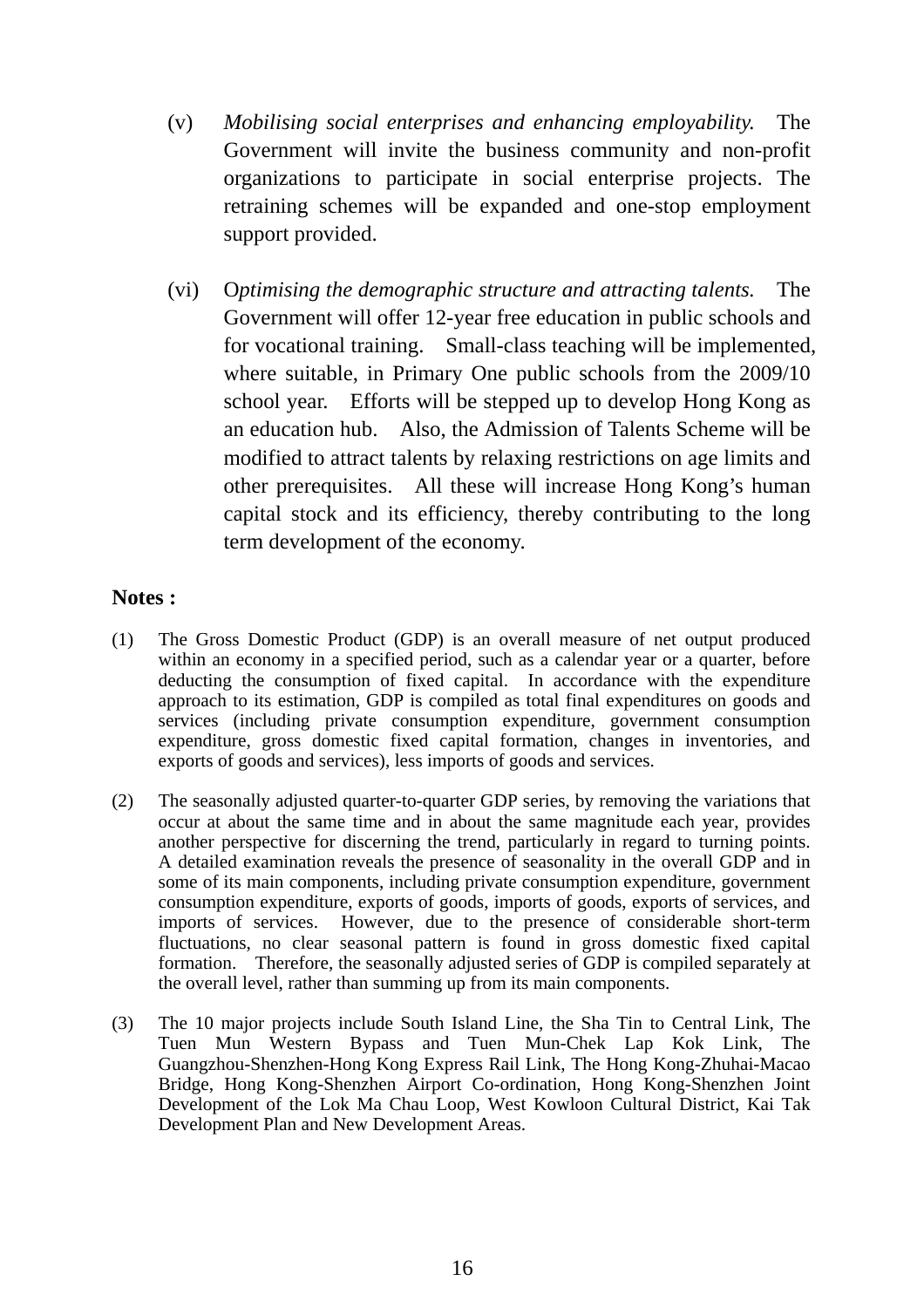(v) *Mobilising social enterprises and enhancing employability.* The Government will invite the business community and non-profit organizations to participate in social enterprise projects. The retraining schemes will be expanded and one-stop employment support provided.

(vi) O*ptimising the demographic structure and attracting talents.* The Government will offer 12-year free education in public schools and for vocational training. Small-class teaching will be implemented, where suitable, in Primary One public schools from the 2009/10 school year. Efforts will be stepped up to develop Hong Kong as an education hub. Also, the Admission of Talents Scheme will be modified to attract talents by relaxing restrictions on age limits and other prerequisites. All these will increase Hong Kong's human capital stock and its efficiency, thereby contributing to the long term development of the economy.

**Notes :**

(1) The Gross Domestic Product (GDP) is an overall measure of net output produced within an economy in a specified period, such as a calendar year or a quarter, before deducting the consumption of fixed capital. In accordance with the expenditure approach to its estimation, GDP is compiled as total final expenditures on goods and services (including private consumption expenditure, government consumption expenditure, gross domestic fixed capital formation, changes in inventories, and exports of goods and services), less imports of goods and services.

(2) The seasonally adjusted quarter-to-quarter GDP series, by removing the variations that occur at about the same time and in about the same magnitude each year, provides another perspective for discerning the trend, particularly in regard to turning points. A detailed examination reveals the presence of seasonality in the overall GDP and in some of its main components, including private consumption expenditure, government consumption expenditure, exports of goods, imports of goods, exports of services, and imports of services. However, due to the presence of considerable short-term fluctuations, no clear seasonal pattern is found in gross domestic fixed capital formation. Therefore, the seasonally adjusted series of GDP is compiled separately at the overall level, rather than summing up from its main components.

(3) The 10 major projects include South Island Line, the Sha Tin to Central Link, The Tuen Mun Western Bypass and Tuen Mun-Chek Lap Kok Link, The Guangzhou-Shenzhen-Hong Kong Express Rail Link, The Hong Kong-Zhuhai-Macao Bridge, Hong Kong-Shenzhen Airport Co-ordination, Hong Kong-Shenzhen Joint Development of the Lok Ma Chau Loop, West Kowloon Cultural District, Kai Tak Development Plan and New Development Areas.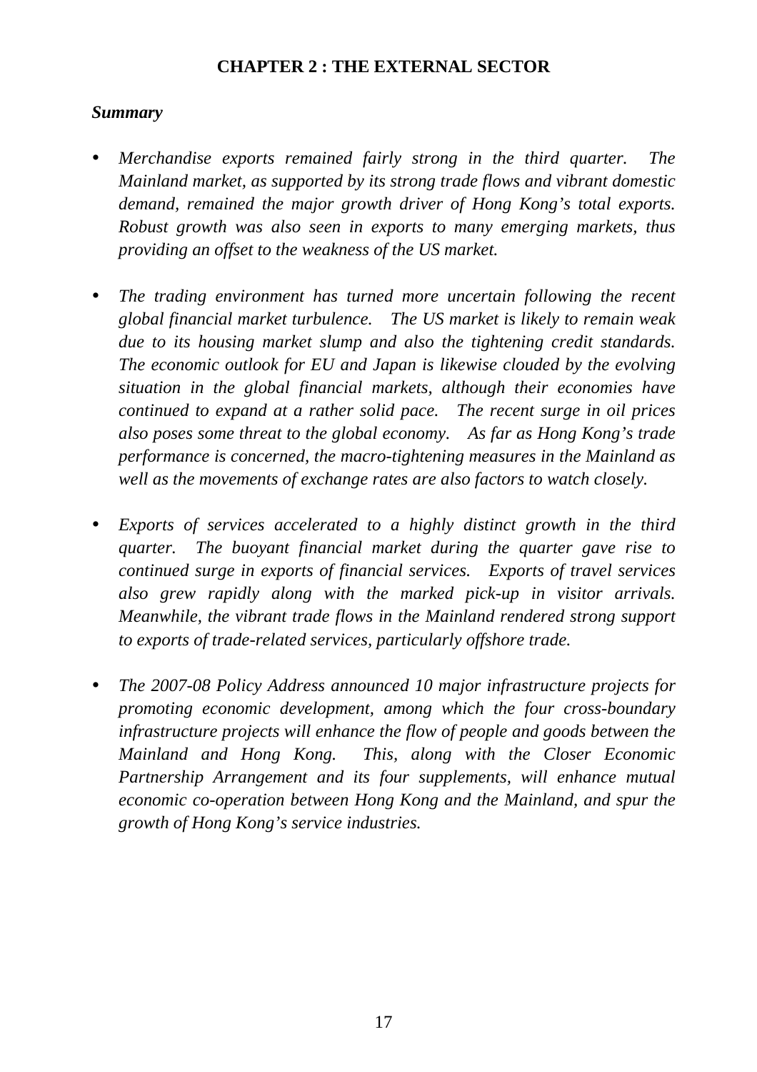# CHAPTER 2 : THE EXTERNAL SECTOR

***Summary***

- *Merchandise exports remained fairly strong in the third quarter. The Mainland market, as supported by its strong trade flows and vibrant domestic demand, remained the major growth driver of Hong Kong's total exports. Robust growth was also seen in exports to many emerging markets, thus providing an offset to the weakness of the US market.*

- *The trading environment has turned more uncertain following the recent global financial market turbulence. The US market is likely to remain weak due to its housing market slump and also the tightening credit standards. The economic outlook for EU and Japan is likewise clouded by the evolving situation in the global financial markets, although their economies have continued to expand at a rather solid pace. The recent surge in oil prices also poses some threat to the global economy. As far as Hong Kong's trade performance is concerned, the macro-tightening measures in the Mainland as well as the movements of exchange rates are also factors to watch closely.*

- *Exports of services accelerated to a highly distinct growth in the third quarter. The buoyant financial market during the quarter gave rise to continued surge in exports of financial services. Exports of travel services also grew rapidly along with the marked pick-up in visitor arrivals. Meanwhile, the vibrant trade flows in the Mainland rendered strong support to exports of trade-related services, particularly offshore trade.*

- *The 2007-08 Policy Address announced 10 major infrastructure projects for promoting economic development, among which the four cross-boundary infrastructure projects will enhance the flow of people and goods between the Mainland and Hong Kong. This, along with the Closer Economic Partnership Arrangement and its four supplements, will enhance mutual economic co-operation between Hong Kong and the Mainland, and spur the growth of Hong Kong's service industries.*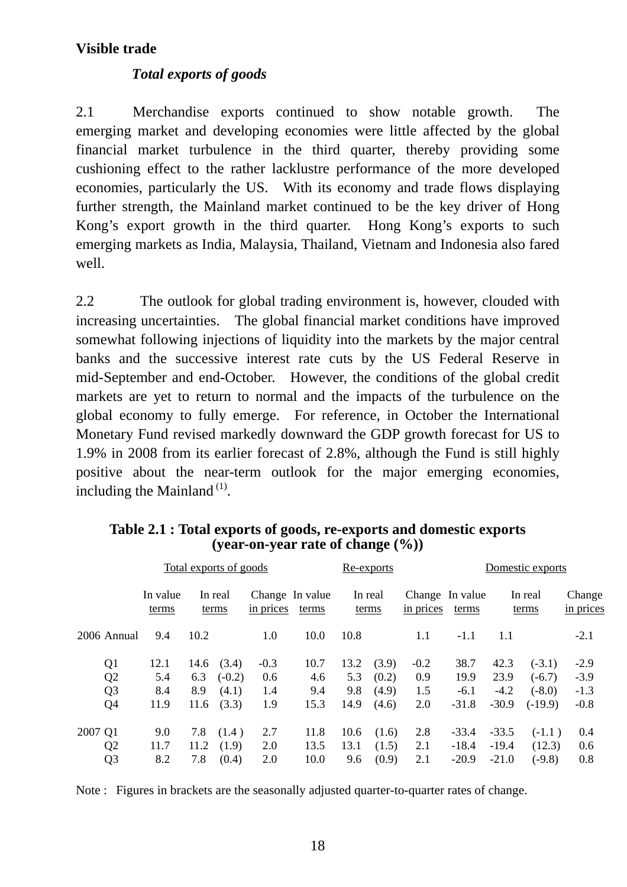**Visible trade**

***Total exports of goods***

2.1 Merchandise exports continued to show notable growth. The emerging market and developing economies were little affected by the global financial market turbulence in the third quarter, thereby providing some cushioning effect to the rather lacklustre performance of the more developed economies, particularly the US. With its economy and trade flows displaying further strength, the Mainland market continued to be the key driver of Hong Kong's export growth in the third quarter. Hong Kong's exports to such emerging markets as India, Malaysia, Thailand, Vietnam and Indonesia also fared well.

2.2 The outlook for global trading environment is, however, clouded with increasing uncertainties. The global financial market conditions have improved somewhat following injections of liquidity into the markets by the major central banks and the successive interest rate cuts by the US Federal Reserve in mid-September and end-October. However, the conditions of the global credit markets are yet to return to normal and the impacts of the turbulence on the global economy to fully emerge. For reference, in October the International Monetary Fund revised markedly downward the GDP growth forecast for US to 1.9% in 2008 from its earlier forecast of 2.8%, although the Fund is still highly positive about the near-term outlook for the major emerging economies, including the Mainland [(1)].

**Table 2.1 : Total exports of goods, re-exports and domestic exports (year-on-year rate of change (%))**

| | Total exports of goods | | | | Re-exports | | | | Domestic exports | | | |
|---|---|---|---|---|---|---|---|---|---|---|---|---|
| | In value terms | In real terms | | Change in prices | In value terms | In real terms | | Change in prices | In value terms | In real terms | | Change in prices |
| 2006 Annual | 9.4 | 10.2 | | 1.0 | 10.0 | 10.8 | | 1.1 | -1.1 | 1.1 | | -2.1 |
| Q1 | 12.1 | 14.6 | (3.4) | -0.3 | 10.7 | 13.2 | (3.9) | -0.2 | 38.7 | 42.3 | (-3.1) | -2.9 |
| Q2 | 5.4 | 6.3 | (-0.2) | 0.6 | 4.6 | 5.3 | (0.2) | 0.9 | 19.9 | 23.9 | (-6.7) | -3.9 |
| Q3 | 8.4 | 8.9 | (4.1) | 1.4 | 9.4 | 9.8 | (4.9) | 1.5 | -6.1 | -4.2 | (-8.0) | -1.3 |
| Q4 | 11.9 | 11.6 | (3.3) | 1.9 | 15.3 | 14.9 | (4.6) | 2.0 | -31.8 | -30.9 | (-19.9) | -0.8 |
| 2007 Q1 | 9.0 | 7.8 | (1.4 ) | 2.7 | 11.8 | 10.6 | (1.6) | 2.8 | -33.4 | -33.5 | (-1.1 ) | 0.4 |
| Q2 | 11.7 | 11.2 | (1.9) | 2.0 | 13.5 | 13.1 | (1.5) | 2.1 | -18.4 | -19.4 | (12.3) | 0.6 |
| Q3 | 8.2 | 7.8 | (0.4) | 2.0 | 10.0 | 9.6 | (0.9) | 2.1 | -20.9 | -21.0 | (-9.8) | 0.8 |

Note : Figures in brackets are the seasonally adjusted quarter-to-quarter rates of change.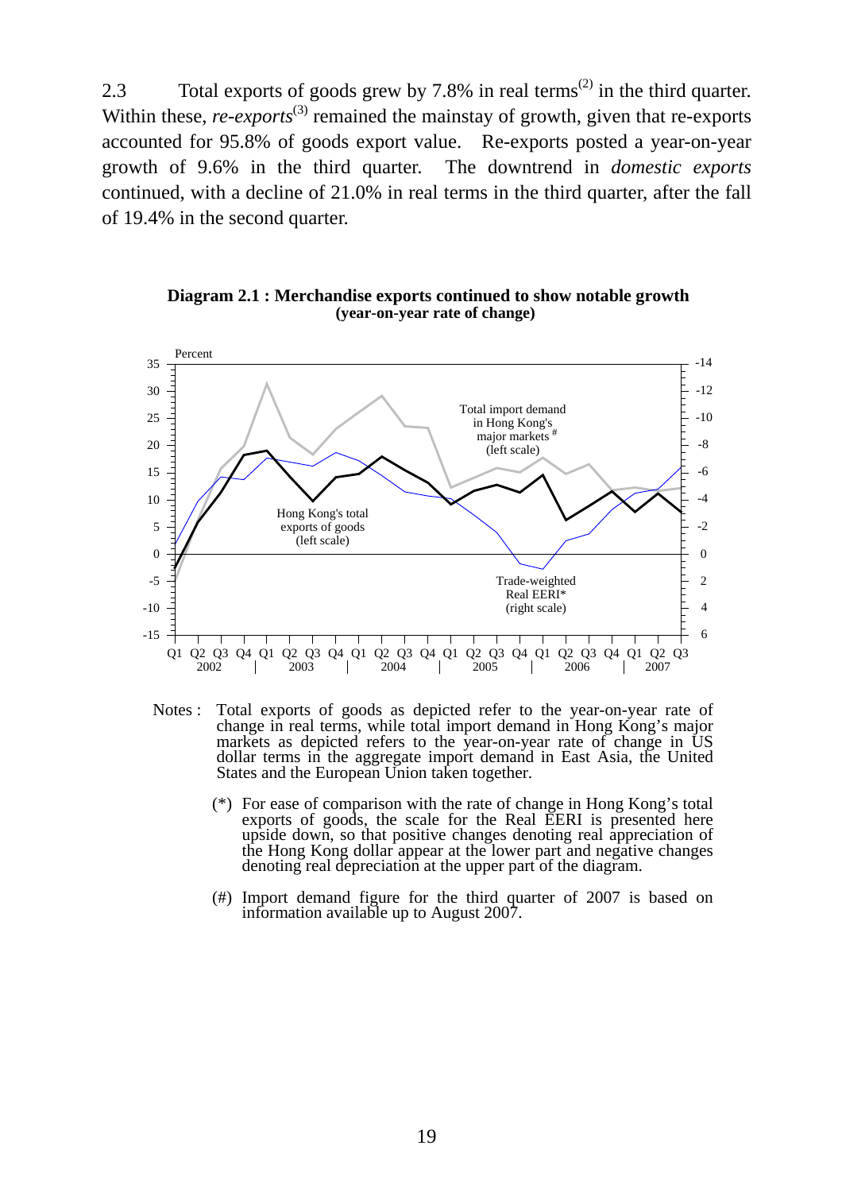2.3 Total exports of goods grew by 7.8% in real terms[2] in the third quarter. Within these, *re-exports*[3] remained the mainstay of growth, given that re-exports accounted for 95.8% of goods export value. Re-exports posted a year-on-year growth of 9.6% in the third quarter. The downtrend in *domestic exports* continued, with a decline of 21.0% in real terms in the third quarter, after the fall of 19.4% in the second quarter.

**Diagram 2.1 : Merchandise exports continued to show notable growth (year-on-year rate of change)**

Percent

35
30
25
20
15
10
5
0
-5
-10
-15

-14
-12
-10
-8
-6
-4
-2
0
2
4
6

Total import demand in Hong Kong's major markets # (left scale)

Hong Kong's total exports of goods (left scale)

Trade-weighted Real EERI* (right scale)

Q1 Q2 Q3 Q4 Q1 Q2 Q3 Q4 Q1 Q2 Q3 Q4 Q1 Q2 Q3 Q4 Q1 Q2 Q3 Q4 Q1 Q2 Q3

2002 2003 2004 2005 2006 2007

Notes : Total exports of goods as depicted refer to the year-on-year rate of change in real terms, while total import demand in Hong Kong's major markets as depicted refers to the year-on-year rate of change in US dollar terms in the aggregate import demand in East Asia, the United States and the European Union taken together.

(*) For ease of comparison with the rate of change in Hong Kong's total exports of goods, the scale for the Real EERI is presented here upside down, so that positive changes denoting real appreciation of the Hong Kong dollar appear at the lower part and negative changes denoting real depreciation at the upper part of the diagram.

(#) Import demand figure for the third quarter of 2007 is based on information available up to August 2007.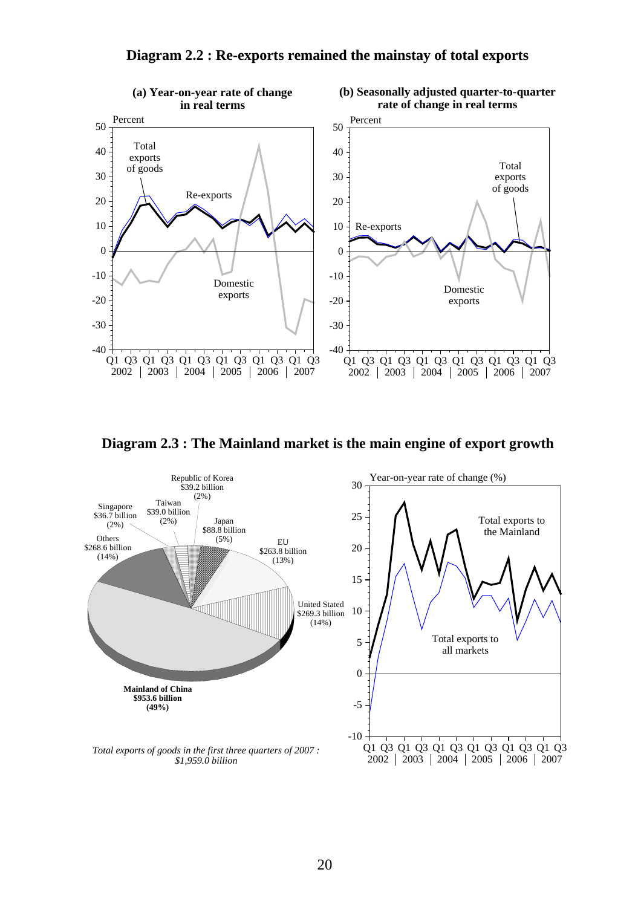## Diagram 2.2 : Re-exports remained the mainstay of total exports

**(a) Year-on-year rate of change in real terms**

Percent

50
40
30
20
10
0
-10
-20
-30
-40

Total exports of goods

Re-exports

Domestic exports

Q1 Q3 Q1 Q3 Q1 Q3 Q1 Q3 Q1 Q3 Q1 Q3
2002 | 2003 | 2004 | 2005 | 2006 | 2007

**(b) Seasonally adjusted quarter-to-quarter rate of change in real terms**

Percent

50
40
30
20
10
0
-10
-20
-30
-40

Total exports of goods

Re-exports

Domestic exports

Q1 Q3 Q1 Q3 Q1 Q3 Q1 Q3 Q1 Q3 Q1 Q3
2002 | 2003 | 2004 | 2005 | 2006 | 2007

## Diagram 2.3 : The Mainland market is the main engine of export growth

Republic of Korea $39.2 billion (2%)

Taiwan $39.0 billion (2%)

Singapore $36.7 billion (2%)

Japan $88.8 billion (5%)

Others $268.6 billion (14%)

EU $263.8 billion (13%)

United Stated $269.3 billion (14%)

**Mainland of China $953.6 billion (49%)**

*Total exports of goods in the first three quarters of 2007 : $1,959.0 billion*

Year-on-year rate of change (%)

30
25
20
15
10
5
0
-5
-10

Total exports to the Mainland

Total exports to all markets

Q1 Q3 Q1 Q3 Q1 Q3 Q1 Q3 Q1 Q3 Q1 Q3
2002 | 2003 | 2004 | 2005 | 2006 | 2007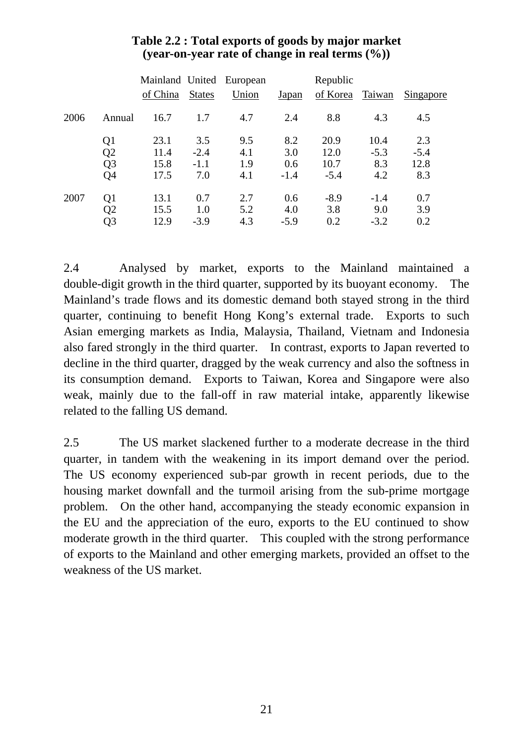**Table 2.2 : Total exports of goods by major market (year-on-year rate of change in real terms (%))**

| | | Mainland of China | United States | European Union | Japan | Republic of Korea | Taiwan | Singapore |
|---|---|---|---|---|---|---|---|---|
| 2006 | Annual | 16.7 | 1.7 | 4.7 | 2.4 | 8.8 | 4.3 | 4.5 |
| | Q1 | 23.1 | 3.5 | 9.5 | 8.2 | 20.9 | 10.4 | 2.3 |
| | Q2 | 11.4 | -2.4 | 4.1 | 3.0 | 12.0 | -5.3 | -5.4 |
| | Q3 | 15.8 | -1.1 | 1.9 | 0.6 | 10.7 | 8.3 | 12.8 |
| | Q4 | 17.5 | 7.0 | 4.1 | -1.4 | -5.4 | 4.2 | 8.3 |
| 2007 | Q1 | 13.1 | 0.7 | 2.7 | 0.6 | -8.9 | -1.4 | 0.7 |
| | Q2 | 15.5 | 1.0 | 5.2 | 4.0 | 3.8 | 9.0 | 3.9 |
| | Q3 | 12.9 | -3.9 | 4.3 | -5.9 | 0.2 | -3.2 | 0.2 |

2.4 Analysed by market, exports to the Mainland maintained a double-digit growth in the third quarter, supported by its buoyant economy. The Mainland's trade flows and its domestic demand both stayed strong in the third quarter, continuing to benefit Hong Kong's external trade. Exports to such Asian emerging markets as India, Malaysia, Thailand, Vietnam and Indonesia also fared strongly in the third quarter. In contrast, exports to Japan reverted to decline in the third quarter, dragged by the weak currency and also the softness in its consumption demand. Exports to Taiwan, Korea and Singapore were also weak, mainly due to the fall-off in raw material intake, apparently likewise related to the falling US demand.

2.5 The US market slackened further to a moderate decrease in the third quarter, in tandem with the weakening in its import demand over the period. The US economy experienced sub-par growth in recent periods, due to the housing market downfall and the turmoil arising from the sub-prime mortgage problem. On the other hand, accompanying the steady economic expansion in the EU and the appreciation of the euro, exports to the EU continued to show moderate growth in the third quarter. This coupled with the strong performance of exports to the Mainland and other emerging markets, provided an offset to the weakness of the US market.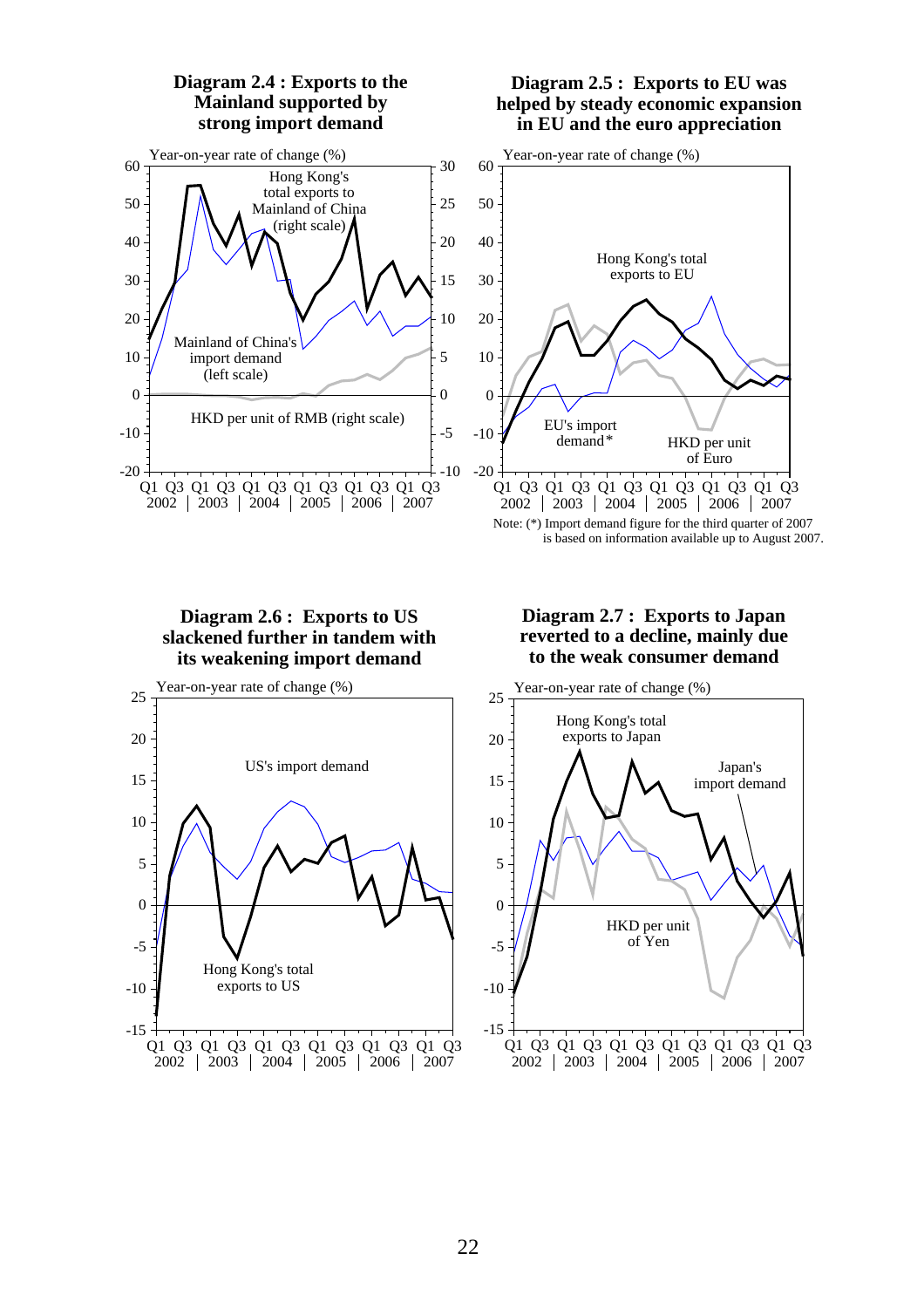**Diagram 2.4 : Exports to the Mainland supported by strong import demand**

Year-on-year rate of change (%)

60 50 40 30 20 10 0 -10 -20

30 25 20 15 10 5 0 -5 -10

Hong Kong's total exports to Mainland of China (right scale)

Mainland of China's import demand (left scale)

HKD per unit of RMB (right scale)

Q1 Q3 Q1 Q3 Q1 Q3 Q1 Q3 Q1 Q3 Q1 Q3
2002 | 2003 | 2004 | 2005 | 2006 | 2007

**Diagram 2.5 : Exports to EU was helped by steady economic expansion in EU and the euro appreciation**

Year-on-year rate of change (%)

60 50 40 30 20 10 0 -10 -20

Hong Kong's total exports to EU

EU's import demand*

HKD per unit of Euro

Q1 Q3 Q1 Q3 Q1 Q3 Q1 Q3 Q1 Q3 Q1 Q3
2002 | 2003 | 2004 | 2005 | 2006 | 2007

Note: (*) Import demand figure for the third quarter of 2007 is based on information available up to August 2007.

**Diagram 2.6 : Exports to US slackened further in tandem with its weakening import demand**

Year-on-year rate of change (%)

25 20 15 10 5 0 -5 -10 -15

US's import demand

Hong Kong's total exports to US

Q1 Q3 Q1 Q3 Q1 Q3 Q1 Q3 Q1 Q3 Q1 Q3
2002 | 2003 | 2004 | 2005 | 2006 | 2007

**Diagram 2.7 : Exports to Japan reverted to a decline, mainly due to the weak consumer demand**

Year-on-year rate of change (%)

25 20 15 10 5 0 -5 -10 -15

Hong Kong's total exports to Japan

Japan's import demand

HKD per unit of Yen

Q1 Q3 Q1 Q3 Q1 Q3 Q1 Q3 Q1 Q3 Q1 Q3
2002 | 2003 | 2004 | 2005 | 2006 | 2007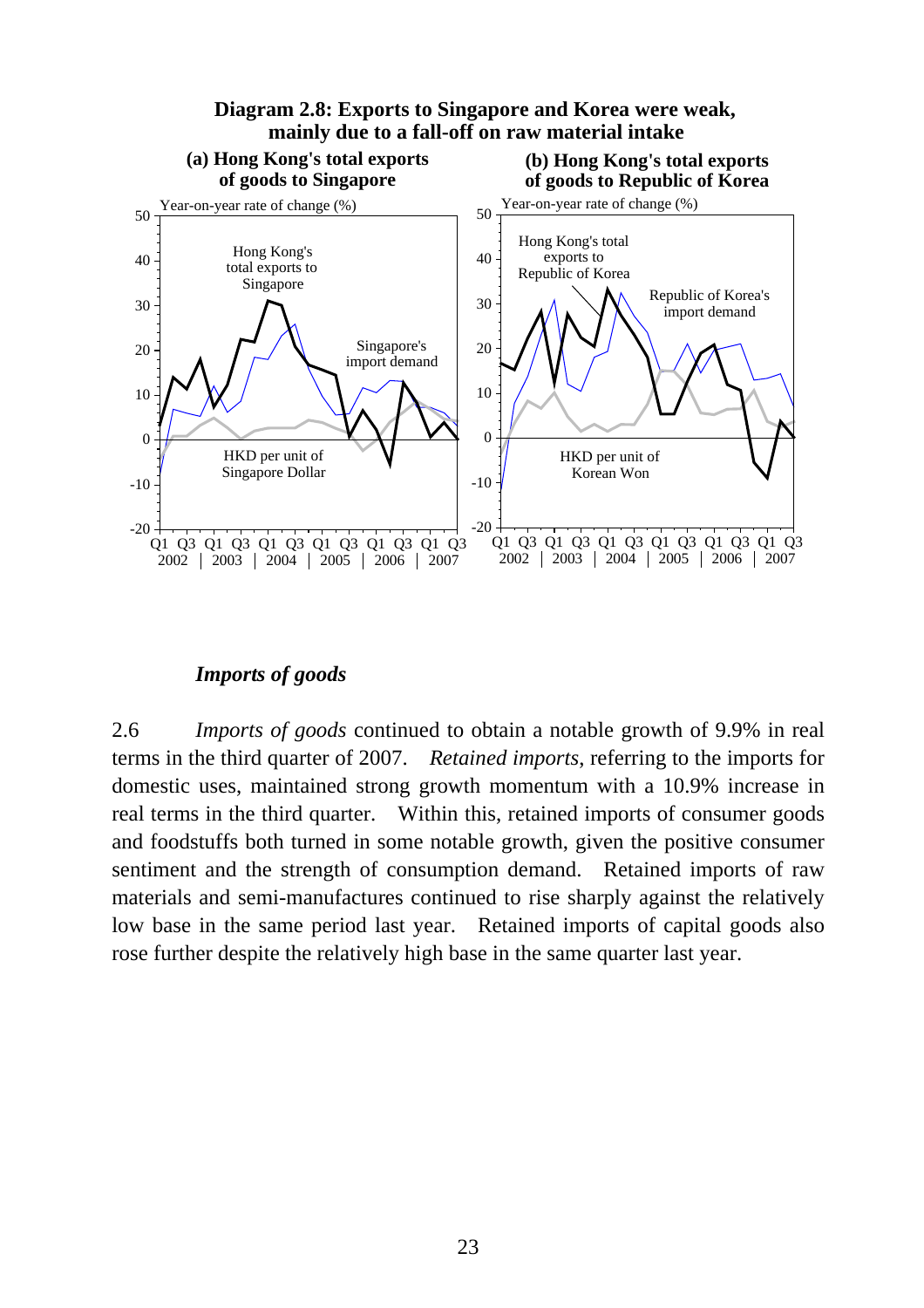**Diagram 2.8: Exports to Singapore and Korea were weak, mainly due to a fall-off on raw material intake**

**(a) Hong Kong's total exports of goods to Singapore**

Year-on-year rate of change (%)

Hong Kong's total exports to Singapore

Singapore's import demand

HKD per unit of Singapore Dollar

Q1 Q3 Q1 Q3 Q1 Q3 Q1 Q3 Q1 Q3 Q1 Q3
2002 | 2003 | 2004 | 2005 | 2006 | 2007

**(b) Hong Kong's total exports of goods to Republic of Korea**

Year-on-year rate of change (%)

Hong Kong's total exports to Republic of Korea

Republic of Korea's import demand

HKD per unit of Korean Won

Q1 Q3 Q1 Q3 Q1 Q3 Q1 Q3 Q1 Q3 Q1 Q3
2002 | 2003 | 2004 | 2005 | 2006 | 2007

### *Imports of goods*

2.6 *Imports of goods* continued to obtain a notable growth of 9.9% in real terms in the third quarter of 2007. *Retained imports*, referring to the imports for domestic uses, maintained strong growth momentum with a 10.9% increase in real terms in the third quarter. Within this, retained imports of consumer goods and foodstuffs both turned in some notable growth, given the positive consumer sentiment and the strength of consumption demand. Retained imports of raw materials and semi-manufactures continued to rise sharply against the relatively low base in the same period last year. Retained imports of capital goods also rose further despite the relatively high base in the same quarter last year.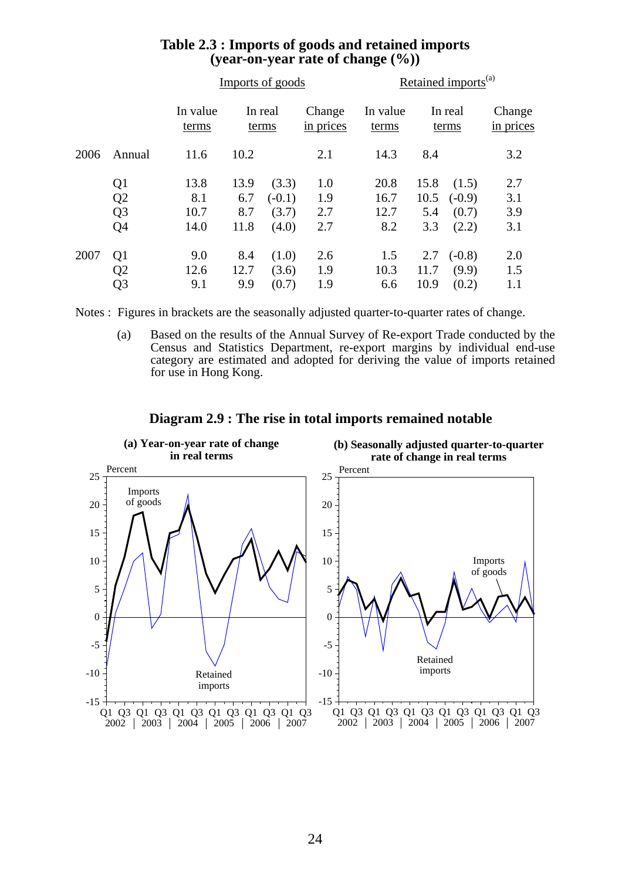## Table 2.3 : Imports of goods and retained imports (year-on-year rate of change (%))

| | | Imports of goods | | | | Retained imports[(a)] | | | |
|---|---|---|---|---|---|---|---|---|---|
| | | In value terms | In real terms | | Change in prices | In value terms | In real terms | | Change in prices |
| 2006 | Annual | 11.6 | 10.2 | | 2.1 | 14.3 | 8.4 | | 3.2 |
| | Q1 | 13.8 | 13.9 | (3.3) | 1.0 | 20.8 | 15.8 | (1.5) | 2.7 |
| | Q2 | 8.1 | 6.7 | (-0.1) | 1.9 | 16.7 | 10.5 | (-0.9) | 3.1 |
| | Q3 | 10.7 | 8.7 | (3.7) | 2.7 | 12.7 | 5.4 | (0.7) | 3.9 |
| | Q4 | 14.0 | 11.8 | (4.0) | 2.7 | 8.2 | 3.3 | (2.2) | 3.1 |
| 2007 | Q1 | 9.0 | 8.4 | (1.0) | 2.6 | 1.5 | 2.7 | (-0.8) | 2.0 |
| | Q2 | 12.6 | 12.7 | (3.6) | 1.9 | 10.3 | 11.7 | (9.9) | 1.5 |
| | Q3 | 9.1 | 9.9 | (0.7) | 1.9 | 6.6 | 10.9 | (0.2) | 1.1 |

Notes : Figures in brackets are the seasonally adjusted quarter-to-quarter rates of change.

(a) Based on the results of the Annual Survey of Re-export Trade conducted by the Census and Statistics Department, re-export margins by individual end-use category are estimated and adopted for deriving the value of imports retained for use in Hong Kong.

## Diagram 2.9 : The rise in total imports remained notable

(a) Year-on-year rate of change in real terms

Percent

25
20
15
10
5
0
-5
-10
-15

Imports of goods

Retained imports

Q1 Q3 Q1 Q3 Q1 Q3 Q1 Q3 Q1 Q3 Q1 Q3
2002 | 2003 | 2004 | 2005 | 2006 | 2007

(b) Seasonally adjusted quarter-to-quarter rate of change in real terms

Percent

25
20
15
10
5
0
-5
-10
-15

Imports of goods

Retained imports

Q1 Q3 Q1 Q3 Q1 Q3 Q1 Q3 Q1 Q3 Q1 Q3
2002 | 2003 | 2004 | 2005 | 2006 | 2007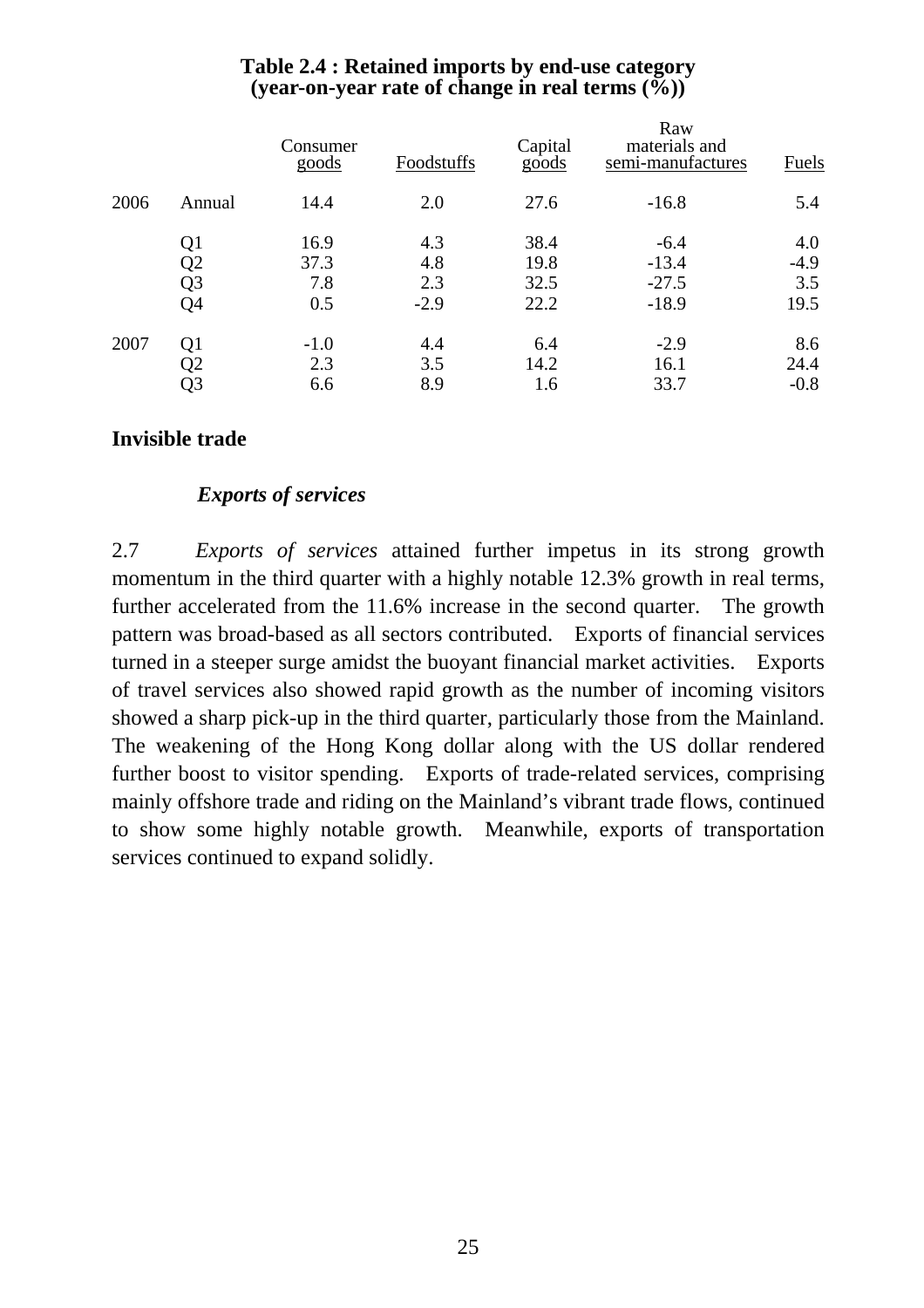**Table 2.4 : Retained imports by end-use category (year-on-year rate of change in real terms (%))**

| | | Consumer goods | Foodstuffs | Capital goods | Raw materials and semi-manufactures | Fuels |
|---|---|---|---|---|---|---|
| 2006 | Annual | 14.4 | 2.0 | 27.6 | -16.8 | 5.4 |
| | Q1 | 16.9 | 4.3 | 38.4 | -6.4 | 4.0 |
| | Q2 | 37.3 | 4.8 | 19.8 | -13.4 | -4.9 |
| | Q3 | 7.8 | 2.3 | 32.5 | -27.5 | 3.5 |
| | Q4 | 0.5 | -2.9 | 22.2 | -18.9 | 19.5 |
| 2007 | Q1 | -1.0 | 4.4 | 6.4 | -2.9 | 8.6 |
| | Q2 | 2.3 | 3.5 | 14.2 | 16.1 | 24.4 |
| | Q3 | 6.6 | 8.9 | 1.6 | 33.7 | -0.8 |

## Invisible trade

### *Exports of services*

2.7 *Exports of services* attained further impetus in its strong growth momentum in the third quarter with a highly notable 12.3% growth in real terms, further accelerated from the 11.6% increase in the second quarter. The growth pattern was broad-based as all sectors contributed. Exports of financial services turned in a steeper surge amidst the buoyant financial market activities. Exports of travel services also showed rapid growth as the number of incoming visitors showed a sharp pick-up in the third quarter, particularly those from the Mainland. The weakening of the Hong Kong dollar along with the US dollar rendered further boost to visitor spending. Exports of trade-related services, comprising mainly offshore trade and riding on the Mainland's vibrant trade flows, continued to show some highly notable growth. Meanwhile, exports of transportation services continued to expand solidly.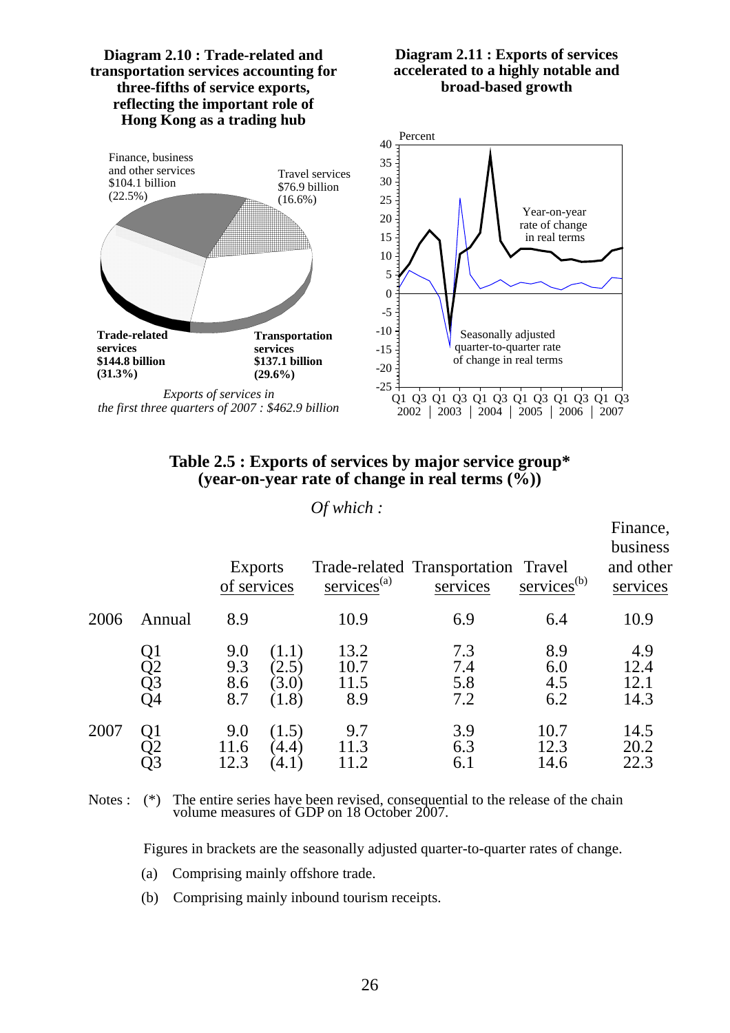**Diagram 2.10 : Trade-related and transportation services accounting for three-fifths of service exports, reflecting the important role of Hong Kong as a trading hub**

Finance, business and other services
$104.1 billion
(22.5%)

Travel services
$76.9 billion
(16.6%)

**Trade-related services**
**$144.8 billion**
**(31.3%)**

**Transportation services**
**$137.1 billion**
**(29.6%)**

*Exports of services in the first three quarters of 2007 : $462.9 billion*

**Diagram 2.11 : Exports of services accelerated to a highly notable and broad-based growth**

Percent

40
35
30
25
20
15
10
5
0
-5
-10
-15
-20
-25

Year-on-year rate of change in real terms

Seasonally adjusted quarter-to-quarter rate of change in real terms

Q1 Q3 Q1 Q3 Q1 Q3 Q1 Q3 Q1 Q3 Q1 Q3
2002 | 2003 | 2004 | 2005 | 2006 | 2007

## Table 2.5 : Exports of services by major service group* (year-on-year rate of change in real terms (%))

*Of which :*

| | | Exports of services | | Trade-related services[(a)] | Transportation services | Travel services[(b)] | Finance, business and other services |
|---|---|---|---|---|---|---|---|
| 2006 | Annual | 8.9 | | 10.9 | 6.9 | 6.4 | 10.9 |
| | Q1 | 9.0 | (1.1) | 13.2 | 7.3 | 8.9 | 4.9 |
| | Q2 | 9.3 | (2.5) | 10.7 | 7.4 | 6.0 | 12.4 |
| | Q3 | 8.6 | (3.0) | 11.5 | 5.8 | 4.5 | 12.1 |
| | Q4 | 8.7 | (1.8) | 8.9 | 7.2 | 6.2 | 14.3 |
| 2007 | Q1 | 9.0 | (1.5) | 9.7 | 3.9 | 10.7 | 14.5 |
| | Q2 | 11.6 | (4.4) | 11.3 | 6.3 | 12.3 | 20.2 |
| | Q3 | 12.3 | (4.1) | 11.2 | 6.1 | 14.6 | 22.3 |

Notes : (*) The entire series have been revised, consequential to the release of the chain volume measures of GDP on 18 October 2007.

Figures in brackets are the seasonally adjusted quarter-to-quarter rates of change.

(a) Comprising mainly offshore trade.

(b) Comprising mainly inbound tourism receipts.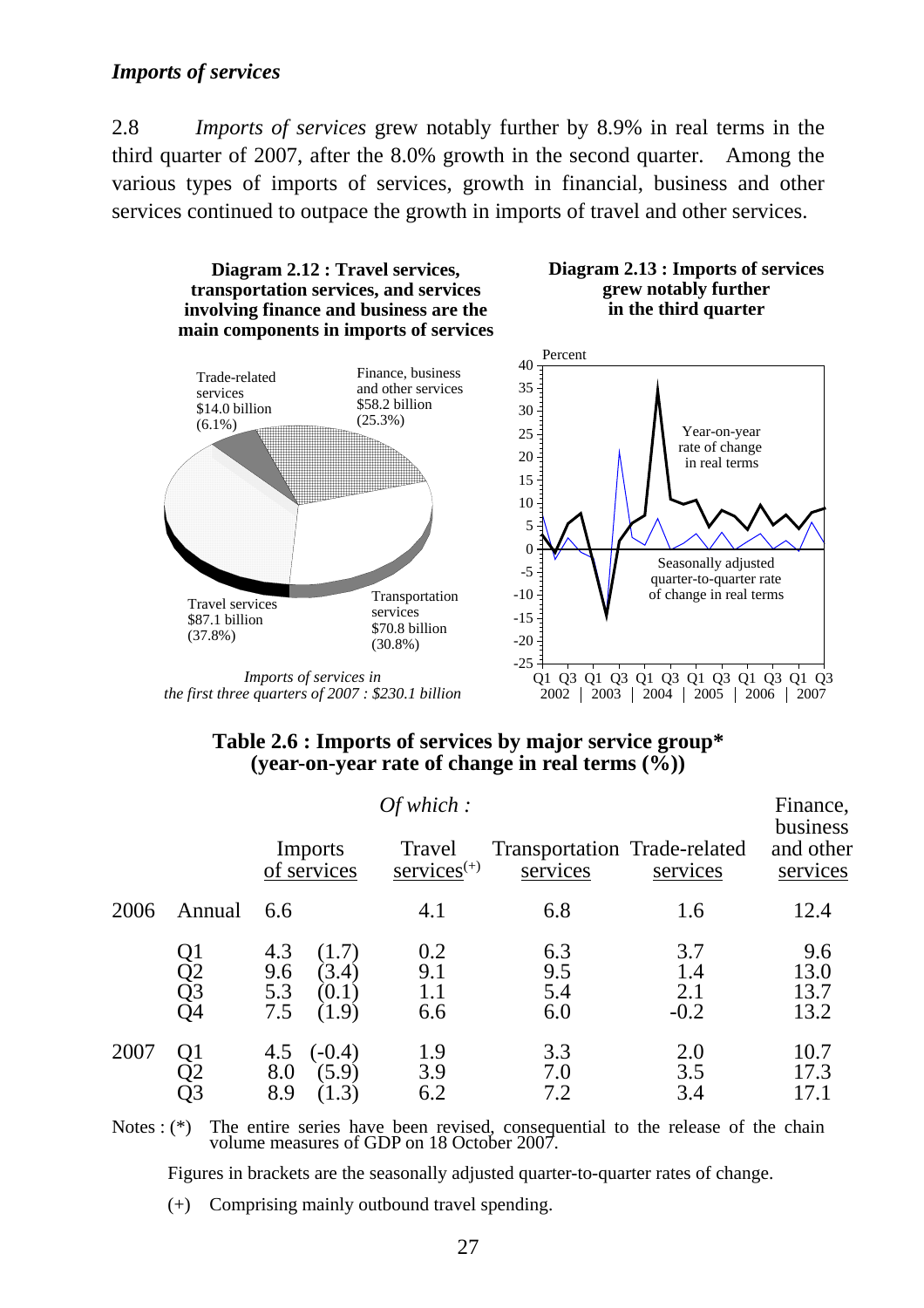### *Imports of services*

2.8 *Imports of services* grew notably further by 8.9% in real terms in the third quarter of 2007, after the 8.0% growth in the second quarter. Among the various types of imports of services, growth in financial, business and other services continued to outpace the growth in imports of travel and other services.

**Diagram 2.12 : Travel services, transportation services, and services involving finance and business are the main components in imports of services**

Trade-related services
$14.0 billion
(6.1%)

Finance, business and other services
$58.2 billion
(25.3%)

Travel services
$87.1 billion
(37.8%)

Transportation services
$70.8 billion
(30.8%)

*Imports of services in the first three quarters of 2007 : $230.1 billion*

**Diagram 2.13 : Imports of services grew notably further in the third quarter**

Percent

40
35
30
25
20
15
10
5
0
-5
-10
-15
-20
-25

Year-on-year rate of change in real terms

Seasonally adjusted quarter-to-quarter rate of change in real terms

Q1 Q3 Q1 Q3 Q1 Q3 Q1 Q3 Q1 Q3 Q1 Q3
2002 | 2003 | 2004 | 2005 | 2006 | 2007

**Table 2.6 : Imports of services by major service group\***
**(year-on-year rate of change in real terms (%))**

| | | Imports of services | | *Of which :* Travel services(+) | Transportation services | Trade-related services | Finance, business and other services |
|---|---|---|---|---|---|---|---|
| 2006 | Annual | 6.6 | | 4.1 | 6.8 | 1.6 | 12.4 |
| | Q1 | 4.3 | (1.7) | 0.2 | 6.3 | 3.7 | 9.6 |
| | Q2 | 9.6 | (3.4) | 9.1 | 9.5 | 1.4 | 13.0 |
| | Q3 | 5.3 | (0.1) | 1.1 | 5.4 | 2.1 | 13.7 |
| | Q4 | 7.5 | (1.9) | 6.6 | 6.0 | -0.2 | 13.2 |
| 2007 | Q1 | 4.5 | (-0.4) | 1.9 | 3.3 | 2.0 | 10.7 |
| | Q2 | 8.0 | (5.9) | 3.9 | 7.0 | 3.5 | 17.3 |
| | Q3 | 8.9 | (1.3) | 6.2 | 7.2 | 3.4 | 17.1 |

Notes : (\*) The entire series have been revised, consequential to the release of the chain volume measures of GDP on 18 October 2007.

Figures in brackets are the seasonally adjusted quarter-to-quarter rates of change.

(+) Comprising mainly outbound travel spending.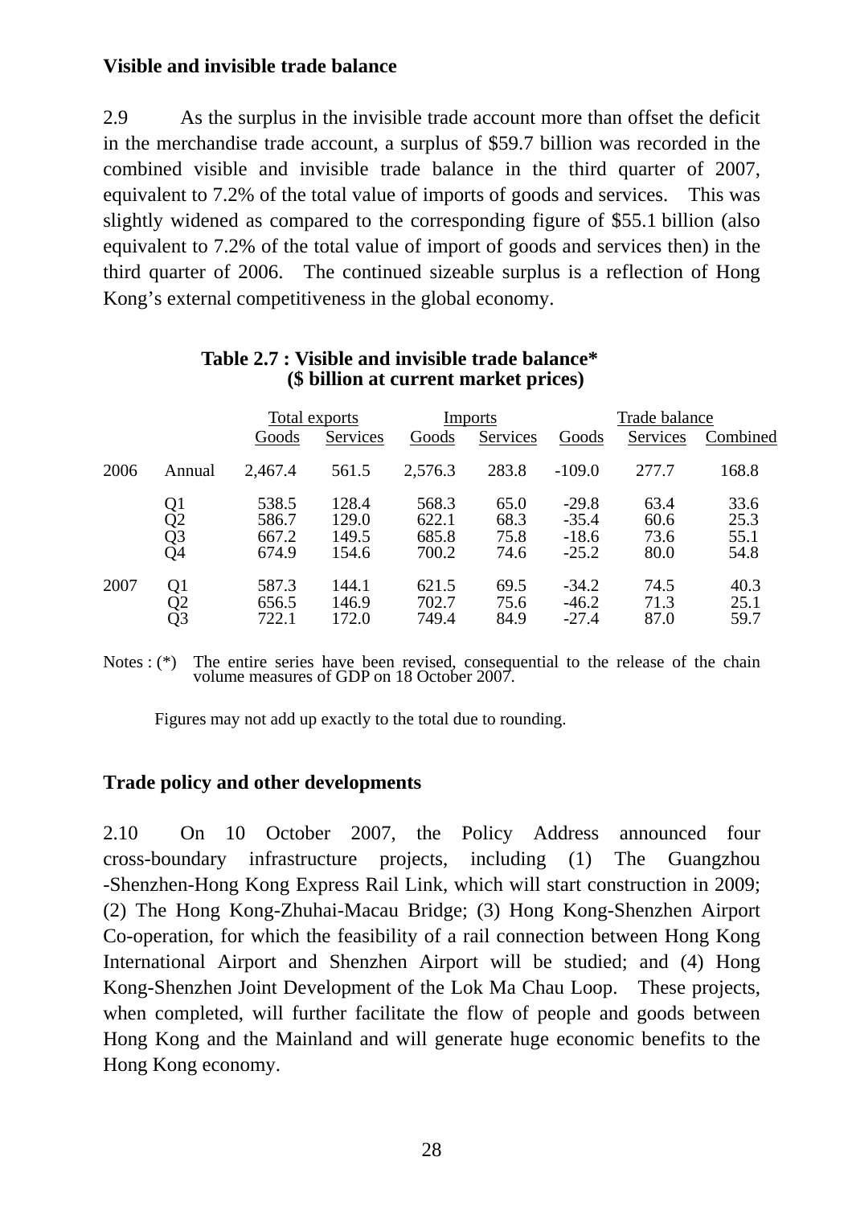**Visible and invisible trade balance**

2.9 As the surplus in the invisible trade account more than offset the deficit in the merchandise trade account, a surplus of $59.7 billion was recorded in the combined visible and invisible trade balance in the third quarter of 2007, equivalent to 7.2% of the total value of imports of goods and services. This was slightly widened as compared to the corresponding figure of $55.1 billion (also equivalent to 7.2% of the total value of import of goods and services then) in the third quarter of 2006. The continued sizeable surplus is a reflection of Hong Kong's external competitiveness in the global economy.

**Table 2.7 : Visible and invisible trade balance\***
**($ billion at current market prices)**

| | | Total exports | | Imports | | Trade balance | | |
|---|---|---|---|---|---|---|---|---|
| | | Goods | Services | Goods | Services | Goods | Services | Combined |
| 2006 | Annual | 2,467.4 | 561.5 | 2,576.3 | 283.8 | -109.0 | 277.7 | 168.8 |
| | Q1 | 538.5 | 128.4 | 568.3 | 65.0 | -29.8 | 63.4 | 33.6 |
| | Q2 | 586.7 | 129.0 | 622.1 | 68.3 | -35.4 | 60.6 | 25.3 |
| | Q3 | 667.2 | 149.5 | 685.8 | 75.8 | -18.6 | 73.6 | 55.1 |
| | Q4 | 674.9 | 154.6 | 700.2 | 74.6 | -25.2 | 80.0 | 54.8 |
| 2007 | Q1 | 587.3 | 144.1 | 621.5 | 69.5 | -34.2 | 74.5 | 40.3 |
| | Q2 | 656.5 | 146.9 | 702.7 | 75.6 | -46.2 | 71.3 | 25.1 |
| | Q3 | 722.1 | 172.0 | 749.4 | 84.9 | -27.4 | 87.0 | 59.7 |

Notes : (\*) The entire series have been revised, consequential to the release of the chain volume measures of GDP on 18 October 2007.

Figures may not add up exactly to the total due to rounding.

**Trade policy and other developments**

2.10 On 10 October 2007, the Policy Address announced four cross-boundary infrastructure projects, including (1) The Guangzhou-Shenzhen-Hong Kong Express Rail Link, which will start construction in 2009; (2) The Hong Kong-Zhuhai-Macau Bridge; (3) Hong Kong-Shenzhen Airport Co-operation, for which the feasibility of a rail connection between Hong Kong International Airport and Shenzhen Airport will be studied; and (4) Hong Kong-Shenzhen Joint Development of the Lok Ma Chau Loop. These projects, when completed, will further facilitate the flow of people and goods between Hong Kong and the Mainland and will generate huge economic benefits to the Hong Kong economy.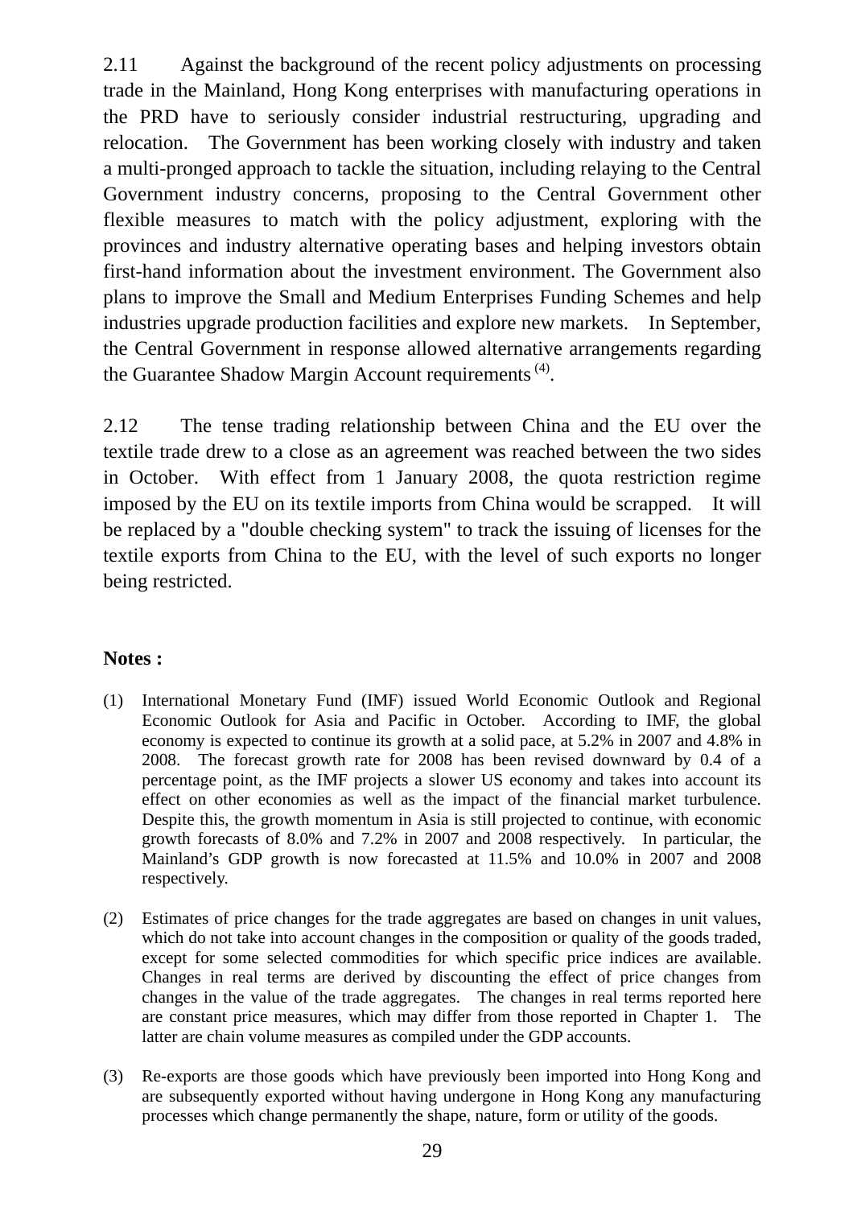2.11 Against the background of the recent policy adjustments on processing trade in the Mainland, Hong Kong enterprises with manufacturing operations in the PRD have to seriously consider industrial restructuring, upgrading and relocation. The Government has been working closely with industry and taken a multi-pronged approach to tackle the situation, including relaying to the Central Government industry concerns, proposing to the Central Government other flexible measures to match with the policy adjustment, exploring with the provinces and industry alternative operating bases and helping investors obtain first-hand information about the investment environment. The Government also plans to improve the Small and Medium Enterprises Funding Schemes and help industries upgrade production facilities and explore new markets. In September, the Central Government in response allowed alternative arrangements regarding the Guarantee Shadow Margin Account requirements [(4)].

2.12 The tense trading relationship between China and the EU over the textile trade drew to a close as an agreement was reached between the two sides in October. With effect from 1 January 2008, the quota restriction regime imposed by the EU on its textile imports from China would be scrapped. It will be replaced by a "double checking system" to track the issuing of licenses for the textile exports from China to the EU, with the level of such exports no longer being restricted.

**Notes :**

(1) International Monetary Fund (IMF) issued World Economic Outlook and Regional Economic Outlook for Asia and Pacific in October. According to IMF, the global economy is expected to continue its growth at a solid pace, at 5.2% in 2007 and 4.8% in 2008. The forecast growth rate for 2008 has been revised downward by 0.4 of a percentage point, as the IMF projects a slower US economy and takes into account its effect on other economies as well as the impact of the financial market turbulence. Despite this, the growth momentum in Asia is still projected to continue, with economic growth forecasts of 8.0% and 7.2% in 2007 and 2008 respectively. In particular, the Mainland's GDP growth is now forecasted at 11.5% and 10.0% in 2007 and 2008 respectively.

(2) Estimates of price changes for the trade aggregates are based on changes in unit values, which do not take into account changes in the composition or quality of the goods traded, except for some selected commodities for which specific price indices are available. Changes in real terms are derived by discounting the effect of price changes from changes in the value of the trade aggregates. The changes in real terms reported here are constant price measures, which may differ from those reported in Chapter 1. The latter are chain volume measures as compiled under the GDP accounts.

(3) Re-exports are those goods which have previously been imported into Hong Kong and are subsequently exported without having undergone in Hong Kong any manufacturing processes which change permanently the shape, nature, form or utility of the goods.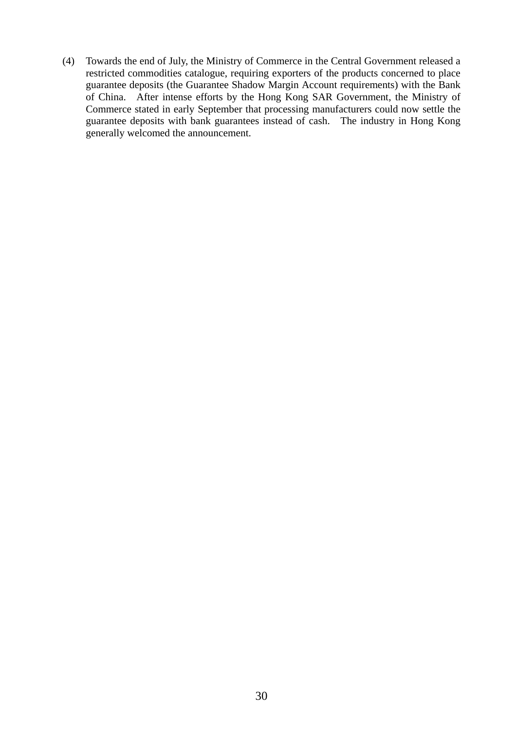(4) Towards the end of July, the Ministry of Commerce in the Central Government released a restricted commodities catalogue, requiring exporters of the products concerned to place guarantee deposits (the Guarantee Shadow Margin Account requirements) with the Bank of China. After intense efforts by the Hong Kong SAR Government, the Ministry of Commerce stated in early September that processing manufacturers could now settle the guarantee deposits with bank guarantees instead of cash. The industry in Hong Kong generally welcomed the announcement.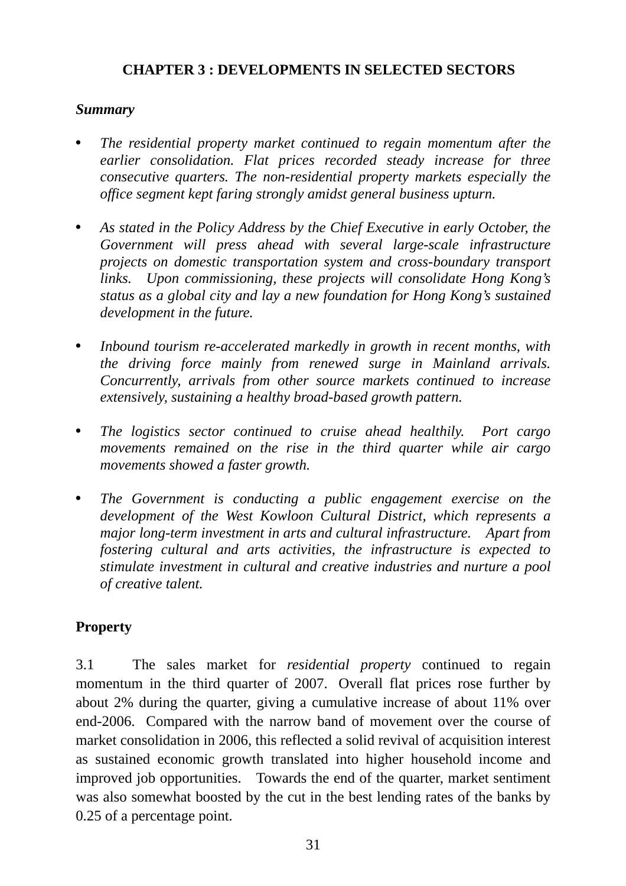# CHAPTER 3 : DEVELOPMENTS IN SELECTED SECTORS

***Summary***

- *The residential property market continued to regain momentum after the earlier consolidation. Flat prices recorded steady increase for three consecutive quarters. The non-residential property markets especially the office segment kept faring strongly amidst general business upturn.*

- *As stated in the Policy Address by the Chief Executive in early October, the Government will press ahead with several large-scale infrastructure projects on domestic transportation system and cross-boundary transport links. Upon commissioning, these projects will consolidate Hong Kong's status as a global city and lay a new foundation for Hong Kong's sustained development in the future.*

- *Inbound tourism re-accelerated markedly in growth in recent months, with the driving force mainly from renewed surge in Mainland arrivals. Concurrently, arrivals from other source markets continued to increase extensively, sustaining a healthy broad-based growth pattern.*

- *The logistics sector continued to cruise ahead healthily. Port cargo movements remained on the rise in the third quarter while air cargo movements showed a faster growth.*

- *The Government is conducting a public engagement exercise on the development of the West Kowloon Cultural District, which represents a major long-term investment in arts and cultural infrastructure. Apart from fostering cultural and arts activities, the infrastructure is expected to stimulate investment in cultural and creative industries and nurture a pool of creative talent.*

## Property

3.1 The sales market for *residential property* continued to regain momentum in the third quarter of 2007. Overall flat prices rose further by about 2% during the quarter, giving a cumulative increase of about 11% over end-2006. Compared with the narrow band of movement over the course of market consolidation in 2006, this reflected a solid revival of acquisition interest as sustained economic growth translated into higher household income and improved job opportunities. Towards the end of the quarter, market sentiment was also somewhat boosted by the cut in the best lending rates of the banks by 0.25 of a percentage point.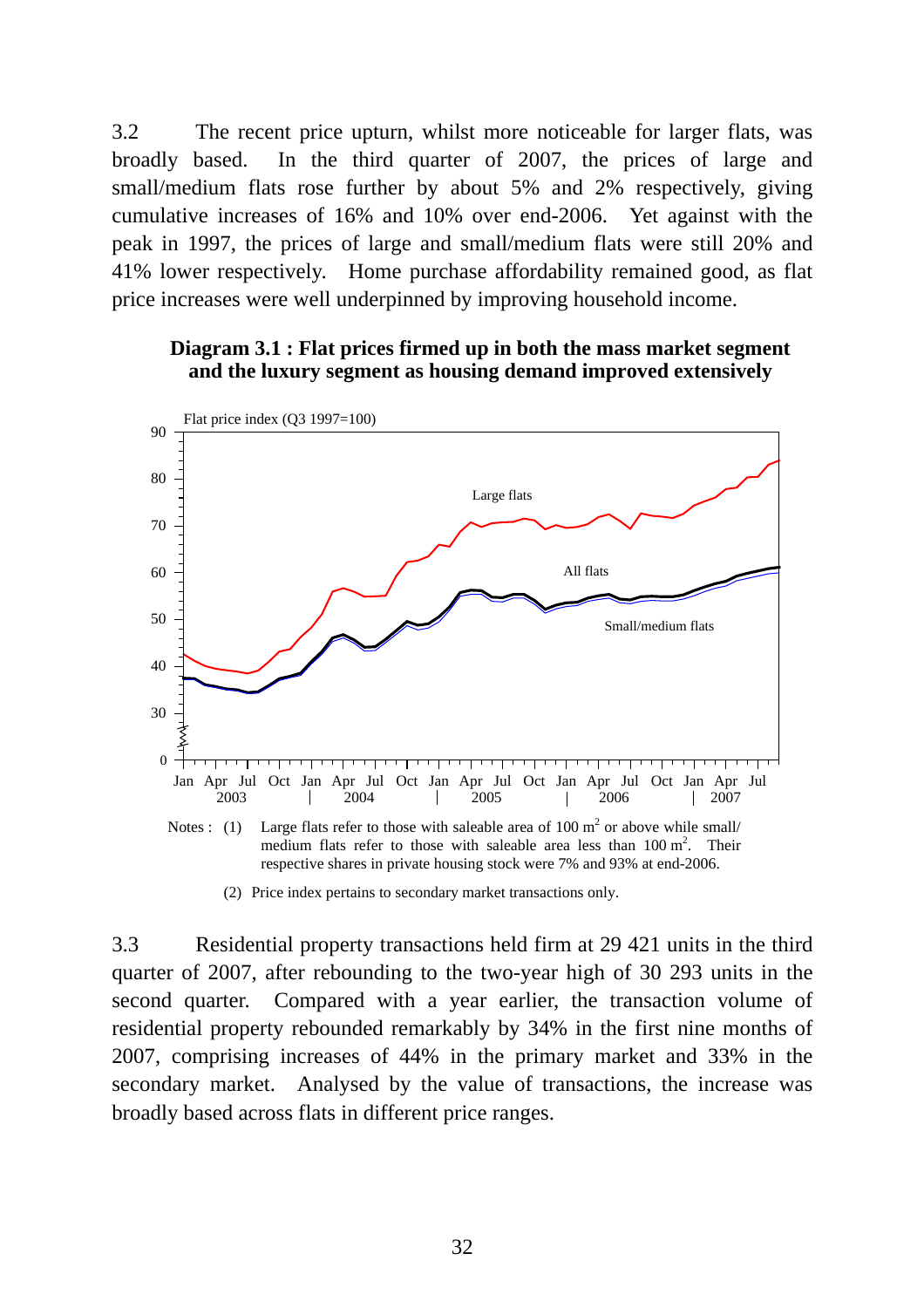3.2 The recent price upturn, whilst more noticeable for larger flats, was broadly based. In the third quarter of 2007, the prices of large and small/medium flats rose further by about 5% and 2% respectively, giving cumulative increases of 16% and 10% over end-2006. Yet against with the peak in 1997, the prices of large and small/medium flats were still 20% and 41% lower respectively. Home purchase affordability remained good, as flat price increases were well underpinned by improving household income.

**Diagram 3.1 : Flat prices firmed up in both the mass market segment and the luxury segment as housing demand improved extensively**

Flat price index (Q3 1997=100)

90
80
70
60
50
40
30
0

Large flats

All flats

Small/medium flats

Jan Apr Jul Oct Jan Apr Jul Oct Jan Apr Jul Oct Jan Apr Jul Oct Jan Apr Jul
2003 2004 2005 2006 2007

Notes : (1) Large flats refer to those with saleable area of 100 $m^2$ or above while small/medium flats refer to those with saleable area less than 100 $m^2$. Their respective shares in private housing stock were 7% and 93% at end-2006.

(2) Price index pertains to secondary market transactions only.

3.3 Residential property transactions held firm at 29 421 units in the third quarter of 2007, after rebounding to the two-year high of 30 293 units in the second quarter. Compared with a year earlier, the transaction volume of residential property rebounded remarkably by 34% in the first nine months of 2007, comprising increases of 44% in the primary market and 33% in the secondary market. Analysed by the value of transactions, the increase was broadly based across flats in different price ranges.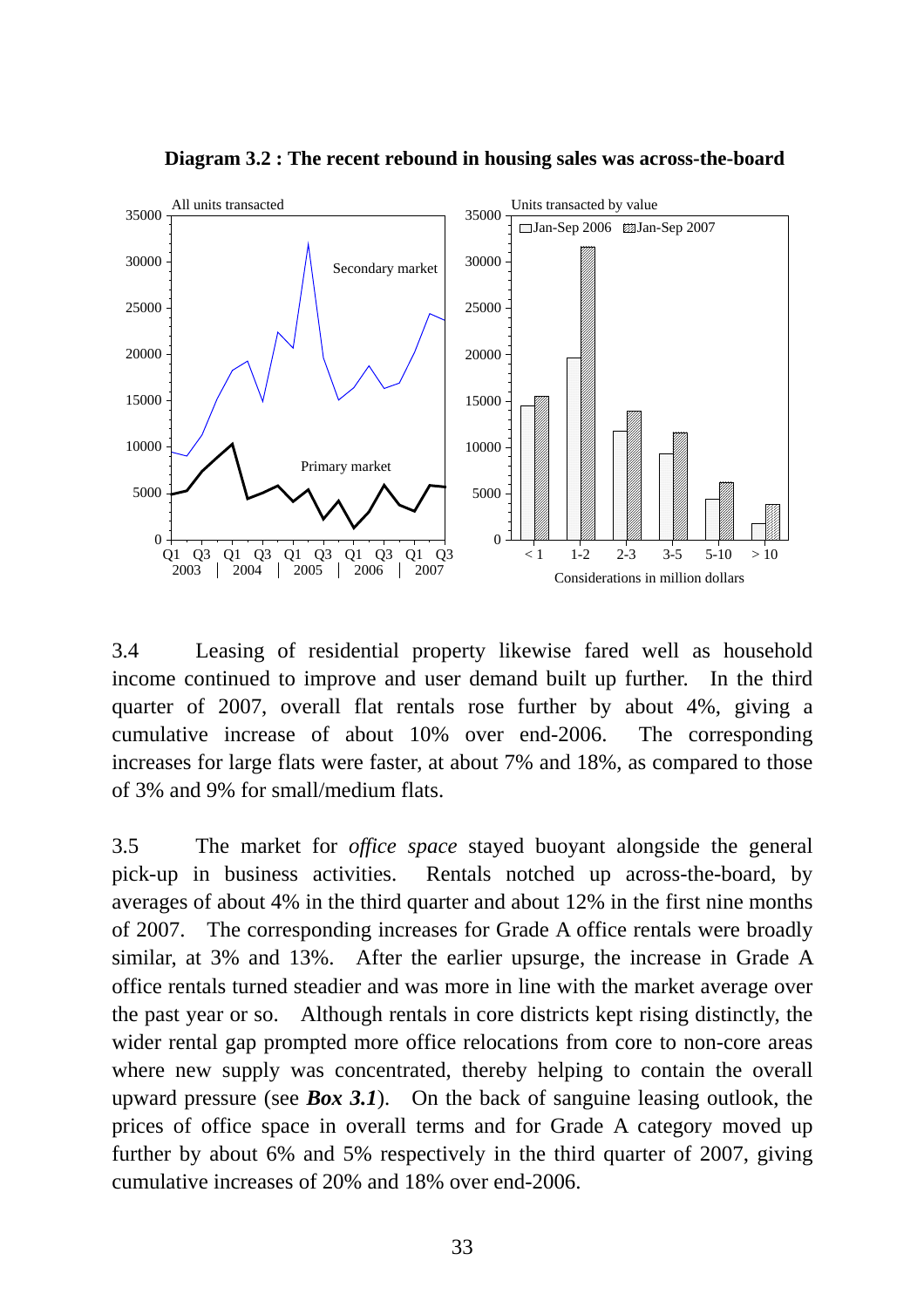**Diagram 3.2 : The recent rebound in housing sales was across-the-board**

All units transacted

35000
30000
25000
20000
15000
10000
5000
0

Secondary market

Primary market

Q1 Q3 Q1 Q3 Q1 Q3 Q1 Q3 Q1 Q3
2003 | 2004 | 2005 | 2006 | 2007

Units transacted by value

Jan-Sep 2006 Jan-Sep 2007

35000
30000
25000
20000
15000
10000
5000
0

< 1 1-2 2-3 3-5 5-10 > 10

Considerations in million dollars

3.4 Leasing of residential property likewise fared well as household income continued to improve and user demand built up further. In the third quarter of 2007, overall flat rentals rose further by about 4%, giving a cumulative increase of about 10% over end-2006. The corresponding increases for large flats were faster, at about 7% and 18%, as compared to those of 3% and 9% for small/medium flats.

3.5 The market for *office space* stayed buoyant alongside the general pick-up in business activities. Rentals notched up across-the-board, by averages of about 4% in the third quarter and about 12% in the first nine months of 2007. The corresponding increases for Grade A office rentals were broadly similar, at 3% and 13%. After the earlier upsurge, the increase in Grade A office rentals turned steadier and was more in line with the market average over the past year or so. Although rentals in core districts kept rising distinctly, the wider rental gap prompted more office relocations from core to non-core areas where new supply was concentrated, thereby helping to contain the overall upward pressure (see ***Box 3.1***). On the back of sanguine leasing outlook, the prices of office space in overall terms and for Grade A category moved up further by about 6% and 5% respectively in the third quarter of 2007, giving cumulative increases of 20% and 18% over end-2006.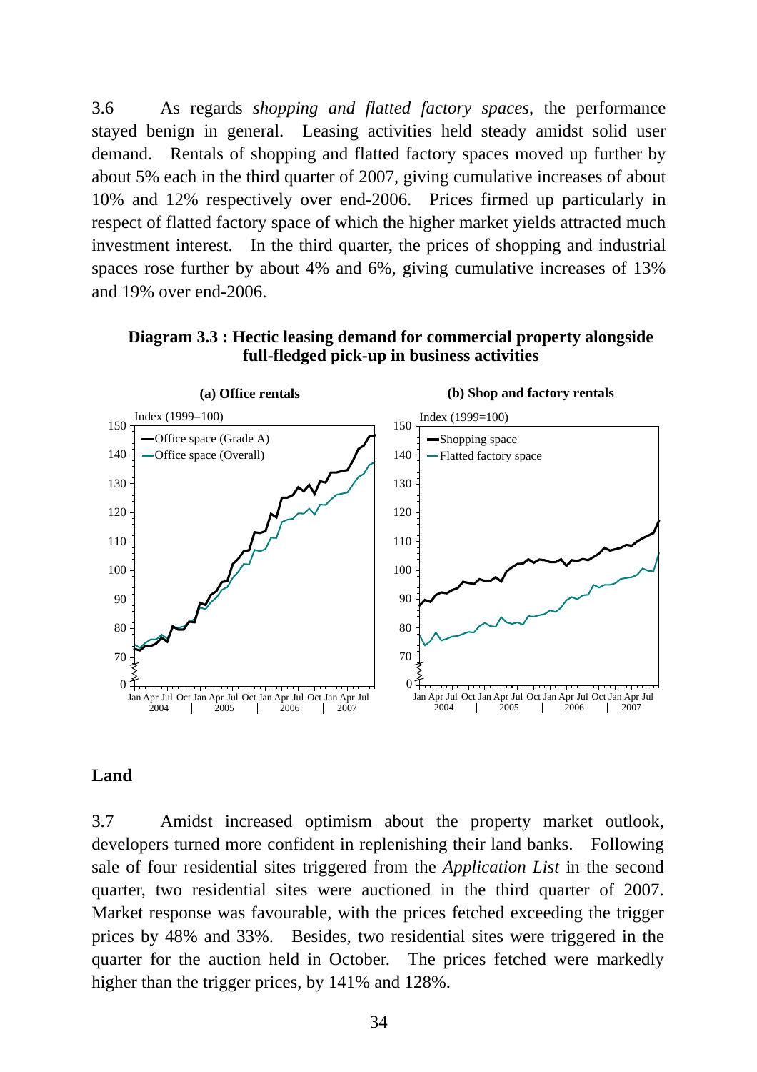3.6 As regards *shopping and flatted factory spaces*, the performance stayed benign in general. Leasing activities held steady amidst solid user demand. Rentals of shopping and flatted factory spaces moved up further by about 5% each in the third quarter of 2007, giving cumulative increases of about 10% and 12% respectively over end-2006. Prices firmed up particularly in respect of flatted factory space of which the higher market yields attracted much investment interest. In the third quarter, the prices of shopping and industrial spaces rose further by about 4% and 6%, giving cumulative increases of 13% and 19% over end-2006.

**Diagram 3.3 : Hectic leasing demand for commercial property alongside full-fledged pick-up in business activities**

**(a) Office rentals**

Index (1999=100)

150
140
130
120
110
100
90
80
70
0

Office space (Grade A)
Office space (Overall)

Jan Apr Jul Oct Jan Apr Jul Oct Jan Apr Jul Oct Jan Apr Jul
2004 | 2005 | 2006 | 2007

**(b) Shop and factory rentals**

Index (1999=100)

150
140
130
120
110
100
90
80
70
0

Shopping space
Flatted factory space

Jan Apr Jul Oct Jan Apr Jul Oct Jan Apr Jul Oct Jan Apr Jul
2004 | 2005 | 2006 | 2007

## Land

3.7 Amidst increased optimism about the property market outlook, developers turned more confident in replenishing their land banks. Following sale of four residential sites triggered from the *Application List* in the second quarter, two residential sites were auctioned in the third quarter of 2007. Market response was favourable, with the prices fetched exceeding the trigger prices by 48% and 33%. Besides, two residential sites were triggered in the quarter for the auction held in October. The prices fetched were markedly higher than the trigger prices, by 141% and 128%.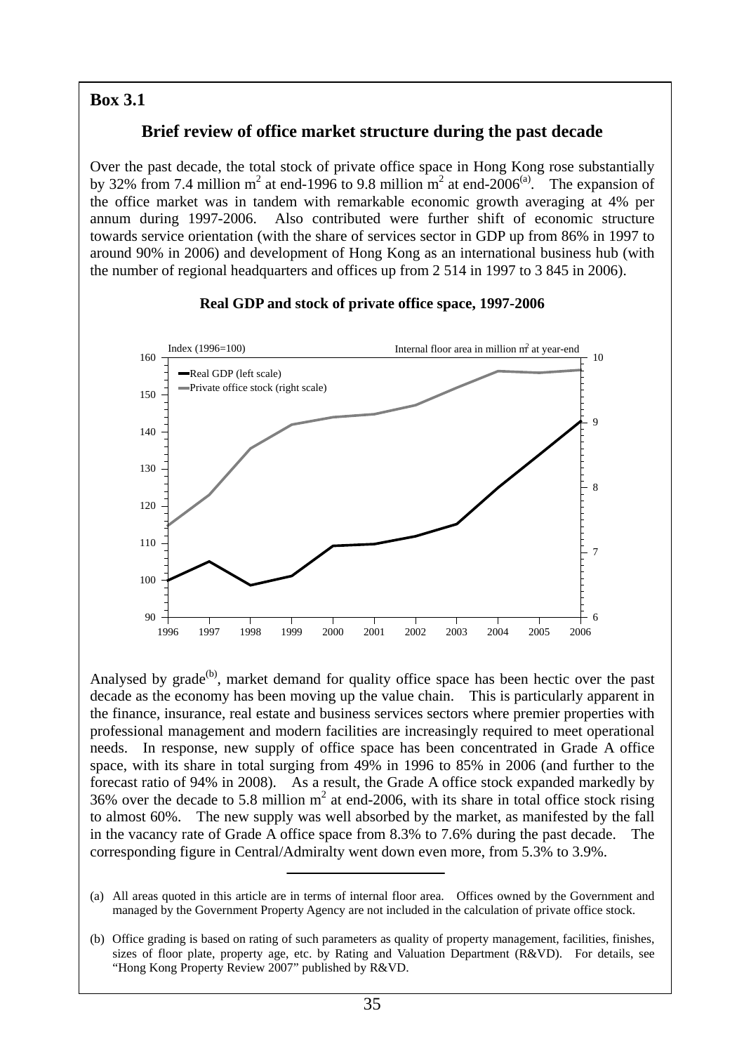**Box 3.1**

## Brief review of office market structure during the past decade

Over the past decade, the total stock of private office space in Hong Kong rose substantially by 32% from 7.4 million $m^2$ at end-1996 to 9.8 million $m^2$ at end-2006[(a)]. The expansion of the office market was in tandem with remarkable economic growth averaging at 4% per annum during 1997-2006. Also contributed were further shift of economic structure towards service orientation (with the share of services sector in GDP up from 86% in 1997 to around 90% in 2006) and development of Hong Kong as an international business hub (with the number of regional headquarters and offices up from 2 514 in 1997 to 3 845 in 2006).

**Real GDP and stock of private office space, 1997-2006**

Index (1996=100)

Internal floor area in million $m^2$ at year-end

Real GDP (left scale)

Private office stock (right scale)

160, 150, 140, 130, 120, 110, 100, 90

10, 9, 8, 7, 6

1996, 1997, 1998, 1999, 2000, 2001, 2002, 2003, 2004, 2005, 2006

Analysed by grade[(b)], market demand for quality office space has been hectic over the past decade as the economy has been moving up the value chain. This is particularly apparent in the finance, insurance, real estate and business services sectors where premier properties with professional management and modern facilities are increasingly required to meet operational needs. In response, new supply of office space has been concentrated in Grade A office space, with its share in total surging from 49% in 1996 to 85% in 2006 (and further to the forecast ratio of 94% in 2008). As a result, the Grade A office stock expanded markedly by 36% over the decade to 5.8 million $m^2$ at end-2006, with its share in total office stock rising to almost 60%. The new supply was well absorbed by the market, as manifested by the fall in the vacancy rate of Grade A office space from 8.3% to 7.6% during the past decade. The corresponding figure in Central/Admiralty went down even more, from 5.3% to 3.9%.

---

(a) All areas quoted in this article are in terms of internal floor area. Offices owned by the Government and managed by the Government Property Agency are not included in the calculation of private office stock.

(b) Office grading is based on rating of such parameters as quality of property management, facilities, finishes, sizes of floor plate, property age, etc. by Rating and Valuation Department (R&VD). For details, see "Hong Kong Property Review 2007" published by R&VD.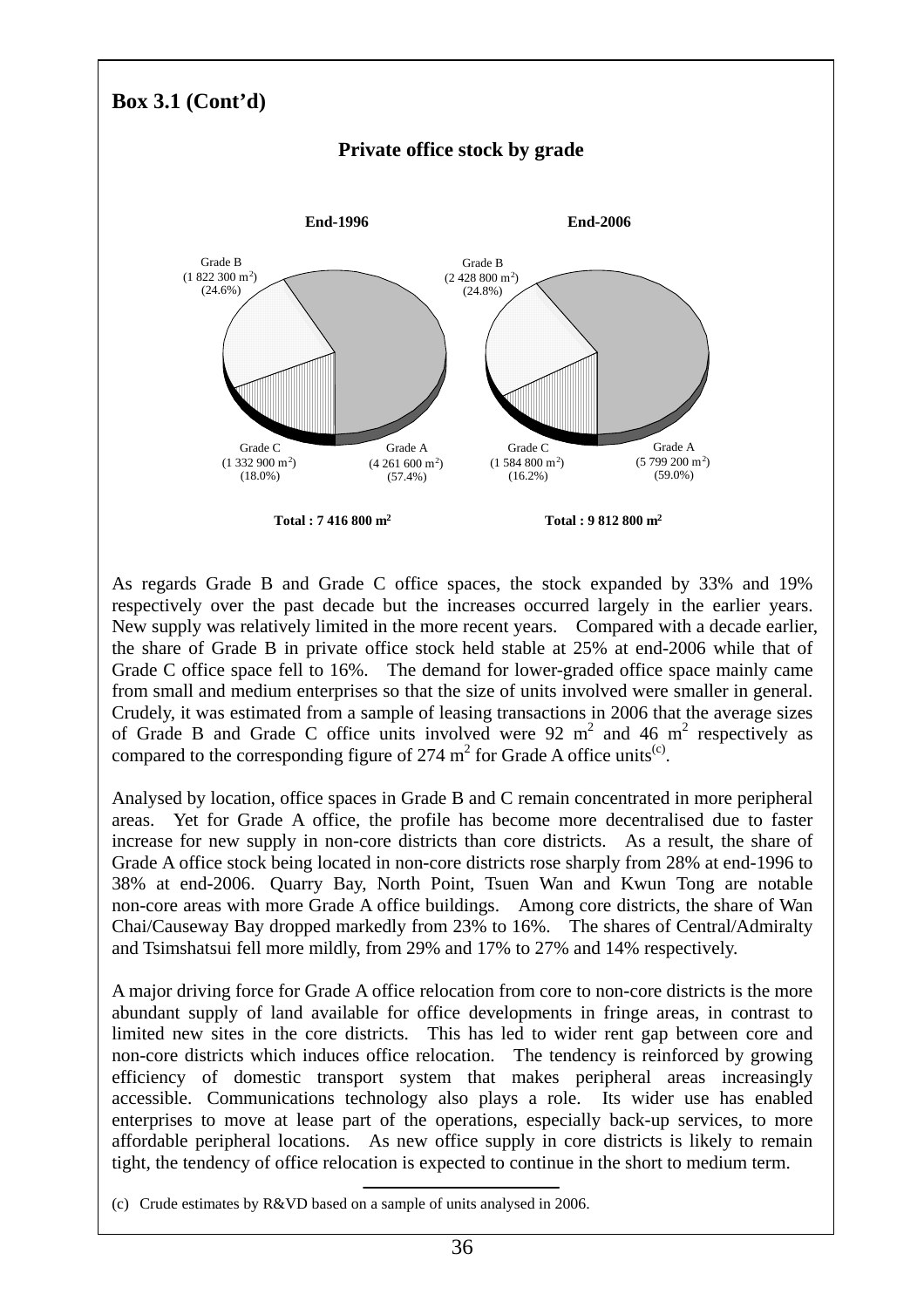## Box 3.1 (Cont'd)

**Private office stock by grade**

**End-1996**

Grade B
(1 822 300 m$^2$)
(24.6%)

Grade C
(1 332 900 m$^2$)
(18.0%)

Grade A
(4 261 600 m$^2$)
(57.4%)

**Total : 7 416 800 m$^2$**

**End-2006**

Grade B
(2 428 800 m$^2$)
(24.8%)

Grade C
(1 584 800 m$^2$)
(16.2%)

Grade A
(5 799 200 m$^2$)
(59.0%)

**Total : 9 812 800 m$^2$**

As regards Grade B and Grade C office spaces, the stock expanded by 33% and 19% respectively over the past decade but the increases occurred largely in the earlier years. New supply was relatively limited in the more recent years. Compared with a decade earlier, the share of Grade B in private office stock held stable at 25% at end-2006 while that of Grade C office space fell to 16%. The demand for lower-graded office space mainly came from small and medium enterprises so that the size of units involved were smaller in general. Crudely, it was estimated from a sample of leasing transactions in 2006 that the average sizes of Grade B and Grade C office units involved were 92 m$^2$ and 46 m$^2$ respectively as compared to the corresponding figure of 274 m$^2$ for Grade A office units[(c)].

Analysed by location, office spaces in Grade B and C remain concentrated in more peripheral areas. Yet for Grade A office, the profile has become more decentralised due to faster increase for new supply in non-core districts than core districts. As a result, the share of Grade A office stock being located in non-core districts rose sharply from 28% at end-1996 to 38% at end-2006. Quarry Bay, North Point, Tsuen Wan and Kwun Tong are notable non-core areas with more Grade A office buildings. Among core districts, the share of Wan Chai/Causeway Bay dropped markedly from 23% to 16%. The shares of Central/Admiralty and Tsimshatsui fell more mildly, from 29% and 17% to 27% and 14% respectively.

A major driving force for Grade A office relocation from core to non-core districts is the more abundant supply of land available for office developments in fringe areas, in contrast to limited new sites in the core districts. This has led to wider rent gap between core and non-core districts which induces office relocation. The tendency is reinforced by growing efficiency of domestic transport system that makes peripheral areas increasingly accessible. Communications technology also plays a role. Its wider use has enabled enterprises to move at lease part of the operations, especially back-up services, to more affordable peripheral locations. As new office supply in core districts is likely to remain tight, the tendency of office relocation is expected to continue in the short to medium term.

(c) Crude estimates by R&VD based on a sample of units analysed in 2006.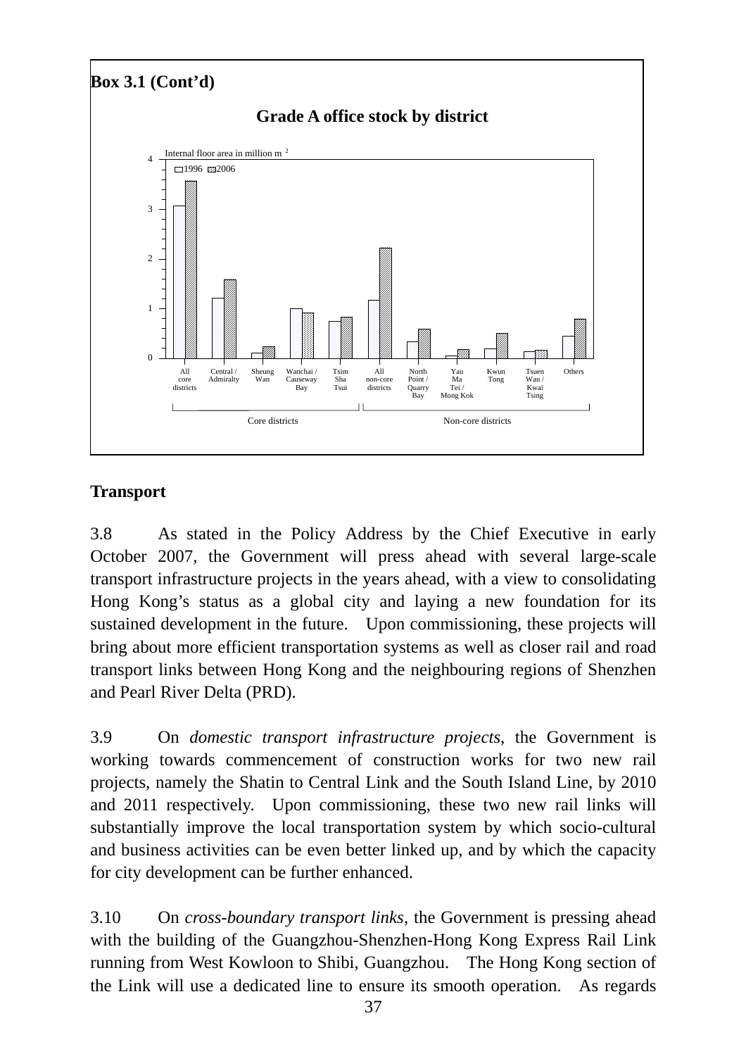**Box 3.1 (Cont'd)**

**Grade A office stock by district**

Internal floor area in million m 2

1996 2006

4

3

2

1

0

All core districts

Central / Admiralty

Sheung Wan

Wanchai / Causeway Bay

Tsim Sha Tsui

All non-core districts

North Point / Quarry Bay

Yau Ma Tei / Mong Kok

Kwun Tong

Tsuen Wan / Kwai Tsing

Others

Core districts

Non-core districts

## Transport

3.8 As stated in the Policy Address by the Chief Executive in early October 2007, the Government will press ahead with several large-scale transport infrastructure projects in the years ahead, with a view to consolidating Hong Kong's status as a global city and laying a new foundation for its sustained development in the future. Upon commissioning, these projects will bring about more efficient transportation systems as well as closer rail and road transport links between Hong Kong and the neighbouring regions of Shenzhen and Pearl River Delta (PRD).

3.9 On *domestic transport infrastructure projects*, the Government is working towards commencement of construction works for two new rail projects, namely the Shatin to Central Link and the South Island Line, by 2010 and 2011 respectively. Upon commissioning, these two new rail links will substantially improve the local transportation system by which socio-cultural and business activities can be even better linked up, and by which the capacity for city development can be further enhanced.

3.10 On *cross-boundary transport links*, the Government is pressing ahead with the building of the Guangzhou-Shenzhen-Hong Kong Express Rail Link running from West Kowloon to Shibi, Guangzhou. The Hong Kong section of the Link will use a dedicated line to ensure its smooth operation. As regards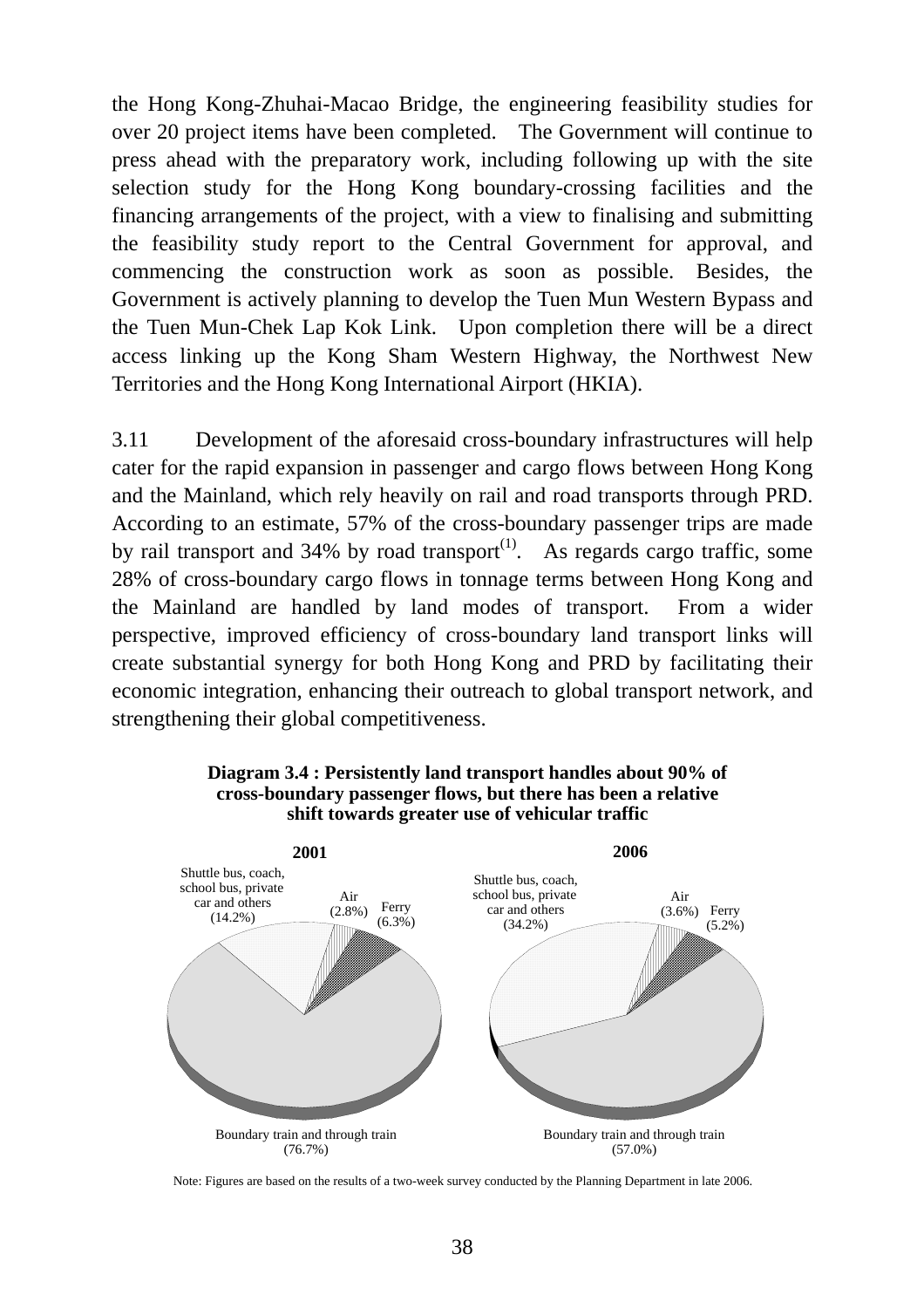the Hong Kong-Zhuhai-Macao Bridge, the engineering feasibility studies for over 20 project items have been completed. The Government will continue to press ahead with the preparatory work, including following up with the site selection study for the Hong Kong boundary-crossing facilities and the financing arrangements of the project, with a view to finalising and submitting the feasibility study report to the Central Government for approval, and commencing the construction work as soon as possible. Besides, the Government is actively planning to develop the Tuen Mun Western Bypass and the Tuen Mun-Chek Lap Kok Link. Upon completion there will be a direct access linking up the Kong Sham Western Highway, the Northwest New Territories and the Hong Kong International Airport (HKIA).

3.11 Development of the aforesaid cross-boundary infrastructures will help cater for the rapid expansion in passenger and cargo flows between Hong Kong and the Mainland, which rely heavily on rail and road transports through PRD. According to an estimate, 57% of the cross-boundary passenger trips are made by rail transport and 34% by road transport[1]. As regards cargo traffic, some 28% of cross-boundary cargo flows in tonnage terms between Hong Kong and the Mainland are handled by land modes of transport. From a wider perspective, improved efficiency of cross-boundary land transport links will create substantial synergy for both Hong Kong and PRD by facilitating their economic integration, enhancing their outreach to global transport network, and strengthening their global competitiveness.

**Diagram 3.4 : Persistently land transport handles about 90% of cross-boundary passenger flows, but there has been a relative shift towards greater use of vehicular traffic**

2001

Shuttle bus, coach, school bus, private car and others (14.2%)

Air (2.8%)

Ferry (6.3%)

Boundary train and through train (76.7%)

2006

Shuttle bus, coach, school bus, private car and others (34.2%)

Air (3.6%)

Ferry (5.2%)

Boundary train and through train (57.0%)

Note: Figures are based on the results of a two-week survey conducted by the Planning Department in late 2006.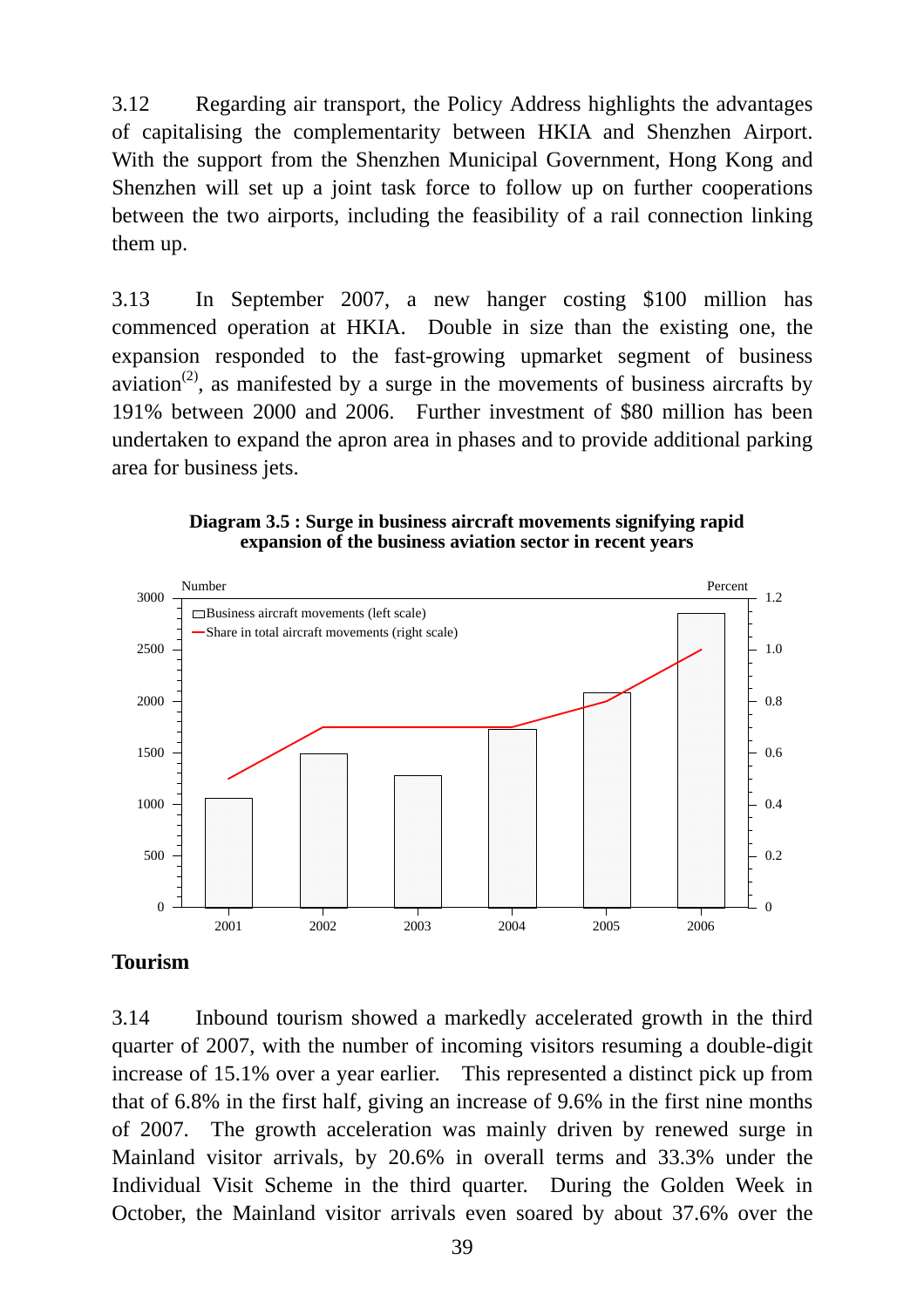3.12 Regarding air transport, the Policy Address highlights the advantages of capitalising the complementarity between HKIA and Shenzhen Airport. With the support from the Shenzhen Municipal Government, Hong Kong and Shenzhen will set up a joint task force to follow up on further cooperations between the two airports, including the feasibility of a rail connection linking them up.

3.13 In September 2007, a new hanger costing $100 million has commenced operation at HKIA. Double in size than the existing one, the expansion responded to the fast-growing upmarket segment of business aviation[(2)], as manifested by a surge in the movements of business aircrafts by 191% between 2000 and 2006. Further investment of $80 million has been undertaken to expand the apron area in phases and to provide additional parking area for business jets.

**Diagram 3.5 : Surge in business aircraft movements signifying rapid expansion of the business aviation sector in recent years**

Number

Percent

Business aircraft movements (left scale)

Share in total aircraft movements (right scale)

0, 500, 1000, 1500, 2000, 2500, 3000

0, 0.2, 0.4, 0.6, 0.8, 1.0, 1.2

2001, 2002, 2003, 2004, 2005, 2006

## Tourism

3.14 Inbound tourism showed a markedly accelerated growth in the third quarter of 2007, with the number of incoming visitors resuming a double-digit increase of 15.1% over a year earlier. This represented a distinct pick up from that of 6.8% in the first half, giving an increase of 9.6% in the first nine months of 2007. The growth acceleration was mainly driven by renewed surge in Mainland visitor arrivals, by 20.6% in overall terms and 33.3% under the Individual Visit Scheme in the third quarter. During the Golden Week in October, the Mainland visitor arrivals even soared by about 37.6% over the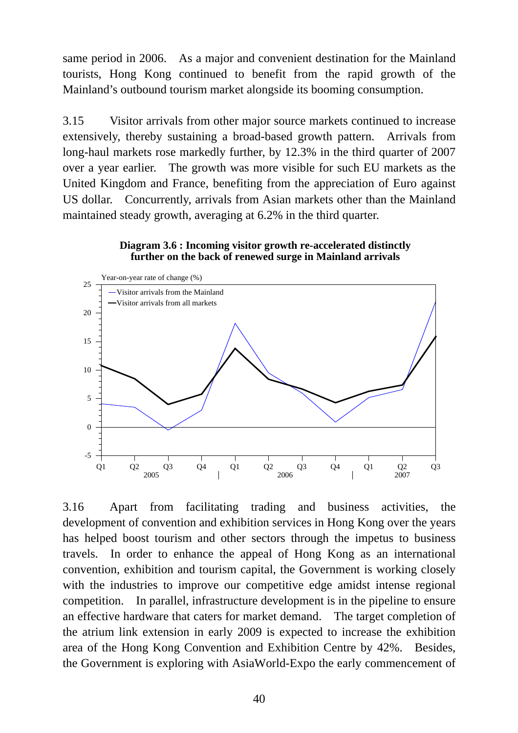same period in 2006. As a major and convenient destination for the Mainland tourists, Hong Kong continued to benefit from the rapid growth of the Mainland's outbound tourism market alongside its booming consumption.

3.15 Visitor arrivals from other major source markets continued to increase extensively, thereby sustaining a broad-based growth pattern. Arrivals from long-haul markets rose markedly further, by 12.3% in the third quarter of 2007 over a year earlier. The growth was more visible for such EU markets as the United Kingdom and France, benefiting from the appreciation of Euro against US dollar. Concurrently, arrivals from Asian markets other than the Mainland maintained steady growth, averaging at 6.2% in the third quarter.

**Diagram 3.6 : Incoming visitor growth re-accelerated distinctly further on the back of renewed surge in Mainland arrivals**

Year-on-year rate of change (%)

25
20
15
10
5
0
-5

Visitor arrivals from the Mainland
Visitor arrivals from all markets

Q1 Q2 Q3 Q4 Q1 Q2 Q3 Q4 Q1 Q2 Q3
2005 2006 2007

3.16 Apart from facilitating trading and business activities, the development of convention and exhibition services in Hong Kong over the years has helped boost tourism and other sectors through the impetus to business travels. In order to enhance the appeal of Hong Kong as an international convention, exhibition and tourism capital, the Government is working closely with the industries to improve our competitive edge amidst intense regional competition. In parallel, infrastructure development is in the pipeline to ensure an effective hardware that caters for market demand. The target completion of the atrium link extension in early 2009 is expected to increase the exhibition area of the Hong Kong Convention and Exhibition Centre by 42%. Besides, the Government is exploring with AsiaWorld-Expo the early commencement of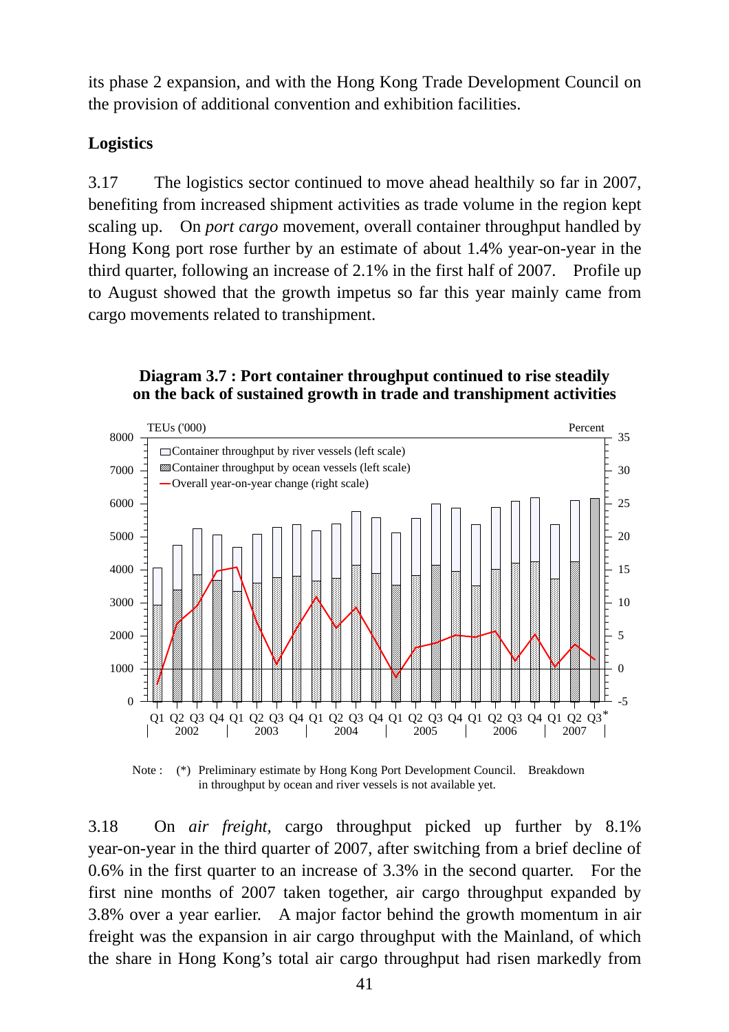its phase 2 expansion, and with the Hong Kong Trade Development Council on the provision of additional convention and exhibition facilities.

## Logistics

3.17 The logistics sector continued to move ahead healthily so far in 2007, benefiting from increased shipment activities as trade volume in the region kept scaling up. On *port cargo* movement, overall container throughput handled by Hong Kong port rose further by an estimate of about 1.4% year-on-year in the third quarter, following an increase of 2.1% in the first half of 2007. Profile up to August showed that the growth impetus so far this year mainly came from cargo movements related to transhipment.

**Diagram 3.7 : Port container throughput continued to rise steadily on the back of sustained growth in trade and transhipment activities**

TEUs ('000)
Percent
8000
7000
6000
5000
4000
3000
2000
1000
0
35
30
25
20
15
10
5
0
-5
Container throughput by river vessels (left scale)
Container throughput by ocean vessels (left scale)
Overall year-on-year change (right scale)
Q1 Q2 Q3 Q4 Q1 Q2 Q3 Q4 Q1 Q2 Q3 Q4 Q1 Q2 Q3 Q4 Q1 Q2 Q3 Q4 Q1 Q2 Q3*
2002
2003
2004
2005
2006
2007

Note : (*) Preliminary estimate by Hong Kong Port Development Council. Breakdown in throughput by ocean and river vessels is not available yet.

3.18 On *air freight*, cargo throughput picked up further by 8.1% year-on-year in the third quarter of 2007, after switching from a brief decline of 0.6% in the first quarter to an increase of 3.3% in the second quarter. For the first nine months of 2007 taken together, air cargo throughput expanded by 3.8% over a year earlier. A major factor behind the growth momentum in air freight was the expansion in air cargo throughput with the Mainland, of which the share in Hong Kong's total air cargo throughput had risen markedly from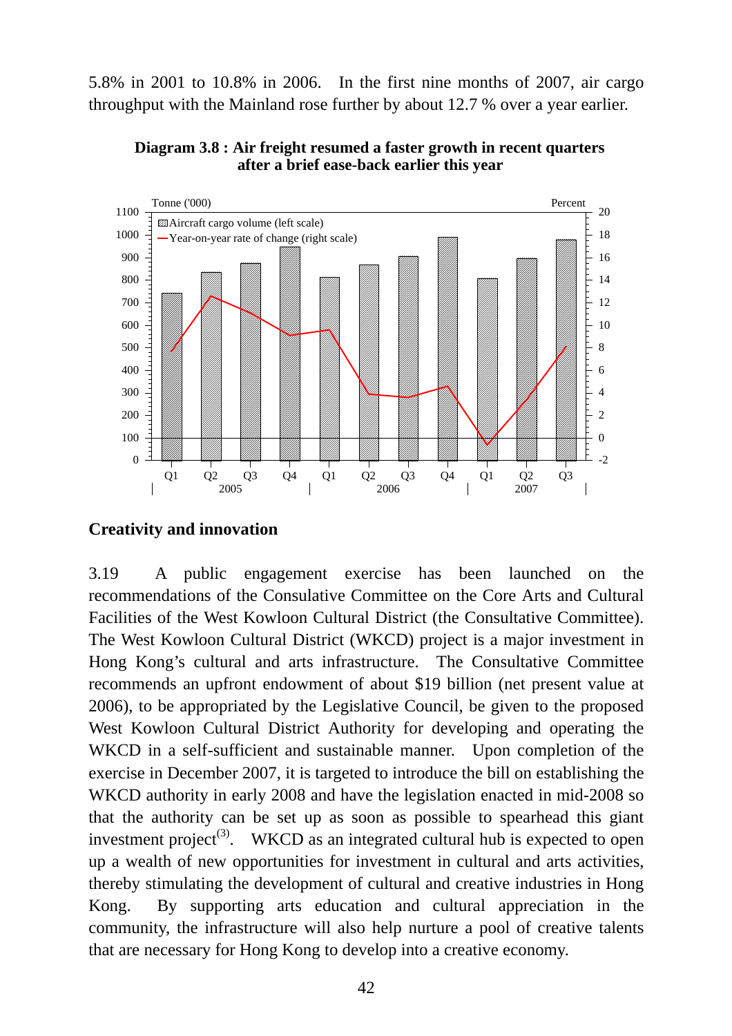5.8% in 2001 to 10.8% in 2006. In the first nine months of 2007, air cargo throughput with the Mainland rose further by about 12.7 % over a year earlier.

**Diagram 3.8 : Air freight resumed a faster growth in recent quarters after a brief ease-back earlier this year**

Tonne ('000)

Percent

Aircraft cargo volume (left scale)

Year-on-year rate of change (right scale)

1100
1000
900
800
700
600
500
400
300
200
100
0

20
18
16
14
12
10
8
6
4
2
0
-2

Q1 Q2 Q3 Q4 Q1 Q2 Q3 Q4 Q1 Q2 Q3

2005 2006 2007

## Creativity and innovation

3.19 A public engagement exercise has been launched on the recommendations of the Consulative Committee on the Core Arts and Cultural Facilities of the West Kowloon Cultural District (the Consultative Committee). The West Kowloon Cultural District (WKCD) project is a major investment in Hong Kong's cultural and arts infrastructure. The Consultative Committee recommends an upfront endowment of about $19 billion (net present value at 2006), to be appropriated by the Legislative Council, be given to the proposed West Kowloon Cultural District Authority for developing and operating the WKCD in a self-sufficient and sustainable manner. Upon completion of the exercise in December 2007, it is targeted to introduce the bill on establishing the WKCD authority in early 2008 and have the legislation enacted in mid-2008 so that the authority can be set up as soon as possible to spearhead this giant investment project[3]. WKCD as an integrated cultural hub is expected to open up a wealth of new opportunities for investment in cultural and arts activities, thereby stimulating the development of cultural and creative industries in Hong Kong. By supporting arts education and cultural appreciation in the community, the infrastructure will also help nurture a pool of creative talents that are necessary for Hong Kong to develop into a creative economy.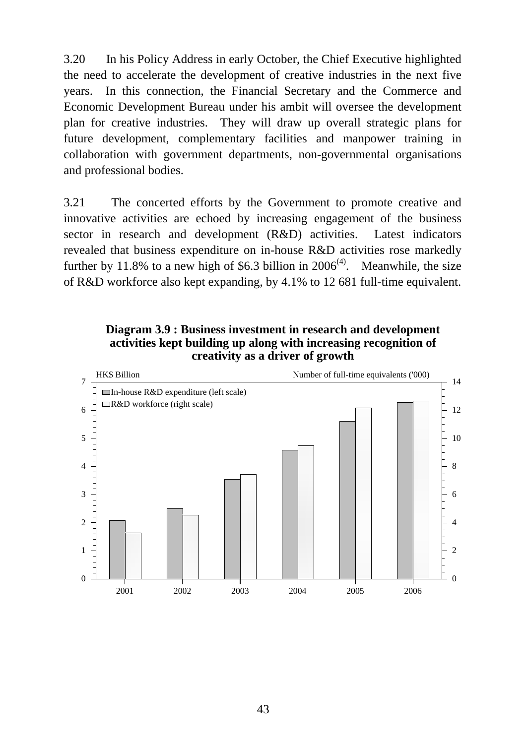3.20 In his Policy Address in early October, the Chief Executive highlighted the need to accelerate the development of creative industries in the next five years. In this connection, the Financial Secretary and the Commerce and Economic Development Bureau under his ambit will oversee the development plan for creative industries. They will draw up overall strategic plans for future development, complementary facilities and manpower training in collaboration with government departments, non-governmental organisations and professional bodies.

3.21 The concerted efforts by the Government to promote creative and innovative activities are echoed by increasing engagement of the business sector in research and development (R&D) activities. Latest indicators revealed that business expenditure on in-house R&D activities rose markedly further by 11.8% to a new high of $6.3 billion in 2006[4]. Meanwhile, the size of R&D workforce also kept expanding, by 4.1% to 12 681 full-time equivalent.

**Diagram 3.9 : Business investment in research and development activities kept building up along with increasing recognition of creativity as a driver of growth**

HK$ Billion

Number of full-time equivalents ('000)

In-house R&D expenditure (left scale)

R&D workforce (right scale)

0
1
2
3
4
5
6
7

0
2
4
6
8
10
12
14

2001
2002
2003
2004
2005
2006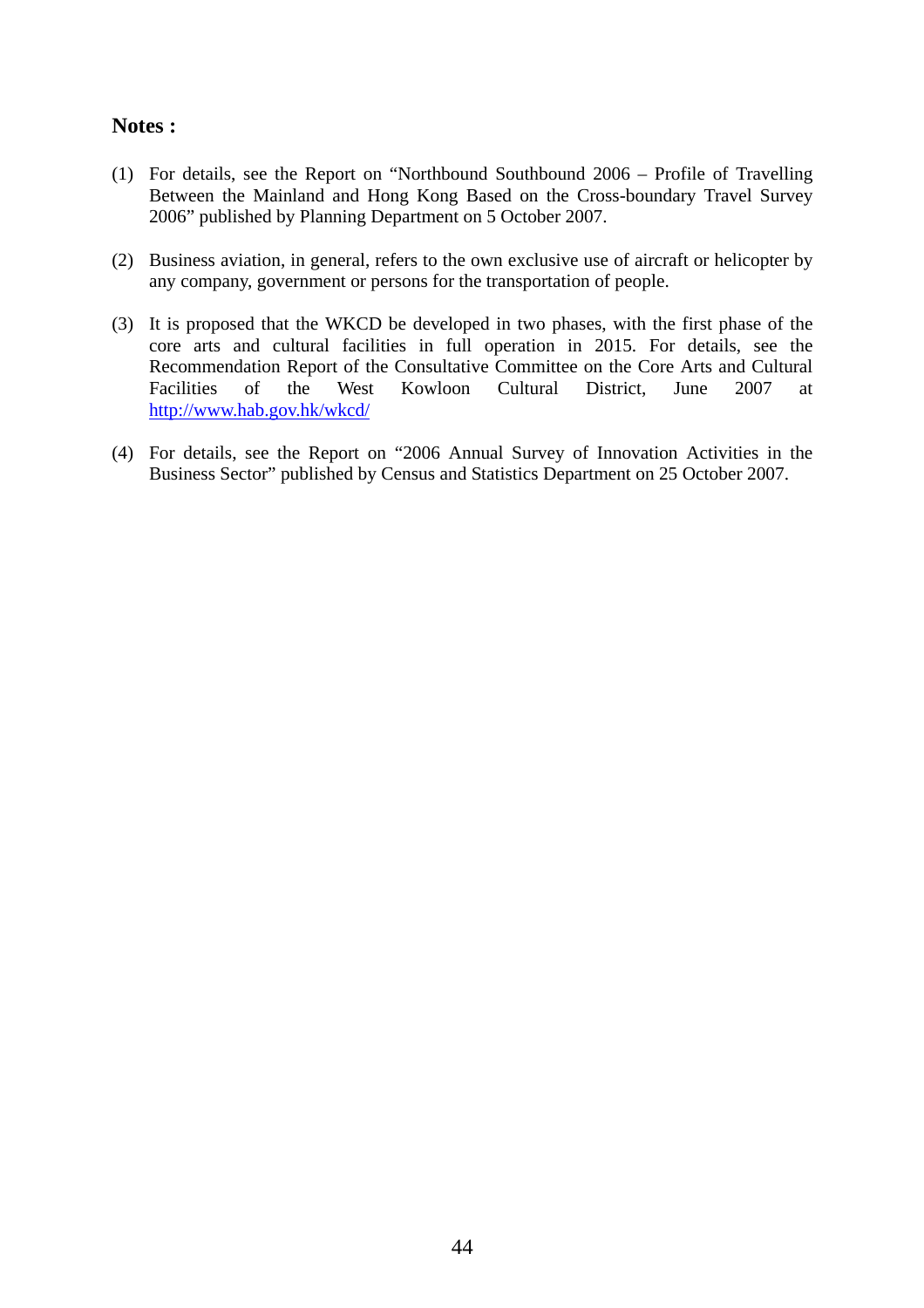**Notes :**

(1) For details, see the Report on "Northbound Southbound 2006 – Profile of Travelling Between the Mainland and Hong Kong Based on the Cross-boundary Travel Survey 2006" published by Planning Department on 5 October 2007.

(2) Business aviation, in general, refers to the own exclusive use of aircraft or helicopter by any company, government or persons for the transportation of people.

(3) It is proposed that the WKCD be developed in two phases, with the first phase of the core arts and cultural facilities in full operation in 2015. For details, see the Recommendation Report of the Consultative Committee on the Core Arts and Cultural Facilities of the West Kowloon Cultural District, June 2007 at http://www.hab.gov.hk/wkcd/

(4) For details, see the Report on "2006 Annual Survey of Innovation Activities in the Business Sector" published by Census and Statistics Department on 25 October 2007.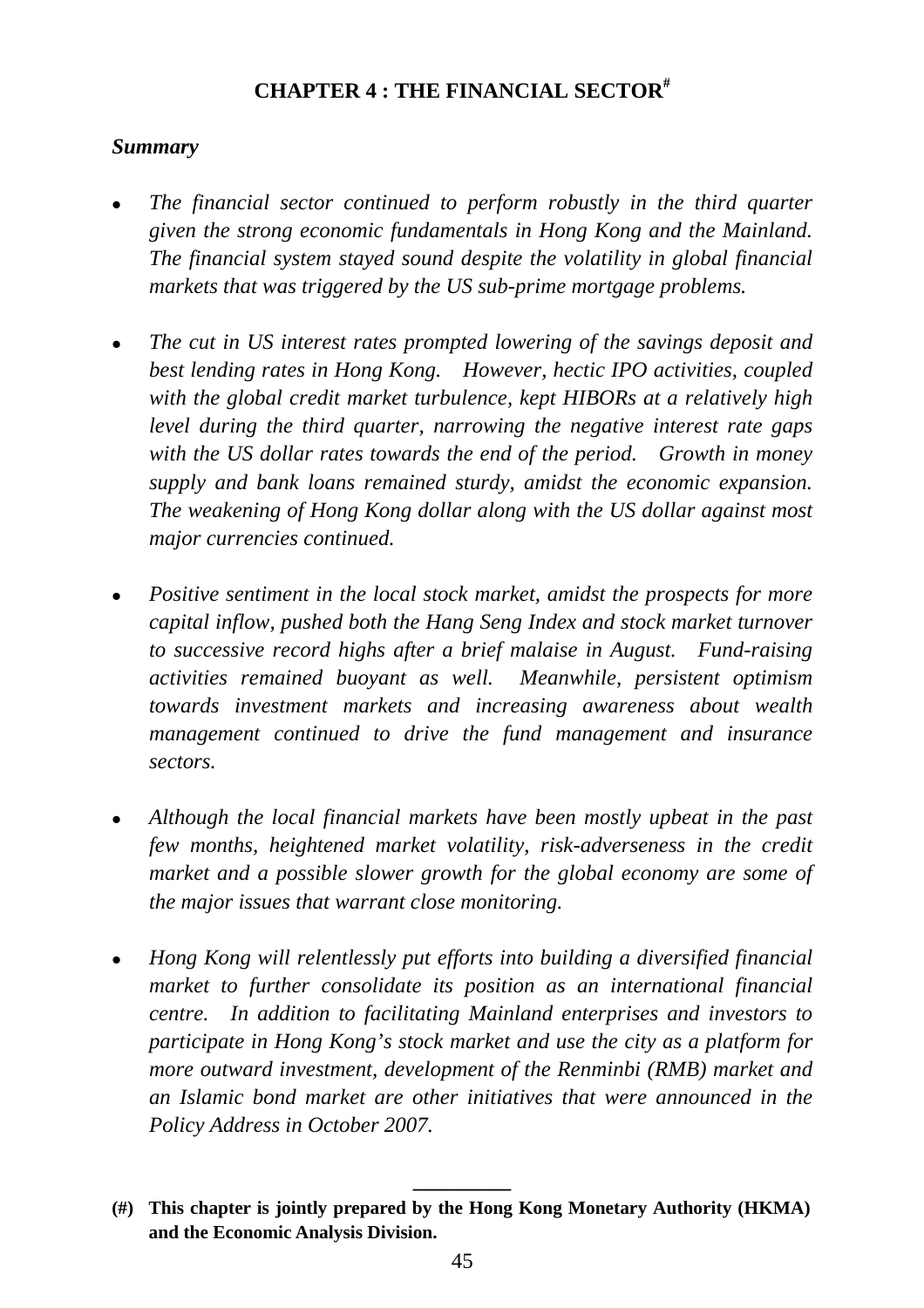# CHAPTER 4 : THE FINANCIAL SECTOR[#]

***Summary***

- *The financial sector continued to perform robustly in the third quarter given the strong economic fundamentals in Hong Kong and the Mainland. The financial system stayed sound despite the volatility in global financial markets that was triggered by the US sub-prime mortgage problems.*

- *The cut in US interest rates prompted lowering of the savings deposit and best lending rates in Hong Kong. However, hectic IPO activities, coupled with the global credit market turbulence, kept HIBORs at a relatively high level during the third quarter, narrowing the negative interest rate gaps with the US dollar rates towards the end of the period. Growth in money supply and bank loans remained sturdy, amidst the economic expansion. The weakening of Hong Kong dollar along with the US dollar against most major currencies continued.*

- *Positive sentiment in the local stock market, amidst the prospects for more capital inflow, pushed both the Hang Seng Index and stock market turnover to successive record highs after a brief malaise in August. Fund-raising activities remained buoyant as well. Meanwhile, persistent optimism towards investment markets and increasing awareness about wealth management continued to drive the fund management and insurance sectors.*

- *Although the local financial markets have been mostly upbeat in the past few months, heightened market volatility, risk-adverseness in the credit market and a possible slower growth for the global economy are some of the major issues that warrant close monitoring.*

- *Hong Kong will relentlessly put efforts into building a diversified financial market to further consolidate its position as an international financial centre. In addition to facilitating Mainland enterprises and investors to participate in Hong Kong's stock market and use the city as a platform for more outward investment, development of the Renminbi (RMB) market and an Islamic bond market are other initiatives that were announced in the Policy Address in October 2007.*

---

**(#) This chapter is jointly prepared by the Hong Kong Monetary Authority (HKMA) and the Economic Analysis Division.**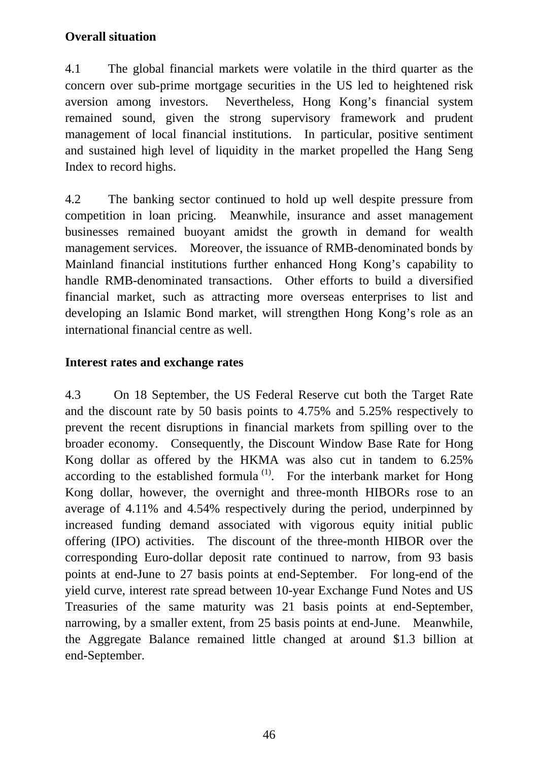**Overall situation**

4.1 The global financial markets were volatile in the third quarter as the concern over sub-prime mortgage securities in the US led to heightened risk aversion among investors. Nevertheless, Hong Kong's financial system remained sound, given the strong supervisory framework and prudent management of local financial institutions. In particular, positive sentiment and sustained high level of liquidity in the market propelled the Hang Seng Index to record highs.

4.2 The banking sector continued to hold up well despite pressure from competition in loan pricing. Meanwhile, insurance and asset management businesses remained buoyant amidst the growth in demand for wealth management services. Moreover, the issuance of RMB-denominated bonds by Mainland financial institutions further enhanced Hong Kong's capability to handle RMB-denominated transactions. Other efforts to build a diversified financial market, such as attracting more overseas enterprises to list and developing an Islamic Bond market, will strengthen Hong Kong's role as an international financial centre as well.

**Interest rates and exchange rates**

4.3 On 18 September, the US Federal Reserve cut both the Target Rate and the discount rate by 50 basis points to 4.75% and 5.25% respectively to prevent the recent disruptions in financial markets from spilling over to the broader economy. Consequently, the Discount Window Base Rate for Hong Kong dollar as offered by the HKMA was also cut in tandem to 6.25% according to the established formula [(1)]. For the interbank market for Hong Kong dollar, however, the overnight and three-month HIBORs rose to an average of 4.11% and 4.54% respectively during the period, underpinned by increased funding demand associated with vigorous equity initial public offering (IPO) activities. The discount of the three-month HIBOR over the corresponding Euro-dollar deposit rate continued to narrow, from 93 basis points at end-June to 27 basis points at end-September. For long-end of the yield curve, interest rate spread between 10-year Exchange Fund Notes and US Treasuries of the same maturity was 21 basis points at end-September, narrowing, by a smaller extent, from 25 basis points at end-June. Meanwhile, the Aggregate Balance remained little changed at around $1.3 billion at end-September.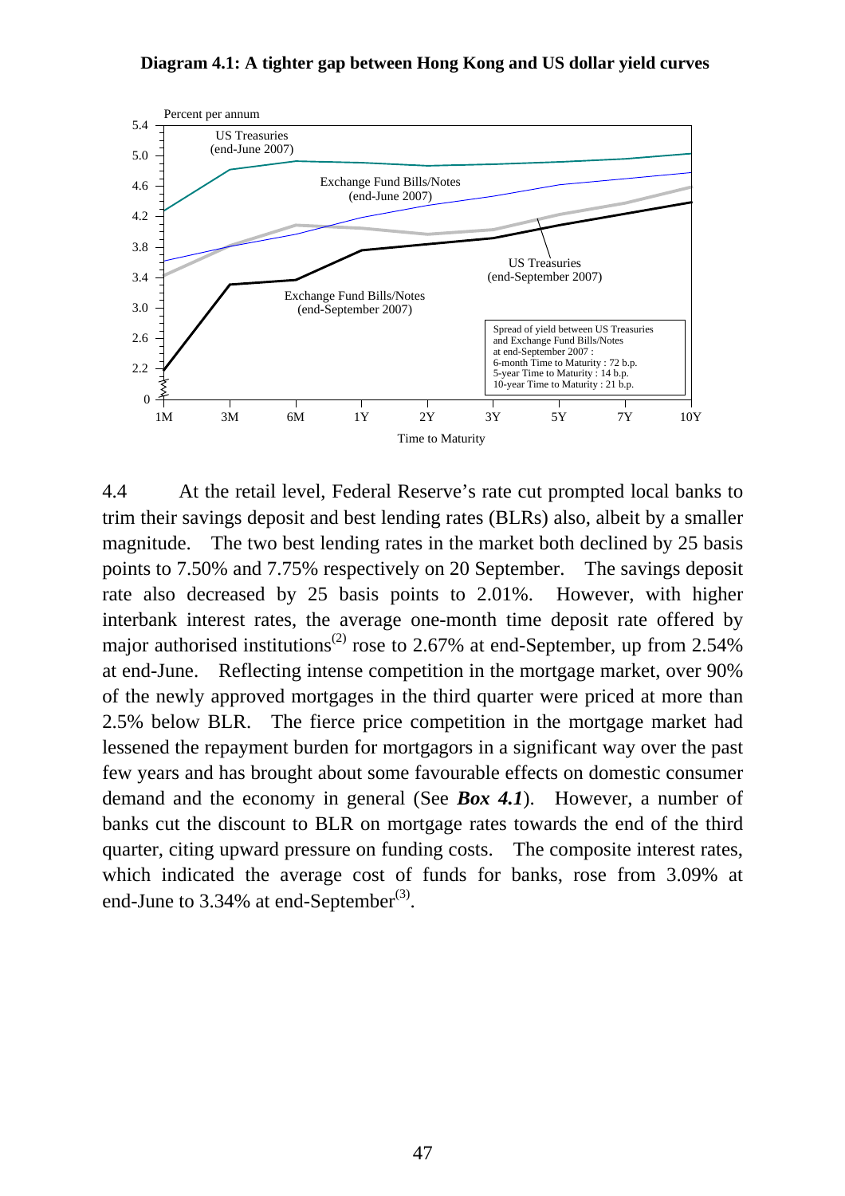**Diagram 4.1: A tighter gap between Hong Kong and US dollar yield curves**

Percent per annum

5.4
5.0
4.6
4.2
3.8
3.4
3.0
2.6
2.2
0

US Treasuries (end-June 2007)

Exchange Fund Bills/Notes (end-June 2007)

US Treasuries (end-September 2007)

Exchange Fund Bills/Notes (end-September 2007)

Spread of yield between US Treasuries and Exchange Fund Bills/Notes at end-September 2007 :
6-month Time to Maturity : 72 b.p.
5-year Time to Maturity : 14 b.p.
10-year Time to Maturity : 21 b.p.

1M 3M 6M 1Y 2Y 3Y 5Y 7Y 10Y

Time to Maturity

4.4 At the retail level, Federal Reserve's rate cut prompted local banks to trim their savings deposit and best lending rates (BLRs) also, albeit by a smaller magnitude. The two best lending rates in the market both declined by 25 basis points to 7.50% and 7.75% respectively on 20 September. The savings deposit rate also decreased by 25 basis points to 2.01%. However, with higher interbank interest rates, the average one-month time deposit rate offered by major authorised institutions[(2)] rose to 2.67% at end-September, up from 2.54% at end-June. Reflecting intense competition in the mortgage market, over 90% of the newly approved mortgages in the third quarter were priced at more than 2.5% below BLR. The fierce price competition in the mortgage market had lessened the repayment burden for mortgagors in a significant way over the past few years and has brought about some favourable effects on domestic consumer demand and the economy in general (See ***Box 4.1***). However, a number of banks cut the discount to BLR on mortgage rates towards the end of the third quarter, citing upward pressure on funding costs. The composite interest rates, which indicated the average cost of funds for banks, rose from 3.09% at end-June to 3.34% at end-September[(3)].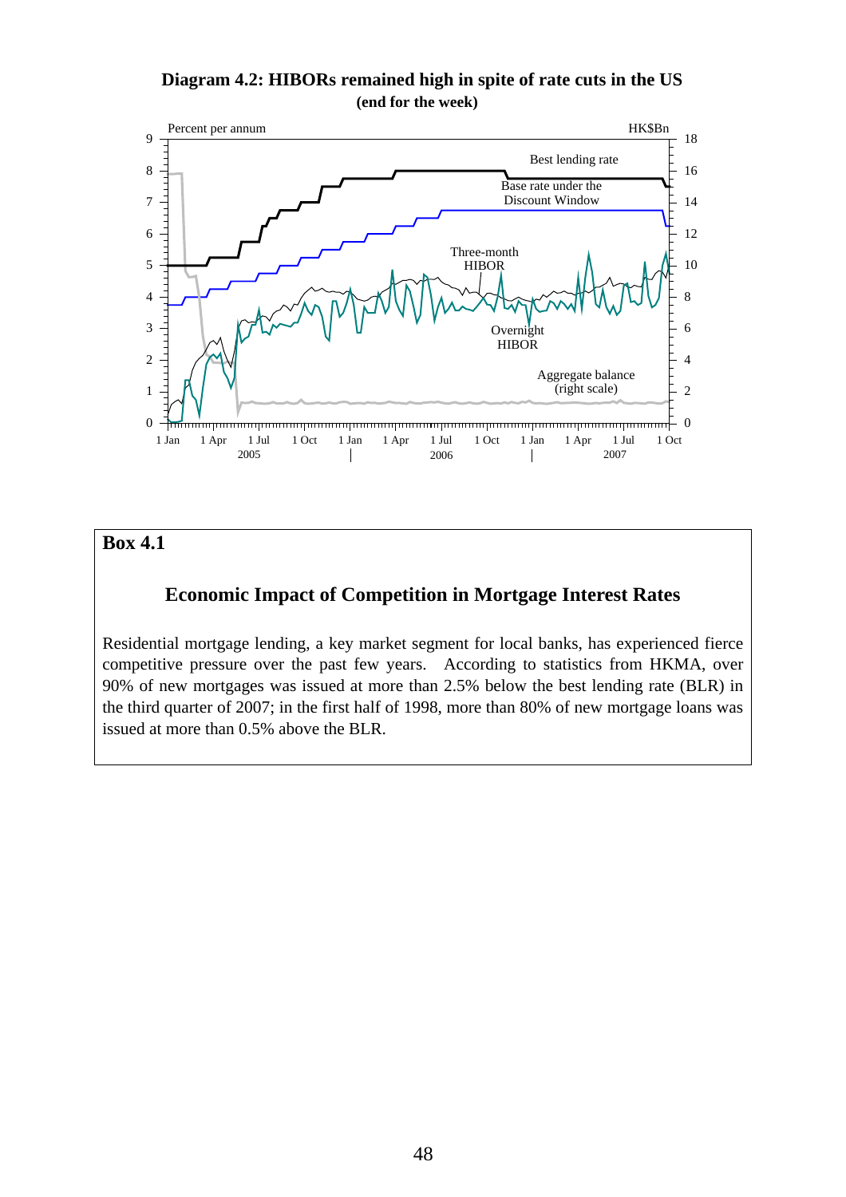**Diagram 4.2: HIBORs remained high in spite of rate cuts in the US**
**(end for the week)**

Percent per annum

HK$Bn

9
8
7
6
5
4
3
2
1
0

18
16
14
12
10
8
6
4
2
0

Best lending rate

Base rate under the Discount Window

Three-month HIBOR

Overnight HIBOR

Aggregate balance (right scale)

1 Jan 1 Apr 1 Jul 1 Oct 1 Jan 1 Apr 1 Jul 1 Oct 1 Jan 1 Apr 1 Jul 1 Oct

2005 2006 2007

## Box 4.1

### Economic Impact of Competition in Mortgage Interest Rates

Residential mortgage lending, a key market segment for local banks, has experienced fierce competitive pressure over the past few years. According to statistics from HKMA, over 90% of new mortgages was issued at more than 2.5% below the best lending rate (BLR) in the third quarter of 2007; in the first half of 1998, more than 80% of new mortgage loans was issued at more than 0.5% above the BLR.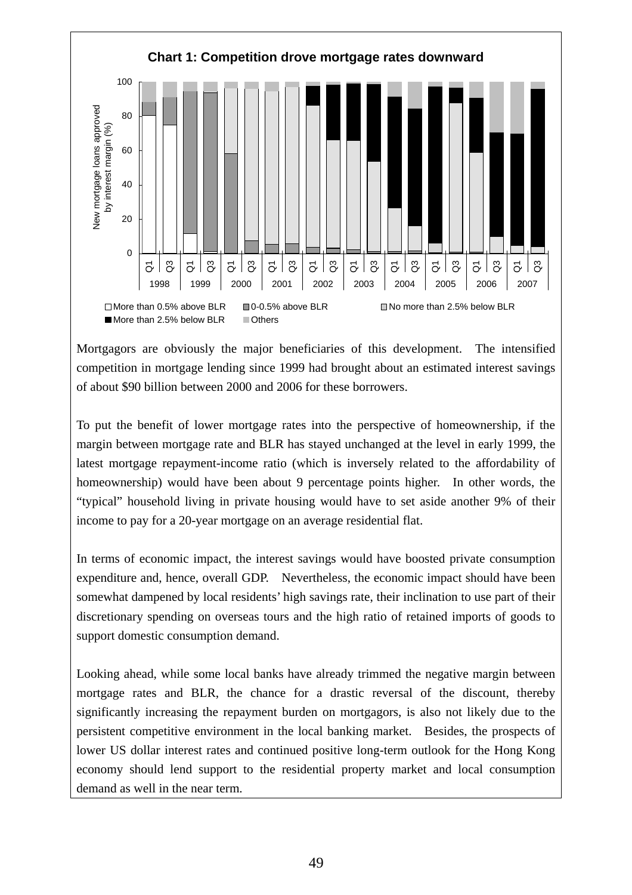**Chart 1: Competition drove mortgage rates downward**

Mortgagors are obviously the major beneficiaries of this development. The intensified competition in mortgage lending since 1999 had brought about an estimated interest savings of about $90 billion between 2000 and 2006 for these borrowers.

To put the benefit of lower mortgage rates into the perspective of homeownership, if the margin between mortgage rate and BLR has stayed unchanged at the level in early 1999, the latest mortgage repayment-income ratio (which is inversely related to the affordability of homeownership) would have been about 9 percentage points higher. In other words, the "typical" household living in private housing would have to set aside another 9% of their income to pay for a 20-year mortgage on an average residential flat.

In terms of economic impact, the interest savings would have boosted private consumption expenditure and, hence, overall GDP. Nevertheless, the economic impact should have been somewhat dampened by local residents' high savings rate, their inclination to use part of their discretionary spending on overseas tours and the high ratio of retained imports of goods to support domestic consumption demand.

Looking ahead, while some local banks have already trimmed the negative margin between mortgage rates and BLR, the chance for a drastic reversal of the discount, thereby significantly increasing the repayment burden on mortgagors, is also not likely due to the persistent competitive environment in the local banking market. Besides, the prospects of lower US dollar interest rates and continued positive long-term outlook for the Hong Kong economy should lend support to the residential property market and local consumption demand as well in the near term.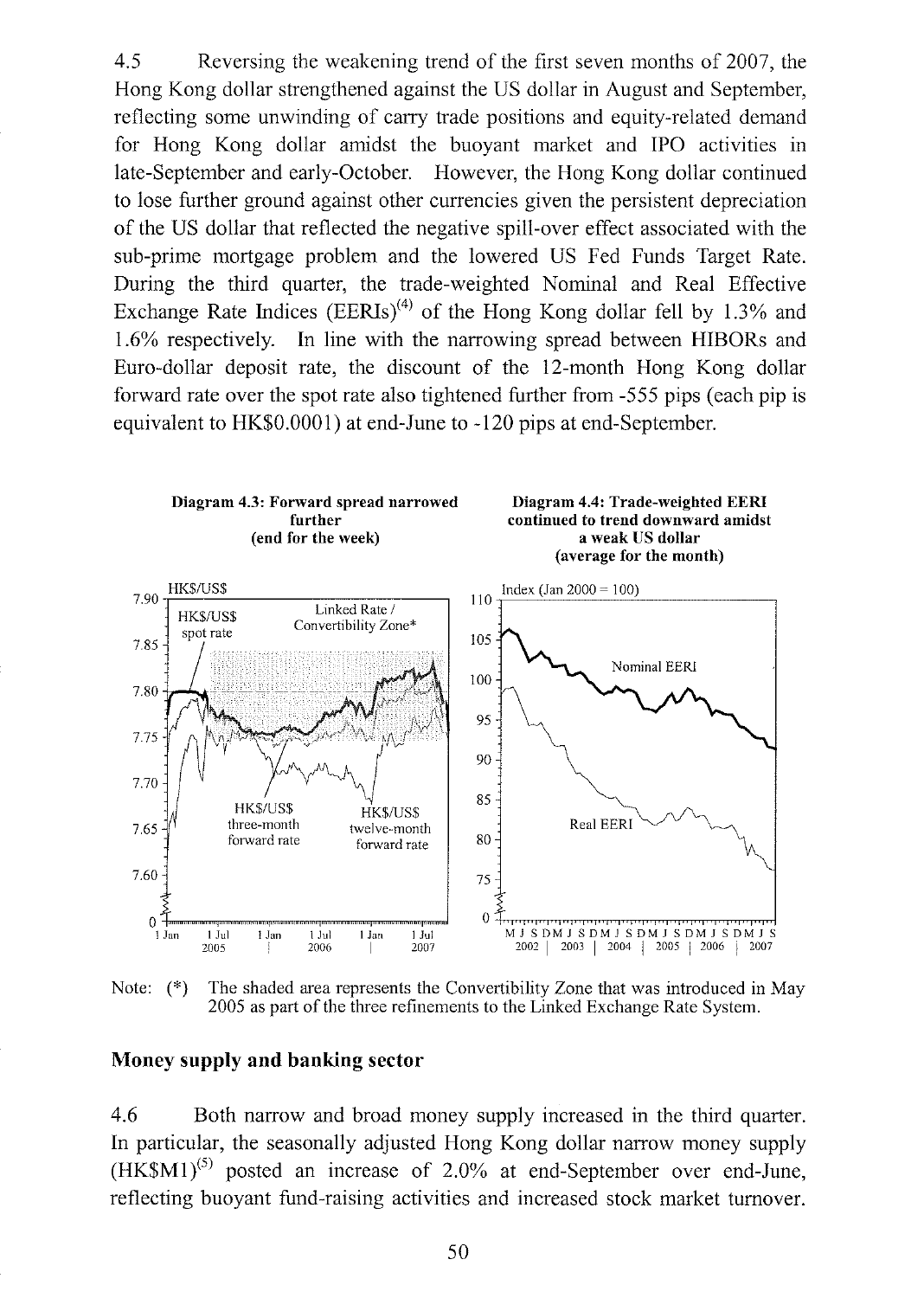4.5 Reversing the weakening trend of the first seven months of 2007, the Hong Kong dollar strengthened against the US dollar in August and September, reflecting some unwinding of carry trade positions and equity-related demand for Hong Kong dollar amidst the buoyant market and IPO activities in late-September and early-October. However, the Hong Kong dollar continued to lose further ground against other currencies given the persistent depreciation of the US dollar that reflected the negative spill-over effect associated with the sub-prime mortgage problem and the lowered US Fed Funds Target Rate. During the third quarter, the trade-weighted Nominal and Real Effective Exchange Rate Indices (EERIs)[4] of the Hong Kong dollar fell by 1.3% and 1.6% respectively. In line with the narrowing spread between HIBORs and Euro-dollar deposit rate, the discount of the 12-month Hong Kong dollar forward rate over the spot rate also tightened further from -555 pips (each pip is equivalent to HK$0.0001) at end-June to -120 pips at end-September.

**Diagram 4.3: Forward spread narrowed further (end for the week)**

HK$/US$
7.90
7.85
7.80
7.75
7.70
7.65
7.60
0
HK$/US$ spot rate
Linked Rate / Convertibility Zone*
HK$/US$ three-month forward rate
HK$/US$ twelve-month forward rate
1 Jan 2005, 1 Jul 2005, 1 Jan 2006, 1 Jul 2006, 1 Jan 2007, 1 Jul 2007

**Diagram 4.4: Trade-weighted EERI continued to trend downward amidst a weak US dollar (average for the month)**

Index (Jan 2000 = 100)
110
105
100
95
90
85
80
75
0
Nominal EERI
Real EERI
M J S D M J S D M J S D M J S D M J S D M J S
2002 | 2003 | 2004 | 2005 | 2006 | 2007

Note: (*) The shaded area represents the Convertibility Zone that was introduced in May 2005 as part of the three refinements to the Linked Exchange Rate System.

## Money supply and banking sector

4.6 Both narrow and broad money supply increased in the third quarter. In particular, the seasonally adjusted Hong Kong dollar narrow money supply (HK$M1)[5] posted an increase of 2.0% at end-September over end-June, reflecting buoyant fund-raising activities and increased stock market turnover.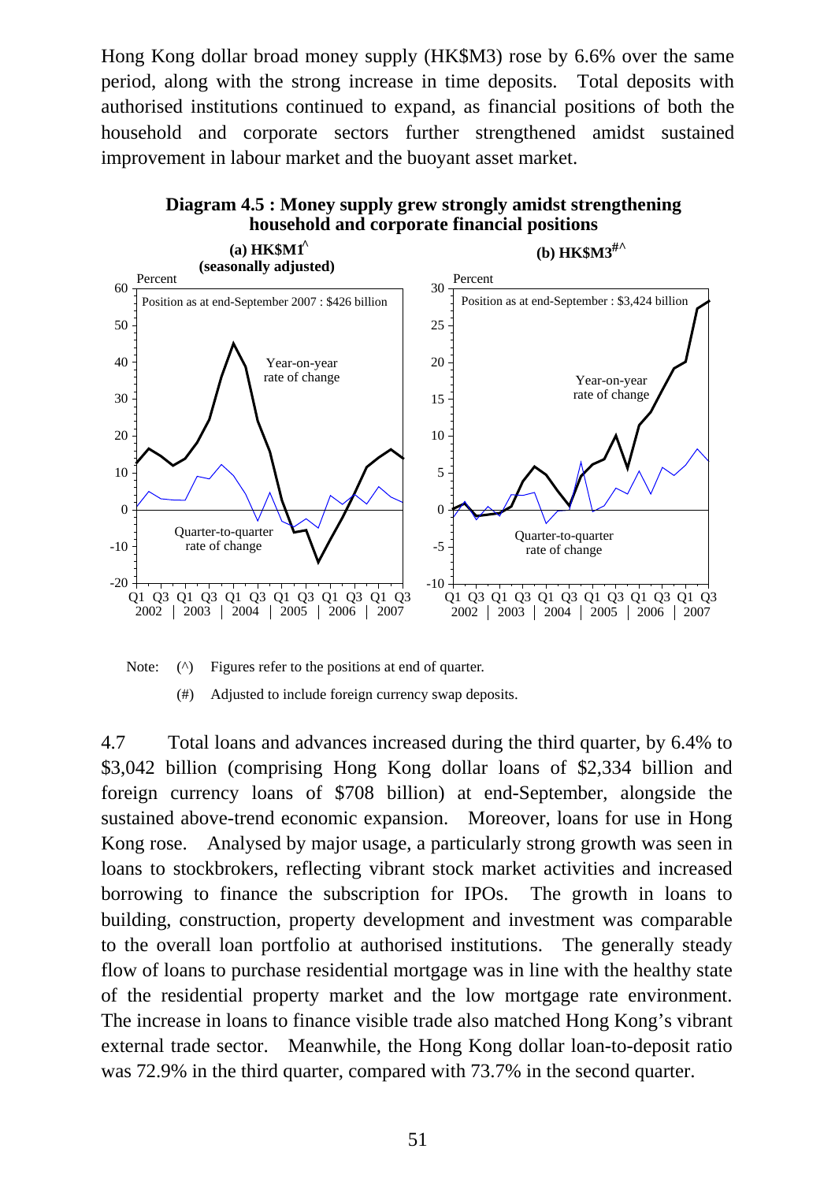Hong Kong dollar broad money supply (HK$M3) rose by 6.6% over the same period, along with the strong increase in time deposits. Total deposits with authorised institutions continued to expand, as financial positions of both the household and corporate sectors further strengthened amidst sustained improvement in labour market and the buoyant asset market.

**Diagram 4.5 : Money supply grew strongly amidst strengthening household and corporate financial positions**

**(a) HK$M1^**
**(seasonally adjusted)**

Percent

Position as at end-September 2007 : $426 billion

Year-on-year rate of change

Quarter-to-quarter rate of change

60
50
40
30
20
10
0
-10
-20

Q1 Q3 Q1 Q3 Q1 Q3 Q1 Q3 Q1 Q3 Q1 Q3
2002 | 2003 | 2004 | 2005 | 2006 | 2007

**(b) HK$M3#^**

Percent

Position as at end-September : $3,424 billion

Year-on-year rate of change

Quarter-to-quarter rate of change

30
25
20
15
10
5
0
-5
-10

Q1 Q3 Q1 Q3 Q1 Q3 Q1 Q3 Q1 Q3 Q1 Q3
2002 | 2003 | 2004 | 2005 | 2006 | 2007

Note: (^) Figures refer to the positions at end of quarter.

(#) Adjusted to include foreign currency swap deposits.

4.7 Total loans and advances increased during the third quarter, by 6.4% to $3,042 billion (comprising Hong Kong dollar loans of $2,334 billion and foreign currency loans of $708 billion) at end-September, alongside the sustained above-trend economic expansion. Moreover, loans for use in Hong Kong rose. Analysed by major usage, a particularly strong growth was seen in loans to stockbrokers, reflecting vibrant stock market activities and increased borrowing to finance the subscription for IPOs. The growth in loans to building, construction, property development and investment was comparable to the overall loan portfolio at authorised institutions. The generally steady flow of loans to purchase residential mortgage was in line with the healthy state of the residential property market and the low mortgage rate environment. The increase in loans to finance visible trade also matched Hong Kong's vibrant external trade sector. Meanwhile, the Hong Kong dollar loan-to-deposit ratio was 72.9% in the third quarter, compared with 73.7% in the second quarter.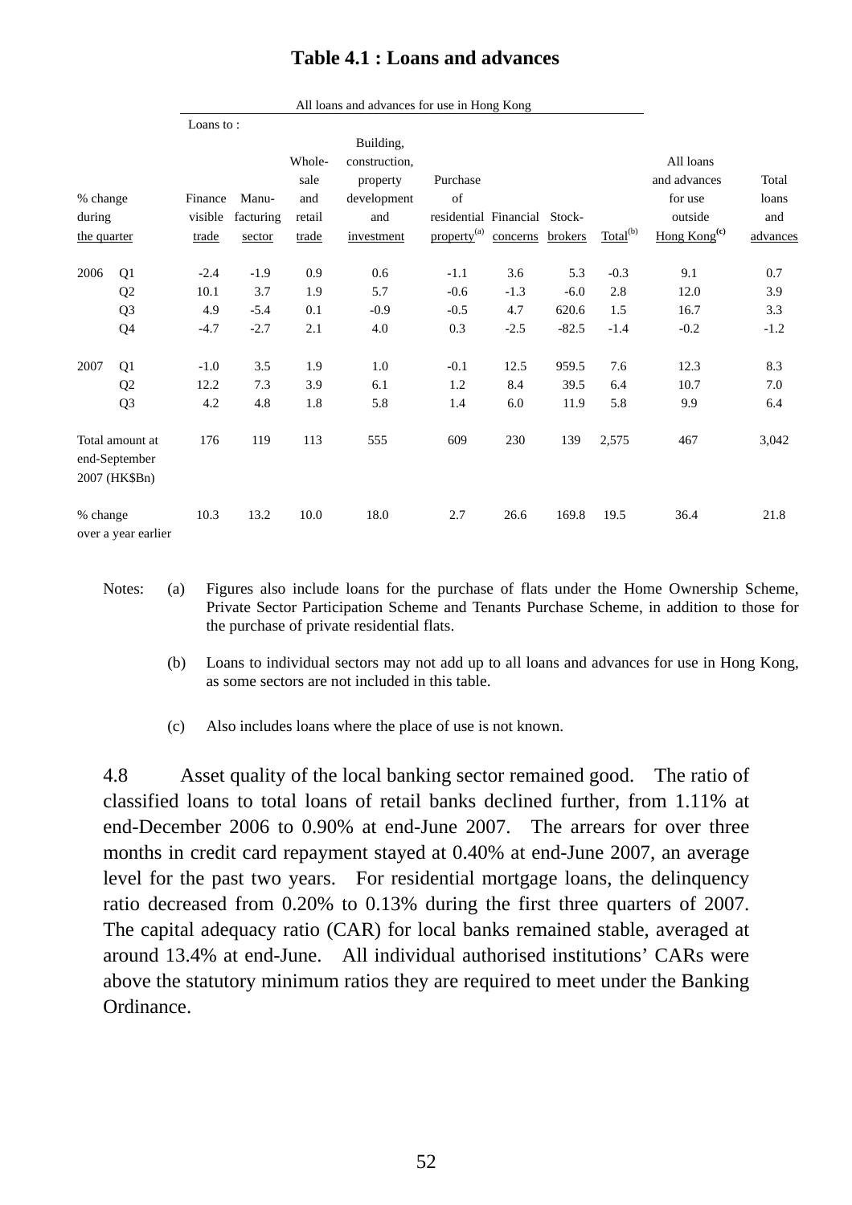## Table 4.1 : Loans and advances

| % change during the quarter | | All loans and advances for use in Hong Kong | | | | | | | | All loans and advances for use outside Hong Kong[(c)] | Total loans and advances |
|---|---|---|---|---|---|---|---|---|---|---|---|
| | | Loans to : Finance visible trade | Manu-facturing sector | Whole-sale and retail trade | Building, construction, property development and investment | Purchase of residential property[(a)] | Financial concerns | Stock-brokers | Total[(b)] | | |
| 2006 | Q1 | -2.4 | -1.9 | 0.9 | 0.6 | -1.1 | 3.6 | 5.3 | -0.3 | 9.1 | 0.7 |
| | Q2 | 10.1 | 3.7 | 1.9 | 5.7 | -0.6 | -1.3 | -6.0 | 2.8 | 12.0 | 3.9 |
| | Q3 | 4.9 | -5.4 | 0.1 | -0.9 | -0.5 | 4.7 | 620.6 | 1.5 | 16.7 | 3.3 |
| | Q4 | -4.7 | -2.7 | 2.1 | 4.0 | 0.3 | -2.5 | -82.5 | -1.4 | -0.2 | -1.2 |
| 2007 | Q1 | -1.0 | 3.5 | 1.9 | 1.0 | -0.1 | 12.5 | 959.5 | 7.6 | 12.3 | 8.3 |
| | Q2 | 12.2 | 7.3 | 3.9 | 6.1 | 1.2 | 8.4 | 39.5 | 6.4 | 10.7 | 7.0 |
| | Q3 | 4.2 | 4.8 | 1.8 | 5.8 | 1.4 | 6.0 | 11.9 | 5.8 | 9.9 | 6.4 |
| Total amount at end-September 2007 (HK$Bn) | | 176 | 119 | 113 | 555 | 609 | 230 | 139 | 2,575 | 467 | 3,042 |
| % change over a year earlier | | 10.3 | 13.2 | 10.0 | 18.0 | 2.7 | 26.6 | 169.8 | 19.5 | 36.4 | 21.8 |

Notes: (a) Figures also include loans for the purchase of flats under the Home Ownership Scheme, Private Sector Participation Scheme and Tenants Purchase Scheme, in addition to those for the purchase of private residential flats.

(b) Loans to individual sectors may not add up to all loans and advances for use in Hong Kong, as some sectors are not included in this table.

(c) Also includes loans where the place of use is not known.

4.8 Asset quality of the local banking sector remained good. The ratio of classified loans to total loans of retail banks declined further, from 1.11% at end-December 2006 to 0.90% at end-June 2007. The arrears for over three months in credit card repayment stayed at 0.40% at end-June 2007, an average level for the past two years. For residential mortgage loans, the delinquency ratio decreased from 0.20% to 0.13% during the first three quarters of 2007. The capital adequacy ratio (CAR) for local banks remained stable, averaged at around 13.4% at end-June. All individual authorised institutions' CARs were above the statutory minimum ratios they are required to meet under the Banking Ordinance.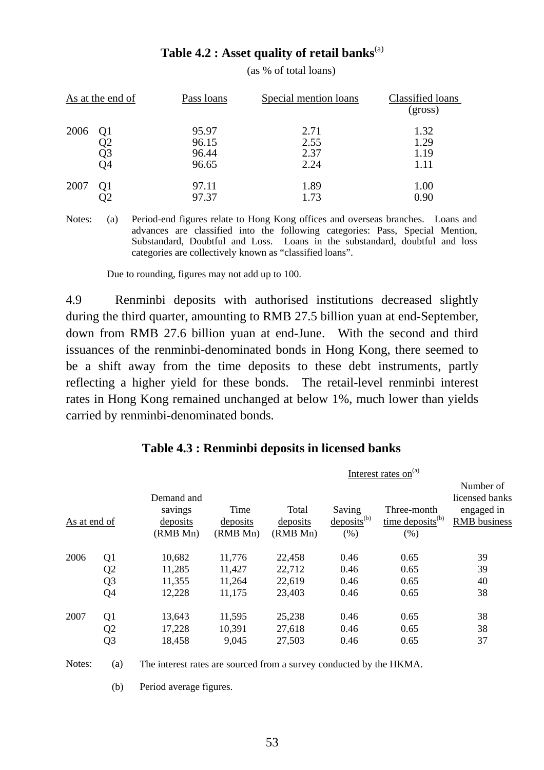**Table 4.2 : Asset quality of retail banks**[(a)]

(as % of total loans)

| As at the end of | | Pass loans | Special mention loans | Classified loans (gross) |
|---|---|---|---|---|
| 2006 | Q1 | 95.97 | 2.71 | 1.32 |
| | Q2 | 96.15 | 2.55 | 1.29 |
| | Q3 | 96.44 | 2.37 | 1.19 |
| | Q4 | 96.65 | 2.24 | 1.11 |
| 2007 | Q1 | 97.11 | 1.89 | 1.00 |
| | Q2 | 97.37 | 1.73 | 0.90 |

Notes: (a) Period-end figures relate to Hong Kong offices and overseas branches. Loans and advances are classified into the following categories: Pass, Special Mention, Substandard, Doubtful and Loss. Loans in the substandard, doubtful and loss categories are collectively known as "classified loans".

Due to rounding, figures may not add up to 100.

4.9 Renminbi deposits with authorised institutions decreased slightly during the third quarter, amounting to RMB 27.5 billion yuan at end-September, down from RMB 27.6 billion yuan at end-June. With the second and third issuances of the renminbi-denominated bonds in Hong Kong, there seemed to be a shift away from the time deposits to these debt instruments, partly reflecting a higher yield for these bonds. The retail-level renminbi interest rates in Hong Kong remained unchanged at below 1%, much lower than yields carried by renminbi-denominated bonds.

**Table 4.3 : Renminbi deposits in licensed banks**

| As at end of | | Demand and savings deposits (RMB Mn) | Time deposits (RMB Mn) | Total deposits (RMB Mn) | Interest rates on[(a)] Saving deposits[(b)] (%) | Interest rates on[(a)] Three-month time deposits[(b)] (%) | Number of licensed banks engaged in RMB business |
|---|---|---|---|---|---|---|---|
| 2006 | Q1 | 10,682 | 11,776 | 22,458 | 0.46 | 0.65 | 39 |
| | Q2 | 11,285 | 11,427 | 22,712 | 0.46 | 0.65 | 39 |
| | Q3 | 11,355 | 11,264 | 22,619 | 0.46 | 0.65 | 40 |
| | Q4 | 12,228 | 11,175 | 23,403 | 0.46 | 0.65 | 38 |
| 2007 | Q1 | 13,643 | 11,595 | 25,238 | 0.46 | 0.65 | 38 |
| | Q2 | 17,228 | 10,391 | 27,618 | 0.46 | 0.65 | 38 |
| | Q3 | 18,458 | 9,045 | 27,503 | 0.46 | 0.65 | 37 |

Notes: (a) The interest rates are sourced from a survey conducted by the HKMA.

(b) Period average figures.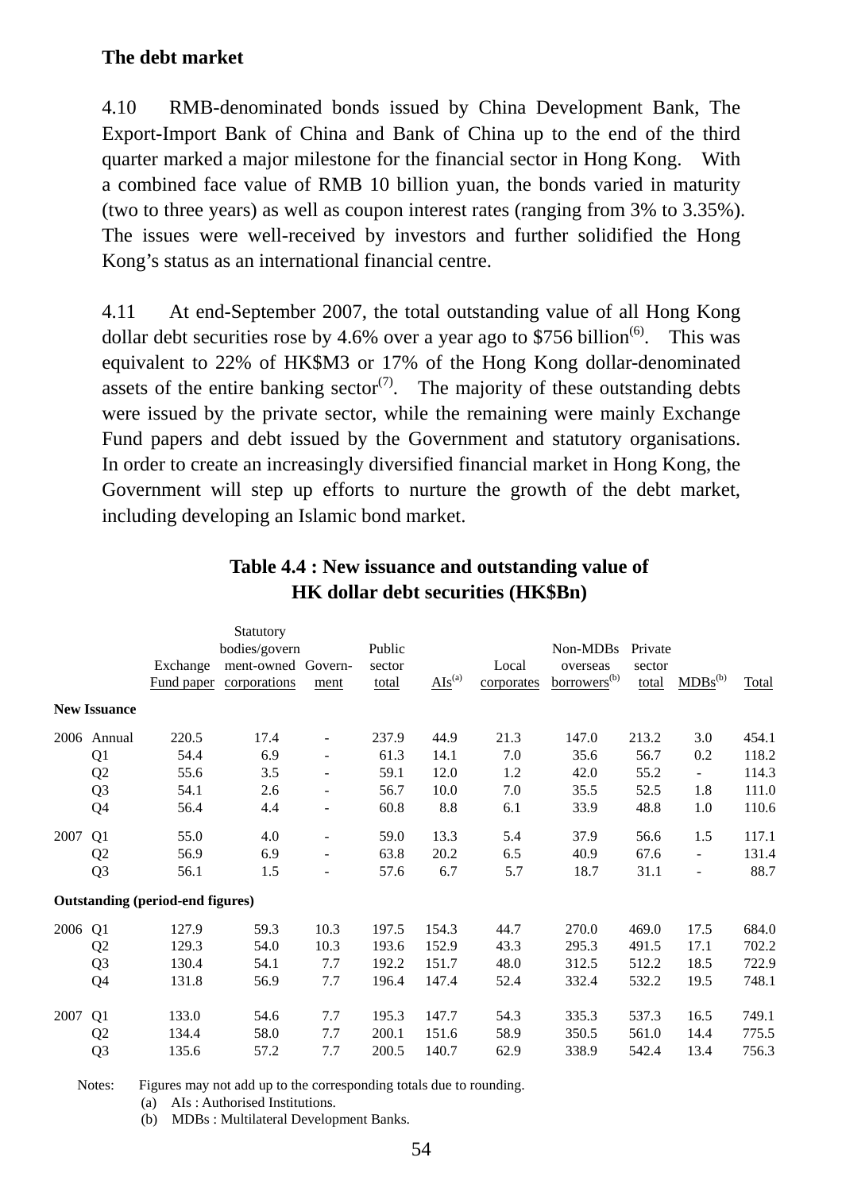**The debt market**

4.10 RMB-denominated bonds issued by China Development Bank, The Export-Import Bank of China and Bank of China up to the end of the third quarter marked a major milestone for the financial sector in Hong Kong. With a combined face value of RMB 10 billion yuan, the bonds varied in maturity (two to three years) as well as coupon interest rates (ranging from 3% to 3.35%). The issues were well-received by investors and further solidified the Hong Kong's status as an international financial centre.

4.11 At end-September 2007, the total outstanding value of all Hong Kong dollar debt securities rose by 4.6% over a year ago to $756 billion(6). This was equivalent to 22% of HK$M3 or 17% of the Hong Kong dollar-denominated assets of the entire banking sector(7). The majority of these outstanding debts were issued by the private sector, while the remaining were mainly Exchange Fund papers and debt issued by the Government and statutory organisations. In order to create an increasingly diversified financial market in Hong Kong, the Government will step up efforts to nurture the growth of the debt market, including developing an Islamic bond market.

**Table 4.4 : New issuance and outstanding value of HK dollar debt securities (HK$Bn)**

| | | Exchange Fund paper | Statutory bodies/government-owned corporations | Government | Public sector total | AIs[a] | Local corporates | Non-MDBs overseas borrowers[b] | Private sector total | MDBs[b] | Total |
|---|---|---|---|---|---|---|---|---|---|---|---|
| **New Issuance** | | | | | | | | | | | |
| 2006 | Annual | 220.5 | 17.4 | - | 237.9 | 44.9 | 21.3 | 147.0 | 213.2 | 3.0 | 454.1 |
| | Q1 | 54.4 | 6.9 | - | 61.3 | 14.1 | 7.0 | 35.6 | 56.7 | 0.2 | 118.2 |
| | Q2 | 55.6 | 3.5 | - | 59.1 | 12.0 | 1.2 | 42.0 | 55.2 | - | 114.3 |
| | Q3 | 54.1 | 2.6 | - | 56.7 | 10.0 | 7.0 | 35.5 | 52.5 | 1.8 | 111.0 |
| | Q4 | 56.4 | 4.4 | - | 60.8 | 8.8 | 6.1 | 33.9 | 48.8 | 1.0 | 110.6 |
| 2007 | Q1 | 55.0 | 4.0 | - | 59.0 | 13.3 | 5.4 | 37.9 | 56.6 | 1.5 | 117.1 |
| | Q2 | 56.9 | 6.9 | - | 63.8 | 20.2 | 6.5 | 40.9 | 67.6 | - | 131.4 |
| | Q3 | 56.1 | 1.5 | - | 57.6 | 6.7 | 5.7 | 18.7 | 31.1 | - | 88.7 |
| **Outstanding (period-end figures)** | | | | | | | | | | | |
| 2006 | Q1 | 127.9 | 59.3 | 10.3 | 197.5 | 154.3 | 44.7 | 270.0 | 469.0 | 17.5 | 684.0 |
| | Q2 | 129.3 | 54.0 | 10.3 | 193.6 | 152.9 | 43.3 | 295.3 | 491.5 | 17.1 | 702.2 |
| | Q3 | 130.4 | 54.1 | 7.7 | 192.2 | 151.7 | 48.0 | 312.5 | 512.2 | 18.5 | 722.9 |
| | Q4 | 131.8 | 56.9 | 7.7 | 196.4 | 147.4 | 52.4 | 332.4 | 532.2 | 19.5 | 748.1 |
| 2007 | Q1 | 133.0 | 54.6 | 7.7 | 195.3 | 147.7 | 54.3 | 335.3 | 537.3 | 16.5 | 749.1 |
| | Q2 | 134.4 | 58.0 | 7.7 | 200.1 | 151.6 | 58.9 | 350.5 | 561.0 | 14.4 | 775.5 |
| | Q3 | 135.6 | 57.2 | 7.7 | 200.5 | 140.7 | 62.9 | 338.9 | 542.4 | 13.4 | 756.3 |

Notes: Figures may not add up to the corresponding totals due to rounding.
(a) AIs : Authorised Institutions.
(b) MDBs : Multilateral Development Banks.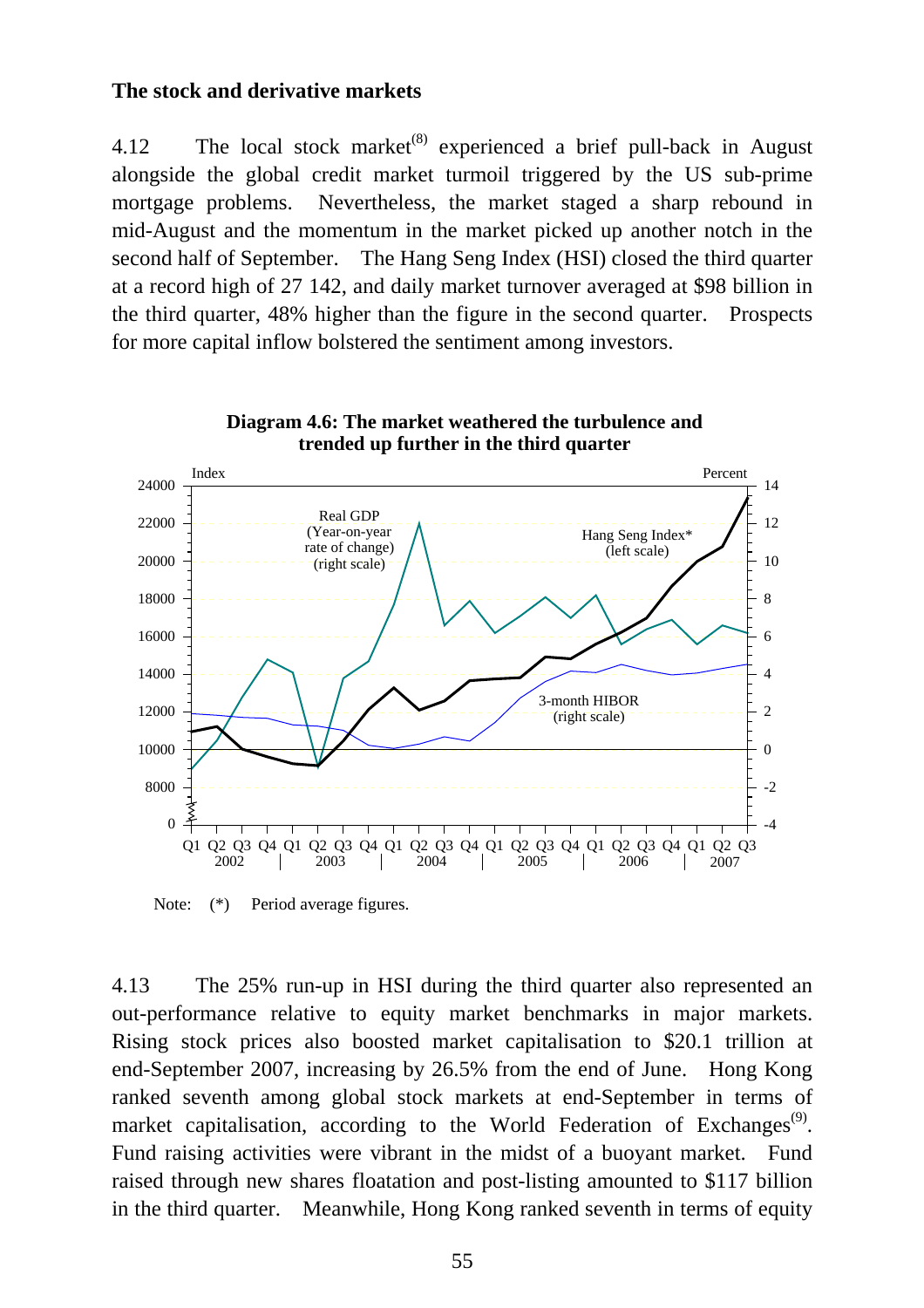## The stock and derivative markets

4.12 The local stock market[8] experienced a brief pull-back in August alongside the global credit market turmoil triggered by the US sub-prime mortgage problems. Nevertheless, the market staged a sharp rebound in mid-August and the momentum in the market picked up another notch in the second half of September. The Hang Seng Index (HSI) closed the third quarter at a record high of 27 142, and daily market turnover averaged at $98 billion in the third quarter, 48% higher than the figure in the second quarter. Prospects for more capital inflow bolstered the sentiment among investors.

**Diagram 4.6: The market weathered the turbulence and trended up further in the third quarter**

Index

Percent

24000
22000
20000
18000
16000
14000
12000
10000
8000
0

14
12
10
8
6
4
2
0
-2
-4

Real GDP (Year-on-year rate of change) (right scale)

Hang Seng Index* (left scale)

3-month HIBOR (right scale)

Q1 Q2 Q3 Q4 Q1 Q2 Q3 Q4 Q1 Q2 Q3 Q4 Q1 Q2 Q3 Q4 Q1 Q2 Q3 Q4 Q1 Q2 Q3

2002 2003 2004 2005 2006 2007

Note: (*) Period average figures.

4.13 The 25% run-up in HSI during the third quarter also represented an out-performance relative to equity market benchmarks in major markets. Rising stock prices also boosted market capitalisation to $20.1 trillion at end-September 2007, increasing by 26.5% from the end of June. Hong Kong ranked seventh among global stock markets at end-September in terms of market capitalisation, according to the World Federation of Exchanges[9]. Fund raising activities were vibrant in the midst of a buoyant market. Fund raised through new shares floatation and post-listing amounted to $117 billion in the third quarter. Meanwhile, Hong Kong ranked seventh in terms of equity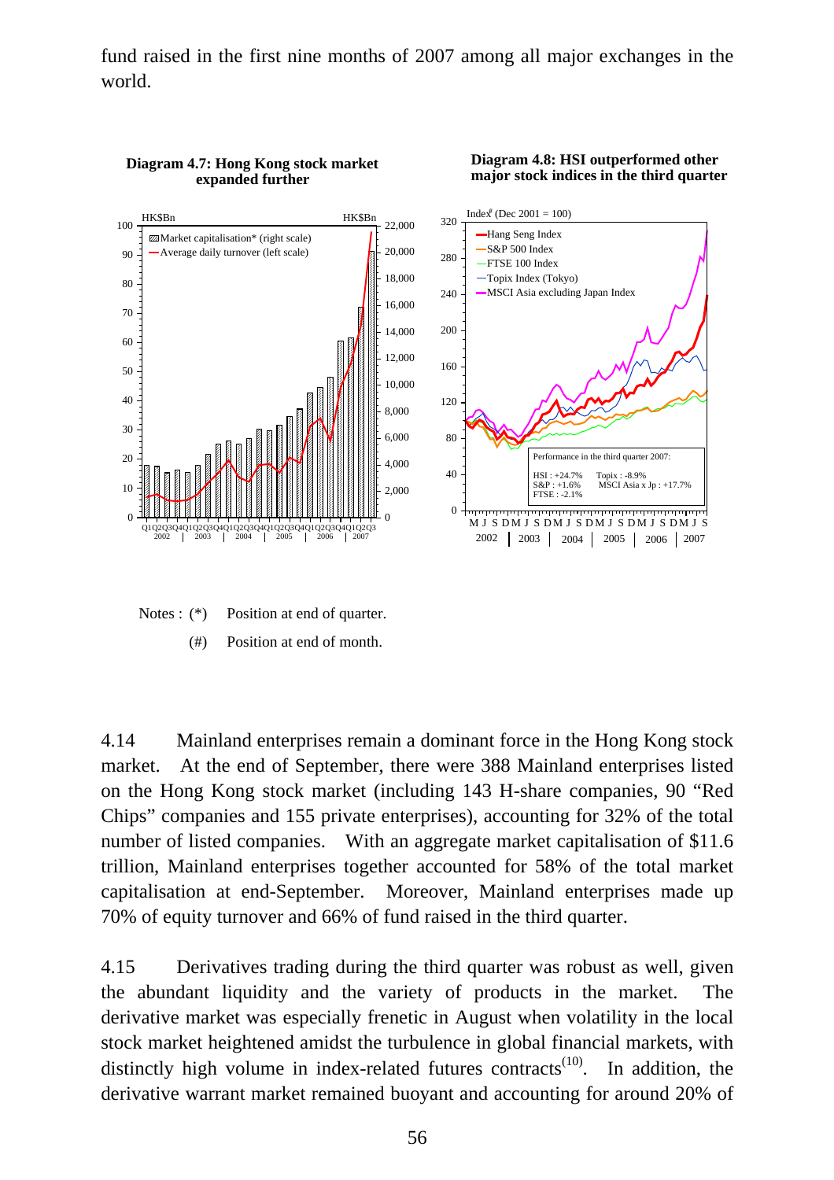fund raised in the first nine months of 2007 among all major exchanges in the world.

**Diagram 4.7: Hong Kong stock market expanded further**

HK$Bn

HK$Bn

Market capitalisation* (right scale)

Average daily turnover (left scale)

100
90
80
70
60
50
40
30
20
10
0

22,000
20,000
18,000
16,000
14,000
12,000
10,000
8,000
6,000
4,000
2,000
0

Q1Q2Q3Q4Q1Q2Q3Q4Q1Q2Q3Q4Q1Q2Q3Q4Q1Q2Q3Q4Q1Q2Q3

2002 | 2003 | 2004 | 2005 | 2006 | 2007

**Diagram 4.8: HSI outperformed other major stock indices in the third quarter**

Index# (Dec 2001 = 100)

Hang Seng Index

S&P 500 Index

FTSE 100 Index

Topix Index (Tokyo)

MSCI Asia excluding Japan Index

320
280
240
200
160
120
80
40
0

Performance in the third quarter 2007:

HSI : +24.7% Topix : -8.9%

S&P : +1.6% MSCI Asia x Jp : +17.7%

FTSE : -2.1%

M J S D M J S D M J S D M J S D M J S D M J S

2002 | 2003 | 2004 | 2005 | 2006 | 2007

Notes : (*) Position at end of quarter.

(#) Position at end of month.

4.14 Mainland enterprises remain a dominant force in the Hong Kong stock market. At the end of September, there were 388 Mainland enterprises listed on the Hong Kong stock market (including 143 H-share companies, 90 "Red Chips" companies and 155 private enterprises), accounting for 32% of the total number of listed companies. With an aggregate market capitalisation of $11.6 trillion, Mainland enterprises together accounted for 58% of the total market capitalisation at end-September. Moreover, Mainland enterprises made up 70% of equity turnover and 66% of fund raised in the third quarter.

4.15 Derivatives trading during the third quarter was robust as well, given the abundant liquidity and the variety of products in the market. The derivative market was especially frenetic in August when volatility in the local stock market heightened amidst the turbulence in global financial markets, with distinctly high volume in index-related futures contracts[10]. In addition, the derivative warrant market remained buoyant and accounting for around 20% of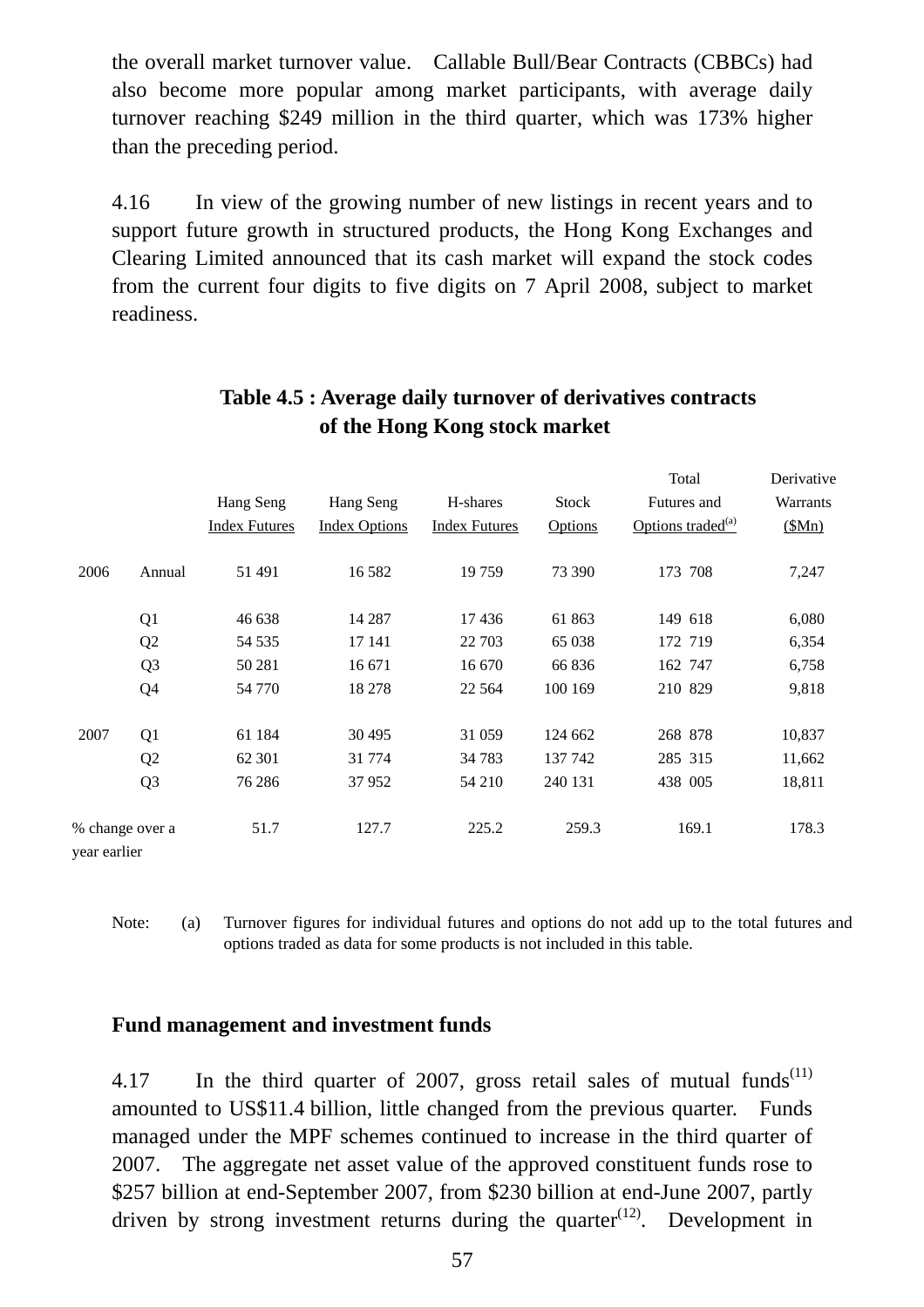the overall market turnover value. Callable Bull/Bear Contracts (CBBCs) had also become more popular among market participants, with average daily turnover reaching $249 million in the third quarter, which was 173% higher than the preceding period.

4.16 In view of the growing number of new listings in recent years and to support future growth in structured products, the Hong Kong Exchanges and Clearing Limited announced that its cash market will expand the stock codes from the current four digits to five digits on 7 April 2008, subject to market readiness.

**Table 4.5 : Average daily turnover of derivatives contracts of the Hong Kong stock market**

| | | Hang Seng Index Futures | Hang Seng Index Options | H-shares Index Futures | Stock Options | Total Futures and Options traded[(a)] | Derivative Warrants ($Mn) |
|---|---|---|---|---|---|---|---|
| 2006 | Annual | 51 491 | 16 582 | 19 759 | 73 390 | 173 708 | 7,247 |
| | Q1 | 46 638 | 14 287 | 17 436 | 61 863 | 149 618 | 6,080 |
| | Q2 | 54 535 | 17 141 | 22 703 | 65 038 | 172 719 | 6,354 |
| | Q3 | 50 281 | 16 671 | 16 670 | 66 836 | 162 747 | 6,758 |
| | Q4 | 54 770 | 18 278 | 22 564 | 100 169 | 210 829 | 9,818 |
| 2007 | Q1 | 61 184 | 30 495 | 31 059 | 124 662 | 268 878 | 10,837 |
| | Q2 | 62 301 | 31 774 | 34 783 | 137 742 | 285 315 | 11,662 |
| | Q3 | 76 286 | 37 952 | 54 210 | 240 131 | 438 005 | 18,811 |
| % change over a year earlier | | 51.7 | 127.7 | 225.2 | 259.3 | 169.1 | 178.3 |

Note: (a) Turnover figures for individual futures and options do not add up to the total futures and options traded as data for some products is not included in this table.

**Fund management and investment funds**

4.17 In the third quarter of 2007, gross retail sales of mutual funds[(11)] amounted to US$11.4 billion, little changed from the previous quarter. Funds managed under the MPF schemes continued to increase in the third quarter of 2007. The aggregate net asset value of the approved constituent funds rose to $257 billion at end-September 2007, from $230 billion at end-June 2007, partly driven by strong investment returns during the quarter[(12)]. Development in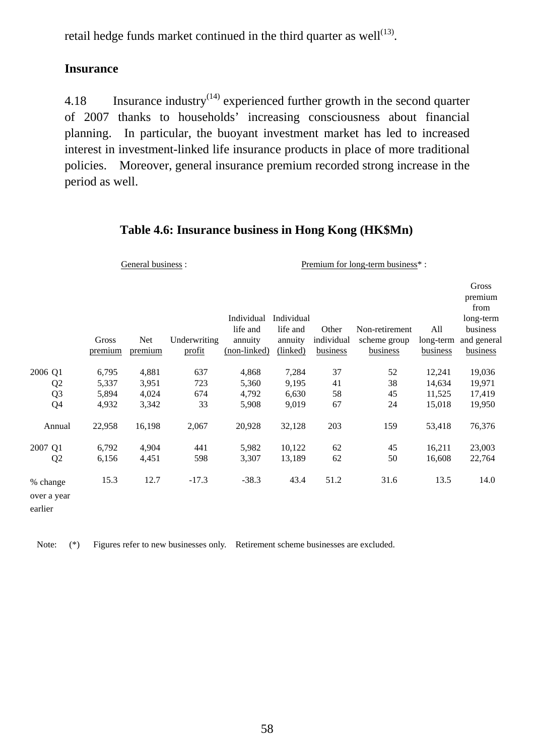retail hedge funds market continued in the third quarter as well[13].

## Insurance

4.18 Insurance industry[14] experienced further growth in the second quarter of 2007 thanks to households' increasing consciousness about financial planning. In particular, the buoyant investment market has led to increased interest in investment-linked life insurance products in place of more traditional policies. Moreover, general insurance premium recorded strong increase in the period as well.

### Table 4.6: Insurance business in Hong Kong (HK$Mn)

| | General business : | | | Premium for long-term business* : | | | | | |
|---|---|---|---|---|---|---|---|---|---|
| | Gross premium | Net premium | Underwriting profit | Individual life and annuity (non-linked) | Individual life and annuity (linked) | Other individual business | Non-retirement scheme group business | All long-term business | Gross premium from long-term business and general business |
| 2006 Q1 | 6,795 | 4,881 | 637 | 4,868 | 7,284 | 37 | 52 | 12,241 | 19,036 |
| Q2 | 5,337 | 3,951 | 723 | 5,360 | 9,195 | 41 | 38 | 14,634 | 19,971 |
| Q3 | 5,894 | 4,024 | 674 | 4,792 | 6,630 | 58 | 45 | 11,525 | 17,419 |
| Q4 | 4,932 | 3,342 | 33 | 5,908 | 9,019 | 67 | 24 | 15,018 | 19,950 |
| Annual | 22,958 | 16,198 | 2,067 | 20,928 | 32,128 | 203 | 159 | 53,418 | 76,376 |
| 2007 Q1 | 6,792 | 4,904 | 441 | 5,982 | 10,122 | 62 | 45 | 16,211 | 23,003 |
| Q2 | 6,156 | 4,451 | 598 | 3,307 | 13,189 | 62 | 50 | 16,608 | 22,764 |
| % change over a year earlier | 15.3 | 12.7 | -17.3 | -38.3 | 43.4 | 51.2 | 31.6 | 13.5 | 14.0 |

Note: (*) Figures refer to new businesses only. Retirement scheme businesses are excluded.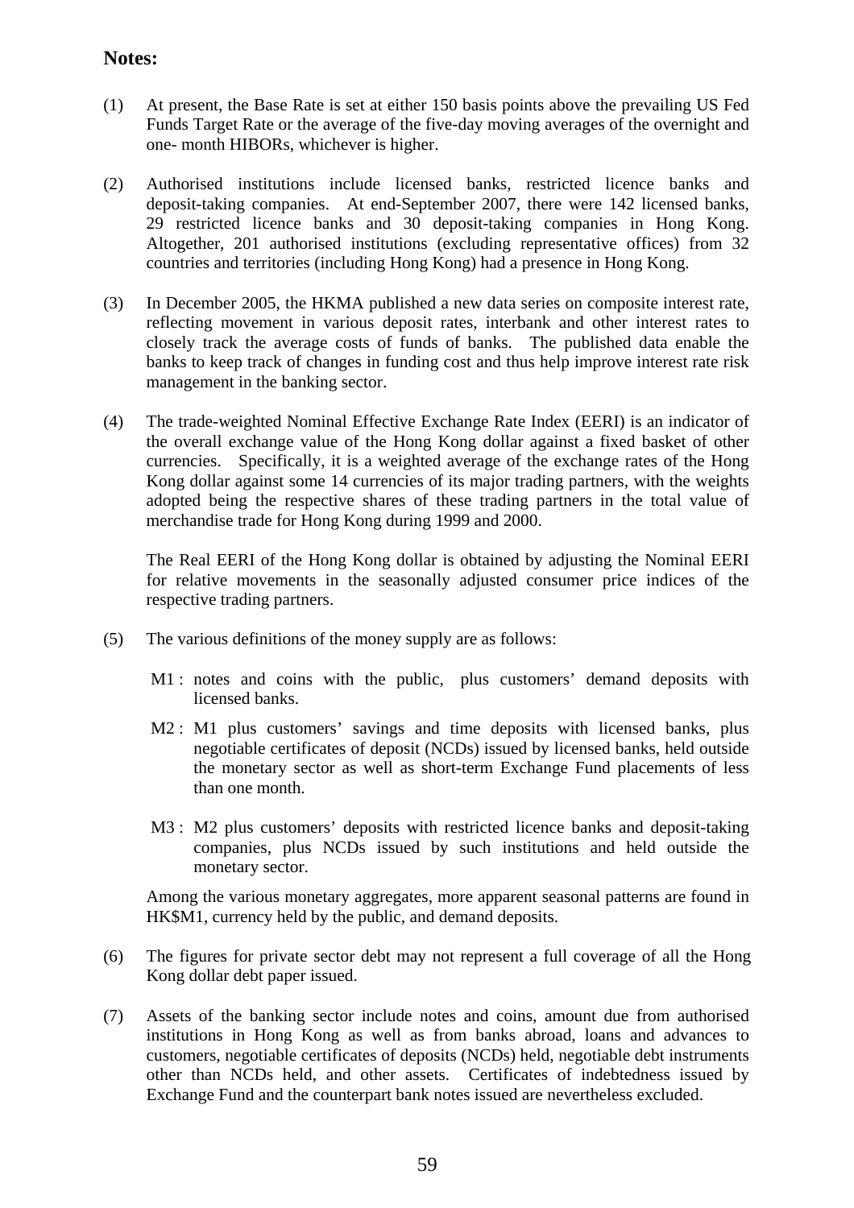## Notes:

(1) At present, the Base Rate is set at either 150 basis points above the prevailing US Fed Funds Target Rate or the average of the five-day moving averages of the overnight and one- month HIBORs, whichever is higher.

(2) Authorised institutions include licensed banks, restricted licence banks and deposit-taking companies. At end-September 2007, there were 142 licensed banks, 29 restricted licence banks and 30 deposit-taking companies in Hong Kong. Altogether, 201 authorised institutions (excluding representative offices) from 32 countries and territories (including Hong Kong) had a presence in Hong Kong.

(3) In December 2005, the HKMA published a new data series on composite interest rate, reflecting movement in various deposit rates, interbank and other interest rates to closely track the average costs of funds of banks. The published data enable the banks to keep track of changes in funding cost and thus help improve interest rate risk management in the banking sector.

(4) The trade-weighted Nominal Effective Exchange Rate Index (EERI) is an indicator of the overall exchange value of the Hong Kong dollar against a fixed basket of other currencies. Specifically, it is a weighted average of the exchange rates of the Hong Kong dollar against some 14 currencies of its major trading partners, with the weights adopted being the respective shares of these trading partners in the total value of merchandise trade for Hong Kong during 1999 and 2000.

    The Real EERI of the Hong Kong dollar is obtained by adjusting the Nominal EERI for relative movements in the seasonally adjusted consumer price indices of the respective trading partners.

(5) The various definitions of the money supply are as follows:

    M1 : notes and coins with the public, plus customers' demand deposits with licensed banks.

    M2 : M1 plus customers' savings and time deposits with licensed banks, plus negotiable certificates of deposit (NCDs) issued by licensed banks, held outside the monetary sector as well as short-term Exchange Fund placements of less than one month.

    M3 : M2 plus customers' deposits with restricted licence banks and deposit-taking companies, plus NCDs issued by such institutions and held outside the monetary sector.

    Among the various monetary aggregates, more apparent seasonal patterns are found in HK$M1, currency held by the public, and demand deposits.

(6) The figures for private sector debt may not represent a full coverage of all the Hong Kong dollar debt paper issued.

(7) Assets of the banking sector include notes and coins, amount due from authorised institutions in Hong Kong as well as from banks abroad, loans and advances to customers, negotiable certificates of deposits (NCDs) held, negotiable debt instruments other than NCDs held, and other assets. Certificates of indebtedness issued by Exchange Fund and the counterpart bank notes issued are nevertheless excluded.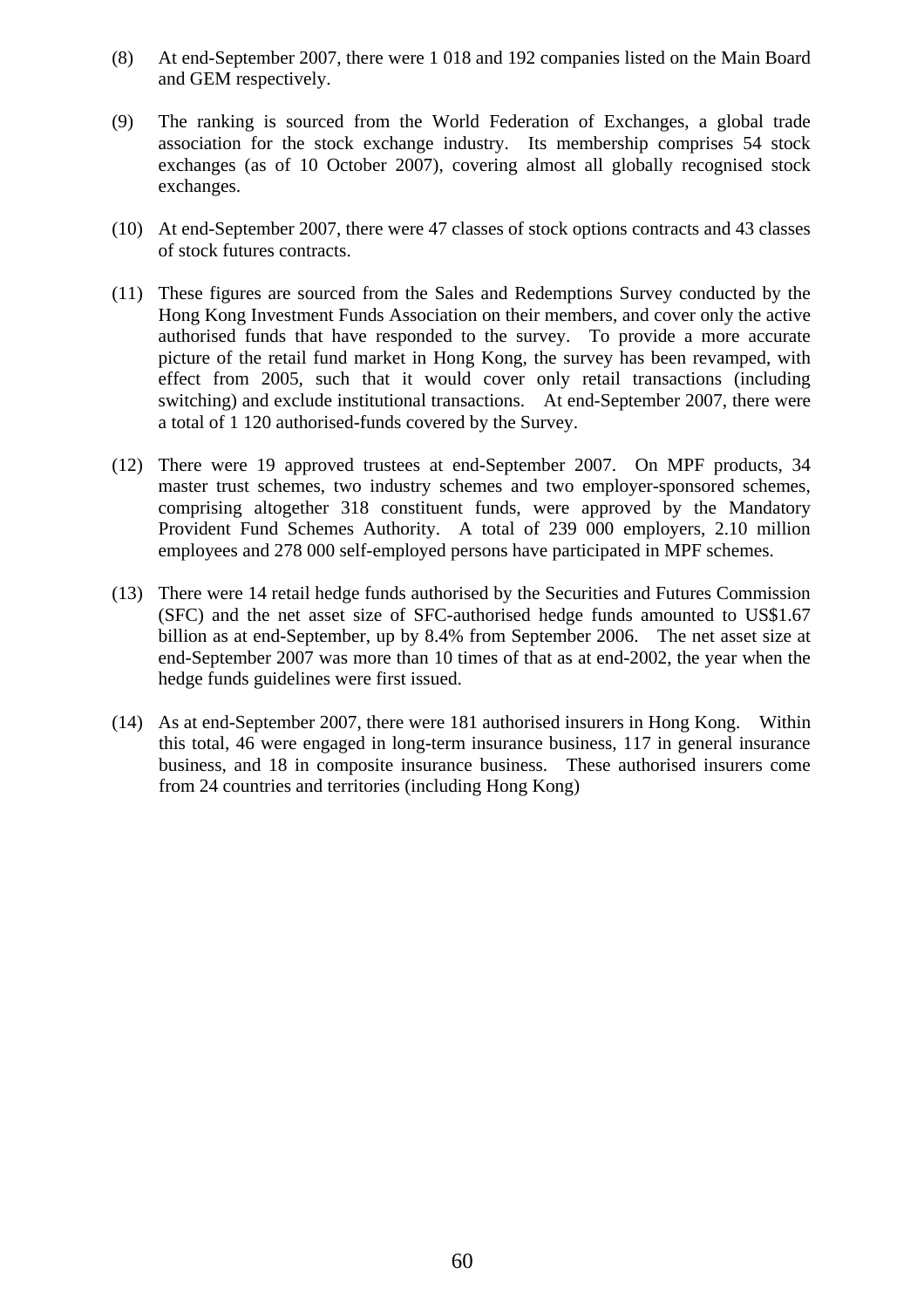(8) At end-September 2007, there were 1 018 and 192 companies listed on the Main Board and GEM respectively.

(9) The ranking is sourced from the World Federation of Exchanges, a global trade association for the stock exchange industry. Its membership comprises 54 stock exchanges (as of 10 October 2007), covering almost all globally recognised stock exchanges.

(10) At end-September 2007, there were 47 classes of stock options contracts and 43 classes of stock futures contracts.

(11) These figures are sourced from the Sales and Redemptions Survey conducted by the Hong Kong Investment Funds Association on their members, and cover only the active authorised funds that have responded to the survey. To provide a more accurate picture of the retail fund market in Hong Kong, the survey has been revamped, with effect from 2005, such that it would cover only retail transactions (including switching) and exclude institutional transactions. At end-September 2007, there were a total of 1 120 authorised-funds covered by the Survey.

(12) There were 19 approved trustees at end-September 2007. On MPF products, 34 master trust schemes, two industry schemes and two employer-sponsored schemes, comprising altogether 318 constituent funds, were approved by the Mandatory Provident Fund Schemes Authority. A total of 239 000 employers, 2.10 million employees and 278 000 self-employed persons have participated in MPF schemes.

(13) There were 14 retail hedge funds authorised by the Securities and Futures Commission (SFC) and the net asset size of SFC-authorised hedge funds amounted to US$1.67 billion as at end-September, up by 8.4% from September 2006. The net asset size at end-September 2007 was more than 10 times of that as at end-2002, the year when the hedge funds guidelines were first issued.

(14) As at end-September 2007, there were 181 authorised insurers in Hong Kong. Within this total, 46 were engaged in long-term insurance business, 117 in general insurance business, and 18 in composite insurance business. These authorised insurers come from 24 countries and territories (including Hong Kong)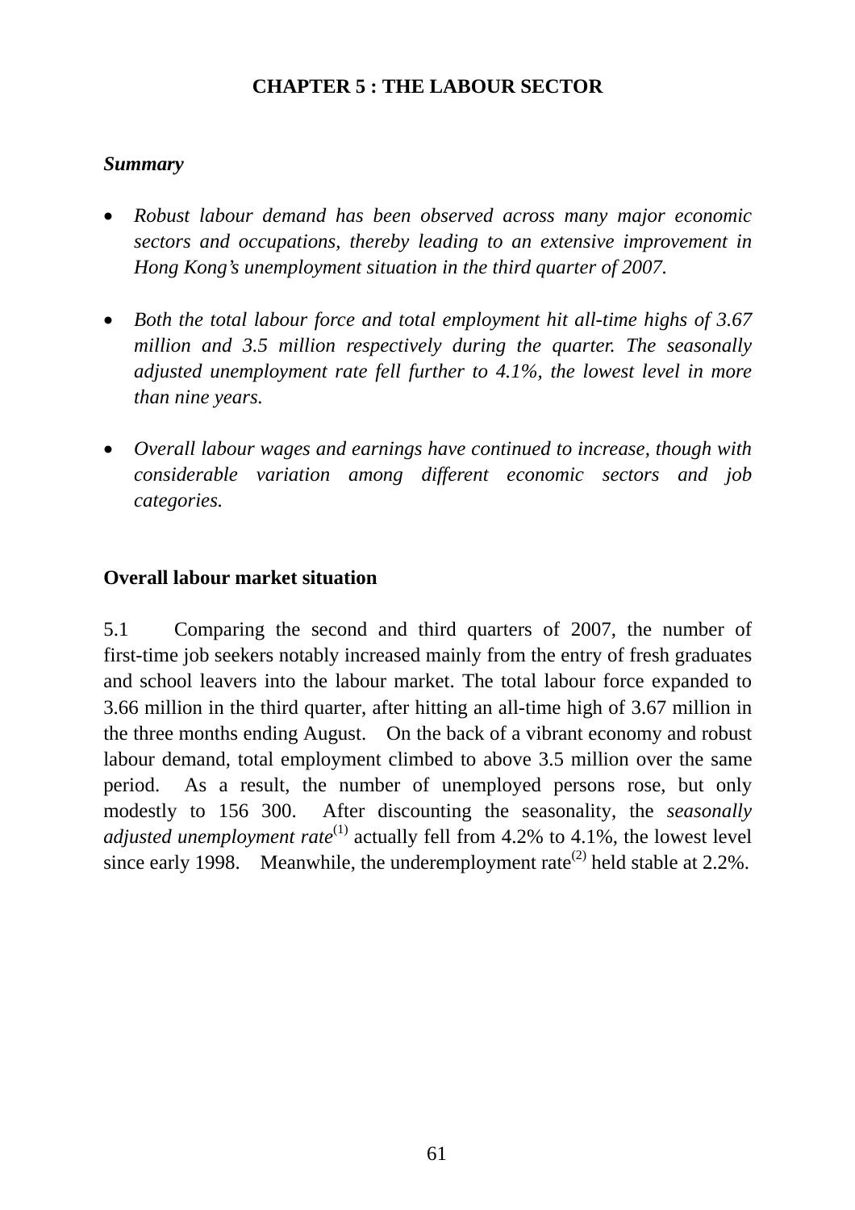# CHAPTER 5 : THE LABOUR SECTOR

***Summary***

- *Robust labour demand has been observed across many major economic sectors and occupations, thereby leading to an extensive improvement in Hong Kong's unemployment situation in the third quarter of 2007.*

- *Both the total labour force and total employment hit all-time highs of 3.67 million and 3.5 million respectively during the quarter. The seasonally adjusted unemployment rate fell further to 4.1%, the lowest level in more than nine years.*

- *Overall labour wages and earnings have continued to increase, though with considerable variation among different economic sectors and job categories.*

## Overall labour market situation

5.1 Comparing the second and third quarters of 2007, the number of first-time job seekers notably increased mainly from the entry of fresh graduates and school leavers into the labour market. The total labour force expanded to 3.66 million in the third quarter, after hitting an all-time high of 3.67 million in the three months ending August. On the back of a vibrant economy and robust labour demand, total employment climbed to above 3.5 million over the same period. As a result, the number of unemployed persons rose, but only modestly to 156 300. After discounting the seasonality, the *seasonally adjusted unemployment rate*(1) actually fell from 4.2% to 4.1%, the lowest level since early 1998. Meanwhile, the underemployment rate(2) held stable at 2.2%.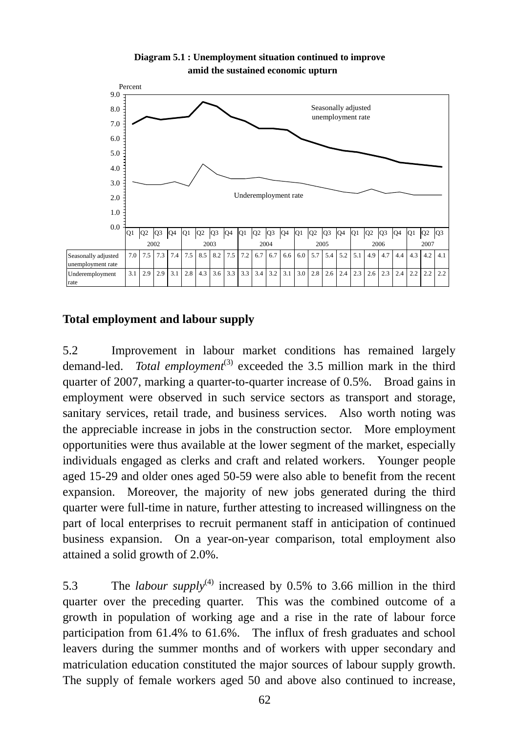**Diagram 5.1 : Unemployment situation continued to improve amid the sustained economic upturn**

Percent

9.0
8.0
7.0
6.0
5.0
4.0
3.0
2.0
1.0
0.0

Seasonally adjusted unemployment rate

Underemployment rate

| | 2002 | | | | 2003 | | | | 2004 | | | | 2005 | | | | 2006 | | | | 2007 | | |
|---|---|---|---|---|---|---|---|---|---|---|---|---|---|---|---|---|---|---|---|---|---|---|---|
| | Q1 | Q2 | Q3 | Q4 | Q1 | Q2 | Q3 | Q4 | Q1 | Q2 | Q3 | Q4 | Q1 | Q2 | Q3 | Q4 | Q1 | Q2 | Q3 | Q4 | Q1 | Q2 | Q3 |
| Seasonally adjusted unemployment rate | 7.0 | 7.5 | 7.3 | 7.4 | 7.5 | 8.5 | 8.2 | 7.5 | 7.2 | 6.7 | 6.7 | 6.6 | 6.0 | 5.7 | 5.4 | 5.2 | 5.1 | 4.9 | 4.7 | 4.4 | 4.3 | 4.2 | 4.1 |
| Underemployment rate | 3.1 | 2.9 | 2.9 | 3.1 | 2.8 | 4.3 | 3.6 | 3.3 | 3.3 | 3.4 | 3.2 | 3.1 | 3.0 | 2.8 | 2.6 | 2.4 | 2.3 | 2.6 | 2.3 | 2.4 | 2.2 | 2.2 | 2.2 |

## Total employment and labour supply

5.2 Improvement in labour market conditions has remained largely demand-led. *Total employment*[(3)] exceeded the 3.5 million mark in the third quarter of 2007, marking a quarter-to-quarter increase of 0.5%. Broad gains in employment were observed in such service sectors as transport and storage, sanitary services, retail trade, and business services. Also worth noting was the appreciable increase in jobs in the construction sector. More employment opportunities were thus available at the lower segment of the market, especially individuals engaged as clerks and craft and related workers. Younger people aged 15-29 and older ones aged 50-59 were also able to benefit from the recent expansion. Moreover, the majority of new jobs generated during the third quarter were full-time in nature, further attesting to increased willingness on the part of local enterprises to recruit permanent staff in anticipation of continued business expansion. On a year-on-year comparison, total employment also attained a solid growth of 2.0%.

5.3 The *labour supply*[(4)] increased by 0.5% to 3.66 million in the third quarter over the preceding quarter. This was the combined outcome of a growth in population of working age and a rise in the rate of labour force participation from 61.4% to 61.6%. The influx of fresh graduates and school leavers during the summer months and of workers with upper secondary and matriculation education constituted the major sources of labour supply growth. The supply of female workers aged 50 and above also continued to increase,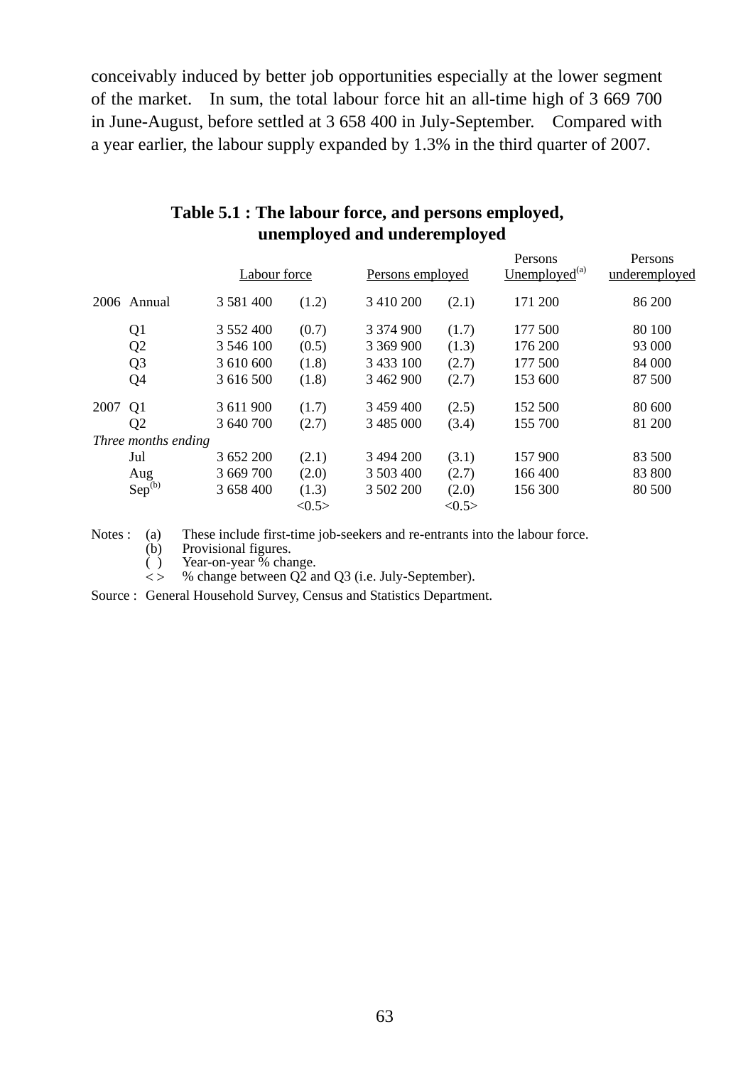conceivably induced by better job opportunities especially at the lower segment of the market. In sum, the total labour force hit an all-time high of 3 669 700 in June-August, before settled at 3 658 400 in July-September. Compared with a year earlier, the labour supply expanded by 1.3% in the third quarter of 2007.

**Table 5.1 : The labour force, and persons employed, unemployed and underemployed**

| | | Labour force | | Persons employed | | Persons Unemployed[(a)] | Persons underemployed |
|---|---|---|---|---|---|---|---|
| 2006 | Annual | 3 581 400 | (1.2) | 3 410 200 | (2.1) | 171 200 | 86 200 |
| | Q1 | 3 552 400 | (0.7) | 3 374 900 | (1.7) | 177 500 | 80 100 |
| | Q2 | 3 546 100 | (0.5) | 3 369 900 | (1.3) | 176 200 | 93 000 |
| | Q3 | 3 610 600 | (1.8) | 3 433 100 | (2.7) | 177 500 | 84 000 |
| | Q4 | 3 616 500 | (1.8) | 3 462 900 | (2.7) | 153 600 | 87 500 |
| 2007 | Q1 | 3 611 900 | (1.7) | 3 459 400 | (2.5) | 152 500 | 80 600 |
| | Q2 | 3 640 700 | (2.7) | 3 485 000 | (3.4) | 155 700 | 81 200 |
| *Three months ending* | | | | | | | |
| | Jul | 3 652 200 | (2.1) | 3 494 200 | (3.1) | 157 900 | 83 500 |
| | Aug | 3 669 700 | (2.0) | 3 503 400 | (2.7) | 166 400 | 83 800 |
| | Sep[(b)] | 3 658 400 | (1.3) | 3 502 200 | (2.0) | 156 300 | 80 500 |
| | | | <0.5> | | <0.5> | | |

Notes :
- (a) These include first-time job-seekers and re-entrants into the labour force.
- (b) Provisional figures.
- ( ) Year-on-year % change.
- < > % change between Q2 and Q3 (i.e. July-September).

Source : General Household Survey, Census and Statistics Department.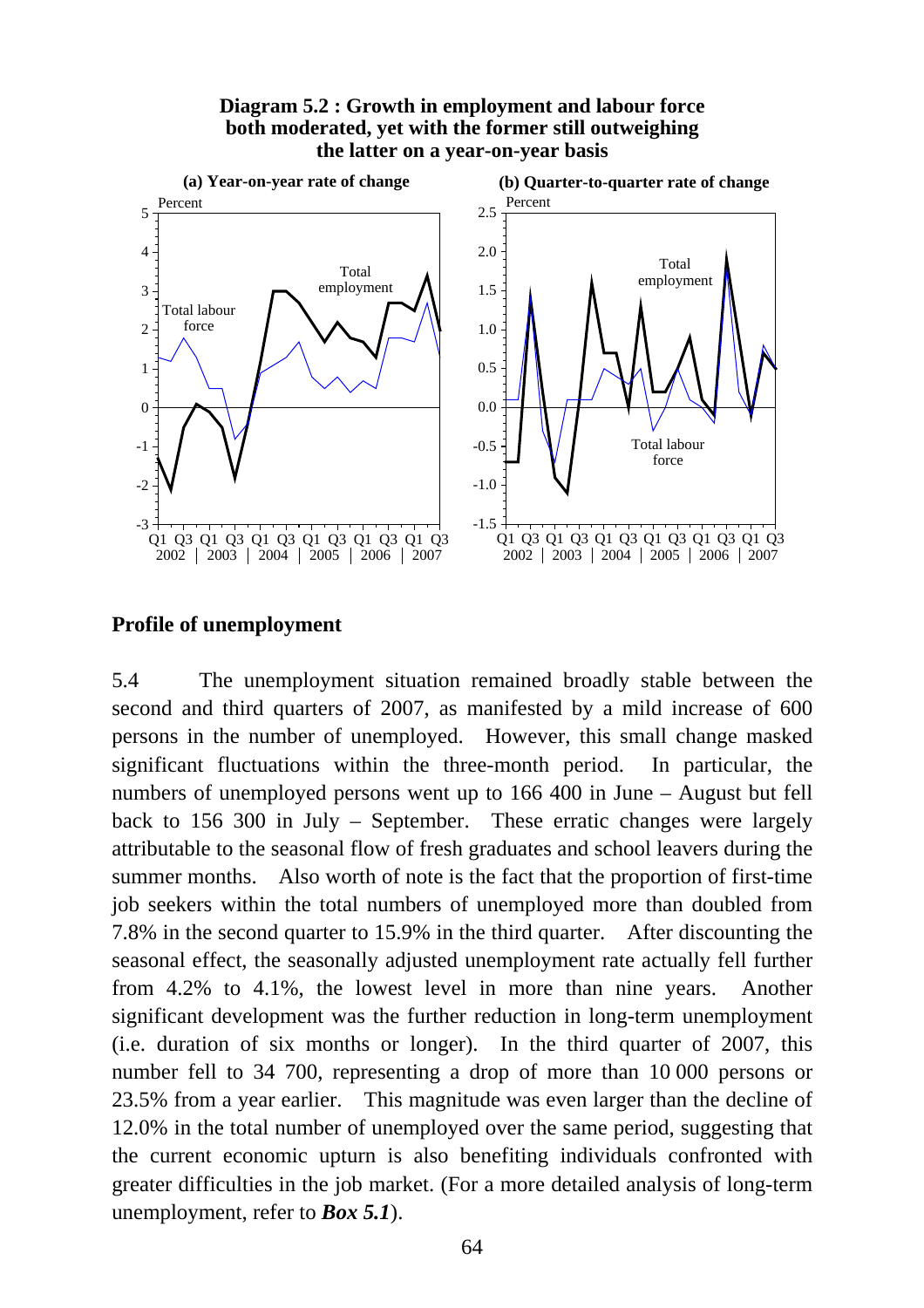**Diagram 5.2 : Growth in employment and labour force both moderated, yet with the former still outweighing the latter on a year-on-year basis**

(a) Year-on-year rate of change

Percent

5
4
3
2
1
0
-1
-2
-3

Total employment

Total labour force

Q1 Q3 Q1 Q3 Q1 Q3 Q1 Q3 Q1 Q3 Q1 Q3
2002 | 2003 | 2004 | 2005 | 2006 | 2007

(b) Quarter-to-quarter rate of change

Percent

2.5
2.0
1.5
1.0
0.5
0.0
-0.5
-1.0
-1.5

Total employment

Total labour force

Q1 Q3 Q1 Q3 Q1 Q3 Q1 Q3 Q1 Q3 Q1 Q3
2002 | 2003 | 2004 | 2005 | 2006 | 2007

## Profile of unemployment

5.4 The unemployment situation remained broadly stable between the second and third quarters of 2007, as manifested by a mild increase of 600 persons in the number of unemployed. However, this small change masked significant fluctuations within the three-month period. In particular, the numbers of unemployed persons went up to 166 400 in June – August but fell back to 156 300 in July – September. These erratic changes were largely attributable to the seasonal flow of fresh graduates and school leavers during the summer months. Also worth of note is the fact that the proportion of first-time job seekers within the total numbers of unemployed more than doubled from 7.8% in the second quarter to 15.9% in the third quarter. After discounting the seasonal effect, the seasonally adjusted unemployment rate actually fell further from 4.2% to 4.1%, the lowest level in more than nine years. Another significant development was the further reduction in long-term unemployment (i.e. duration of six months or longer). In the third quarter of 2007, this number fell to 34 700, representing a drop of more than 10 000 persons or 23.5% from a year earlier. This magnitude was even larger than the decline of 12.0% in the total number of unemployed over the same period, suggesting that the current economic upturn is also benefiting individuals confronted with greater difficulties in the job market. (For a more detailed analysis of long-term unemployment, refer to ***Box 5.1***).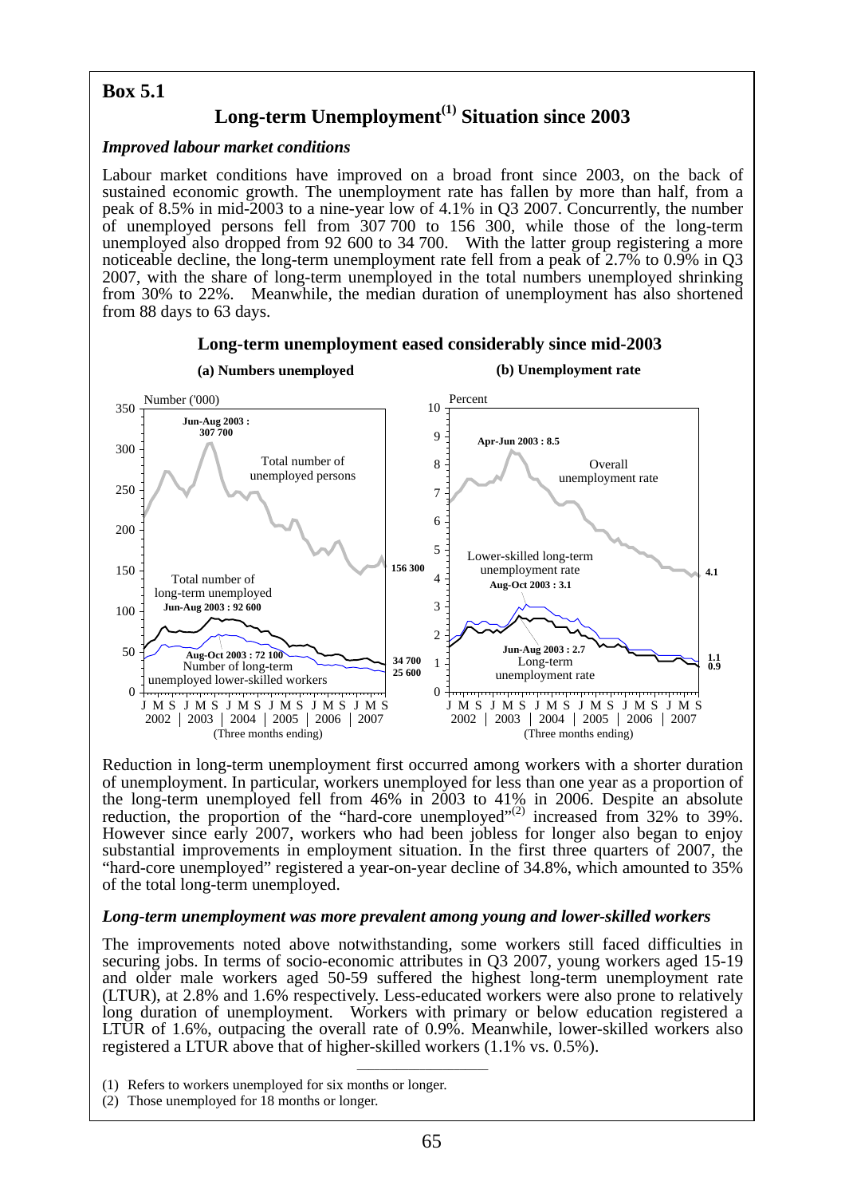**Box 5.1**

## Long-term Unemployment[(1)] Situation since 2003

*Improved labour market conditions*

Labour market conditions have improved on a broad front since 2003, on the back of sustained economic growth. The unemployment rate has fallen by more than half, from a peak of 8.5% in mid-2003 to a nine-year low of 4.1% in Q3 2007. Concurrently, the number of unemployed persons fell from 307 700 to 156 300, while those of the long-term unemployed also dropped from 92 600 to 34 700. With the latter group registering a more noticeable decline, the long-term unemployment rate fell from a peak of 2.7% to 0.9% in Q3 2007, with the share of long-term unemployed in the total numbers unemployed shrinking from 30% to 22%. Meanwhile, the median duration of unemployment has also shortened from 88 days to 63 days.

**Long-term unemployment eased considerably since mid-2003**

**(a) Numbers unemployed**

Number ('000)
350
300
250
200
150
100
50
0
Jun-Aug 2003 : 307 700
Total number of unemployed persons
156 300
Total number of long-term unemployed
Jun-Aug 2003 : 92 600
Aug-Oct 2003 : 72 100
Number of long-term unemployed lower-skilled workers
34 700
25 600
J M S J M S J M S J M S J M S J M S
2002 | 2003 | 2004 | 2005 | 2006 | 2007
(Three months ending)

**(b) Unemployment rate**

Percent
10
9
8
7
6
5
4
3
2
1
0
Apr-Jun 2003 : 8.5
Overall unemployment rate
4.1
Lower-skilled long-term unemployment rate
Aug-Oct 2003 : 3.1
Jun-Aug 2003 : 2.7
Long-term unemployment rate
1.1
0.9
J M S J M S J M S J M S J M S J M S
2002 | 2003 | 2004 | 2005 | 2006 | 2007
(Three months ending)

Reduction in long-term unemployment first occurred among workers with a shorter duration of unemployment. In particular, workers unemployed for less than one year as a proportion of the long-term unemployed fell from 46% in 2003 to 41% in 2006. Despite an absolute reduction, the proportion of the "hard-core unemployed"[(2)] increased from 32% to 39%. However since early 2007, workers who had been jobless for longer also began to enjoy substantial improvements in employment situation. In the first three quarters of 2007, the "hard-core unemployed" registered a year-on-year decline of 34.8%, which amounted to 35% of the total long-term unemployed.

*Long-term unemployment was more prevalent among young and lower-skilled workers*

The improvements noted above notwithstanding, some workers still faced difficulties in securing jobs. In terms of socio-economic attributes in Q3 2007, young workers aged 15-19 and older male workers aged 50-59 suffered the highest long-term unemployment rate (LTUR), at 2.8% and 1.6% respectively. Less-educated workers were also prone to relatively long duration of unemployment. Workers with primary or below education registered a LTUR of 1.6%, outpacing the overall rate of 0.9%. Meanwhile, lower-skilled workers also registered a LTUR above that of higher-skilled workers (1.1% vs. 0.5%).

---

(1) Refers to workers unemployed for six months or longer.
(2) Those unemployed for 18 months or longer.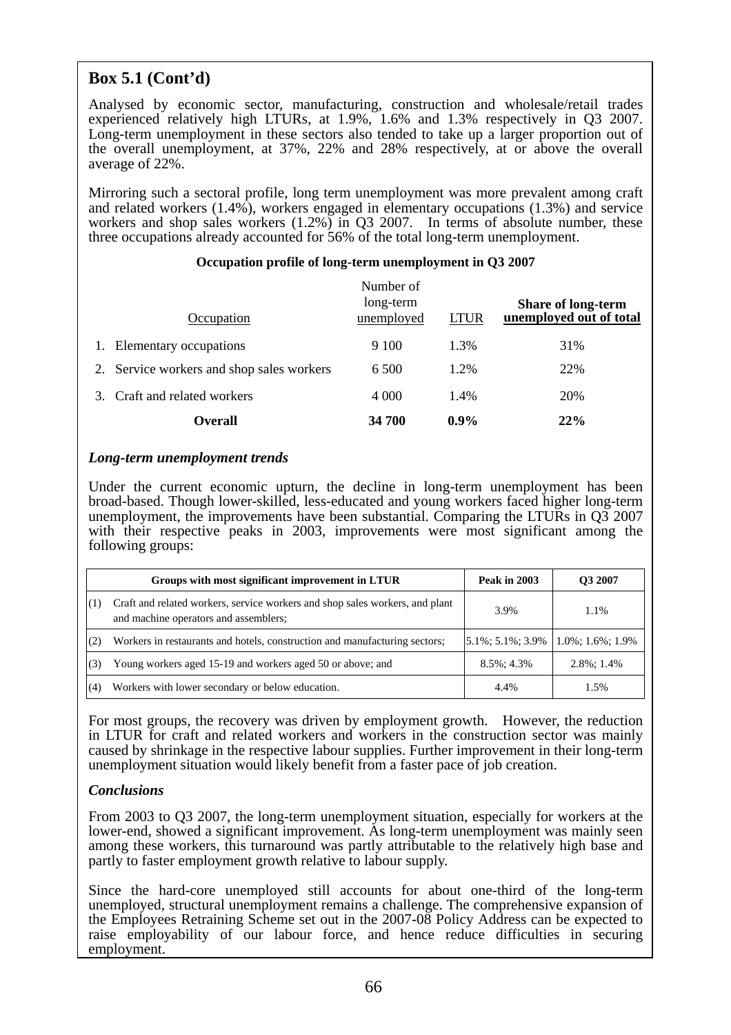## Box 5.1 (Cont'd)

Analysed by economic sector, manufacturing, construction and wholesale/retail trades experienced relatively high LTURs, at 1.9%, 1.6% and 1.3% respectively in Q3 2007. Long-term unemployment in these sectors also tended to take up a larger proportion out of the overall unemployment, at 37%, 22% and 28% respectively, at or above the overall average of 22%.

Mirroring such a sectoral profile, long term unemployment was more prevalent among craft and related workers (1.4%), workers engaged in elementary occupations (1.3%) and service workers and shop sales workers (1.2%) in Q3 2007. In terms of absolute number, these three occupations already accounted for 56% of the total long-term unemployment.

**Occupation profile of long-term unemployment in Q3 2007**

| Occupation | Number of long-term unemployed | LTUR | **Share of long-term unemployed out of total** |
|---|---|---|---|
| 1. Elementary occupations | 9 100 | 1.3% | 31% |
| 2. Service workers and shop sales workers | 6 500 | 1.2% | 22% |
| 3. Craft and related workers | 4 000 | 1.4% | 20% |
| **Overall** | **34 700** | **0.9%** | **22%** |

### *Long-term unemployment trends*

Under the current economic upturn, the decline in long-term unemployment has been broad-based. Though lower-skilled, less-educated and young workers faced higher long-term unemployment, the improvements have been substantial. Comparing the LTURs in Q3 2007 with their respective peaks in 2003, improvements were most significant among the following groups:

| | **Groups with most significant improvement in LTUR** | **Peak in 2003** | **Q3 2007** |
|---|---|---|---|
| (1) | Craft and related workers, service workers and shop sales workers, and plant and machine operators and assemblers; | 3.9% | 1.1% |
| (2) | Workers in restaurants and hotels, construction and manufacturing sectors; | 5.1%; 5.1%; 3.9% | 1.0%; 1.6%; 1.9% |
| (3) | Young workers aged 15-19 and workers aged 50 or above; and | 8.5%; 4.3% | 2.8%; 1.4% |
| (4) | Workers with lower secondary or below education. | 4.4% | 1.5% |

For most groups, the recovery was driven by employment growth. However, the reduction in LTUR for craft and related workers and workers in the construction sector was mainly caused by shrinkage in the respective labour supplies. Further improvement in their long-term unemployment situation would likely benefit from a faster pace of job creation.

### *Conclusions*

From 2003 to Q3 2007, the long-term unemployment situation, especially for workers at the lower-end, showed a significant improvement. As long-term unemployment was mainly seen among these workers, this turnaround was partly attributable to the relatively high base and partly to faster employment growth relative to labour supply.

Since the hard-core unemployed still accounts for about one-third of the long-term unemployed, structural unemployment remains a challenge. The comprehensive expansion of the Employees Retraining Scheme set out in the 2007-08 Policy Address can be expected to raise employability of our labour force, and hence reduce difficulties in securing employment.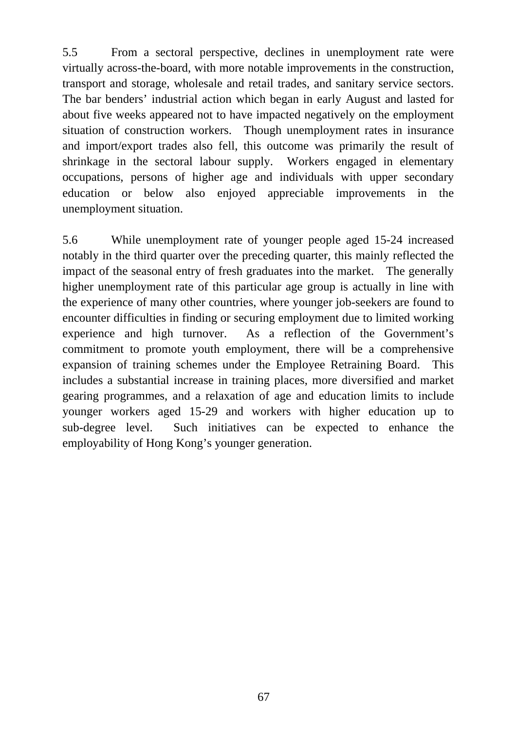5.5 From a sectoral perspective, declines in unemployment rate were virtually across-the-board, with more notable improvements in the construction, transport and storage, wholesale and retail trades, and sanitary service sectors. The bar benders' industrial action which began in early August and lasted for about five weeks appeared not to have impacted negatively on the employment situation of construction workers. Though unemployment rates in insurance and import/export trades also fell, this outcome was primarily the result of shrinkage in the sectoral labour supply. Workers engaged in elementary occupations, persons of higher age and individuals with upper secondary education or below also enjoyed appreciable improvements in the unemployment situation.

5.6 While unemployment rate of younger people aged 15-24 increased notably in the third quarter over the preceding quarter, this mainly reflected the impact of the seasonal entry of fresh graduates into the market. The generally higher unemployment rate of this particular age group is actually in line with the experience of many other countries, where younger job-seekers are found to encounter difficulties in finding or securing employment due to limited working experience and high turnover. As a reflection of the Government's commitment to promote youth employment, there will be a comprehensive expansion of training schemes under the Employee Retraining Board. This includes a substantial increase in training places, more diversified and market gearing programmes, and a relaxation of age and education limits to include younger workers aged 15-29 and workers with higher education up to sub-degree level. Such initiatives can be expected to enhance the employability of Hong Kong's younger generation.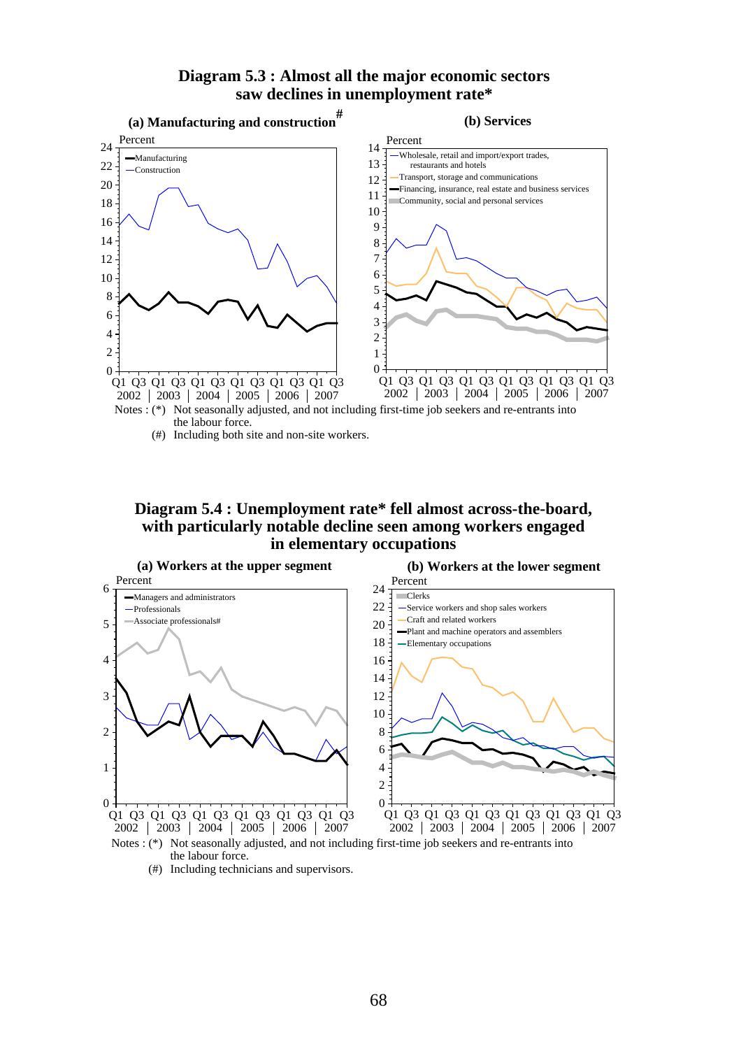## Diagram 5.3 : Almost all the major economic sectors saw declines in unemployment rate*

**(a) Manufacturing and construction#**

Percent

24
22
20
18
16
14
12
10
8
6
4
2
0

Manufacturing
Construction

Q1 Q3 Q1 Q3 Q1 Q3 Q1 Q3 Q1 Q3 Q1 Q3
2002 | 2003 | 2004 | 2005 | 2006 | 2007

**(b) Services**

Percent

14
13
12
11
10
9
8
7
6
5
4
3
2
1
0

Wholesale, retail and import/export trades, restaurants and hotels
Transport, storage and communications
Financing, insurance, real estate and business services
Community, social and personal services

Q1 Q3 Q1 Q3 Q1 Q3 Q1 Q3 Q1 Q3 Q1 Q3
2002 | 2003 | 2004 | 2005 | 2006 | 2007

Notes : (*) Not seasonally adjusted, and not including first-time job seekers and re-entrants into the labour force.

(#) Including both site and non-site workers.

## Diagram 5.4 : Unemployment rate* fell almost across-the-board, with particularly notable decline seen among workers engaged in elementary occupations

**(a) Workers at the upper segment**

Percent

6
5
4
3
2
1
0

Managers and administrators
Professionals
Associate professionals#

Q1 Q3 Q1 Q3 Q1 Q3 Q1 Q3 Q1 Q3 Q1 Q3
2002 | 2003 | 2004 | 2005 | 2006 | 2007

**(b) Workers at the lower segment**

Percent

24
22
20
18
16
14
12
10
8
6
4
2
0

Clerks
Service workers and shop sales workers
Craft and related workers
Plant and machine operators and assemblers
Elementary occupations

Q1 Q3 Q1 Q3 Q1 Q3 Q1 Q3 Q1 Q3 Q1 Q3
2002 | 2003 | 2004 | 2005 | 2006 | 2007

Notes : (*) Not seasonally adjusted, and not including first-time job seekers and re-entrants into the labour force.

(#) Including technicians and supervisors.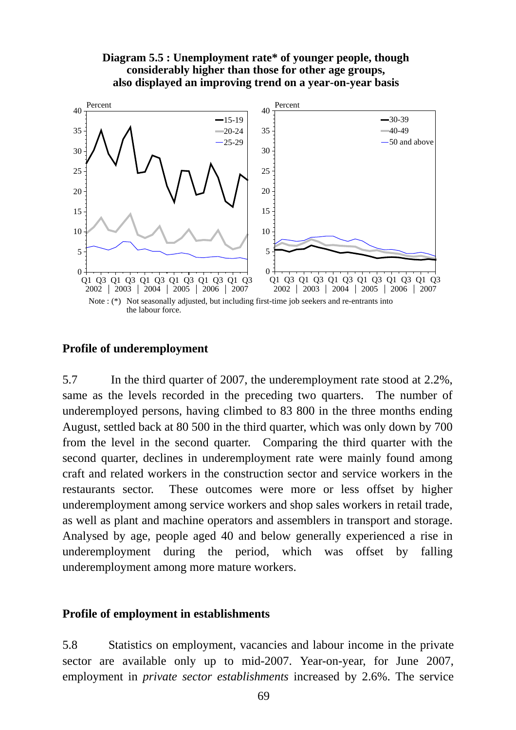**Diagram 5.5 : Unemployment rate* of younger people, though considerably higher than those for other age groups, also displayed an improving trend on a year-on-year basis**

Percent

40
35
30
25
20
15
10
5
0

15-19
20-24
25-29

Q1 Q3 Q1 Q3 Q1 Q3 Q1 Q3 Q1 Q3 Q1 Q3
2002 | 2003 | 2004 | 2005 | 2006 | 2007

Percent

40
35
30
25
20
15
10
5
0

30-39
40-49
50 and above

Q1 Q3 Q1 Q3 Q1 Q3 Q1 Q3 Q1 Q3 Q1 Q3
2002 | 2003 | 2004 | 2005 | 2006 | 2007

Note : (*) Not seasonally adjusted, but including first-time job seekers and re-entrants into the labour force.

## Profile of underemployment

5.7 In the third quarter of 2007, the underemployment rate stood at 2.2%, same as the levels recorded in the preceding two quarters. The number of underemployed persons, having climbed to 83 800 in the three months ending August, settled back at 80 500 in the third quarter, which was only down by 700 from the level in the second quarter. Comparing the third quarter with the second quarter, declines in underemployment rate were mainly found among craft and related workers in the construction sector and service workers in the restaurants sector. These outcomes were more or less offset by higher underemployment among service workers and shop sales workers in retail trade, as well as plant and machine operators and assemblers in transport and storage. Analysed by age, people aged 40 and below generally experienced a rise in underemployment during the period, which was offset by falling underemployment among more mature workers.

## Profile of employment in establishments

5.8 Statistics on employment, vacancies and labour income in the private sector are available only up to mid-2007. Year-on-year, for June 2007, employment in *private sector establishments* increased by 2.6%. The service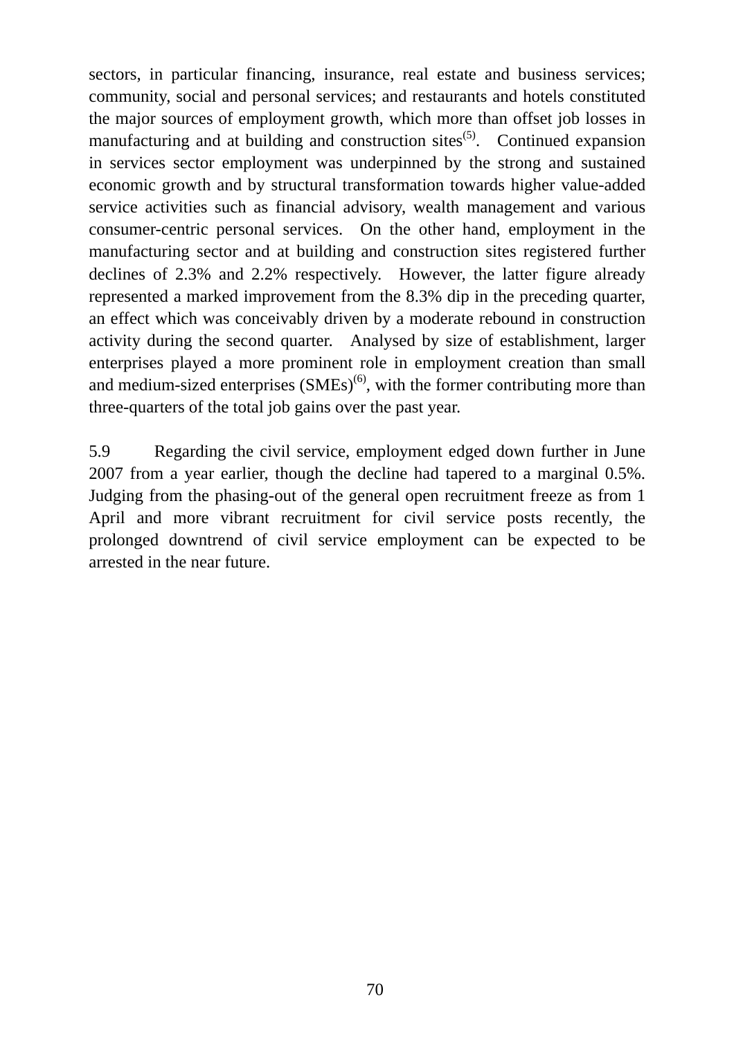sectors, in particular financing, insurance, real estate and business services; community, social and personal services; and restaurants and hotels constituted the major sources of employment growth, which more than offset job losses in manufacturing and at building and construction sites[5]. Continued expansion in services sector employment was underpinned by the strong and sustained economic growth and by structural transformation towards higher value-added service activities such as financial advisory, wealth management and various consumer-centric personal services. On the other hand, employment in the manufacturing sector and at building and construction sites registered further declines of 2.3% and 2.2% respectively. However, the latter figure already represented a marked improvement from the 8.3% dip in the preceding quarter, an effect which was conceivably driven by a moderate rebound in construction activity during the second quarter. Analysed by size of establishment, larger enterprises played a more prominent role in employment creation than small and medium-sized enterprises (SMEs)[6], with the former contributing more than three-quarters of the total job gains over the past year.

5.9 Regarding the civil service, employment edged down further in June 2007 from a year earlier, though the decline had tapered to a marginal 0.5%. Judging from the phasing-out of the general open recruitment freeze as from 1 April and more vibrant recruitment for civil service posts recently, the prolonged downtrend of civil service employment can be expected to be arrested in the near future.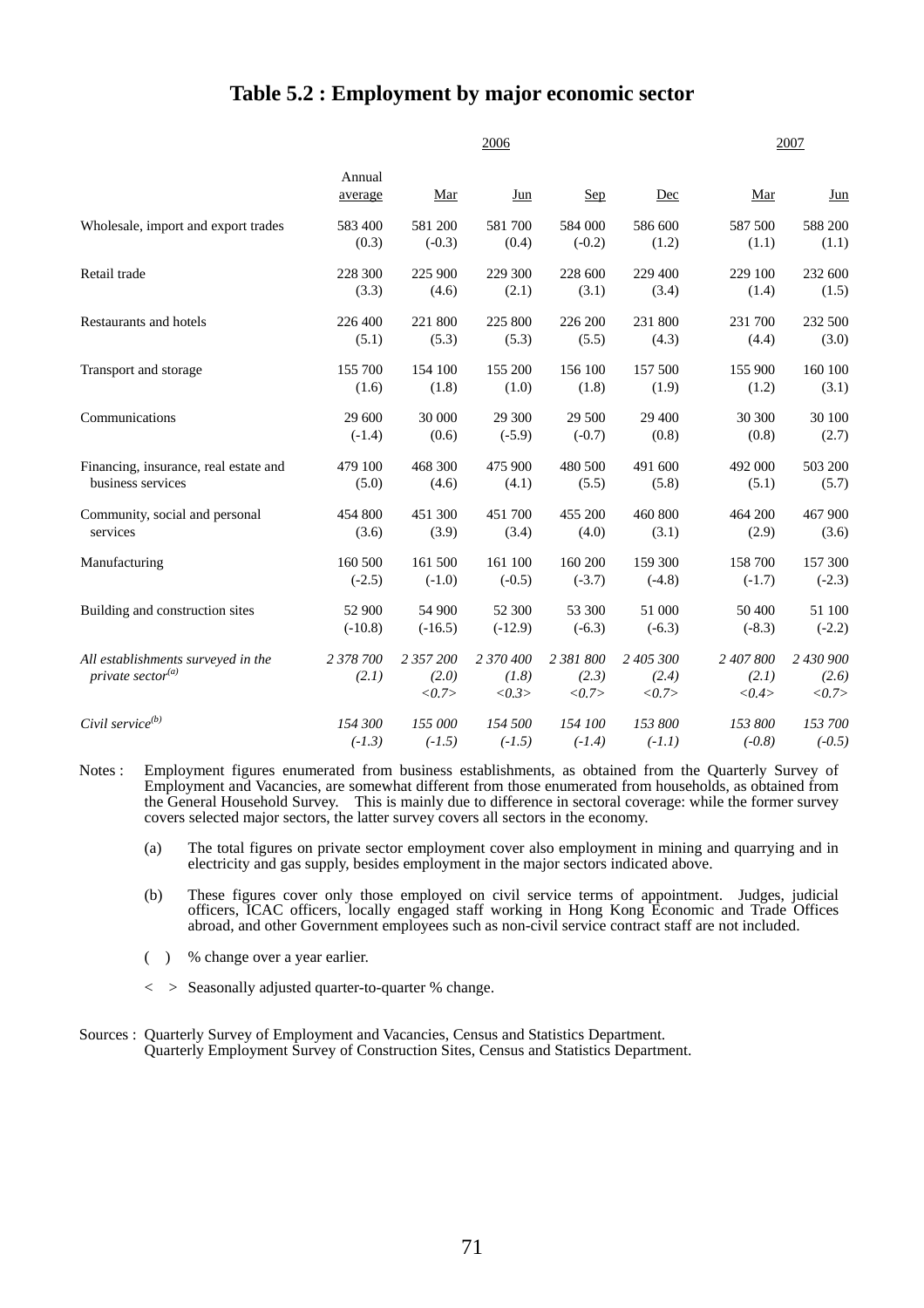# Table 5.2 : Employment by major economic sector

| | 2006 | | | | | 2007 | |
|---|---|---|---|---|---|---|---|
| | Annual average | Mar | Jun | Sep | Dec | Mar | Jun |
| Wholesale, import and export trades | 583 400<br>(0.3) | 581 200<br>(-0.3) | 581 700<br>(0.4) | 584 000<br>(-0.2) | 586 600<br>(1.2) | 587 500<br>(1.1) | 588 200<br>(1.1) |
| Retail trade | 228 300<br>(3.3) | 225 900<br>(4.6) | 229 300<br>(2.1) | 228 600<br>(3.1) | 229 400<br>(3.4) | 229 100<br>(1.4) | 232 600<br>(1.5) |
| Restaurants and hotels | 226 400<br>(5.1) | 221 800<br>(5.3) | 225 800<br>(5.3) | 226 200<br>(5.5) | 231 800<br>(4.3) | 231 700<br>(4.4) | 232 500<br>(3.0) |
| Transport and storage | 155 700<br>(1.6) | 154 100<br>(1.8) | 155 200<br>(1.0) | 156 100<br>(1.8) | 157 500<br>(1.9) | 155 900<br>(1.2) | 160 100<br>(3.1) |
| Communications | 29 600<br>(-1.4) | 30 000<br>(0.6) | 29 300<br>(-5.9) | 29 500<br>(-0.7) | 29 400<br>(0.8) | 30 300<br>(0.8) | 30 100<br>(2.7) |
| Financing, insurance, real estate and business services | 479 100<br>(5.0) | 468 300<br>(4.6) | 475 900<br>(4.1) | 480 500<br>(5.5) | 491 600<br>(5.8) | 492 000<br>(5.1) | 503 200<br>(5.7) |
| Community, social and personal services | 454 800<br>(3.6) | 451 300<br>(3.9) | 451 700<br>(3.4) | 455 200<br>(4.0) | 460 800<br>(3.1) | 464 200<br>(2.9) | 467 900<br>(3.6) |
| Manufacturing | 160 500<br>(-2.5) | 161 500<br>(-1.0) | 161 100<br>(-0.5) | 160 200<br>(-3.7) | 159 300<br>(-4.8) | 158 700<br>(-1.7) | 157 300<br>(-2.3) |
| Building and construction sites | 52 900<br>(-10.8) | 54 900<br>(-16.5) | 52 300<br>(-12.9) | 53 300<br>(-6.3) | 51 000<br>(-6.3) | 50 400<br>(-8.3) | 51 100<br>(-2.2) |
| *All establishments surveyed in the private sector[(a)]* | *2 378 700*<br>*(2.1)* | *2 357 200*<br>*(2.0)*<br>*<0.7>* | *2 370 400*<br>*(1.8)*<br>*<0.3>* | *2 381 800*<br>*(2.3)*<br>*<0.7>* | *2 405 300*<br>*(2.4)*<br>*<0.7>* | *2 407 800*<br>*(2.1)*<br>*<0.4>* | *2 430 900*<br>*(2.6)*<br>*<0.7>* |
| *Civil service[(b)]* | *154 300*<br>*(-1.3)* | *155 000*<br>*(-1.5)* | *154 500*<br>*(-1.5)* | *154 100*<br>*(-1.4)* | *153 800*<br>*(-1.1)* | *153 800*<br>*(-0.8)* | *153 700*<br>*(-0.5)* |

Notes : Employment figures enumerated from business establishments, as obtained from the Quarterly Survey of Employment and Vacancies, are somewhat different from those enumerated from households, as obtained from the General Household Survey. This is mainly due to difference in sectoral coverage: while the former survey covers selected major sectors, the latter survey covers all sectors in the economy.

(a) The total figures on private sector employment cover also employment in mining and quarrying and in electricity and gas supply, besides employment in the major sectors indicated above.

(b) These figures cover only those employed on civil service terms of appointment. Judges, judicial officers, ICAC officers, locally engaged staff working in Hong Kong Economic and Trade Offices abroad, and other Government employees such as non-civil service contract staff are not included.

( ) % change over a year earlier.

< > Seasonally adjusted quarter-to-quarter % change.

Sources : Quarterly Survey of Employment and Vacancies, Census and Statistics Department.
Quarterly Employment Survey of Construction Sites, Census and Statistics Department.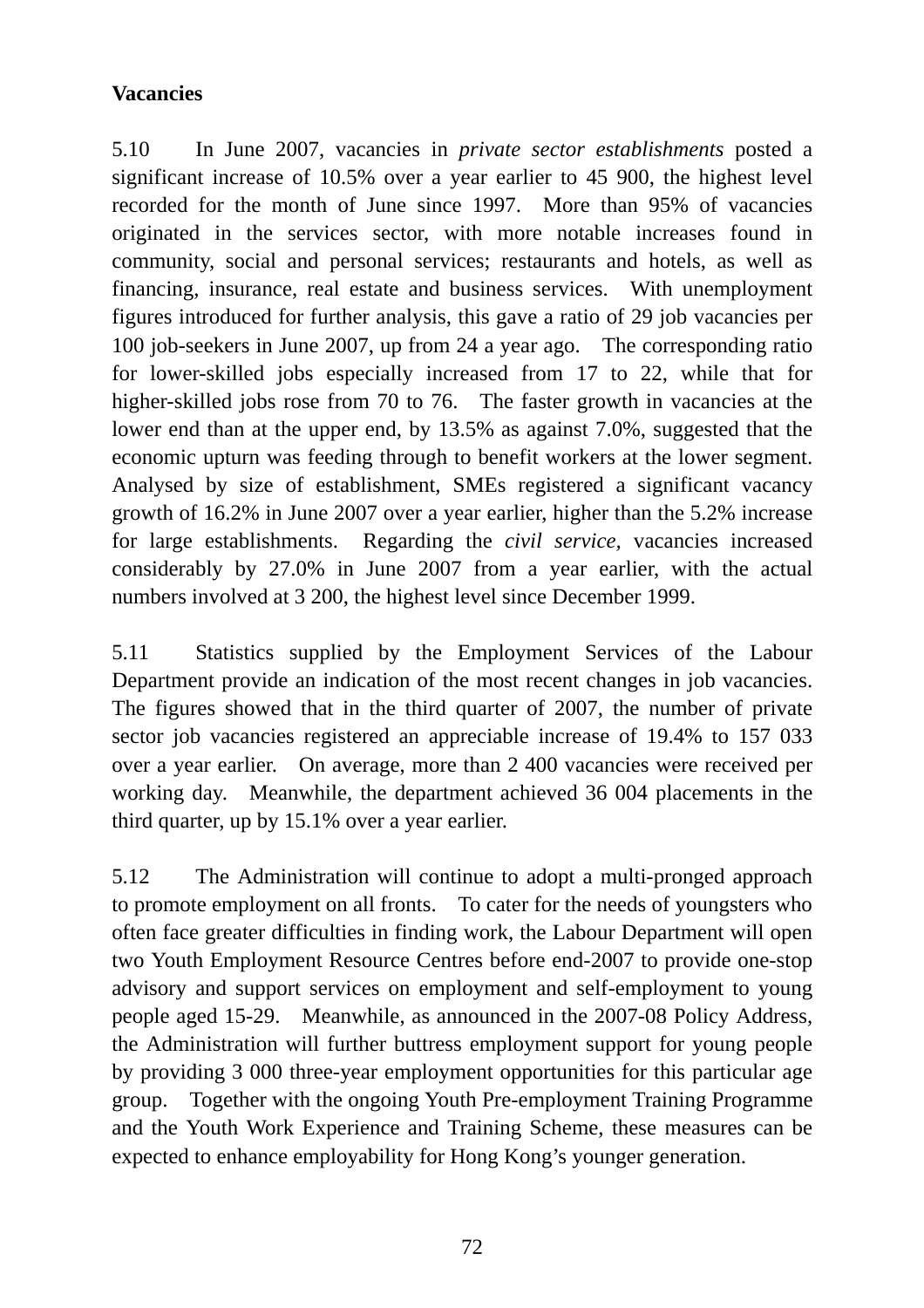**Vacancies**

5.10 In June 2007, vacancies in *private sector establishments* posted a significant increase of 10.5% over a year earlier to 45 900, the highest level recorded for the month of June since 1997. More than 95% of vacancies originated in the services sector, with more notable increases found in community, social and personal services; restaurants and hotels, as well as financing, insurance, real estate and business services. With unemployment figures introduced for further analysis, this gave a ratio of 29 job vacancies per 100 job-seekers in June 2007, up from 24 a year ago. The corresponding ratio for lower-skilled jobs especially increased from 17 to 22, while that for higher-skilled jobs rose from 70 to 76. The faster growth in vacancies at the lower end than at the upper end, by 13.5% as against 7.0%, suggested that the economic upturn was feeding through to benefit workers at the lower segment. Analysed by size of establishment, SMEs registered a significant vacancy growth of 16.2% in June 2007 over a year earlier, higher than the 5.2% increase for large establishments. Regarding the *civil service*, vacancies increased considerably by 27.0% in June 2007 from a year earlier, with the actual numbers involved at 3 200, the highest level since December 1999.

5.11 Statistics supplied by the Employment Services of the Labour Department provide an indication of the most recent changes in job vacancies. The figures showed that in the third quarter of 2007, the number of private sector job vacancies registered an appreciable increase of 19.4% to 157 033 over a year earlier. On average, more than 2 400 vacancies were received per working day. Meanwhile, the department achieved 36 004 placements in the third quarter, up by 15.1% over a year earlier.

5.12 The Administration will continue to adopt a multi-pronged approach to promote employment on all fronts. To cater for the needs of youngsters who often face greater difficulties in finding work, the Labour Department will open two Youth Employment Resource Centres before end-2007 to provide one-stop advisory and support services on employment and self-employment to young people aged 15-29. Meanwhile, as announced in the 2007-08 Policy Address, the Administration will further buttress employment support for young people by providing 3 000 three-year employment opportunities for this particular age group. Together with the ongoing Youth Pre-employment Training Programme and the Youth Work Experience and Training Scheme, these measures can be expected to enhance employability for Hong Kong's younger generation.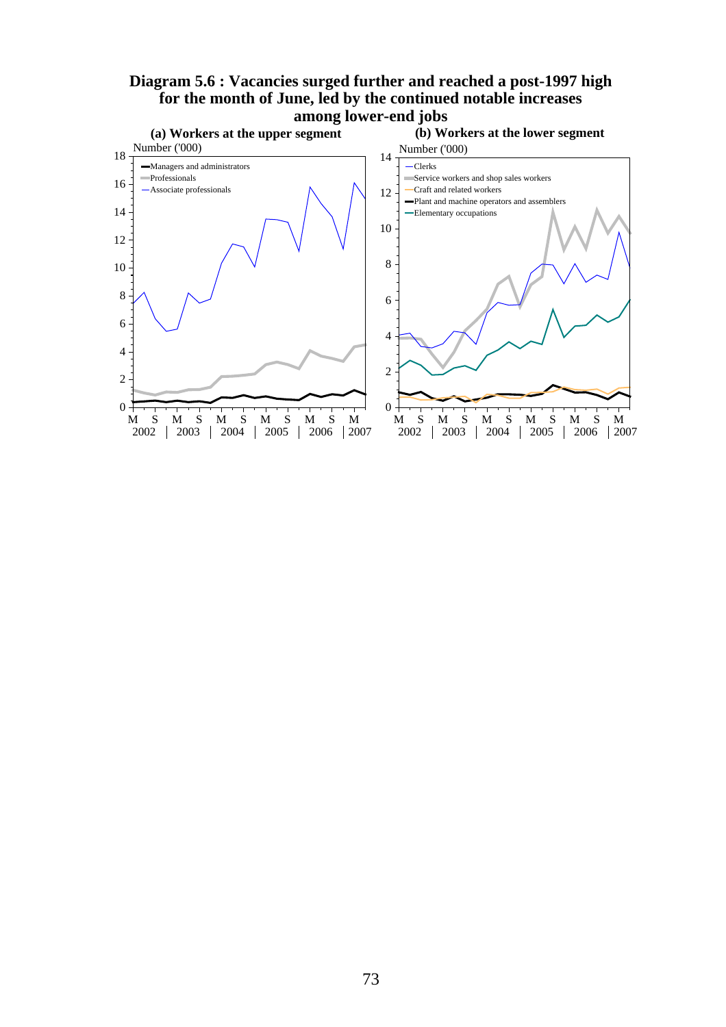**Diagram 5.6 : Vacancies surged further and reached a post-1997 high for the month of June, led by the continued notable increases among lower-end jobs**

**(a) Workers at the upper segment**

Number ('000)

18
16
14
12
10
8
6
4
2
0

Managers and administrators
Professionals
Associate professionals

M S M S M S M S M S M
2002 | 2003 | 2004 | 2005 | 2006 | 2007

**(b) Workers at the lower segment**

Number ('000)

14
12
10
8
6
4
2
0

Clerks
Service workers and shop sales workers
Craft and related workers
Plant and machine operators and assemblers
Elementary occupations

M S M S M S M S M S M
2002 | 2003 | 2004 | 2005 | 2006 | 2007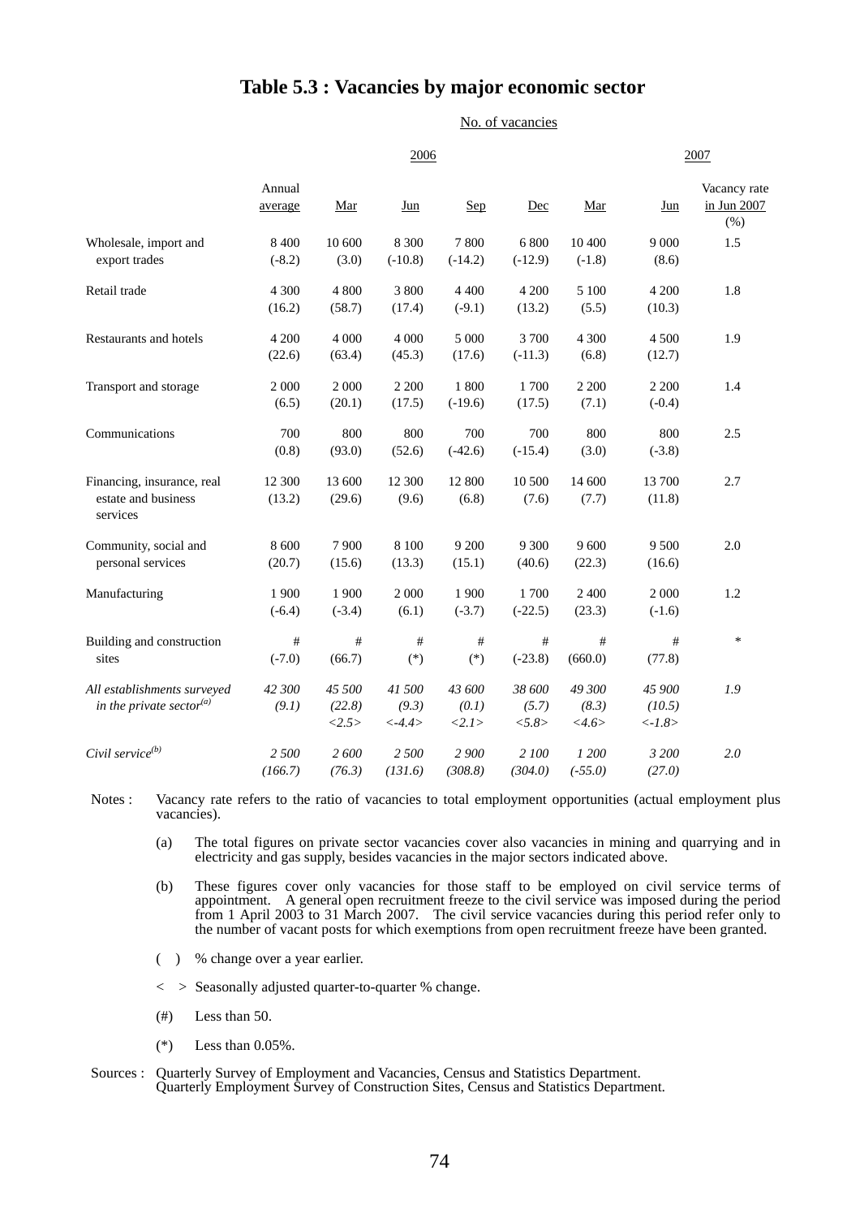# Table 5.3 : Vacancies by major economic sector

No. of vacancies

| | 2006 | | | | | 2007 | | |
|---|---|---|---|---|---|---|---|---|
| | Annual average | Mar | Jun | Sep | Dec | Mar | Jun | Vacancy rate in Jun 2007 (%) |
| Wholesale, import and export trades | 8 400 (-8.2) | 10 600 (3.0) | 8 300 (-10.8) | 7 800 (-14.2) | 6 800 (-12.9) | 10 400 (-1.8) | 9 000 (8.6) | 1.5 |
| Retail trade | 4 300 (16.2) | 4 800 (58.7) | 3 800 (17.4) | 4 400 (-9.1) | 4 200 (13.2) | 5 100 (5.5) | 4 200 (10.3) | 1.8 |
| Restaurants and hotels | 4 200 (22.6) | 4 000 (63.4) | 4 000 (45.3) | 5 000 (17.6) | 3 700 (-11.3) | 4 300 (6.8) | 4 500 (12.7) | 1.9 |
| Transport and storage | 2 000 (6.5) | 2 000 (20.1) | 2 200 (17.5) | 1 800 (-19.6) | 1 700 (17.5) | 2 200 (7.1) | 2 200 (-0.4) | 1.4 |
| Communications | 700 (0.8) | 800 (93.0) | 800 (52.6) | 700 (-42.6) | 700 (-15.4) | 800 (3.0) | 800 (-3.8) | 2.5 |
| Financing, insurance, real estate and business services | 12 300 (13.2) | 13 600 (29.6) | 12 300 (9.6) | 12 800 (6.8) | 10 500 (7.6) | 14 600 (7.7) | 13 700 (11.8) | 2.7 |
| Community, social and personal services | 8 600 (20.7) | 7 900 (15.6) | 8 100 (13.3) | 9 200 (15.1) | 9 300 (40.6) | 9 600 (22.3) | 9 500 (16.6) | 2.0 |
| Manufacturing | 1 900 (-6.4) | 1 900 (-3.4) | 2 000 (6.1) | 1 900 (-3.7) | 1 700 (-22.5) | 2 400 (23.3) | 2 000 (-1.6) | 1.2 |
| Building and construction sites | # (-7.0) | # (66.7) | # (*) | # (*) | # (-23.8) | # (660.0) | # (77.8) | * |
| *All establishments surveyed in the private sector[(a)]* | *42 300 (9.1)* | *45 500 (22.8) <2.5>* | *41 500 (9.3) <-4.4>* | *43 600 (0.1) <2.1>* | *38 600 (5.7) <5.8>* | *49 300 (8.3) <4.6>* | *45 900 (10.5) <-1.8>* | *1.9* |
| *Civil service[(b)]* | *2 500 (166.7)* | *2 600 (76.3)* | *2 500 (131.6)* | *2 900 (308.8)* | *2 100 (304.0)* | *1 200 (-55.0)* | *3 200 (27.0)* | *2.0* |

Notes : Vacancy rate refers to the ratio of vacancies to total employment opportunities (actual employment plus vacancies).

(a) The total figures on private sector vacancies cover also vacancies in mining and quarrying and in electricity and gas supply, besides vacancies in the major sectors indicated above.

(b) These figures cover only vacancies for those staff to be employed on civil service terms of appointment. A general open recruitment freeze to the civil service was imposed during the period from 1 April 2003 to 31 March 2007. The civil service vacancies during this period refer only to the number of vacant posts for which exemptions from open recruitment freeze have been granted.

( ) % change over a year earlier.

< > Seasonally adjusted quarter-to-quarter % change.

(#) Less than 50.

(*) Less than 0.05%.

Sources : Quarterly Survey of Employment and Vacancies, Census and Statistics Department.
Quarterly Employment Survey of Construction Sites, Census and Statistics Department.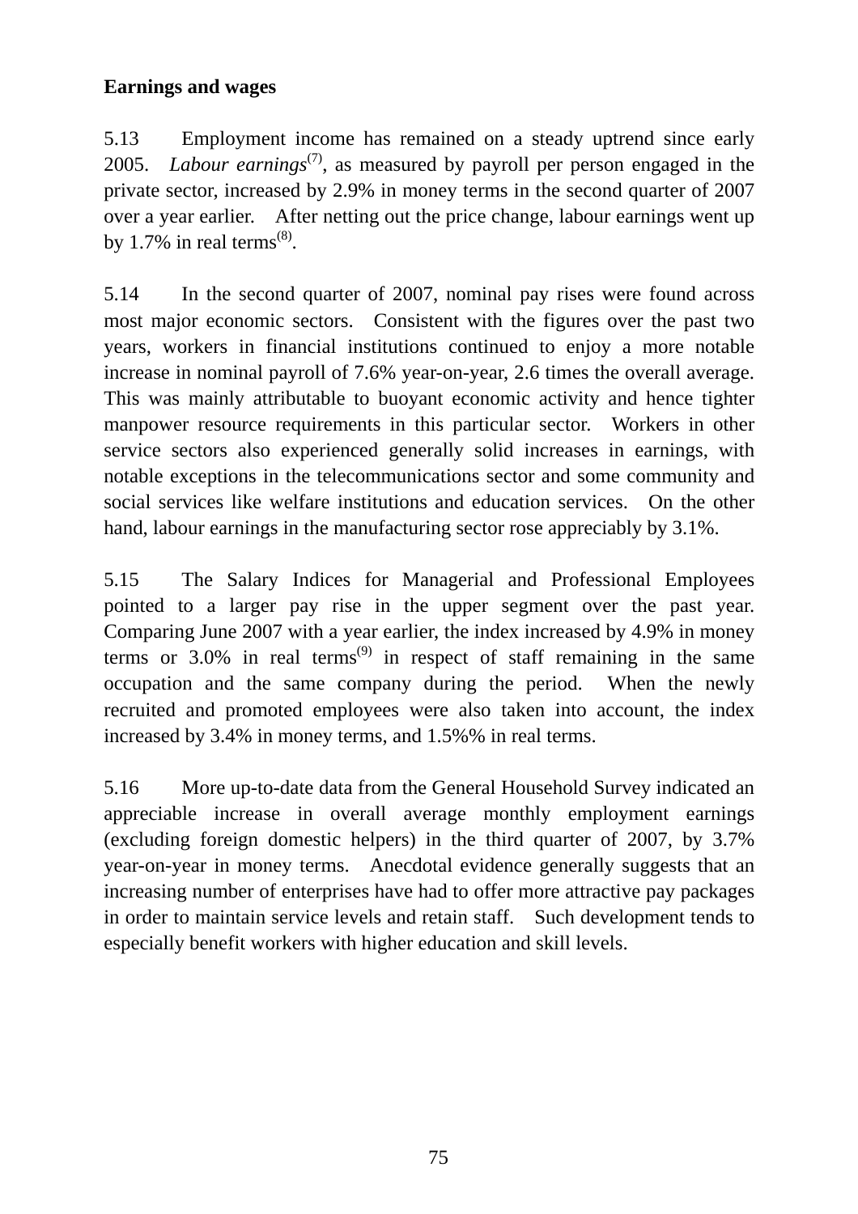**Earnings and wages**

5.13 Employment income has remained on a steady uptrend since early 2005. *Labour earnings*[7], as measured by payroll per person engaged in the private sector, increased by 2.9% in money terms in the second quarter of 2007 over a year earlier. After netting out the price change, labour earnings went up by 1.7% in real terms[8].

5.14 In the second quarter of 2007, nominal pay rises were found across most major economic sectors. Consistent with the figures over the past two years, workers in financial institutions continued to enjoy a more notable increase in nominal payroll of 7.6% year-on-year, 2.6 times the overall average. This was mainly attributable to buoyant economic activity and hence tighter manpower resource requirements in this particular sector. Workers in other service sectors also experienced generally solid increases in earnings, with notable exceptions in the telecommunications sector and some community and social services like welfare institutions and education services. On the other hand, labour earnings in the manufacturing sector rose appreciably by 3.1%.

5.15 The Salary Indices for Managerial and Professional Employees pointed to a larger pay rise in the upper segment over the past year. Comparing June 2007 with a year earlier, the index increased by 4.9% in money terms or 3.0% in real terms[9] in respect of staff remaining in the same occupation and the same company during the period. When the newly recruited and promoted employees were also taken into account, the index increased by 3.4% in money terms, and 1.5%% in real terms.

5.16 More up-to-date data from the General Household Survey indicated an appreciable increase in overall average monthly employment earnings (excluding foreign domestic helpers) in the third quarter of 2007, by 3.7% year-on-year in money terms. Anecdotal evidence generally suggests that an increasing number of enterprises have had to offer more attractive pay packages in order to maintain service levels and retain staff. Such development tends to especially benefit workers with higher education and skill levels.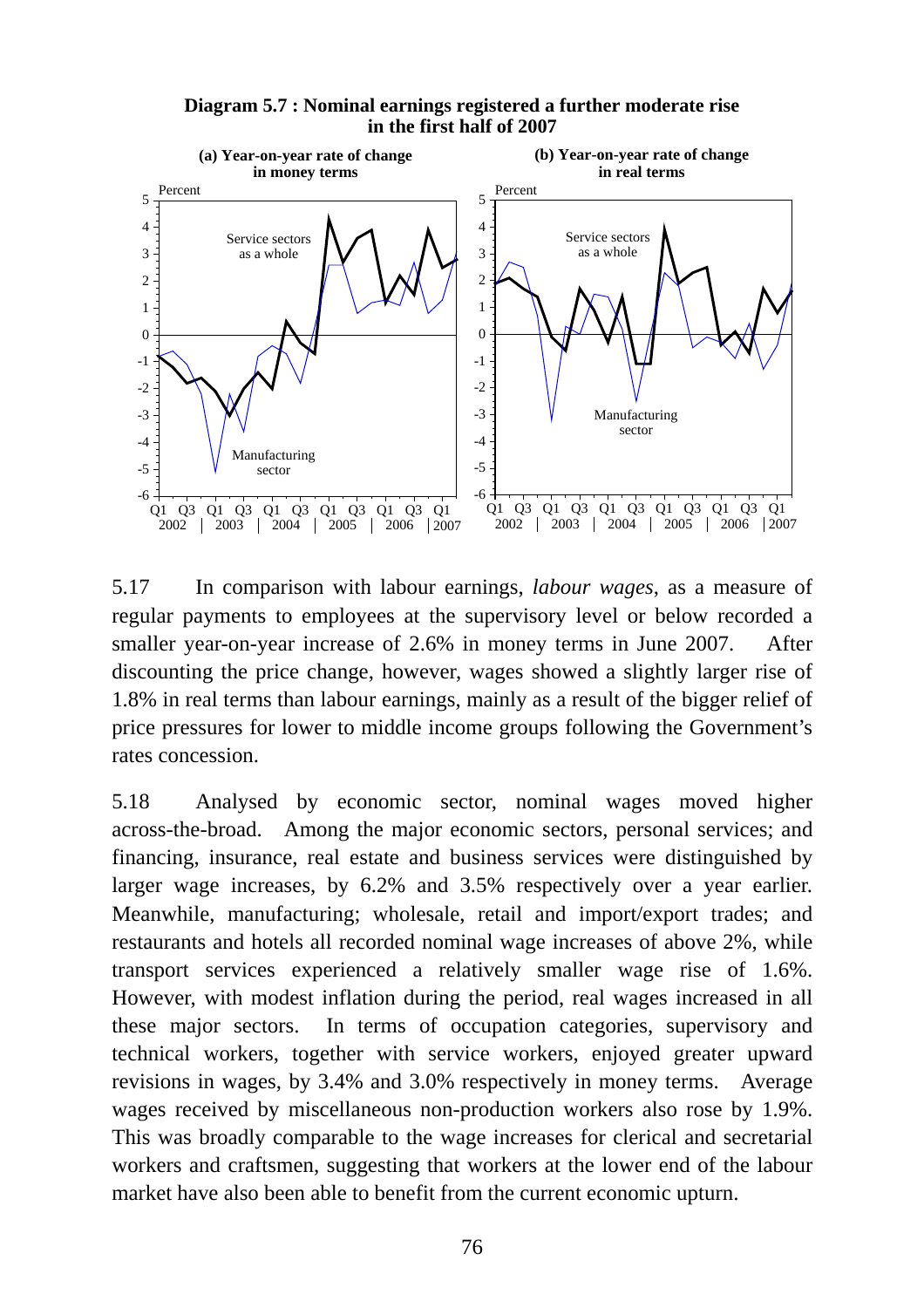**Diagram 5.7 : Nominal earnings registered a further moderate rise in the first half of 2007**

**(a) Year-on-year rate of change in money terms**

Percent

5
4
3
2
1
0
-1
-2
-3
-4
-5
-6

Service sectors as a whole

Manufacturing sector

Q1 Q3 Q1 Q3 Q1 Q3 Q1 Q3 Q1 Q3 Q1
2002 | 2003 | 2004 | 2005 | 2006 | 2007

**(b) Year-on-year rate of change in real terms**

Percent

5
4
3
2
1
0
-1
-2
-3
-4
-5
-6

Service sectors as a whole

Manufacturing sector

Q1 Q3 Q1 Q3 Q1 Q3 Q1 Q3 Q1 Q3 Q1
2002 | 2003 | 2004 | 2005 | 2006 | 2007

5.17 In comparison with labour earnings, *labour wages*, as a measure of regular payments to employees at the supervisory level or below recorded a smaller year-on-year increase of 2.6% in money terms in June 2007. After discounting the price change, however, wages showed a slightly larger rise of 1.8% in real terms than labour earnings, mainly as a result of the bigger relief of price pressures for lower to middle income groups following the Government's rates concession.

5.18 Analysed by economic sector, nominal wages moved higher across-the-broad. Among the major economic sectors, personal services; and financing, insurance, real estate and business services were distinguished by larger wage increases, by 6.2% and 3.5% respectively over a year earlier. Meanwhile, manufacturing; wholesale, retail and import/export trades; and restaurants and hotels all recorded nominal wage increases of above 2%, while transport services experienced a relatively smaller wage rise of 1.6%. However, with modest inflation during the period, real wages increased in all these major sectors. In terms of occupation categories, supervisory and technical workers, together with service workers, enjoyed greater upward revisions in wages, by 3.4% and 3.0% respectively in money terms. Average wages received by miscellaneous non-production workers also rose by 1.9%. This was broadly comparable to the wage increases for clerical and secretarial workers and craftsmen, suggesting that workers at the lower end of the labour market have also been able to benefit from the current economic upturn.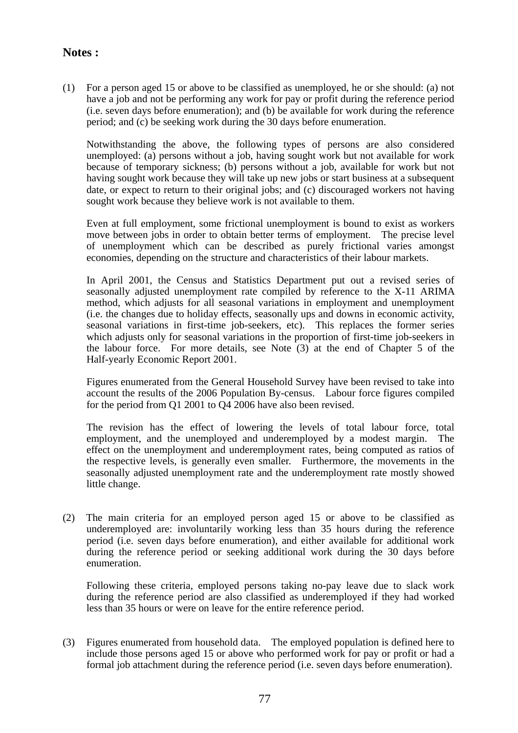## Notes :

(1) For a person aged 15 or above to be classified as unemployed, he or she should: (a) not have a job and not be performing any work for pay or profit during the reference period (i.e. seven days before enumeration); and (b) be available for work during the reference period; and (c) be seeking work during the 30 days before enumeration.

Notwithstanding the above, the following types of persons are also considered unemployed: (a) persons without a job, having sought work but not available for work because of temporary sickness; (b) persons without a job, available for work but not having sought work because they will take up new jobs or start business at a subsequent date, or expect to return to their original jobs; and (c) discouraged workers not having sought work because they believe work is not available to them.

Even at full employment, some frictional unemployment is bound to exist as workers move between jobs in order to obtain better terms of employment. The precise level of unemployment which can be described as purely frictional varies amongst economies, depending on the structure and characteristics of their labour markets.

In April 2001, the Census and Statistics Department put out a revised series of seasonally adjusted unemployment rate compiled by reference to the X-11 ARIMA method, which adjusts for all seasonal variations in employment and unemployment (i.e. the changes due to holiday effects, seasonally ups and downs in economic activity, seasonal variations in first-time job-seekers, etc). This replaces the former series which adjusts only for seasonal variations in the proportion of first-time job-seekers in the labour force. For more details, see Note (3) at the end of Chapter 5 of the Half-yearly Economic Report 2001.

Figures enumerated from the General Household Survey have been revised to take into account the results of the 2006 Population By-census. Labour force figures compiled for the period from Q1 2001 to Q4 2006 have also been revised.

The revision has the effect of lowering the levels of total labour force, total employment, and the unemployed and underemployed by a modest margin. The effect on the unemployment and underemployment rates, being computed as ratios of the respective levels, is generally even smaller. Furthermore, the movements in the seasonally adjusted unemployment rate and the underemployment rate mostly showed little change.

(2) The main criteria for an employed person aged 15 or above to be classified as underemployed are: involuntarily working less than 35 hours during the reference period (i.e. seven days before enumeration), and either available for additional work during the reference period or seeking additional work during the 30 days before enumeration.

Following these criteria, employed persons taking no-pay leave due to slack work during the reference period are also classified as underemployed if they had worked less than 35 hours or were on leave for the entire reference period.

(3) Figures enumerated from household data. The employed population is defined here to include those persons aged 15 or above who performed work for pay or profit or had a formal job attachment during the reference period (i.e. seven days before enumeration).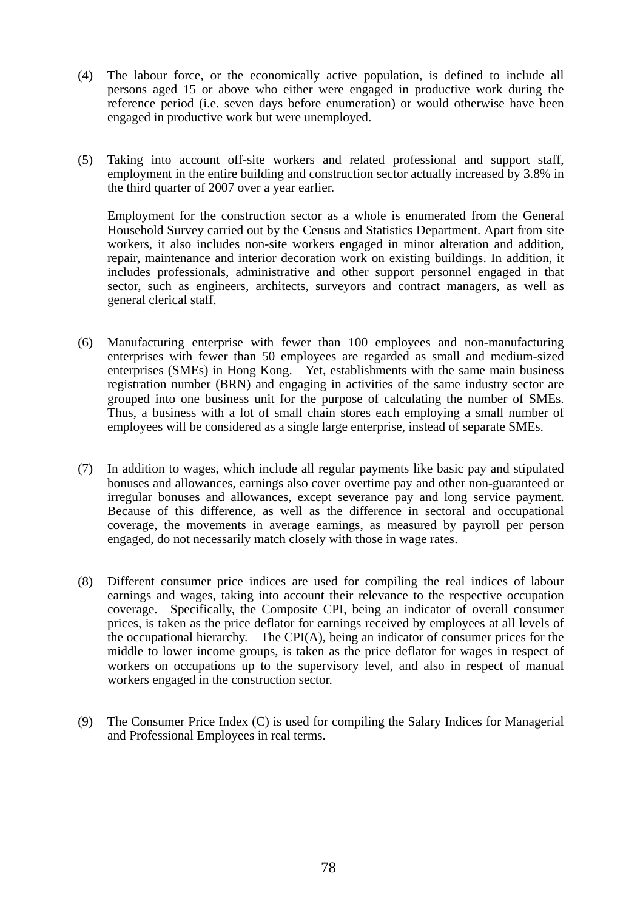(4) The labour force, or the economically active population, is defined to include all persons aged 15 or above who either were engaged in productive work during the reference period (i.e. seven days before enumeration) or would otherwise have been engaged in productive work but were unemployed.

(5) Taking into account off-site workers and related professional and support staff, employment in the entire building and construction sector actually increased by 3.8% in the third quarter of 2007 over a year earlier.

Employment for the construction sector as a whole is enumerated from the General Household Survey carried out by the Census and Statistics Department. Apart from site workers, it also includes non-site workers engaged in minor alteration and addition, repair, maintenance and interior decoration work on existing buildings. In addition, it includes professionals, administrative and other support personnel engaged in that sector, such as engineers, architects, surveyors and contract managers, as well as general clerical staff.

(6) Manufacturing enterprise with fewer than 100 employees and non-manufacturing enterprises with fewer than 50 employees are regarded as small and medium-sized enterprises (SMEs) in Hong Kong. Yet, establishments with the same main business registration number (BRN) and engaging in activities of the same industry sector are grouped into one business unit for the purpose of calculating the number of SMEs. Thus, a business with a lot of small chain stores each employing a small number of employees will be considered as a single large enterprise, instead of separate SMEs.

(7) In addition to wages, which include all regular payments like basic pay and stipulated bonuses and allowances, earnings also cover overtime pay and other non-guaranteed or irregular bonuses and allowances, except severance pay and long service payment. Because of this difference, as well as the difference in sectoral and occupational coverage, the movements in average earnings, as measured by payroll per person engaged, do not necessarily match closely with those in wage rates.

(8) Different consumer price indices are used for compiling the real indices of labour earnings and wages, taking into account their relevance to the respective occupation coverage. Specifically, the Composite CPI, being an indicator of overall consumer prices, is taken as the price deflator for earnings received by employees at all levels of the occupational hierarchy. The CPI(A), being an indicator of consumer prices for the middle to lower income groups, is taken as the price deflator for wages in respect of workers on occupations up to the supervisory level, and also in respect of manual workers engaged in the construction sector.

(9) The Consumer Price Index (C) is used for compiling the Salary Indices for Managerial and Professional Employees in real terms.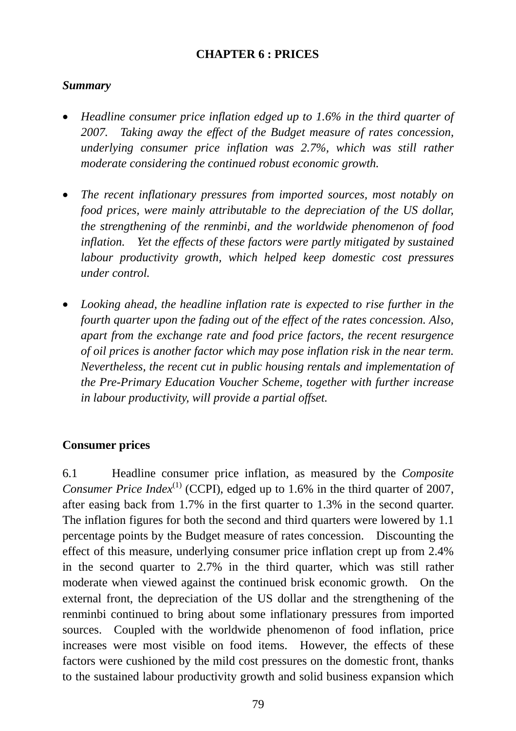# CHAPTER 6 : PRICES

***Summary***

- *Headline consumer price inflation edged up to 1.6% in the third quarter of 2007. Taking away the effect of the Budget measure of rates concession, underlying consumer price inflation was 2.7%, which was still rather moderate considering the continued robust economic growth.*

- *The recent inflationary pressures from imported sources, most notably on food prices, were mainly attributable to the depreciation of the US dollar, the strengthening of the renminbi, and the worldwide phenomenon of food inflation. Yet the effects of these factors were partly mitigated by sustained labour productivity growth, which helped keep domestic cost pressures under control.*

- *Looking ahead, the headline inflation rate is expected to rise further in the fourth quarter upon the fading out of the effect of the rates concession. Also, apart from the exchange rate and food price factors, the recent resurgence of oil prices is another factor which may pose inflation risk in the near term. Nevertheless, the recent cut in public housing rentals and implementation of the Pre-Primary Education Voucher Scheme, together with further increase in labour productivity, will provide a partial offset.*

## Consumer prices

6.1 Headline consumer price inflation, as measured by the *Composite Consumer Price Index*(1) (CCPI), edged up to 1.6% in the third quarter of 2007, after easing back from 1.7% in the first quarter to 1.3% in the second quarter. The inflation figures for both the second and third quarters were lowered by 1.1 percentage points by the Budget measure of rates concession. Discounting the effect of this measure, underlying consumer price inflation crept up from 2.4% in the second quarter to 2.7% in the third quarter, which was still rather moderate when viewed against the continued brisk economic growth. On the external front, the depreciation of the US dollar and the strengthening of the renminbi continued to bring about some inflationary pressures from imported sources. Coupled with the worldwide phenomenon of food inflation, price increases were most visible on food items. However, the effects of these factors were cushioned by the mild cost pressures on the domestic front, thanks to the sustained labour productivity growth and solid business expansion which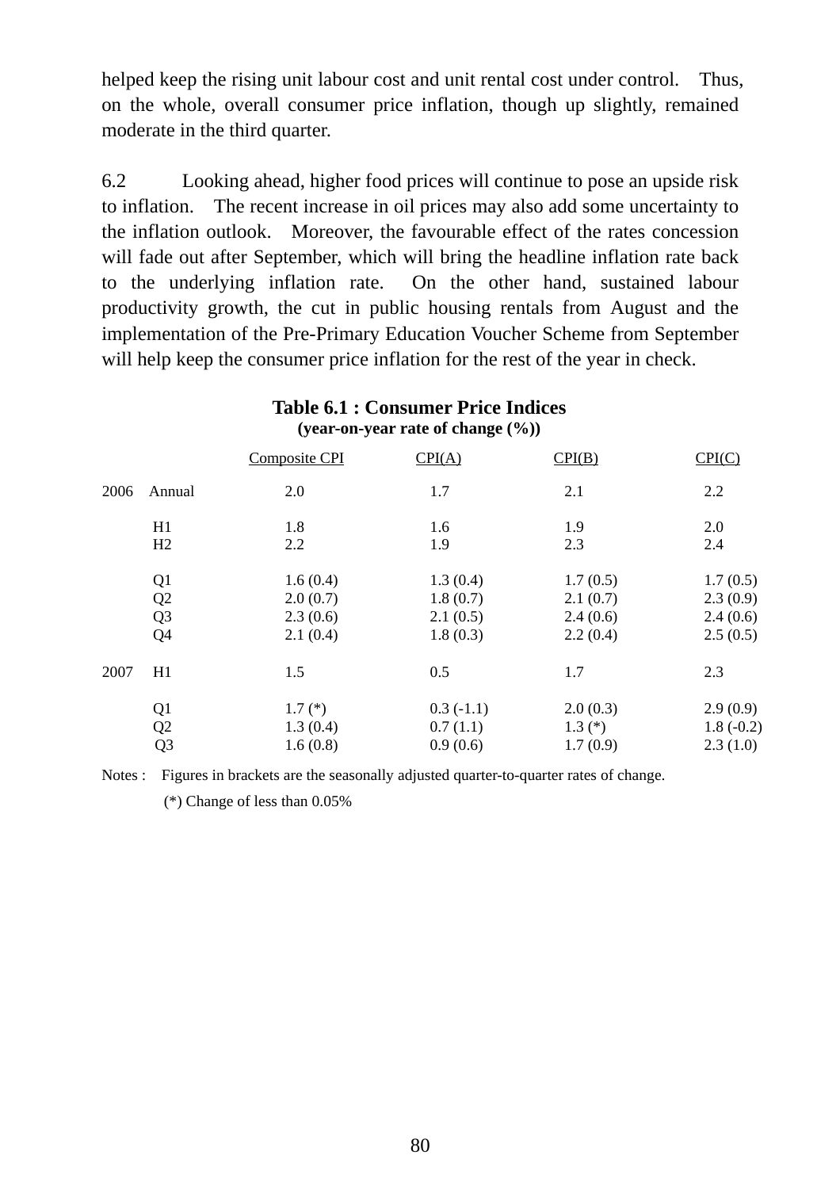helped keep the rising unit labour cost and unit rental cost under control. Thus, on the whole, overall consumer price inflation, though up slightly, remained moderate in the third quarter.

6.2 Looking ahead, higher food prices will continue to pose an upside risk to inflation. The recent increase in oil prices may also add some uncertainty to the inflation outlook. Moreover, the favourable effect of the rates concession will fade out after September, which will bring the headline inflation rate back to the underlying inflation rate. On the other hand, sustained labour productivity growth, the cut in public housing rentals from August and the implementation of the Pre-Primary Education Voucher Scheme from September will help keep the consumer price inflation for the rest of the year in check.

**Table 6.1 : Consumer Price Indices**
**(year-on-year rate of change (%))**

| | | Composite CPI | CPI(A) | CPI(B) | CPI(C) |
|---|---|---|---|---|---|
| 2006 | Annual | 2.0 | 1.7 | 2.1 | 2.2 |
| | H1 | 1.8 | 1.6 | 1.9 | 2.0 |
| | H2 | 2.2 | 1.9 | 2.3 | 2.4 |
| | Q1 | 1.6 (0.4) | 1.3 (0.4) | 1.7 (0.5) | 1.7 (0.5) |
| | Q2 | 2.0 (0.7) | 1.8 (0.7) | 2.1 (0.7) | 2.3 (0.9) |
| | Q3 | 2.3 (0.6) | 2.1 (0.5) | 2.4 (0.6) | 2.4 (0.6) |
| | Q4 | 2.1 (0.4) | 1.8 (0.3) | 2.2 (0.4) | 2.5 (0.5) |
| 2007 | H1 | 1.5 | 0.5 | 1.7 | 2.3 |
| | Q1 | 1.7 (*) | 0.3 (-1.1) | 2.0 (0.3) | 2.9 (0.9) |
| | Q2 | 1.3 (0.4) | 0.7 (1.1) | 1.3 (*) | 1.8 (-0.2) |
| | Q3 | 1.6 (0.8) | 0.9 (0.6) | 1.7 (0.9) | 2.3 (1.0) |

Notes : Figures in brackets are the seasonally adjusted quarter-to-quarter rates of change.

(*) Change of less than 0.05%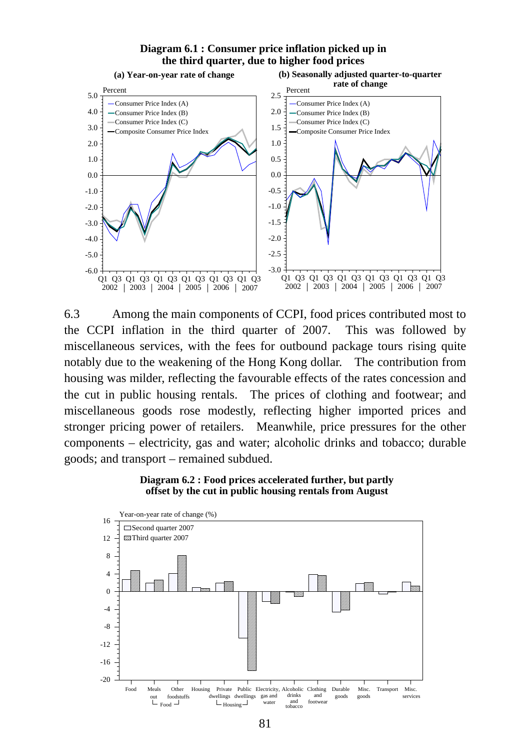**Diagram 6.1 : Consumer price inflation picked up in the third quarter, due to higher food prices**

**(a) Year-on-year rate of change**

**(b) Seasonally adjusted quarter-to-quarter rate of change**

6.3 Among the main components of CCPI, food prices contributed most to the CCPI inflation in the third quarter of 2007. This was followed by miscellaneous services, with the fees for outbound package tours rising quite notably due to the weakening of the Hong Kong dollar. The contribution from housing was milder, reflecting the favourable effects of the rates concession and the cut in public housing rentals. The prices of clothing and footwear; and miscellaneous goods rose modestly, reflecting higher imported prices and stronger pricing power of retailers. Meanwhile, price pressures for the other components – electricity, gas and water; alcoholic drinks and tobacco; durable goods; and transport – remained subdued.

**Diagram 6.2 : Food prices accelerated further, but partly offset by the cut in public housing rentals from August**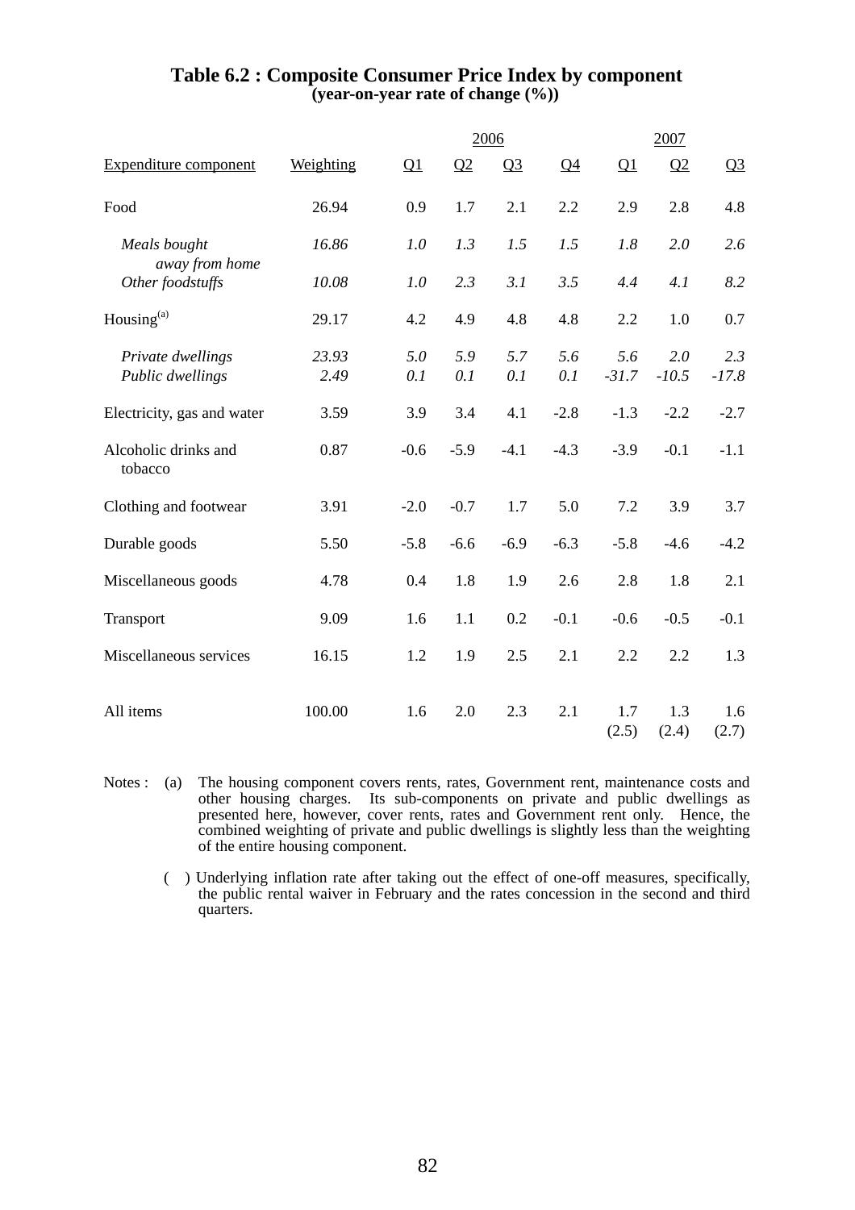## Table 6.2 : Composite Consumer Price Index by component
**(year-on-year rate of change (%))**

| Expenditure component | Weighting | 2006 Q1 | 2006 Q2 | 2006 Q3 | 2006 Q4 | 2007 Q1 | 2007 Q2 | 2007 Q3 |
|---|---|---|---|---|---|---|---|---|
| Food | 26.94 | 0.9 | 1.7 | 2.1 | 2.2 | 2.9 | 2.8 | 4.8 |
| *Meals bought away from home* | *16.86* | *1.0* | *1.3* | *1.5* | *1.5* | *1.8* | *2.0* | *2.6* |
| *Other foodstuffs* | *10.08* | *1.0* | *2.3* | *3.1* | *3.5* | *4.4* | *4.1* | *8.2* |
| Housing[(a)] | 29.17 | 4.2 | 4.9 | 4.8 | 4.8 | 2.2 | 1.0 | 0.7 |
| *Private dwellings* | *23.93* | *5.0* | *5.9* | *5.7* | *5.6* | *5.6* | *2.0* | *2.3* |
| *Public dwellings* | *2.49* | *0.1* | *0.1* | *0.1* | *0.1* | *-31.7* | *-10.5* | *-17.8* |
| Electricity, gas and water | 3.59 | 3.9 | 3.4 | 4.1 | -2.8 | -1.3 | -2.2 | -2.7 |
| Alcoholic drinks and tobacco | 0.87 | -0.6 | -5.9 | -4.1 | -4.3 | -3.9 | -0.1 | -1.1 |
| Clothing and footwear | 3.91 | -2.0 | -0.7 | 1.7 | 5.0 | 7.2 | 3.9 | 3.7 |
| Durable goods | 5.50 | -5.8 | -6.6 | -6.9 | -6.3 | -5.8 | -4.6 | -4.2 |
| Miscellaneous goods | 4.78 | 0.4 | 1.8 | 1.9 | 2.6 | 2.8 | 1.8 | 2.1 |
| Transport | 9.09 | 1.6 | 1.1 | 0.2 | -0.1 | -0.6 | -0.5 | -0.1 |
| Miscellaneous services | 16.15 | 1.2 | 1.9 | 2.5 | 2.1 | 2.2 | 2.2 | 1.3 |
| All items | 100.00 | 1.6 | 2.0 | 2.3 | 2.1 | 1.7 (2.5) | 1.3 (2.4) | 1.6 (2.7) |

Notes : (a) The housing component covers rents, rates, Government rent, maintenance costs and other housing charges. Its sub-components on private and public dwellings as presented here, however, cover rents, rates and Government rent only. Hence, the combined weighting of private and public dwellings is slightly less than the weighting of the entire housing component.

( ) Underlying inflation rate after taking out the effect of one-off measures, specifically, the public rental waiver in February and the rates concession in the second and third quarters.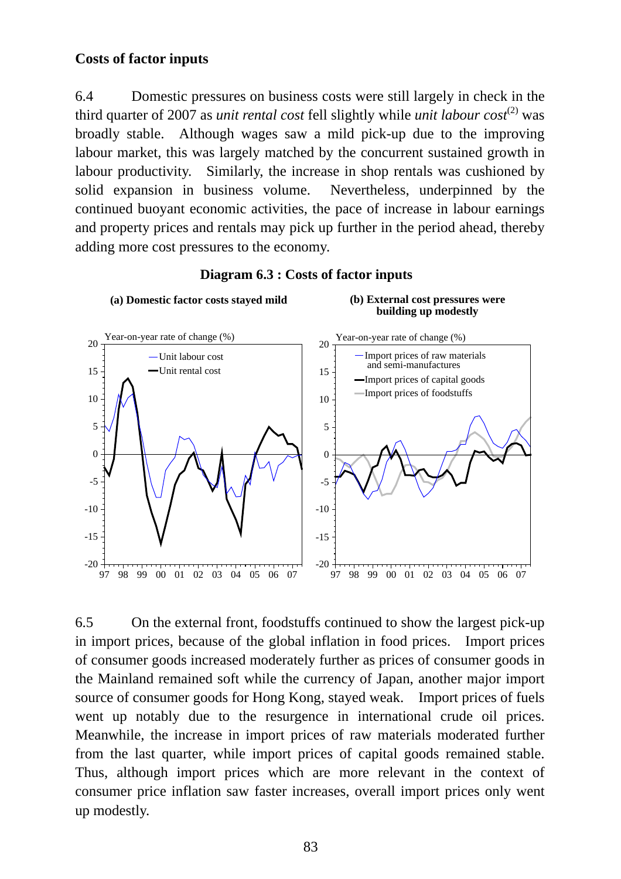## Costs of factor inputs

6.4 Domestic pressures on business costs were still largely in check in the third quarter of 2007 as *unit rental cost* fell slightly while *unit labour cost*[(2)] was broadly stable. Although wages saw a mild pick-up due to the improving labour market, this was largely matched by the concurrent sustained growth in labour productivity. Similarly, the increase in shop rentals was cushioned by solid expansion in business volume. Nevertheless, underpinned by the continued buoyant economic activities, the pace of increase in labour earnings and property prices and rentals may pick up further in the period ahead, thereby adding more cost pressures to the economy.

**Diagram 6.3 : Costs of factor inputs**

**(a) Domestic factor costs stayed mild**

Year-on-year rate of change (%)

Unit labour cost
Unit rental cost

20
15
10
5
0
-5
-10
-15
-20

97 98 99 00 01 02 03 04 05 06 07

**(b) External cost pressures were building up modestly**

Year-on-year rate of change (%)

Import prices of raw materials and semi-manufactures
Import prices of capital goods
Import prices of foodstuffs

20
15
10
5
0
-5
-10
-15
-20

97 98 99 00 01 02 03 04 05 06 07

6.5 On the external front, foodstuffs continued to show the largest pick-up in import prices, because of the global inflation in food prices. Import prices of consumer goods increased moderately further as prices of consumer goods in the Mainland remained soft while the currency of Japan, another major import source of consumer goods for Hong Kong, stayed weak. Import prices of fuels went up notably due to the resurgence in international crude oil prices. Meanwhile, the increase in import prices of raw materials moderated further from the last quarter, while import prices of capital goods remained stable. Thus, although import prices which are more relevant in the context of consumer price inflation saw faster increases, overall import prices only went up modestly.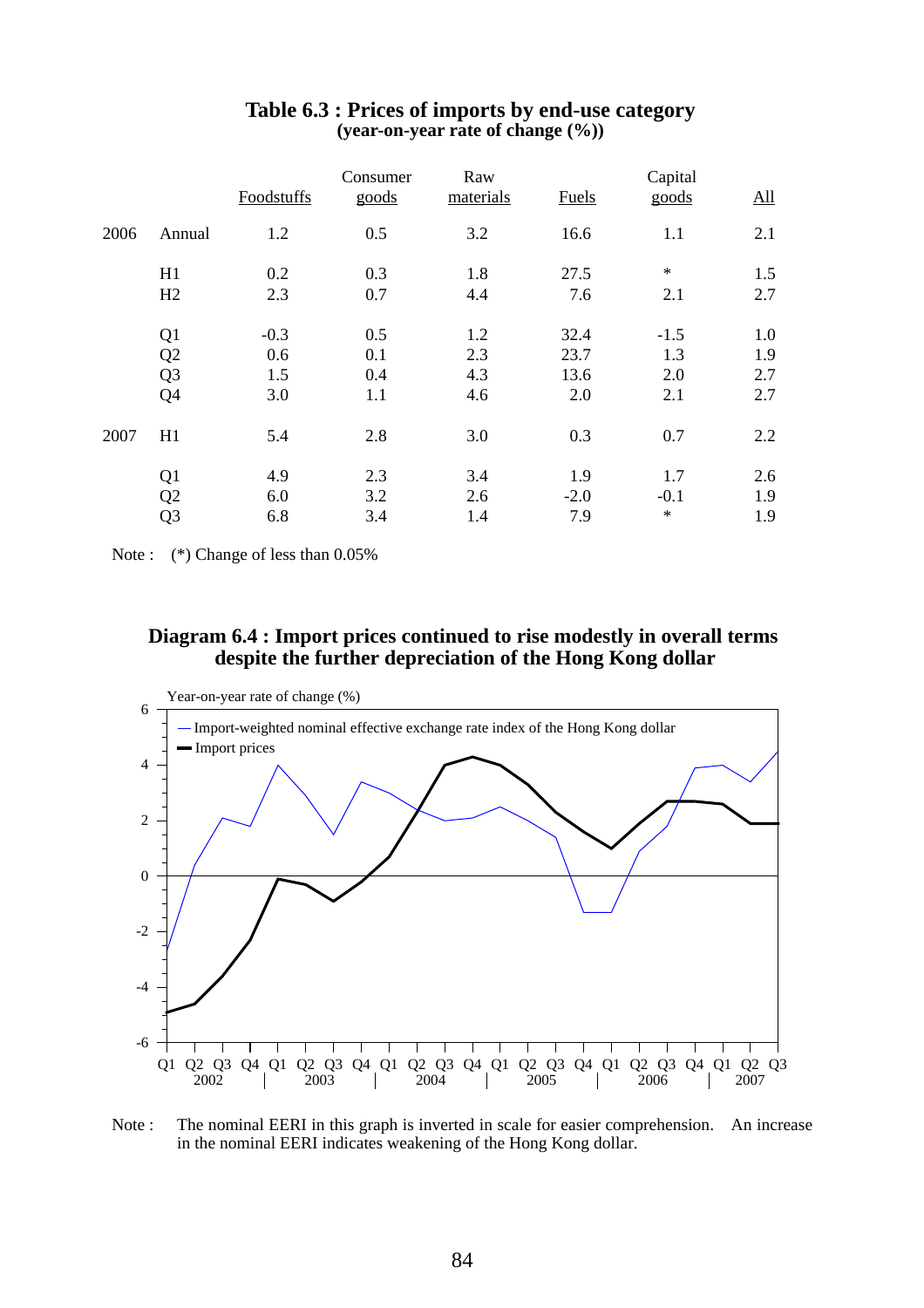## Table 6.3 : Prices of imports by end-use category
**(year-on-year rate of change (%))**

| | | Foodstuffs | Consumer goods | Raw materials | Fuels | Capital goods | All |
|---|---|---|---|---|---|---|---|
| 2006 | Annual | 1.2 | 0.5 | 3.2 | 16.6 | 1.1 | 2.1 |
| | H1 | 0.2 | 0.3 | 1.8 | 27.5 | * | 1.5 |
| | H2 | 2.3 | 0.7 | 4.4 | 7.6 | 2.1 | 2.7 |
| | Q1 | -0.3 | 0.5 | 1.2 | 32.4 | -1.5 | 1.0 |
| | Q2 | 0.6 | 0.1 | 2.3 | 23.7 | 1.3 | 1.9 |
| | Q3 | 1.5 | 0.4 | 4.3 | 13.6 | 2.0 | 2.7 |
| | Q4 | 3.0 | 1.1 | 4.6 | 2.0 | 2.1 | 2.7 |
| 2007 | H1 | 5.4 | 2.8 | 3.0 | 0.3 | 0.7 | 2.2 |
| | Q1 | 4.9 | 2.3 | 3.4 | 1.9 | 1.7 | 2.6 |
| | Q2 | 6.0 | 3.2 | 2.6 | -2.0 | -0.1 | 1.9 |
| | Q3 | 6.8 | 3.4 | 1.4 | 7.9 | * | 1.9 |

Note : (*) Change of less than 0.05%

## Diagram 6.4 : Import prices continued to rise modestly in overall terms despite the further depreciation of the Hong Kong dollar

Note : The nominal EERI in this graph is inverted in scale for easier comprehension. An increase in the nominal EERI indicates weakening of the Hong Kong dollar.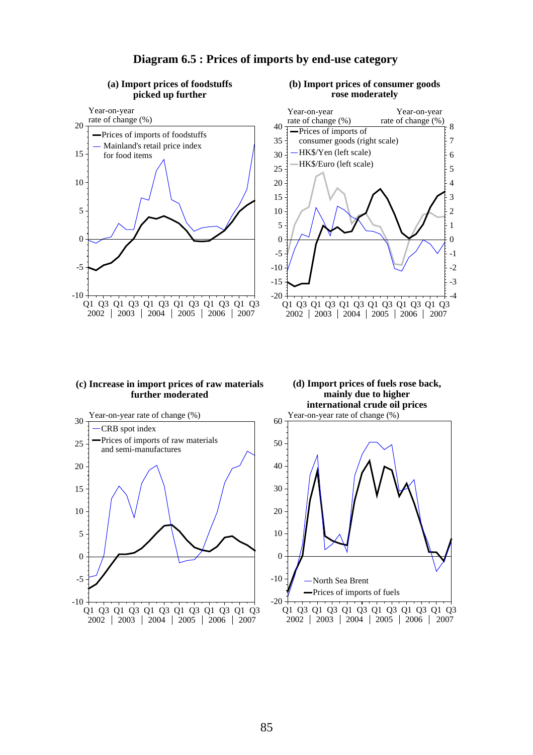## Diagram 6.5 : Prices of imports by end-use category

**(a) Import prices of foodstuffs picked up further**

Year-on-year rate of change (%)

- Prices of imports of foodstuffs
- Mainland's retail price index for food items

**(b) Import prices of consumer goods rose moderately**

Year-on-year rate of change (%) / Year-on-year rate of change (%)

- Prices of imports of consumer goods (right scale)
- HK$/Yen (left scale)
- HK$/Euro (left scale)

**(c) Increase in import prices of raw materials further moderated**

Year-on-year rate of change (%)

- CRB spot index
- Prices of imports of raw materials and semi-manufactures

**(d) Import prices of fuels rose back, mainly due to higher international crude oil prices**

Year-on-year rate of change (%)

- North Sea Brent
- Prices of imports of fuels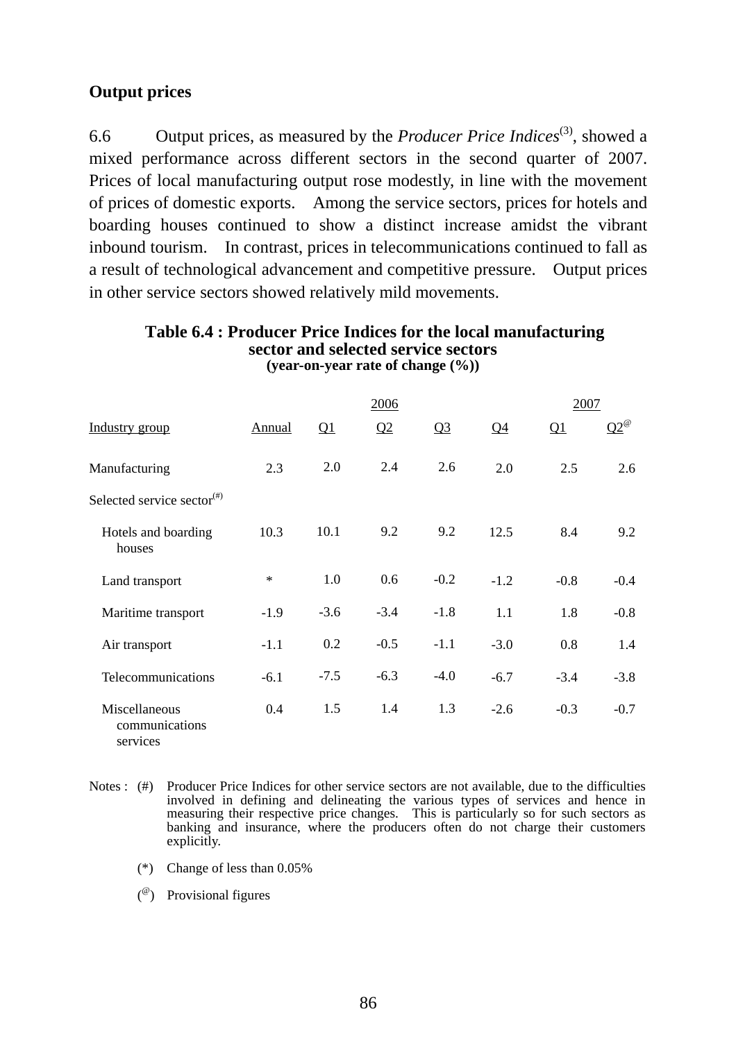**Output prices**

6.6 Output prices, as measured by the *Producer Price Indices*(3), showed a mixed performance across different sectors in the second quarter of 2007. Prices of local manufacturing output rose modestly, in line with the movement of prices of domestic exports. Among the service sectors, prices for hotels and boarding houses continued to show a distinct increase amidst the vibrant inbound tourism. In contrast, prices in telecommunications continued to fall as a result of technological advancement and competitive pressure. Output prices in other service sectors showed relatively mild movements.

**Table 6.4 : Producer Price Indices for the local manufacturing sector and selected service sectors**
**(year-on-year rate of change (%))**

| | 2006 | | | | | 2007 | |
|---|---|---|---|---|---|---|---|
| Industry group | Annual | Q1 | Q2 | Q3 | Q4 | Q1 | Q2@ |
| Manufacturing | 2.3 | 2.0 | 2.4 | 2.6 | 2.0 | 2.5 | 2.6 |
| Selected service sector(#) | | | | | | | |
| Hotels and boarding houses | 10.3 | 10.1 | 9.2 | 9.2 | 12.5 | 8.4 | 9.2 |
| Land transport | * | 1.0 | 0.6 | -0.2 | -1.2 | -0.8 | -0.4 |
| Maritime transport | -1.9 | -3.6 | -3.4 | -1.8 | 1.1 | 1.8 | -0.8 |
| Air transport | -1.1 | 0.2 | -0.5 | -1.1 | -3.0 | 0.8 | 1.4 |
| Telecommunications | -6.1 | -7.5 | -6.3 | -4.0 | -6.7 | -3.4 | -3.8 |
| Miscellaneous communications services | 0.4 | 1.5 | 1.4 | 1.3 | -2.6 | -0.3 | -0.7 |

Notes : (#) Producer Price Indices for other service sectors are not available, due to the difficulties involved in defining and delineating the various types of services and hence in measuring their respective price changes. This is particularly so for such sectors as banking and insurance, where the producers often do not charge their customers explicitly.

(*) Change of less than 0.05%

(@) Provisional figures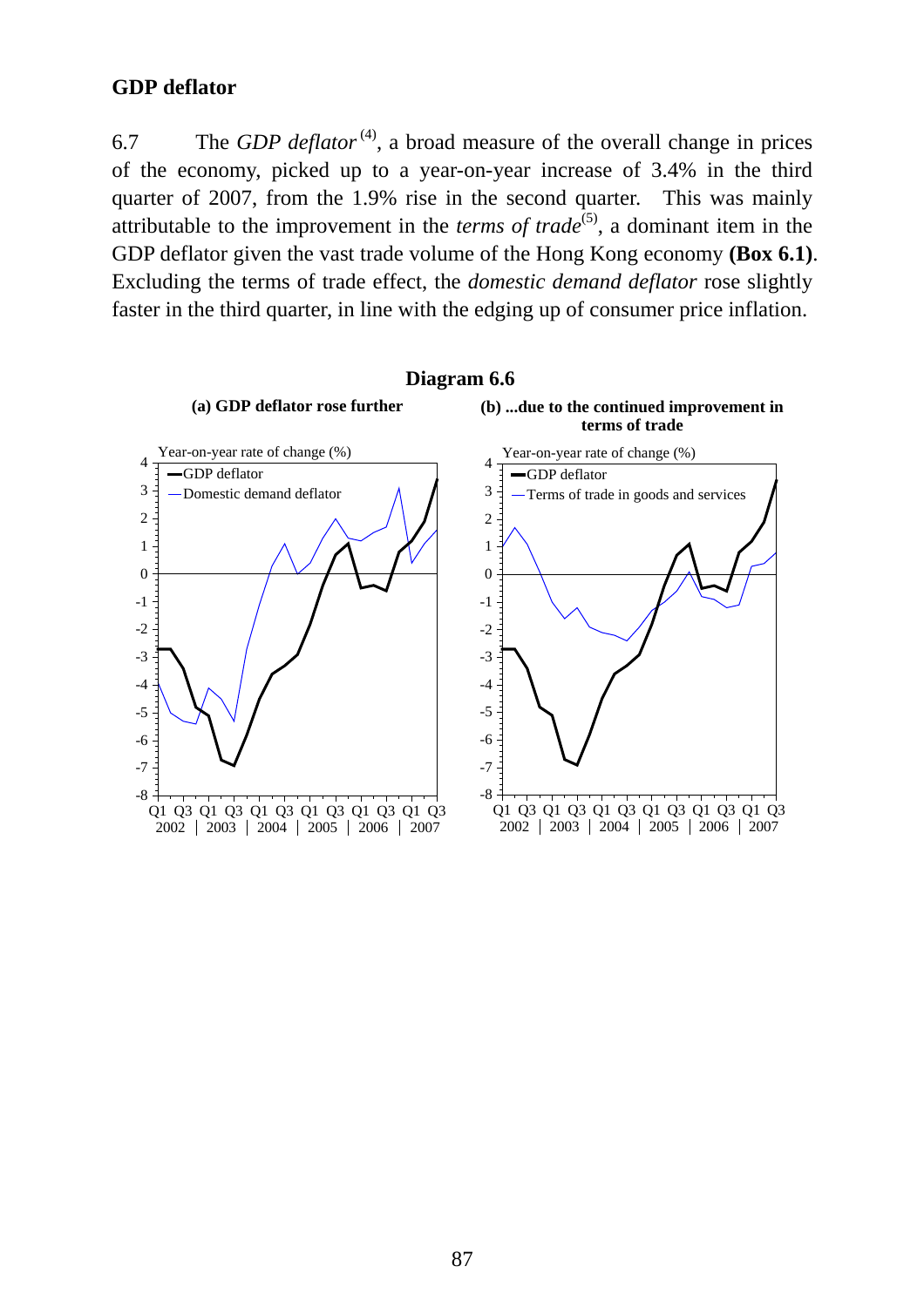### GDP deflator

6.7 The *GDP deflator*[4], a broad measure of the overall change in prices of the economy, picked up to a year-on-year increase of 3.4% in the third quarter of 2007, from the 1.9% rise in the second quarter. This was mainly attributable to the improvement in the *terms of trade*[5], a dominant item in the GDP deflator given the vast trade volume of the Hong Kong economy **(Box 6.1)**. Excluding the terms of trade effect, the *domestic demand deflator* rose slightly faster in the third quarter, in line with the edging up of consumer price inflation.

**Diagram 6.6**

**(a) GDP deflator rose further**

Year-on-year rate of change (%)

GDP deflator

Domestic demand deflator

4
3
2
1
0
-1
-2
-3
-4
-5
-6
-7
-8

Q1 Q3 Q1 Q3 Q1 Q3 Q1 Q3 Q1 Q3 Q1 Q3
2002 | 2003 | 2004 | 2005 | 2006 | 2007

**(b) ...due to the continued improvement in terms of trade**

Year-on-year rate of change (%)

GDP deflator

Terms of trade in goods and services

4
3
2
1
0
-1
-2
-3
-4
-5
-6
-7
-8

Q1 Q3 Q1 Q3 Q1 Q3 Q1 Q3 Q1 Q3 Q1 Q3
2002 | 2003 | 2004 | 2005 | 2006 | 2007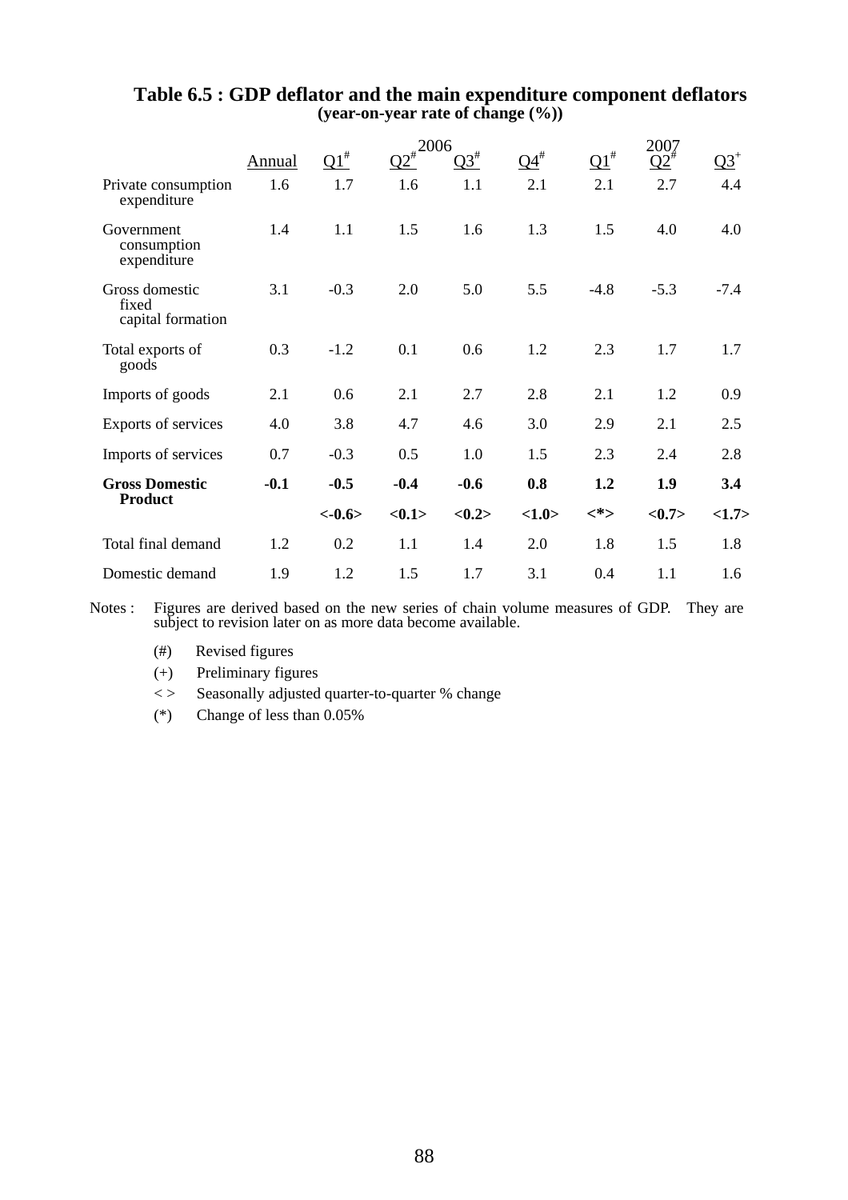## Table 6.5 : GDP deflator and the main expenditure component deflators

**(year-on-year rate of change (%))**

| | 2006 | | | | | 2007 | | |
|---|---|---|---|---|---|---|---|---|
| | Annual | Q1# | Q2# | Q3# | Q4# | Q1# | Q2# | Q3+ |
| Private consumption expenditure | 1.6 | 1.7 | 1.6 | 1.1 | 2.1 | 2.1 | 2.7 | 4.4 |
| Government consumption expenditure | 1.4 | 1.1 | 1.5 | 1.6 | 1.3 | 1.5 | 4.0 | 4.0 |
| Gross domestic fixed capital formation | 3.1 | -0.3 | 2.0 | 5.0 | 5.5 | -4.8 | -5.3 | -7.4 |
| Total exports of goods | 0.3 | -1.2 | 0.1 | 0.6 | 1.2 | 2.3 | 1.7 | 1.7 |
| Imports of goods | 2.1 | 0.6 | 2.1 | 2.7 | 2.8 | 2.1 | 1.2 | 0.9 |
| Exports of services | 4.0 | 3.8 | 4.7 | 4.6 | 3.0 | 2.9 | 2.1 | 2.5 |
| Imports of services | 0.7 | -0.3 | 0.5 | 1.0 | 1.5 | 2.3 | 2.4 | 2.8 |
| **Gross Domestic Product** | **-0.1** | **-0.5** | **-0.4** | **-0.6** | **0.8** | **1.2** | **1.9** | **3.4** |
| | | **<-0.6>** | **<0.1>** | **<0.2>** | **<1.0>** | **<*>** | **<0.7>** | **<1.7>** |
| Total final demand | 1.2 | 0.2 | 1.1 | 1.4 | 2.0 | 1.8 | 1.5 | 1.8 |
| Domestic demand | 1.9 | 1.2 | 1.5 | 1.7 | 3.1 | 0.4 | 1.1 | 1.6 |

Notes : Figures are derived based on the new series of chain volume measures of GDP. They are subject to revision later on as more data become available.

(#) Revised figures

(+) Preliminary figures

< > Seasonally adjusted quarter-to-quarter % change

(*) Change of less than 0.05%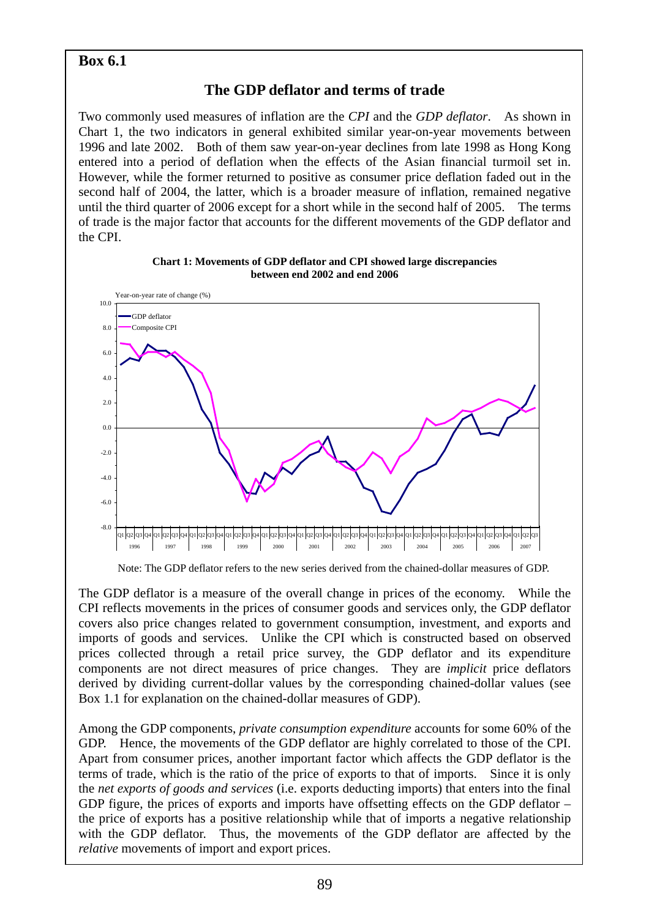**Box 6.1**

## The GDP deflator and terms of trade

Two commonly used measures of inflation are the *CPI* and the *GDP deflator*. As shown in Chart 1, the two indicators in general exhibited similar year-on-year movements between 1996 and late 2002. Both of them saw year-on-year declines from late 1998 as Hong Kong entered into a period of deflation when the effects of the Asian financial turmoil set in. However, while the former returned to positive as consumer price deflation faded out in the second half of 2004, the latter, which is a broader measure of inflation, remained negative until the third quarter of 2006 except for a short while in the second half of 2005. The terms of trade is the major factor that accounts for the different movements of the GDP deflator and the CPI.

**Chart 1: Movements of GDP deflator and CPI showed large discrepancies between end 2002 and end 2006**

Year-on-year rate of change (%)

10.0
8.0
6.0
4.0
2.0
0.0
-2.0
-4.0
-6.0
-8.0

GDP deflator
Composite CPI

Q1 Q2 Q3 Q4 (1996 to 2007, Q1–Q3 for 2007)

1996 1997 1998 1999 2000 2001 2002 2003 2004 2005 2006 2007

Note: The GDP deflator refers to the new series derived from the chained-dollar measures of GDP.

The GDP deflator is a measure of the overall change in prices of the economy. While the CPI reflects movements in the prices of consumer goods and services only, the GDP deflator covers also price changes related to government consumption, investment, and exports and imports of goods and services. Unlike the CPI which is constructed based on observed prices collected through a retail price survey, the GDP deflator and its expenditure components are not direct measures of price changes. They are *implicit* price deflators derived by dividing current-dollar values by the corresponding chained-dollar values (see Box 1.1 for explanation on the chained-dollar measures of GDP).

Among the GDP components, *private consumption expenditure* accounts for some 60% of the GDP. Hence, the movements of the GDP deflator are highly correlated to those of the CPI. Apart from consumer prices, another important factor which affects the GDP deflator is the terms of trade, which is the ratio of the price of exports to that of imports. Since it is only the *net exports of goods and services* (i.e. exports deducting imports) that enters into the final GDP figure, the prices of exports and imports have offsetting effects on the GDP deflator – the price of exports has a positive relationship while that of imports a negative relationship with the GDP deflator. Thus, the movements of the GDP deflator are affected by the *relative* movements of import and export prices.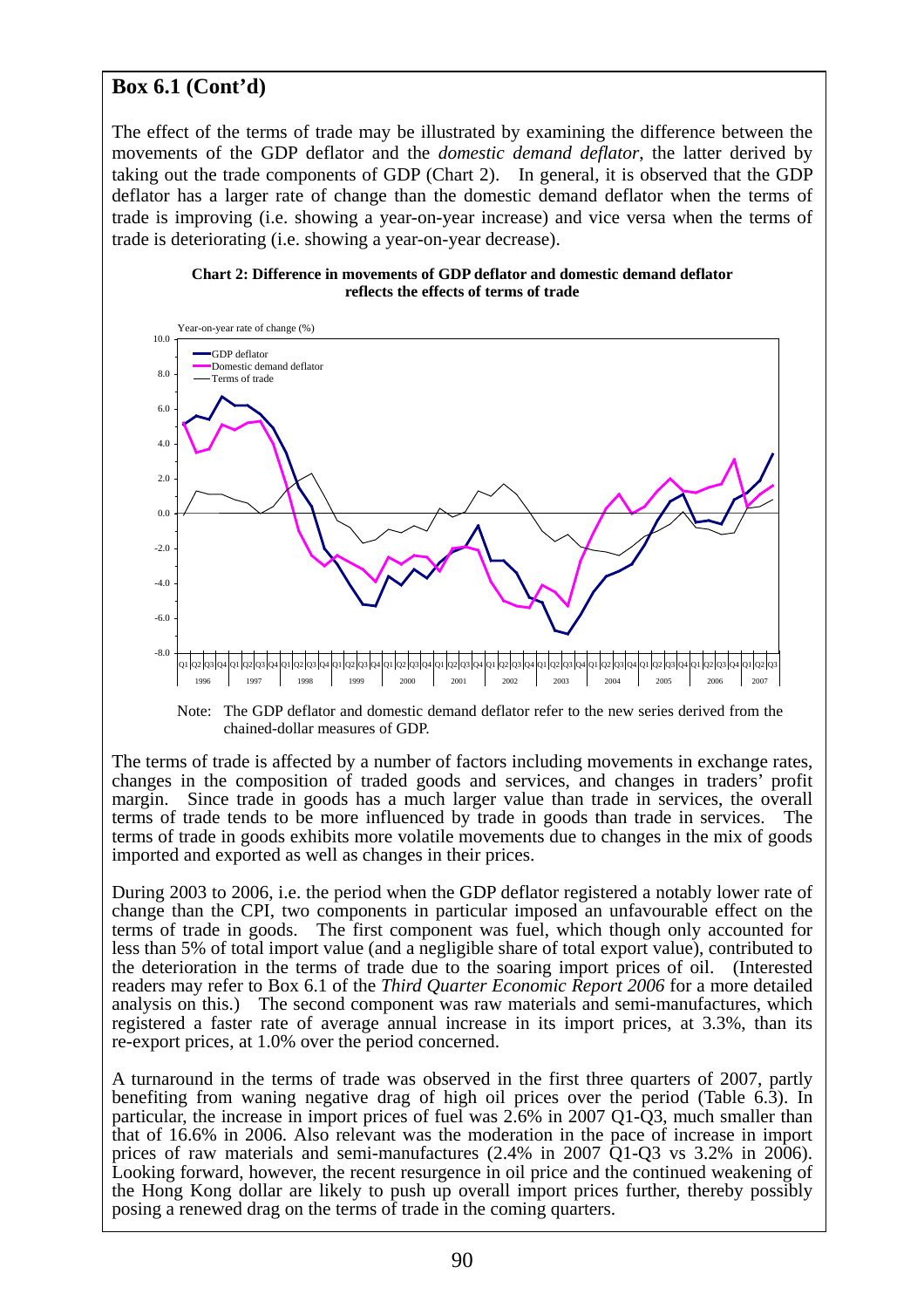## Box 6.1 (Cont'd)

The effect of the terms of trade may be illustrated by examining the difference between the movements of the GDP deflator and the *domestic demand deflator*, the latter derived by taking out the trade components of GDP (Chart 2). In general, it is observed that the GDP deflator has a larger rate of change than the domestic demand deflator when the terms of trade is improving (i.e. showing a year-on-year increase) and vice versa when the terms of trade is deteriorating (i.e. showing a year-on-year decrease).

**Chart 2: Difference in movements of GDP deflator and domestic demand deflator reflects the effects of terms of trade**

Year-on-year rate of change (%)

10.0
8.0
6.0
4.0
2.0
0.0
-2.0
-4.0
-6.0
-8.0

GDP deflator
Domestic demand deflator
Terms of trade

Q1 Q2 Q3 Q4

1996 1997 1998 1999 2000 2001 2002 2003 2004 2005 2006 2007

Note: The GDP deflator and domestic demand deflator refer to the new series derived from the chained-dollar measures of GDP.

The terms of trade is affected by a number of factors including movements in exchange rates, changes in the composition of traded goods and services, and changes in traders' profit margin. Since trade in goods has a much larger value than trade in services, the overall terms of trade tends to be more influenced by trade in goods than trade in services. The terms of trade in goods exhibits more volatile movements due to changes in the mix of goods imported and exported as well as changes in their prices.

During 2003 to 2006, i.e. the period when the GDP deflator registered a notably lower rate of change than the CPI, two components in particular imposed an unfavourable effect on the terms of trade in goods. The first component was fuel, which though only accounted for less than 5% of total import value (and a negligible share of total export value), contributed to the deterioration in the terms of trade due to the soaring import prices of oil. (Interested readers may refer to Box 6.1 of the *Third Quarter Economic Report 2006* for a more detailed analysis on this.) The second component was raw materials and semi-manufactures, which registered a faster rate of average annual increase in its import prices, at 3.3%, than its re-export prices, at 1.0% over the period concerned.

A turnaround in the terms of trade was observed in the first three quarters of 2007, partly benefiting from waning negative drag of high oil prices over the period (Table 6.3). In particular, the increase in import prices of fuel was 2.6% in 2007 Q1-Q3, much smaller than that of 16.6% in 2006. Also relevant was the moderation in the pace of increase in import prices of raw materials and semi-manufactures (2.4% in 2007 Q1-Q3 vs 3.2% in 2006). Looking forward, however, the recent resurgence in oil price and the continued weakening of the Hong Kong dollar are likely to push up overall import prices further, thereby possibly posing a renewed drag on the terms of trade in the coming quarters.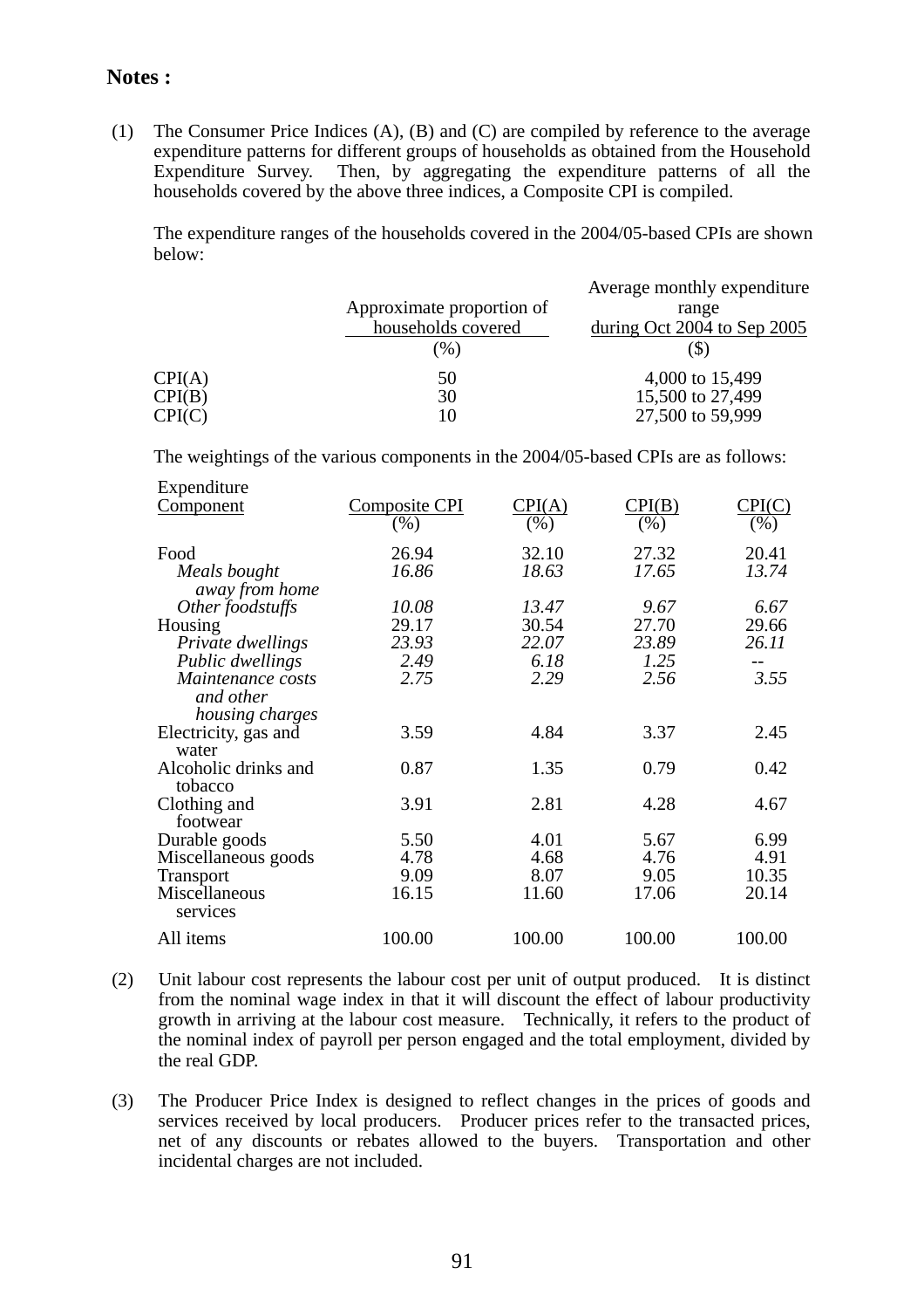**Notes :**

(1) The Consumer Price Indices (A), (B) and (C) are compiled by reference to the average expenditure patterns for different groups of households as obtained from the Household Expenditure Survey. Then, by aggregating the expenditure patterns of all the households covered by the above three indices, a Composite CPI is compiled.

The expenditure ranges of the households covered in the 2004/05-based CPIs are shown below:

| | Approximate proportion of households covered (%) | Average monthly expenditure range during Oct 2004 to Sep 2005 ($) |
|---|---|---|
| CPI(A) | 50 | 4,000 to 15,499 |
| CPI(B) | 30 | 15,500 to 27,499 |
| CPI(C) | 10 | 27,500 to 59,999 |

The weightings of the various components in the 2004/05-based CPIs are as follows:

| Expenditure Component | Composite CPI (%) | CPI(A) (%) | CPI(B) (%) | CPI(C) (%) |
|---|---|---|---|---|
| Food | 26.94 | 32.10 | 27.32 | 20.41 |
| *Meals bought away from home* | *16.86* | *18.63* | *17.65* | *13.74* |
| *Other foodstuffs* | *10.08* | *13.47* | *9.67* | *6.67* |
| Housing | 29.17 | 30.54 | 27.70 | 29.66 |
| *Private dwellings* | *23.93* | *22.07* | *23.89* | *26.11* |
| *Public dwellings* | *2.49* | *6.18* | *1.25* | -- |
| *Maintenance costs and other housing charges* | *2.75* | *2.29* | *2.56* | *3.55* |
| Electricity, gas and water | 3.59 | 4.84 | 3.37 | 2.45 |
| Alcoholic drinks and tobacco | 0.87 | 1.35 | 0.79 | 0.42 |
| Clothing and footwear | 3.91 | 2.81 | 4.28 | 4.67 |
| Durable goods | 5.50 | 4.01 | 5.67 | 6.99 |
| Miscellaneous goods | 4.78 | 4.68 | 4.76 | 4.91 |
| Transport | 9.09 | 8.07 | 9.05 | 10.35 |
| Miscellaneous services | 16.15 | 11.60 | 17.06 | 20.14 |
| All items | 100.00 | 100.00 | 100.00 | 100.00 |

(2) Unit labour cost represents the labour cost per unit of output produced. It is distinct from the nominal wage index in that it will discount the effect of labour productivity growth in arriving at the labour cost measure. Technically, it refers to the product of the nominal index of payroll per person engaged and the total employment, divided by the real GDP.

(3) The Producer Price Index is designed to reflect changes in the prices of goods and services received by local producers. Producer prices refer to the transacted prices, net of any discounts or rebates allowed to the buyers. Transportation and other incidental charges are not included.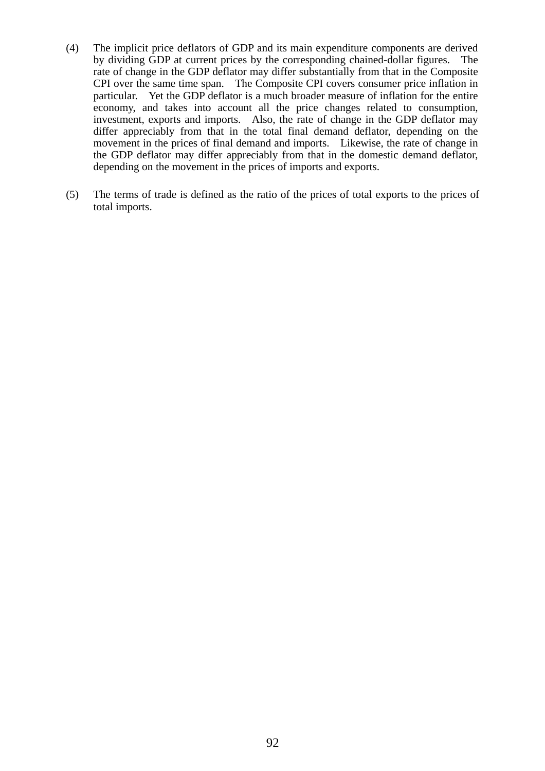(4) The implicit price deflators of GDP and its main expenditure components are derived by dividing GDP at current prices by the corresponding chained-dollar figures. The rate of change in the GDP deflator may differ substantially from that in the Composite CPI over the same time span. The Composite CPI covers consumer price inflation in particular. Yet the GDP deflator is a much broader measure of inflation for the entire economy, and takes into account all the price changes related to consumption, investment, exports and imports. Also, the rate of change in the GDP deflator may differ appreciably from that in the total final demand deflator, depending on the movement in the prices of final demand and imports. Likewise, the rate of change in the GDP deflator may differ appreciably from that in the domestic demand deflator, depending on the movement in the prices of imports and exports.

(5) The terms of trade is defined as the ratio of the prices of total exports to the prices of total imports.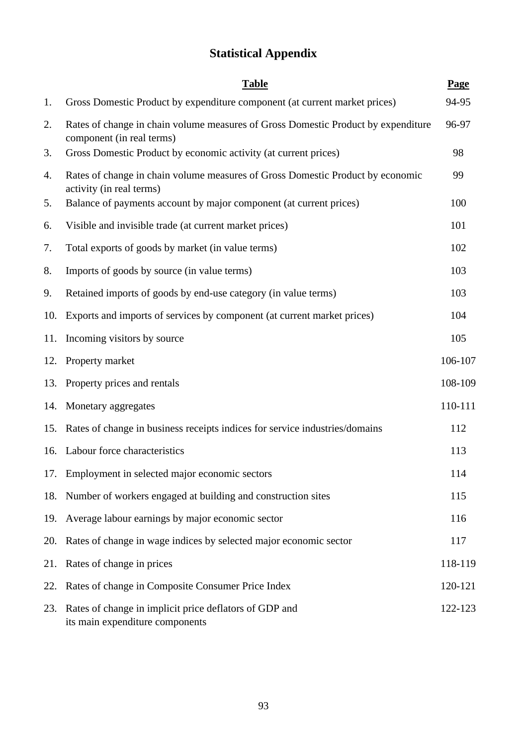# Statistical Appendix

| | Table | Page |
|---|---|---|
| 1. | Gross Domestic Product by expenditure component (at current market prices) | 94-95 |
| 2. | Rates of change in chain volume measures of Gross Domestic Product by expenditure component (in real terms) | 96-97 |
| 3. | Gross Domestic Product by economic activity (at current prices) | 98 |
| 4. | Rates of change in chain volume measures of Gross Domestic Product by economic activity (in real terms) | 99 |
| 5. | Balance of payments account by major component (at current prices) | 100 |
| 6. | Visible and invisible trade (at current market prices) | 101 |
| 7. | Total exports of goods by market (in value terms) | 102 |
| 8. | Imports of goods by source (in value terms) | 103 |
| 9. | Retained imports of goods by end-use category (in value terms) | 103 |
| 10. | Exports and imports of services by component (at current market prices) | 104 |
| 11. | Incoming visitors by source | 105 |
| 12. | Property market | 106-107 |
| 13. | Property prices and rentals | 108-109 |
| 14. | Monetary aggregates | 110-111 |
| 15. | Rates of change in business receipts indices for service industries/domains | 112 |
| 16. | Labour force characteristics | 113 |
| 17. | Employment in selected major economic sectors | 114 |
| 18. | Number of workers engaged at building and construction sites | 115 |
| 19. | Average labour earnings by major economic sector | 116 |
| 20. | Rates of change in wage indices by selected major economic sector | 117 |
| 21. | Rates of change in prices | 118-119 |
| 22. | Rates of change in Composite Consumer Price Index | 120-121 |
| 23. | Rates of change in implicit price deflators of GDP and its main expenditure components | 122-123 |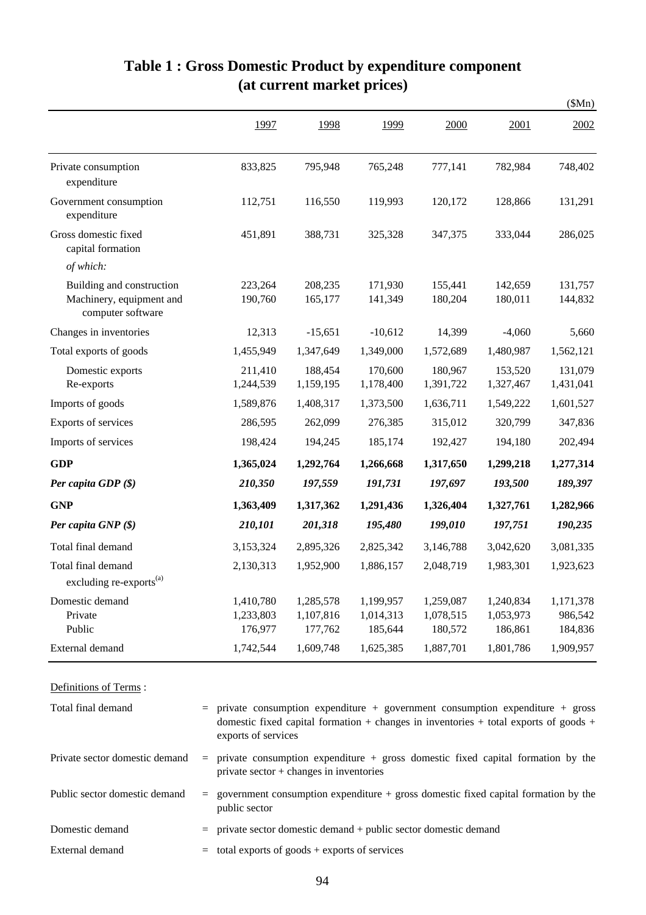# Table 1 : Gross Domestic Product by expenditure component (at current market prices)

($Mn)

| | 1997 | 1998 | 1999 | 2000 | 2001 | 2002 |
|---|---|---|---|---|---|---|
| Private consumption expenditure | 833,825 | 795,948 | 765,248 | 777,141 | 782,984 | 748,402 |
| Government consumption expenditure | 112,751 | 116,550 | 119,993 | 120,172 | 128,866 | 131,291 |
| Gross domestic fixed capital formation | 451,891 | 388,731 | 325,328 | 347,375 | 333,044 | 286,025 |
| *of which:* | | | | | | |
| Building and construction | 223,264 | 208,235 | 171,930 | 155,441 | 142,659 | 131,757 |
| Machinery, equipment and computer software | 190,760 | 165,177 | 141,349 | 180,204 | 180,011 | 144,832 |
| Changes in inventories | 12,313 | -15,651 | -10,612 | 14,399 | -4,060 | 5,660 |
| Total exports of goods | 1,455,949 | 1,347,649 | 1,349,000 | 1,572,689 | 1,480,987 | 1,562,121 |
| Domestic exports | 211,410 | 188,454 | 170,600 | 180,967 | 153,520 | 131,079 |
| Re-exports | 1,244,539 | 1,159,195 | 1,178,400 | 1,391,722 | 1,327,467 | 1,431,041 |
| Imports of goods | 1,589,876 | 1,408,317 | 1,373,500 | 1,636,711 | 1,549,222 | 1,601,527 |
| Exports of services | 286,595 | 262,099 | 276,385 | 315,012 | 320,799 | 347,836 |
| Imports of services | 198,424 | 194,245 | 185,174 | 192,427 | 194,180 | 202,494 |
| **GDP** | **1,365,024** | **1,292,764** | **1,266,668** | **1,317,650** | **1,299,218** | **1,277,314** |
| ***Per capita GDP ($)*** | ***210,350*** | ***197,559*** | ***191,731*** | ***197,697*** | ***193,500*** | ***189,397*** |
| **GNP** | **1,363,409** | **1,317,362** | **1,291,436** | **1,326,404** | **1,327,761** | **1,282,966** |
| ***Per capita GNP ($)*** | ***210,101*** | ***201,318*** | ***195,480*** | ***199,010*** | ***197,751*** | ***190,235*** |
| Total final demand | 3,153,324 | 2,895,326 | 2,825,342 | 3,146,788 | 3,042,620 | 3,081,335 |
| Total final demand excluding re-exports[(a)] | 2,130,313 | 1,952,900 | 1,886,157 | 2,048,719 | 1,983,301 | 1,923,623 |
| Domestic demand | 1,410,780 | 1,285,578 | 1,199,957 | 1,259,087 | 1,240,834 | 1,171,378 |
| Private | 1,233,803 | 1,107,816 | 1,014,313 | 1,078,515 | 1,053,973 | 986,542 |
| Public | 176,977 | 177,762 | 185,644 | 180,572 | 186,861 | 184,836 |
| External demand | 1,742,544 | 1,609,748 | 1,625,385 | 1,887,701 | 1,801,786 | 1,909,957 |

Definitions of Terms :

| | | |
|---|---|---|
| Total final demand | = | private consumption expenditure + government consumption expenditure + gross domestic fixed capital formation + changes in inventories + total exports of goods + exports of services |
| Private sector domestic demand | = | private consumption expenditure + gross domestic fixed capital formation by the private sector + changes in inventories |
| Public sector domestic demand | = | government consumption expenditure + gross domestic fixed capital formation by the public sector |
| Domestic demand | = | private sector domestic demand + public sector domestic demand |
| External demand | = | total exports of goods + exports of services |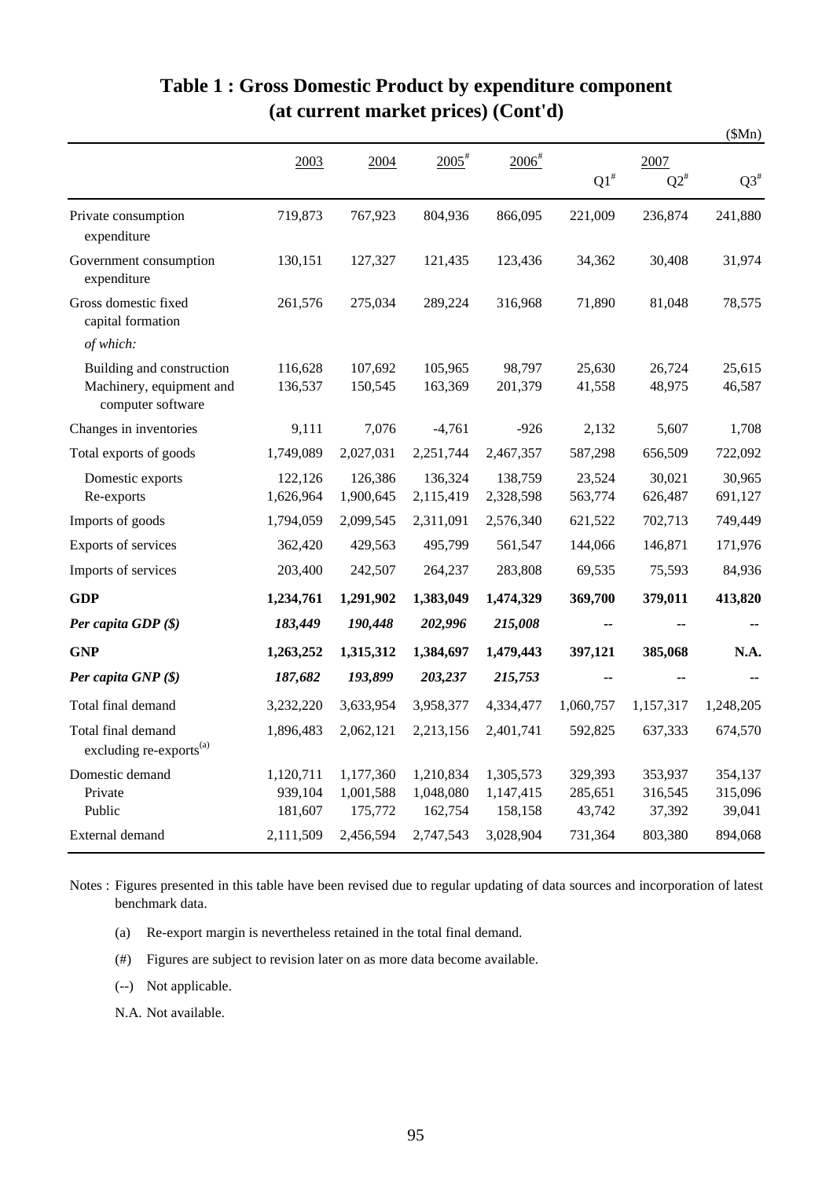# Table 1 : Gross Domestic Product by expenditure component (at current market prices) (Cont'd)

($Mn)

| | 2003 | 2004 | 2005[#] | 2006[#] | 2007 Q1[#] | 2007 Q2[#] | 2007 Q3[#] |
|---|---|---|---|---|---|---|---|
| Private consumption expenditure | 719,873 | 767,923 | 804,936 | 866,095 | 221,009 | 236,874 | 241,880 |
| Government consumption expenditure | 130,151 | 127,327 | 121,435 | 123,436 | 34,362 | 30,408 | 31,974 |
| Gross domestic fixed capital formation | 261,576 | 275,034 | 289,224 | 316,968 | 71,890 | 81,048 | 78,575 |
| *of which:* | | | | | | | |
| Building and construction | 116,628 | 107,692 | 105,965 | 98,797 | 25,630 | 26,724 | 25,615 |
| Machinery, equipment and computer software | 136,537 | 150,545 | 163,369 | 201,379 | 41,558 | 48,975 | 46,587 |
| Changes in inventories | 9,111 | 7,076 | -4,761 | -926 | 2,132 | 5,607 | 1,708 |
| Total exports of goods | 1,749,089 | 2,027,031 | 2,251,744 | 2,467,357 | 587,298 | 656,509 | 722,092 |
| Domestic exports | 122,126 | 126,386 | 136,324 | 138,759 | 23,524 | 30,021 | 30,965 |
| Re-exports | 1,626,964 | 1,900,645 | 2,115,419 | 2,328,598 | 563,774 | 626,487 | 691,127 |
| Imports of goods | 1,794,059 | 2,099,545 | 2,311,091 | 2,576,340 | 621,522 | 702,713 | 749,449 |
| Exports of services | 362,420 | 429,563 | 495,799 | 561,547 | 144,066 | 146,871 | 171,976 |
| Imports of services | 203,400 | 242,507 | 264,237 | 283,808 | 69,535 | 75,593 | 84,936 |
| **GDP** | **1,234,761** | **1,291,902** | **1,383,049** | **1,474,329** | **369,700** | **379,011** | **413,820** |
| ***Per capita GDP ($)*** | ***183,449*** | ***190,448*** | ***202,996*** | ***215,008*** | -- | -- | -- |
| **GNP** | **1,263,252** | **1,315,312** | **1,384,697** | **1,479,443** | **397,121** | **385,068** | **N.A.** |
| ***Per capita GNP ($)*** | ***187,682*** | ***193,899*** | ***203,237*** | ***215,753*** | -- | -- | -- |
| Total final demand | 3,232,220 | 3,633,954 | 3,958,377 | 4,334,477 | 1,060,757 | 1,157,317 | 1,248,205 |
| Total final demand excluding re-exports[(a)] | 1,896,483 | 2,062,121 | 2,213,156 | 2,401,741 | 592,825 | 637,333 | 674,570 |
| Domestic demand | 1,120,711 | 1,177,360 | 1,210,834 | 1,305,573 | 329,393 | 353,937 | 354,137 |
| Private | 939,104 | 1,001,588 | 1,048,080 | 1,147,415 | 285,651 | 316,545 | 315,096 |
| Public | 181,607 | 175,772 | 162,754 | 158,158 | 43,742 | 37,392 | 39,041 |
| External demand | 2,111,509 | 2,456,594 | 2,747,543 | 3,028,904 | 731,364 | 803,380 | 894,068 |

Notes : Figures presented in this table have been revised due to regular updating of data sources and incorporation of latest benchmark data.

(a) Re-export margin is nevertheless retained in the total final demand.

(#) Figures are subject to revision later on as more data become available.

(--) Not applicable.

N.A. Not available.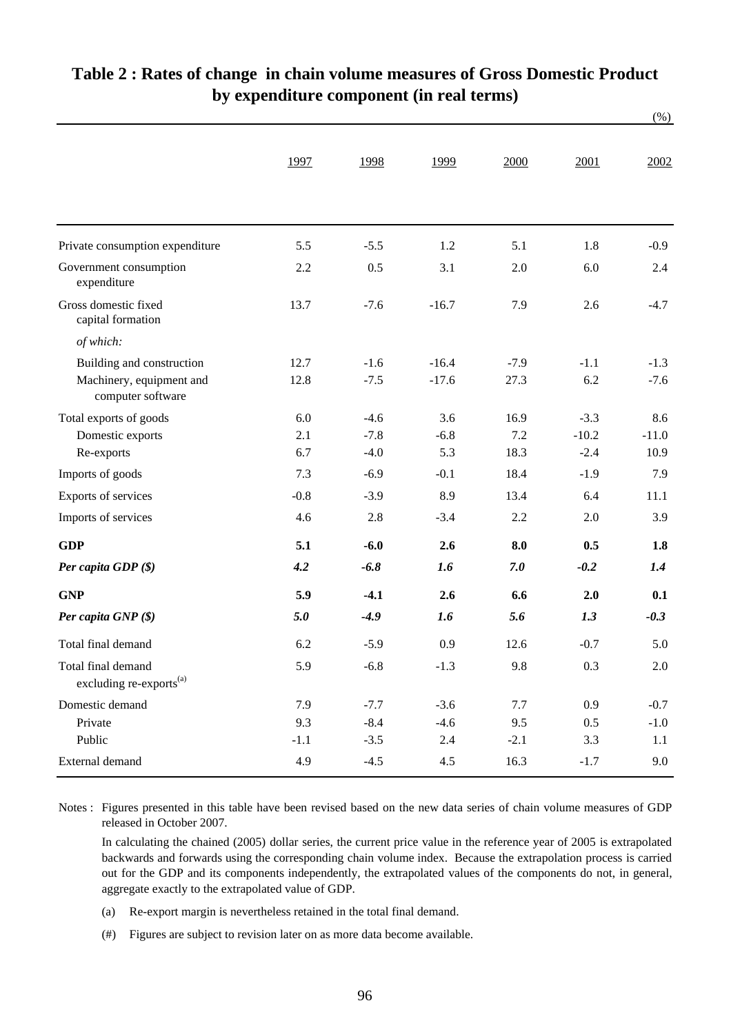# Table 2 : Rates of change in chain volume measures of Gross Domestic Product by expenditure component (in real terms)

(%)

| | 1997 | 1998 | 1999 | 2000 | 2001 | 2002 |
|---|---|---|---|---|---|---|
| Private consumption expenditure | 5.5 | -5.5 | 1.2 | 5.1 | 1.8 | -0.9 |
| Government consumption expenditure | 2.2 | 0.5 | 3.1 | 2.0 | 6.0 | 2.4 |
| Gross domestic fixed capital formation | 13.7 | -7.6 | -16.7 | 7.9 | 2.6 | -4.7 |
| *of which:* | | | | | | |
| Building and construction | 12.7 | -1.6 | -16.4 | -7.9 | -1.1 | -1.3 |
| Machinery, equipment and computer software | 12.8 | -7.5 | -17.6 | 27.3 | 6.2 | -7.6 |
| Total exports of goods | 6.0 | -4.6 | 3.6 | 16.9 | -3.3 | 8.6 |
| Domestic exports | 2.1 | -7.8 | -6.8 | 7.2 | -10.2 | -11.0 |
| Re-exports | 6.7 | -4.0 | 5.3 | 18.3 | -2.4 | 10.9 |
| Imports of goods | 7.3 | -6.9 | -0.1 | 18.4 | -1.9 | 7.9 |
| Exports of services | -0.8 | -3.9 | 8.9 | 13.4 | 6.4 | 11.1 |
| Imports of services | 4.6 | 2.8 | -3.4 | 2.2 | 2.0 | 3.9 |
| **GDP** | **5.1** | **-6.0** | **2.6** | **8.0** | **0.5** | **1.8** |
| ***Per capita GDP ($)*** | ***4.2*** | ***-6.8*** | ***1.6*** | ***7.0*** | ***-0.2*** | ***1.4*** |
| **GNP** | **5.9** | **-4.1** | **2.6** | **6.6** | **2.0** | **0.1** |
| ***Per capita GNP ($)*** | ***5.0*** | ***-4.9*** | ***1.6*** | ***5.6*** | ***1.3*** | ***-0.3*** |
| Total final demand | 6.2 | -5.9 | 0.9 | 12.6 | -0.7 | 5.0 |
| Total final demand excluding re-exports[(a)] | 5.9 | -6.8 | -1.3 | 9.8 | 0.3 | 2.0 |
| Domestic demand | 7.9 | -7.7 | -3.6 | 7.7 | 0.9 | -0.7 |
| Private | 9.3 | -8.4 | -4.6 | 9.5 | 0.5 | -1.0 |
| Public | -1.1 | -3.5 | 2.4 | -2.1 | 3.3 | 1.1 |
| External demand | 4.9 | -4.5 | 4.5 | 16.3 | -1.7 | 9.0 |

Notes : Figures presented in this table have been revised based on the new data series of chain volume measures of GDP released in October 2007.

In calculating the chained (2005) dollar series, the current price value in the reference year of 2005 is extrapolated backwards and forwards using the corresponding chain volume index. Because the extrapolation process is carried out for the GDP and its components independently, the extrapolated values of the components do not, in general, aggregate exactly to the extrapolated value of GDP.

(a) Re-export margin is nevertheless retained in the total final demand.

(#) Figures are subject to revision later on as more data become available.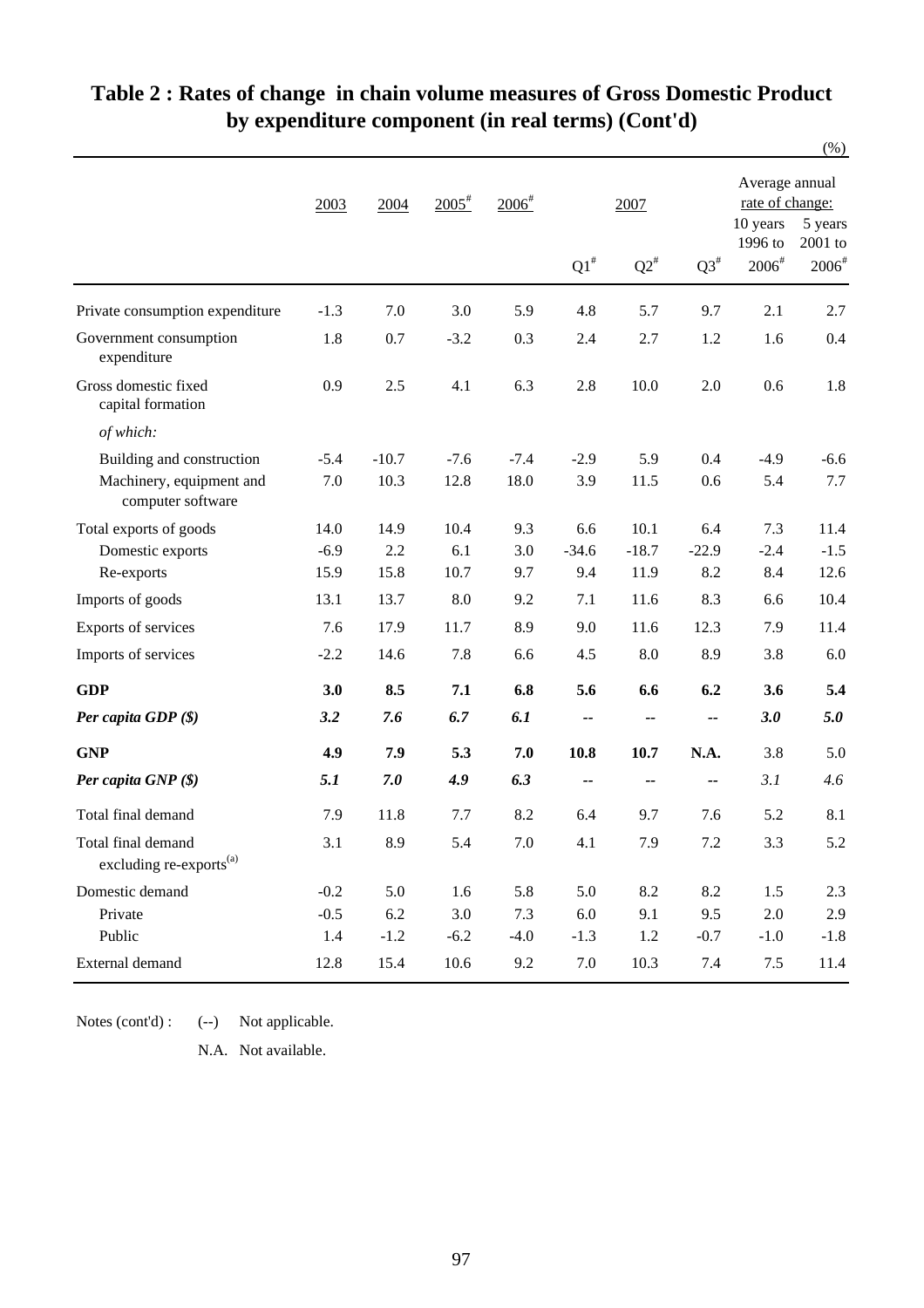# Table 2 : Rates of change in chain volume measures of Gross Domestic Product by expenditure component (in real terms) (Cont'd)

(%)

| | 2003 | 2004 | 2005# | 2006# | 2007 | | | Average annual rate of change: | |
|---|---|---|---|---|---|---|---|---|---|
| | | | | | Q1# | Q2# | Q3# | 10 years 1996 to 2006# | 5 years 2001 to 2006# |
| Private consumption expenditure | -1.3 | 7.0 | 3.0 | 5.9 | 4.8 | 5.7 | 9.7 | 2.1 | 2.7 |
| Government consumption expenditure | 1.8 | 0.7 | -3.2 | 0.3 | 2.4 | 2.7 | 1.2 | 1.6 | 0.4 |
| Gross domestic fixed capital formation | 0.9 | 2.5 | 4.1 | 6.3 | 2.8 | 10.0 | 2.0 | 0.6 | 1.8 |
| *of which:* | | | | | | | | | |
| Building and construction | -5.4 | -10.7 | -7.6 | -7.4 | -2.9 | 5.9 | 0.4 | -4.9 | -6.6 |
| Machinery, equipment and computer software | 7.0 | 10.3 | 12.8 | 18.0 | 3.9 | 11.5 | 0.6 | 5.4 | 7.7 |
| Total exports of goods | 14.0 | 14.9 | 10.4 | 9.3 | 6.6 | 10.1 | 6.4 | 7.3 | 11.4 |
| Domestic exports | -6.9 | 2.2 | 6.1 | 3.0 | -34.6 | -18.7 | -22.9 | -2.4 | -1.5 |
| Re-exports | 15.9 | 15.8 | 10.7 | 9.7 | 9.4 | 11.9 | 8.2 | 8.4 | 12.6 |
| Imports of goods | 13.1 | 13.7 | 8.0 | 9.2 | 7.1 | 11.6 | 8.3 | 6.6 | 10.4 |
| Exports of services | 7.6 | 17.9 | 11.7 | 8.9 | 9.0 | 11.6 | 12.3 | 7.9 | 11.4 |
| Imports of services | -2.2 | 14.6 | 7.8 | 6.6 | 4.5 | 8.0 | 8.9 | 3.8 | 6.0 |
| **GDP** | **3.0** | **8.5** | **7.1** | **6.8** | **5.6** | **6.6** | **6.2** | **3.6** | **5.4** |
| ***Per capita GDP ($)*** | ***3.2*** | ***7.6*** | ***6.7*** | ***6.1*** | -- | -- | -- | ***3.0*** | ***5.0*** |
| **GNP** | **4.9** | **7.9** | **5.3** | **7.0** | **10.8** | **10.7** | **N.A.** | 3.8 | 5.0 |
| ***Per capita GNP ($)*** | ***5.1*** | ***7.0*** | ***4.9*** | ***6.3*** | -- | -- | -- | *3.1* | *4.6* |
| Total final demand | 7.9 | 11.8 | 7.7 | 8.2 | 6.4 | 9.7 | 7.6 | 5.2 | 8.1 |
| Total final demand excluding re-exports(a) | 3.1 | 8.9 | 5.4 | 7.0 | 4.1 | 7.9 | 7.2 | 3.3 | 5.2 |
| Domestic demand | -0.2 | 5.0 | 1.6 | 5.8 | 5.0 | 8.2 | 8.2 | 1.5 | 2.3 |
| Private | -0.5 | 6.2 | 3.0 | 7.3 | 6.0 | 9.1 | 9.5 | 2.0 | 2.9 |
| Public | 1.4 | -1.2 | -6.2 | -4.0 | -1.3 | 1.2 | -0.7 | -1.0 | -1.8 |
| External demand | 12.8 | 15.4 | 10.6 | 9.2 | 7.0 | 10.3 | 7.4 | 7.5 | 11.4 |

Notes (cont'd) : (--) Not applicable.

N.A. Not available.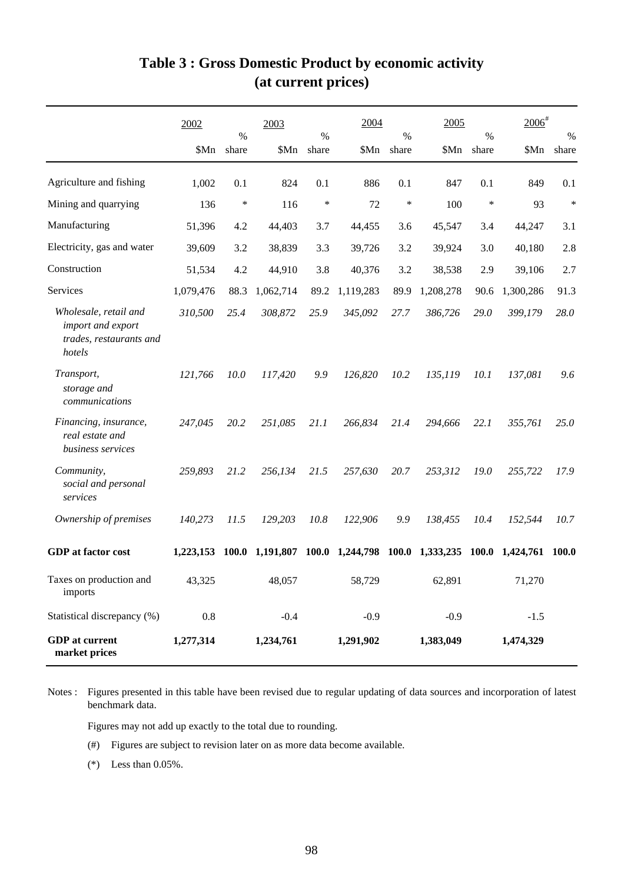# Table 3 : Gross Domestic Product by economic activity (at current prices)

| | 2002 | | 2003 | | 2004 | | 2005 | | 2006# | |
|---|---|---|---|---|---|---|---|---|---|---|
| | $Mn | % share | $Mn | % share | $Mn | % share | $Mn | % share | $Mn | % share |
| Agriculture and fishing | 1,002 | 0.1 | 824 | 0.1 | 886 | 0.1 | 847 | 0.1 | 849 | 0.1 |
| Mining and quarrying | 136 | * | 116 | * | 72 | * | 100 | * | 93 | * |
| Manufacturing | 51,396 | 4.2 | 44,403 | 3.7 | 44,455 | 3.6 | 45,547 | 3.4 | 44,247 | 3.1 |
| Electricity, gas and water | 39,609 | 3.2 | 38,839 | 3.3 | 39,726 | 3.2 | 39,924 | 3.0 | 40,180 | 2.8 |
| Construction | 51,534 | 4.2 | 44,910 | 3.8 | 40,376 | 3.2 | 38,538 | 2.9 | 39,106 | 2.7 |
| Services | 1,079,476 | 88.3 | 1,062,714 | 89.2 | 1,119,283 | 89.9 | 1,208,278 | 90.6 | 1,300,286 | 91.3 |
| *Wholesale, retail and import and export trades, restaurants and hotels* | *310,500* | *25.4* | *308,872* | *25.9* | *345,092* | *27.7* | *386,726* | *29.0* | *399,179* | *28.0* |
| *Transport, storage and communications* | *121,766* | *10.0* | *117,420* | *9.9* | *126,820* | *10.2* | *135,119* | *10.1* | *137,081* | *9.6* |
| *Financing, insurance, real estate and business services* | *247,045* | *20.2* | *251,085* | *21.1* | *266,834* | *21.4* | *294,666* | *22.1* | *355,761* | *25.0* |
| *Community, social and personal services* | *259,893* | *21.2* | *256,134* | *21.5* | *257,630* | *20.7* | *253,312* | *19.0* | *255,722* | *17.9* |
| *Ownership of premises* | *140,273* | *11.5* | *129,203* | *10.8* | *122,906* | *9.9* | *138,455* | *10.4* | *152,544* | *10.7* |
| **GDP at factor cost** | **1,223,153** | **100.0** | **1,191,807** | **100.0** | **1,244,798** | **100.0** | **1,333,235** | **100.0** | **1,424,761** | **100.0** |
| Taxes on production and imports | 43,325 | | 48,057 | | 58,729 | | 62,891 | | 71,270 | |
| Statistical discrepancy (%) | 0.8 | | -0.4 | | -0.9 | | -0.9 | | -1.5 | |
| **GDP at current market prices** | **1,277,314** | | **1,234,761** | | **1,291,902** | | **1,383,049** | | **1,474,329** | |

Notes : Figures presented in this table have been revised due to regular updating of data sources and incorporation of latest benchmark data.

Figures may not add up exactly to the total due to rounding.

(#) Figures are subject to revision later on as more data become available.

(*) Less than 0.05%.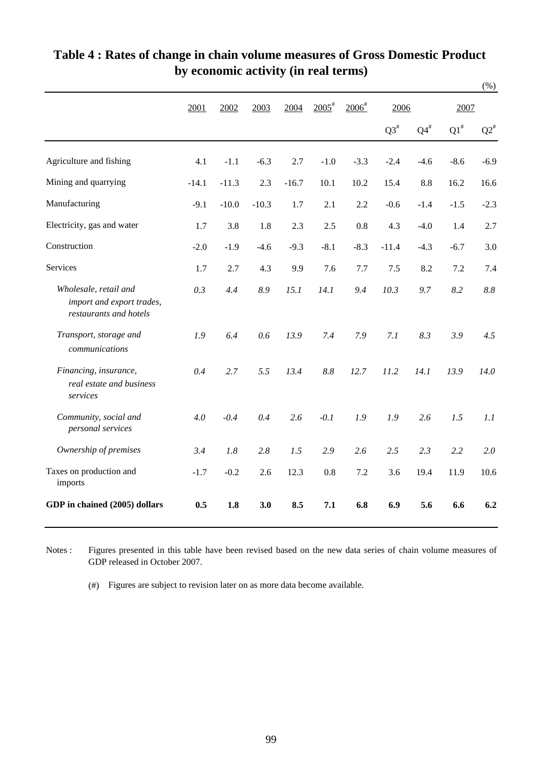## Table 4 : Rates of change in chain volume measures of Gross Domestic Product by economic activity (in real terms)

(%)

| | 2001 | 2002 | 2003 | 2004 | 2005# | 2006# | 2006 | | 2007 | |
|---|---|---|---|---|---|---|---|---|---|---|
| | | | | | | | Q3# | Q4# | Q1# | Q2# |
| Agriculture and fishing | 4.1 | -1.1 | -6.3 | 2.7 | -1.0 | -3.3 | -2.4 | -4.6 | -8.6 | -6.9 |
| Mining and quarrying | -14.1 | -11.3 | 2.3 | -16.7 | 10.1 | 10.2 | 15.4 | 8.8 | 16.2 | 16.6 |
| Manufacturing | -9.1 | -10.0 | -10.3 | 1.7 | 2.1 | 2.2 | -0.6 | -1.4 | -1.5 | -2.3 |
| Electricity, gas and water | 1.7 | 3.8 | 1.8 | 2.3 | 2.5 | 0.8 | 4.3 | -4.0 | 1.4 | 2.7 |
| Construction | -2.0 | -1.9 | -4.6 | -9.3 | -8.1 | -8.3 | -11.4 | -4.3 | -6.7 | 3.0 |
| Services | 1.7 | 2.7 | 4.3 | 9.9 | 7.6 | 7.7 | 7.5 | 8.2 | 7.2 | 7.4 |
| *Wholesale, retail and import and export trades, restaurants and hotels* | *0.3* | *4.4* | *8.9* | *15.1* | *14.1* | *9.4* | *10.3* | *9.7* | *8.2* | *8.8* |
| *Transport, storage and communications* | *1.9* | *6.4* | *0.6* | *13.9* | *7.4* | *7.9* | *7.1* | *8.3* | *3.9* | *4.5* |
| *Financing, insurance, real estate and business services* | *0.4* | *2.7* | *5.5* | *13.4* | *8.8* | *12.7* | *11.2* | *14.1* | *13.9* | *14.0* |
| *Community, social and personal services* | *4.0* | *-0.4* | *0.4* | *2.6* | *-0.1* | *1.9* | *1.9* | *2.6* | *1.5* | *1.1* |
| *Ownership of premises* | *3.4* | *1.8* | *2.8* | *1.5* | *2.9* | *2.6* | *2.5* | *2.3* | *2.2* | *2.0* |
| Taxes on production and imports | -1.7 | -0.2 | 2.6 | 12.3 | 0.8 | 7.2 | 3.6 | 19.4 | 11.9 | 10.6 |
| **GDP in chained (2005) dollars** | **0.5** | **1.8** | **3.0** | **8.5** | **7.1** | **6.8** | **6.9** | **5.6** | **6.6** | **6.2** |

Notes : Figures presented in this table have been revised based on the new data series of chain volume measures of GDP released in October 2007.

(#) Figures are subject to revision later on as more data become available.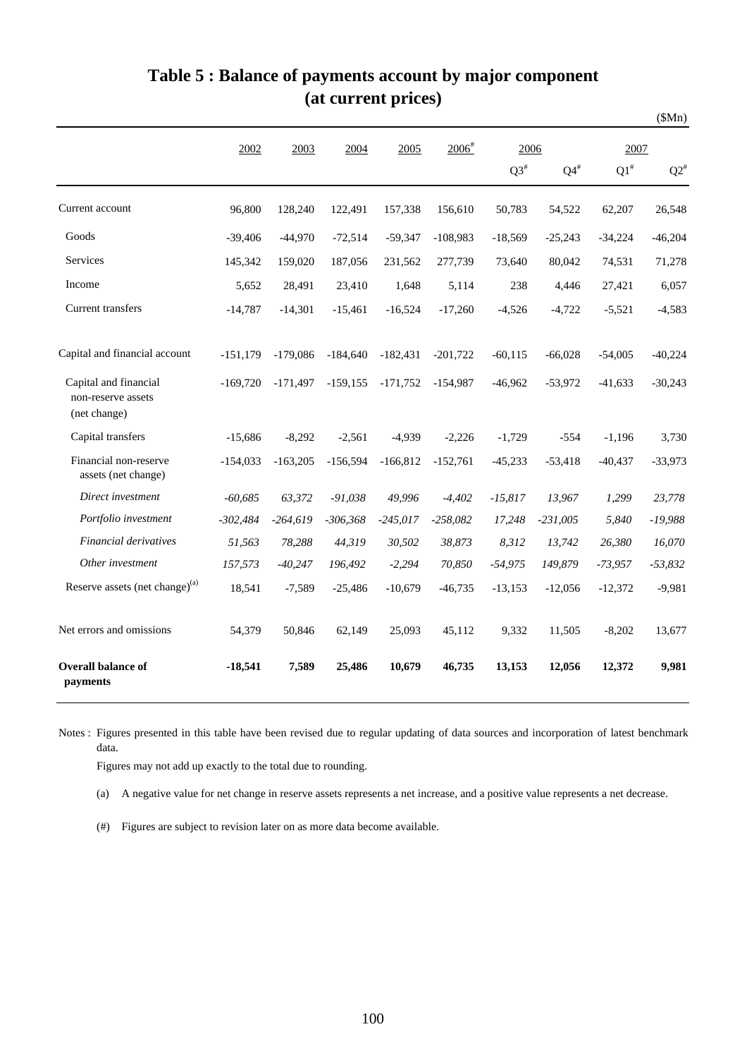# Table 5 : Balance of payments account by major component (at current prices)

($Mn)

| | 2002 | 2003 | 2004 | 2005 | 2006# | 2006 | | 2007 | |
|---|---|---|---|---|---|---|---|---|---|
| | | | | | | Q3# | Q4# | Q1# | Q2# |
| Current account | 96,800 | 128,240 | 122,491 | 157,338 | 156,610 | 50,783 | 54,522 | 62,207 | 26,548 |
| Goods | -39,406 | -44,970 | -72,514 | -59,347 | -108,983 | -18,569 | -25,243 | -34,224 | -46,204 |
| Services | 145,342 | 159,020 | 187,056 | 231,562 | 277,739 | 73,640 | 80,042 | 74,531 | 71,278 |
| Income | 5,652 | 28,491 | 23,410 | 1,648 | 5,114 | 238 | 4,446 | 27,421 | 6,057 |
| Current transfers | -14,787 | -14,301 | -15,461 | -16,524 | -17,260 | -4,526 | -4,722 | -5,521 | -4,583 |
| Capital and financial account | -151,179 | -179,086 | -184,640 | -182,431 | -201,722 | -60,115 | -66,028 | -54,005 | -40,224 |
| Capital and financial non-reserve assets (net change) | -169,720 | -171,497 | -159,155 | -171,752 | -154,987 | -46,962 | -53,972 | -41,633 | -30,243 |
| Capital transfers | -15,686 | -8,292 | -2,561 | -4,939 | -2,226 | -1,729 | -554 | -1,196 | 3,730 |
| Financial non-reserve assets (net change) | -154,033 | -163,205 | -156,594 | -166,812 | -152,761 | -45,233 | -53,418 | -40,437 | -33,973 |
| *Direct investment* | *-60,685* | *63,372* | *-91,038* | *49,996* | *-4,402* | *-15,817* | *13,967* | *1,299* | *23,778* |
| *Portfolio investment* | *-302,484* | *-264,619* | *-306,368* | *-245,017* | *-258,082* | *17,248* | *-231,005* | *5,840* | *-19,988* |
| *Financial derivatives* | *51,563* | *78,288* | *44,319* | *30,502* | *38,873* | *8,312* | *13,742* | *26,380* | *16,070* |
| *Other investment* | *157,573* | *-40,247* | *196,492* | *-2,294* | *70,850* | *-54,975* | *149,879* | *-73,957* | *-53,832* |
| Reserve assets (net change)(a) | 18,541 | -7,589 | -25,486 | -10,679 | -46,735 | -13,153 | -12,056 | -12,372 | -9,981 |
| Net errors and omissions | 54,379 | 50,846 | 62,149 | 25,093 | 45,112 | 9,332 | 11,505 | -8,202 | 13,677 |
| **Overall balance of payments** | **-18,541** | **7,589** | **25,486** | **10,679** | **46,735** | **13,153** | **12,056** | **12,372** | **9,981** |

Notes : Figures presented in this table have been revised due to regular updating of data sources and incorporation of latest benchmark data.

Figures may not add up exactly to the total due to rounding.

(a) A negative value for net change in reserve assets represents a net increase, and a positive value represents a net decrease.

(#) Figures are subject to revision later on as more data become available.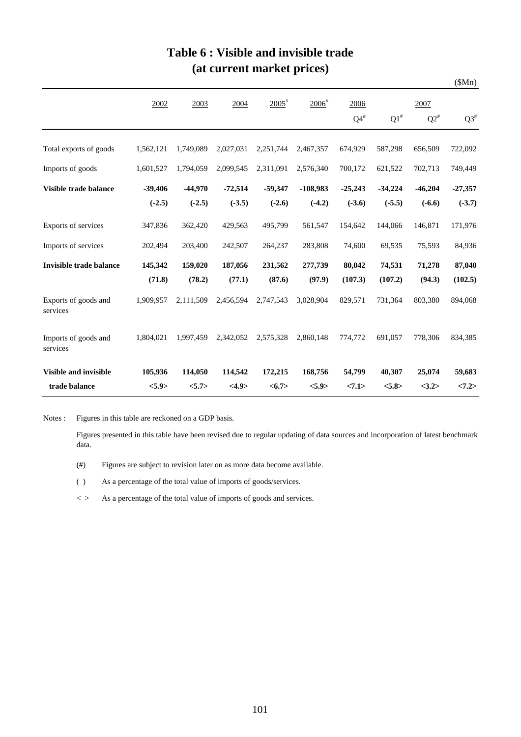# Table 6 : Visible and invisible trade (at current market prices)

($Mn)

| | 2002 | 2003 | 2004 | 2005# | 2006# | 2006 Q4# | 2007 Q1# | Q2# | Q3# |
|---|---|---|---|---|---|---|---|---|---|
| Total exports of goods | 1,562,121 | 1,749,089 | 2,027,031 | 2,251,744 | 2,467,357 | 674,929 | 587,298 | 656,509 | 722,092 |
| Imports of goods | 1,601,527 | 1,794,059 | 2,099,545 | 2,311,091 | 2,576,340 | 700,172 | 621,522 | 702,713 | 749,449 |
| **Visible trade balance** | **-39,406** | **-44,970** | **-72,514** | **-59,347** | **-108,983** | **-25,243** | **-34,224** | **-46,204** | **-27,357** |
| | **(-2.5)** | **(-2.5)** | **(-3.5)** | **(-2.6)** | **(-4.2)** | **(-3.6)** | **(-5.5)** | **(-6.6)** | **(-3.7)** |
| Exports of services | 347,836 | 362,420 | 429,563 | 495,799 | 561,547 | 154,642 | 144,066 | 146,871 | 171,976 |
| Imports of services | 202,494 | 203,400 | 242,507 | 264,237 | 283,808 | 74,600 | 69,535 | 75,593 | 84,936 |
| **Invisible trade balance** | **145,342** | **159,020** | **187,056** | **231,562** | **277,739** | **80,042** | **74,531** | **71,278** | **87,040** |
| | **(71.8)** | **(78.2)** | **(77.1)** | **(87.6)** | **(97.9)** | **(107.3)** | **(107.2)** | **(94.3)** | **(102.5)** |
| Exports of goods and services | 1,909,957 | 2,111,509 | 2,456,594 | 2,747,543 | 3,028,904 | 829,571 | 731,364 | 803,380 | 894,068 |
| Imports of goods and services | 1,804,021 | 1,997,459 | 2,342,052 | 2,575,328 | 2,860,148 | 774,772 | 691,057 | 778,306 | 834,385 |
| **Visible and invisible trade balance** | **105,936** | **114,050** | **114,542** | **172,215** | **168,756** | **54,799** | **40,307** | **25,074** | **59,683** |
| | **<5.9>** | **<5.7>** | **<4.9>** | **<6.7>** | **<5.9>** | **<7.1>** | **<5.8>** | **<3.2>** | **<7.2>** |

Notes : Figures in this table are reckoned on a GDP basis.

Figures presented in this table have been revised due to regular updating of data sources and incorporation of latest benchmark data.

(#) Figures are subject to revision later on as more data become available.

( ) As a percentage of the total value of imports of goods/services.

< > As a percentage of the total value of imports of goods and services.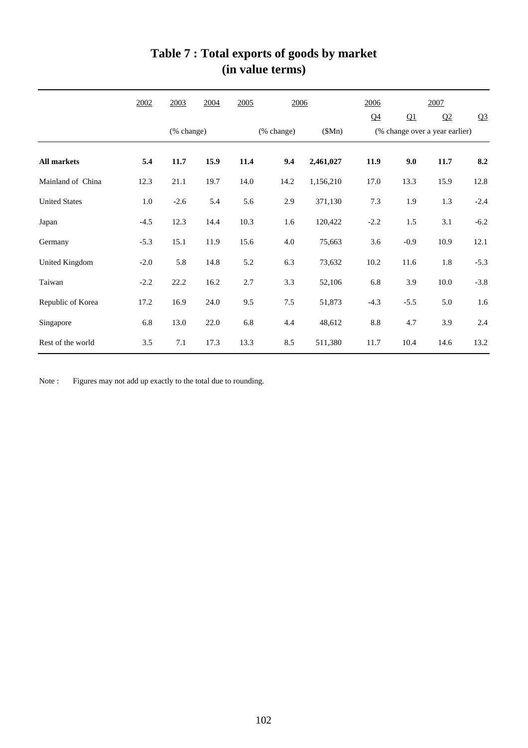# Table 7 : Total exports of goods by market (in value terms)

| | 2002 | 2003 | 2004 | 2005 | 2006 | | 2006 | 2007 | | |
|---|---|---|---|---|---|---|---|---|---|---|
| | | | | | | | Q4 | Q1 | Q2 | Q3 |
| | | (% change) | | | (% change) | ($Mn) | (% change over a year earlier) | | | |
| **All markets** | **5.4** | **11.7** | **15.9** | **11.4** | **9.4** | **2,461,027** | **11.9** | **9.0** | **11.7** | **8.2** |
| Mainland of China | 12.3 | 21.1 | 19.7 | 14.0 | 14.2 | 1,156,210 | 17.0 | 13.3 | 15.9 | 12.8 |
| United States | 1.0 | -2.6 | 5.4 | 5.6 | 2.9 | 371,130 | 7.3 | 1.9 | 1.3 | -2.4 |
| Japan | -4.5 | 12.3 | 14.4 | 10.3 | 1.6 | 120,422 | -2.2 | 1.5 | 3.1 | -6.2 |
| Germany | -5.3 | 15.1 | 11.9 | 15.6 | 4.0 | 75,663 | 3.6 | -0.9 | 10.9 | 12.1 |
| United Kingdom | -2.0 | 5.8 | 14.8 | 5.2 | 6.3 | 73,632 | 10.2 | 11.6 | 1.8 | -5.3 |
| Taiwan | -2.2 | 22.2 | 16.2 | 2.7 | 3.3 | 52,106 | 6.8 | 3.9 | 10.0 | -3.8 |
| Republic of Korea | 17.2 | 16.9 | 24.0 | 9.5 | 7.5 | 51,873 | -4.3 | -5.5 | 5.0 | 1.6 |
| Singapore | 6.8 | 13.0 | 22.0 | 6.8 | 4.4 | 48,612 | 8.8 | 4.7 | 3.9 | 2.4 |
| Rest of the world | 3.5 | 7.1 | 17.3 | 13.3 | 8.5 | 511,380 | 11.7 | 10.4 | 14.6 | 13.2 |

Note : Figures may not add up exactly to the total due to rounding.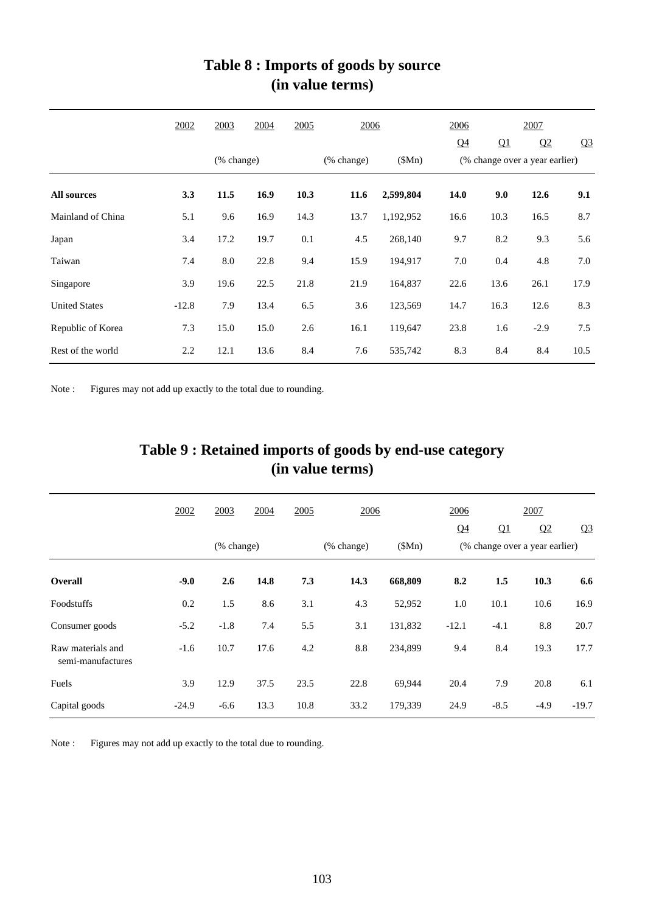# Table 8 : Imports of goods by source (in value terms)

| | 2002 | 2003 | 2004 | 2005 | 2006 | | 2006 | 2007 | | |
|---|---|---|---|---|---|---|---|---|---|---|
| | | | | | | | Q4 | Q1 | Q2 | Q3 |
| | | (% change) | | | (% change) | ($Mn) | (% change over a year earlier) | | | |
| **All sources** | **3.3** | **11.5** | **16.9** | **10.3** | **11.6** | **2,599,804** | **14.0** | **9.0** | **12.6** | **9.1** |
| Mainland of China | 5.1 | 9.6 | 16.9 | 14.3 | 13.7 | 1,192,952 | 16.6 | 10.3 | 16.5 | 8.7 |
| Japan | 3.4 | 17.2 | 19.7 | 0.1 | 4.5 | 268,140 | 9.7 | 8.2 | 9.3 | 5.6 |
| Taiwan | 7.4 | 8.0 | 22.8 | 9.4 | 15.9 | 194,917 | 7.0 | 0.4 | 4.8 | 7.0 |
| Singapore | 3.9 | 19.6 | 22.5 | 21.8 | 21.9 | 164,837 | 22.6 | 13.6 | 26.1 | 17.9 |
| United States | -12.8 | 7.9 | 13.4 | 6.5 | 3.6 | 123,569 | 14.7 | 16.3 | 12.6 | 8.3 |
| Republic of Korea | 7.3 | 15.0 | 15.0 | 2.6 | 16.1 | 119,647 | 23.8 | 1.6 | -2.9 | 7.5 |
| Rest of the world | 2.2 | 12.1 | 13.6 | 8.4 | 7.6 | 535,742 | 8.3 | 8.4 | 8.4 | 10.5 |

Note : Figures may not add up exactly to the total due to rounding.

# Table 9 : Retained imports of goods by end-use category (in value terms)

| | 2002 | 2003 | 2004 | 2005 | 2006 | | 2006 | 2007 | | |
|---|---|---|---|---|---|---|---|---|---|---|
| | | | | | | | Q4 | Q1 | Q2 | Q3 |
| | | (% change) | | | (% change) | ($Mn) | (% change over a year earlier) | | | |
| **Overall** | **-9.0** | **2.6** | **14.8** | **7.3** | **14.3** | **668,809** | **8.2** | **1.5** | **10.3** | **6.6** |
| Foodstuffs | 0.2 | 1.5 | 8.6 | 3.1 | 4.3 | 52,952 | 1.0 | 10.1 | 10.6 | 16.9 |
| Consumer goods | -5.2 | -1.8 | 7.4 | 5.5 | 3.1 | 131,832 | -12.1 | -4.1 | 8.8 | 20.7 |
| Raw materials and semi-manufactures | -1.6 | 10.7 | 17.6 | 4.2 | 8.8 | 234,899 | 9.4 | 8.4 | 19.3 | 17.7 |
| Fuels | 3.9 | 12.9 | 37.5 | 23.5 | 22.8 | 69,944 | 20.4 | 7.9 | 20.8 | 6.1 |
| Capital goods | -24.9 | -6.6 | 13.3 | 10.8 | 33.2 | 179,339 | 24.9 | -8.5 | -4.9 | -19.7 |

Note : Figures may not add up exactly to the total due to rounding.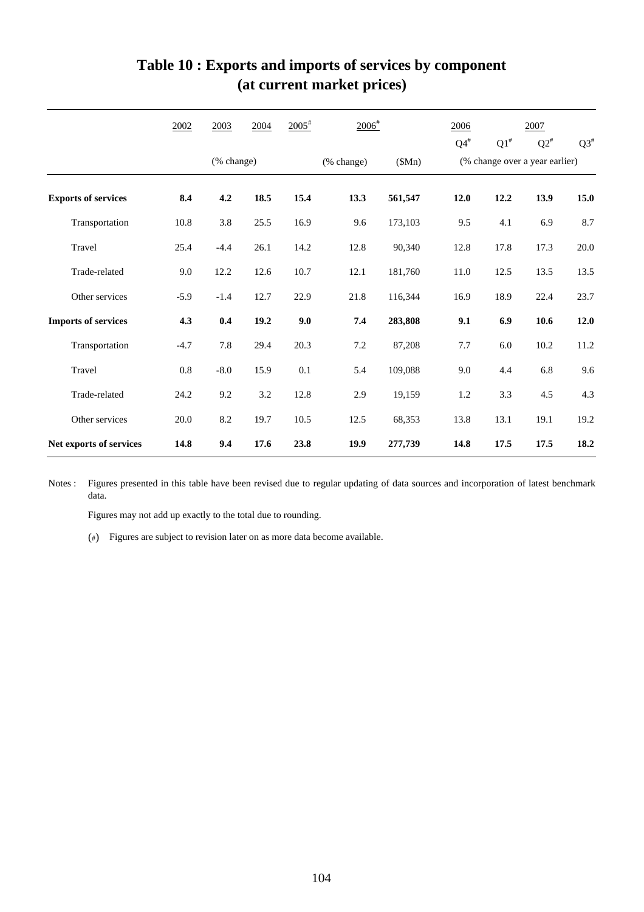# Table 10 : Exports and imports of services by component (at current market prices)

| | 2002 | 2003 | 2004 | 2005# | 2006# | | 2006 | 2007 | | |
|---|---|---|---|---|---|---|---|---|---|---|
| | | | | | | | Q4# | Q1# | Q2# | Q3# |
| | | (% change) | | | (% change) | ($Mn) | (% change over a year earlier) | | | |
| **Exports of services** | **8.4** | **4.2** | **18.5** | **15.4** | **13.3** | **561,547** | **12.0** | **12.2** | **13.9** | **15.0** |
| Transportation | 10.8 | 3.8 | 25.5 | 16.9 | 9.6 | 173,103 | 9.5 | 4.1 | 6.9 | 8.7 |
| Travel | 25.4 | -4.4 | 26.1 | 14.2 | 12.8 | 90,340 | 12.8 | 17.8 | 17.3 | 20.0 |
| Trade-related | 9.0 | 12.2 | 12.6 | 10.7 | 12.1 | 181,760 | 11.0 | 12.5 | 13.5 | 13.5 |
| Other services | -5.9 | -1.4 | 12.7 | 22.9 | 21.8 | 116,344 | 16.9 | 18.9 | 22.4 | 23.7 |
| **Imports of services** | **4.3** | **0.4** | **19.2** | **9.0** | **7.4** | **283,808** | **9.1** | **6.9** | **10.6** | **12.0** |
| Transportation | -4.7 | 7.8 | 29.4 | 20.3 | 7.2 | 87,208 | 7.7 | 6.0 | 10.2 | 11.2 |
| Travel | 0.8 | -8.0 | 15.9 | 0.1 | 5.4 | 109,088 | 9.0 | 4.4 | 6.8 | 9.6 |
| Trade-related | 24.2 | 9.2 | 3.2 | 12.8 | 2.9 | 19,159 | 1.2 | 3.3 | 4.5 | 4.3 |
| Other services | 20.0 | 8.2 | 19.7 | 10.5 | 12.5 | 68,353 | 13.8 | 13.1 | 19.1 | 19.2 |
| **Net exports of services** | **14.8** | **9.4** | **17.6** | **23.8** | **19.9** | **277,739** | **14.8** | **17.5** | **17.5** | **18.2** |

Notes : Figures presented in this table have been revised due to regular updating of data sources and incorporation of latest benchmark data.

Figures may not add up exactly to the total due to rounding.

(#) Figures are subject to revision later on as more data become available.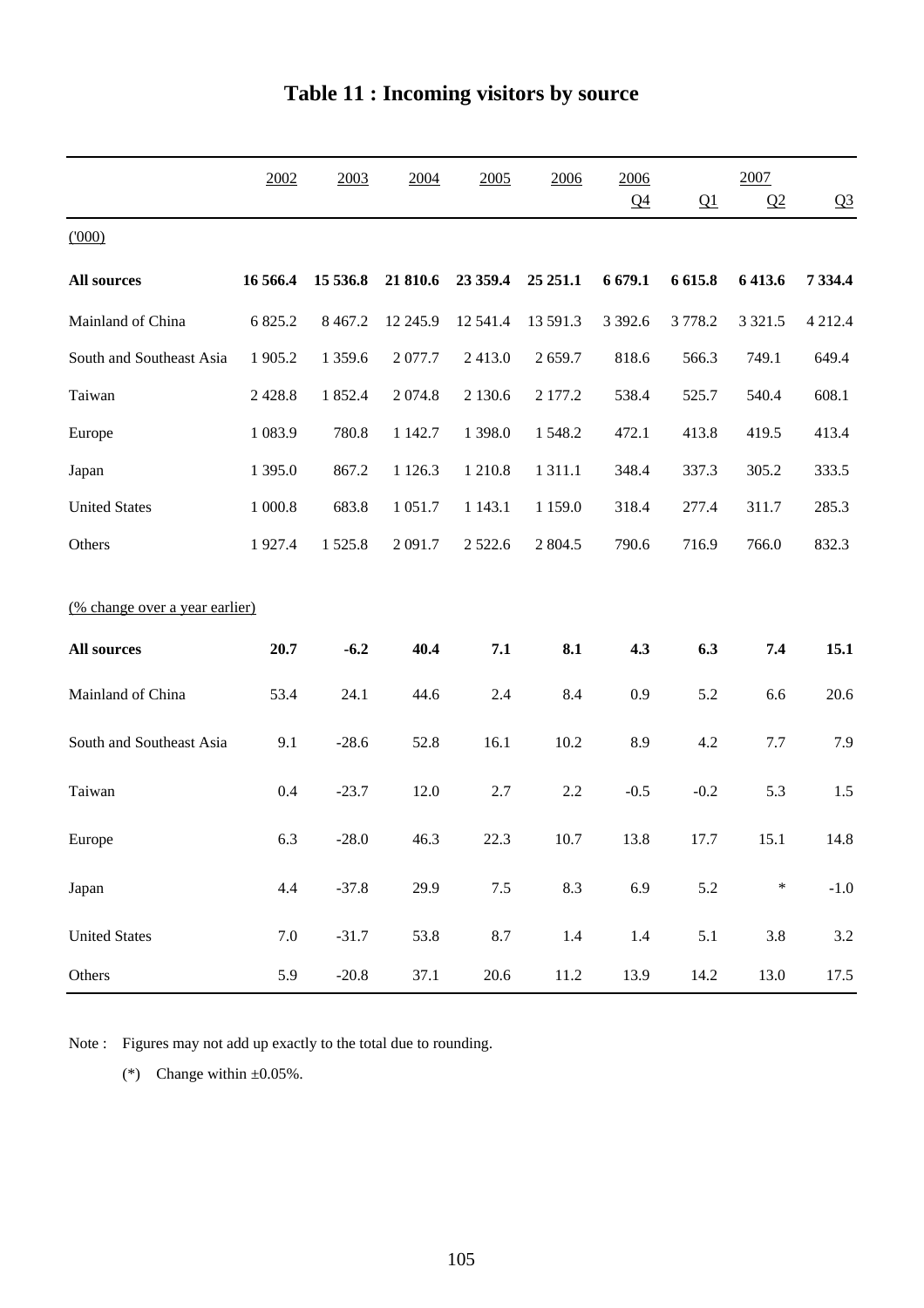# Table 11 : Incoming visitors by source

| | 2002 | 2003 | 2004 | 2005 | 2006 | 2006 | 2007 | | |
|---|---|---|---|---|---|---|---|---|---|
| | | | | | | Q4 | Q1 | Q2 | Q3 |
| ('000) | | | | | | | | | |
| **All sources** | **16 566.4** | **15 536.8** | **21 810.6** | **23 359.4** | **25 251.1** | **6 679.1** | **6 615.8** | **6 413.6** | **7 334.4** |
| Mainland of China | 6 825.2 | 8 467.2 | 12 245.9 | 12 541.4 | 13 591.3 | 3 392.6 | 3 778.2 | 3 321.5 | 4 212.4 |
| South and Southeast Asia | 1 905.2 | 1 359.6 | 2 077.7 | 2 413.0 | 2 659.7 | 818.6 | 566.3 | 749.1 | 649.4 |
| Taiwan | 2 428.8 | 1 852.4 | 2 074.8 | 2 130.6 | 2 177.2 | 538.4 | 525.7 | 540.4 | 608.1 |
| Europe | 1 083.9 | 780.8 | 1 142.7 | 1 398.0 | 1 548.2 | 472.1 | 413.8 | 419.5 | 413.4 |
| Japan | 1 395.0 | 867.2 | 1 126.3 | 1 210.8 | 1 311.1 | 348.4 | 337.3 | 305.2 | 333.5 |
| United States | 1 000.8 | 683.8 | 1 051.7 | 1 143.1 | 1 159.0 | 318.4 | 277.4 | 311.7 | 285.3 |
| Others | 1 927.4 | 1 525.8 | 2 091.7 | 2 522.6 | 2 804.5 | 790.6 | 716.9 | 766.0 | 832.3 |
| (% change over a year earlier) | | | | | | | | | |
| **All sources** | **20.7** | **-6.2** | **40.4** | **7.1** | **8.1** | **4.3** | **6.3** | **7.4** | **15.1** |
| Mainland of China | 53.4 | 24.1 | 44.6 | 2.4 | 8.4 | 0.9 | 5.2 | 6.6 | 20.6 |
| South and Southeast Asia | 9.1 | -28.6 | 52.8 | 16.1 | 10.2 | 8.9 | 4.2 | 7.7 | 7.9 |
| Taiwan | 0.4 | -23.7 | 12.0 | 2.7 | 2.2 | -0.5 | -0.2 | 5.3 | 1.5 |
| Europe | 6.3 | -28.0 | 46.3 | 22.3 | 10.7 | 13.8 | 17.7 | 15.1 | 14.8 |
| Japan | 4.4 | -37.8 | 29.9 | 7.5 | 8.3 | 6.9 | 5.2 | * | -1.0 |
| United States | 7.0 | -31.7 | 53.8 | 8.7 | 1.4 | 1.4 | 5.1 | 3.8 | 3.2 |
| Others | 5.9 | -20.8 | 37.1 | 20.6 | 11.2 | 13.9 | 14.2 | 13.0 | 17.5 |

Note : Figures may not add up exactly to the total due to rounding.

(*) Change within ±0.05%.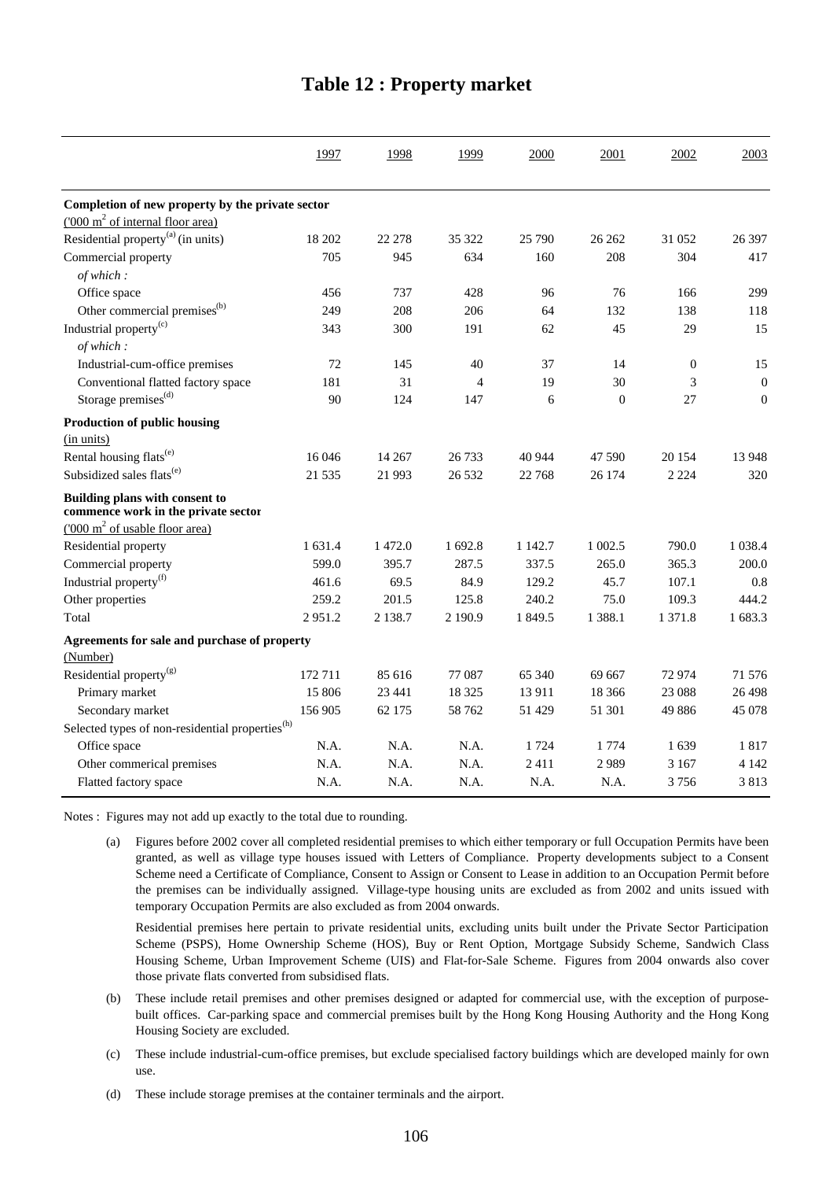# Table 12 : Property market

| | 1997 | 1998 | 1999 | 2000 | 2001 | 2002 | 2003 |
|---|---|---|---|---|---|---|---|
| **Completion of new property by the private sector** | | | | | | | |
| ('000 m$^2$ of internal floor area) | | | | | | | |
| Residential property[(a)] (in units) | 18 202 | 22 278 | 35 322 | 25 790 | 26 262 | 31 052 | 26 397 |
| Commercial property | 705 | 945 | 634 | 160 | 208 | 304 | 417 |
| *of which :* | | | | | | | |
| Office space | 456 | 737 | 428 | 96 | 76 | 166 | 299 |
| Other commercial premises[(b)] | 249 | 208 | 206 | 64 | 132 | 138 | 118 |
| Industrial property[(c)] | 343 | 300 | 191 | 62 | 45 | 29 | 15 |
| *of which :* | | | | | | | |
| Industrial-cum-office premises | 72 | 145 | 40 | 37 | 14 | 0 | 15 |
| Conventional flatted factory space | 181 | 31 | 4 | 19 | 30 | 3 | 0 |
| Storage premises[(d)] | 90 | 124 | 147 | 6 | 0 | 27 | 0 |
| **Production of public housing** | | | | | | | |
| (in units) | | | | | | | |
| Rental housing flats[(e)] | 16 046 | 14 267 | 26 733 | 40 944 | 47 590 | 20 154 | 13 948 |
| Subsidized sales flats[(e)] | 21 535 | 21 993 | 26 532 | 22 768 | 26 174 | 2 224 | 320 |
| **Building plans with consent to commence work in the private sector** | | | | | | | |
| ('000 m$^2$ of usable floor area) | | | | | | | |
| Residential property | 1 631.4 | 1 472.0 | 1 692.8 | 1 142.7 | 1 002.5 | 790.0 | 1 038.4 |
| Commercial property | 599.0 | 395.7 | 287.5 | 337.5 | 265.0 | 365.3 | 200.0 |
| Industrial property[(f)] | 461.6 | 69.5 | 84.9 | 129.2 | 45.7 | 107.1 | 0.8 |
| Other properties | 259.2 | 201.5 | 125.8 | 240.2 | 75.0 | 109.3 | 444.2 |
| Total | 2 951.2 | 2 138.7 | 2 190.9 | 1 849.5 | 1 388.1 | 1 371.8 | 1 683.3 |
| **Agreements for sale and purchase of property** | | | | | | | |
| (Number) | | | | | | | |
| Residential property[(g)] | 172 711 | 85 616 | 77 087 | 65 340 | 69 667 | 72 974 | 71 576 |
| Primary market | 15 806 | 23 441 | 18 325 | 13 911 | 18 366 | 23 088 | 26 498 |
| Secondary market | 156 905 | 62 175 | 58 762 | 51 429 | 51 301 | 49 886 | 45 078 |
| Selected types of non-residential properties[(h)] | | | | | | | |
| Office space | N.A. | N.A. | N.A. | 1 724 | 1 774 | 1 639 | 1 817 |
| Other commerical premises | N.A. | N.A. | N.A. | 2 411 | 2 989 | 3 167 | 4 142 |
| Flatted factory space | N.A. | N.A. | N.A. | N.A. | N.A. | 3 756 | 3 813 |

Notes : Figures may not add up exactly to the total due to rounding.

(a) Figures before 2002 cover all completed residential premises to which either temporary or full Occupation Permits have been granted, as well as village type houses issued with Letters of Compliance. Property developments subject to a Consent Scheme need a Certificate of Compliance, Consent to Assign or Consent to Lease in addition to an Occupation Permit before the premises can be individually assigned. Village-type housing units are excluded as from 2002 and units issued with temporary Occupation Permits are also excluded as from 2004 onwards.

Residential premises here pertain to private residential units, excluding units built under the Private Sector Participation Scheme (PSPS), Home Ownership Scheme (HOS), Buy or Rent Option, Mortgage Subsidy Scheme, Sandwich Class Housing Scheme, Urban Improvement Scheme (UIS) and Flat-for-Sale Scheme. Figures from 2004 onwards also cover those private flats converted from subsidised flats.

(b) These include retail premises and other premises designed or adapted for commercial use, with the exception of purpose-built offices. Car-parking space and commercial premises built by the Hong Kong Housing Authority and the Hong Kong Housing Society are excluded.

(c) These include industrial-cum-office premises, but exclude specialised factory buildings which are developed mainly for own use.

(d) These include storage premises at the container terminals and the airport.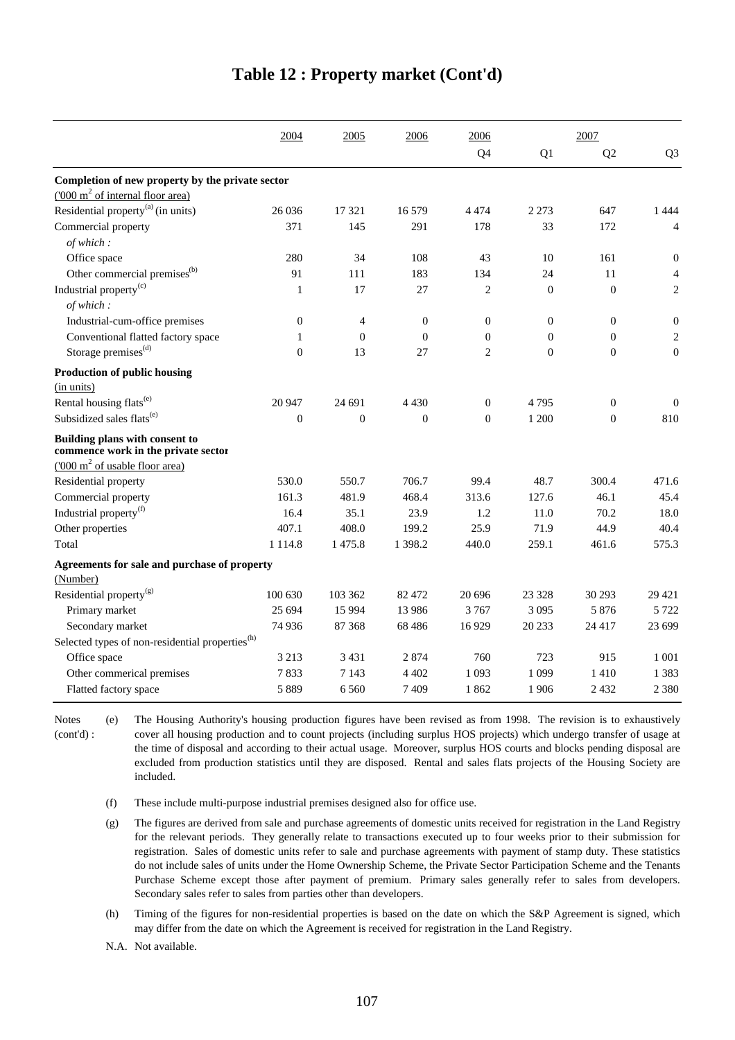# Table 12 : Property market (Cont'd)

| | 2004 | 2005 | 2006 | 2006 | 2007 | | |
|---|---|---|---|---|---|---|---|
| | | | | Q4 | Q1 | Q2 | Q3 |
| **Completion of new property by the private sector** | | | | | | | |
| ('000 $m^2$ of internal floor area) | | | | | | | |
| Residential property[(a)] (in units) | 26 036 | 17 321 | 16 579 | 4 474 | 2 273 | 647 | 1 444 |
| Commercial property | 371 | 145 | 291 | 178 | 33 | 172 | 4 |
| *of which :* | | | | | | | |
| Office space | 280 | 34 | 108 | 43 | 10 | 161 | 0 |
| Other commercial premises[(b)] | 91 | 111 | 183 | 134 | 24 | 11 | 4 |
| Industrial property[(c)] | 1 | 17 | 27 | 2 | 0 | 0 | 2 |
| *of which :* | | | | | | | |
| Industrial-cum-office premises | 0 | 4 | 0 | 0 | 0 | 0 | 0 |
| Conventional flatted factory space | 1 | 0 | 0 | 0 | 0 | 0 | 2 |
| Storage premises[(d)] | 0 | 13 | 27 | 2 | 0 | 0 | 0 |
| **Production of public housing** | | | | | | | |
| (in units) | | | | | | | |
| Rental housing flats[(e)] | 20 947 | 24 691 | 4 430 | 0 | 4 795 | 0 | 0 |
| Subsidized sales flats[(e)] | 0 | 0 | 0 | 0 | 1 200 | 0 | 810 |
| **Building plans with consent to commence work in the private sector** | | | | | | | |
| ('000 $m^2$ of usable floor area) | | | | | | | |
| Residential property | 530.0 | 550.7 | 706.7 | 99.4 | 48.7 | 300.4 | 471.6 |
| Commercial property | 161.3 | 481.9 | 468.4 | 313.6 | 127.6 | 46.1 | 45.4 |
| Industrial property[(f)] | 16.4 | 35.1 | 23.9 | 1.2 | 11.0 | 70.2 | 18.0 |
| Other properties | 407.1 | 408.0 | 199.2 | 25.9 | 71.9 | 44.9 | 40.4 |
| Total | 1 114.8 | 1 475.8 | 1 398.2 | 440.0 | 259.1 | 461.6 | 575.3 |
| **Agreements for sale and purchase of property** | | | | | | | |
| (Number) | | | | | | | |
| Residential property[(g)] | 100 630 | 103 362 | 82 472 | 20 696 | 23 328 | 30 293 | 29 421 |
| Primary market | 25 694 | 15 994 | 13 986 | 3 767 | 3 095 | 5 876 | 5 722 |
| Secondary market | 74 936 | 87 368 | 68 486 | 16 929 | 20 233 | 24 417 | 23 699 |
| Selected types of non-residential properties[(h)] | | | | | | | |
| Office space | 3 213 | 3 431 | 2 874 | 760 | 723 | 915 | 1 001 |
| Other commerical premises | 7 833 | 7 143 | 4 402 | 1 093 | 1 099 | 1 410 | 1 383 |
| Flatted factory space | 5 889 | 6 560 | 7 409 | 1 862 | 1 906 | 2 432 | 2 380 |

Notes (cont'd) :

(e) The Housing Authority's housing production figures have been revised as from 1998. The revision is to exhaustively cover all housing production and to count projects (including surplus HOS projects) which undergo transfer of usage at the time of disposal and according to their actual usage. Moreover, surplus HOS courts and blocks pending disposal are excluded from production statistics until they are disposed. Rental and sales flats projects of the Housing Society are included.

(f) These include multi-purpose industrial premises designed also for office use.

(g) The figures are derived from sale and purchase agreements of domestic units received for registration in the Land Registry for the relevant periods. They generally relate to transactions executed up to four weeks prior to their submission for registration. Sales of domestic units refer to sale and purchase agreements with payment of stamp duty. These statistics do not include sales of units under the Home Ownership Scheme, the Private Sector Participation Scheme and the Tenants Purchase Scheme except those after payment of premium. Primary sales generally refer to sales from developers. Secondary sales refer to sales from parties other than developers.

(h) Timing of the figures for non-residential properties is based on the date on which the S&P Agreement is signed, which may differ from the date on which the Agreement is received for registration in the Land Registry.

N.A. Not available.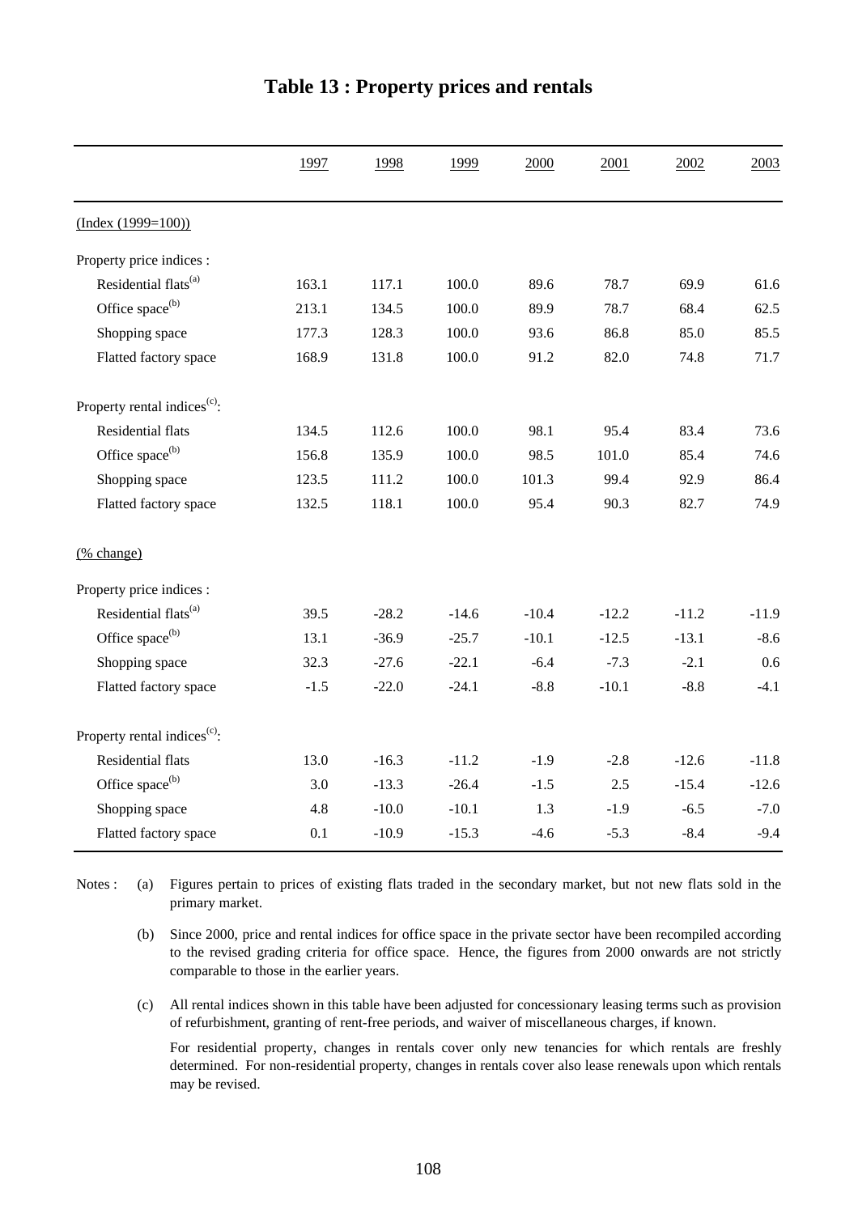# Table 13 : Property prices and rentals

| | 1997 | 1998 | 1999 | 2000 | 2001 | 2002 | 2003 |
|---|---|---|---|---|---|---|---|
| (Index (1999=100)) | | | | | | | |
| Property price indices : | | | | | | | |
| Residential flats[(a)] | 163.1 | 117.1 | 100.0 | 89.6 | 78.7 | 69.9 | 61.6 |
| Office space[(b)] | 213.1 | 134.5 | 100.0 | 89.9 | 78.7 | 68.4 | 62.5 |
| Shopping space | 177.3 | 128.3 | 100.0 | 93.6 | 86.8 | 85.0 | 85.5 |
| Flatted factory space | 168.9 | 131.8 | 100.0 | 91.2 | 82.0 | 74.8 | 71.7 |
| Property rental indices[(c)]: | | | | | | | |
| Residential flats | 134.5 | 112.6 | 100.0 | 98.1 | 95.4 | 83.4 | 73.6 |
| Office space[(b)] | 156.8 | 135.9 | 100.0 | 98.5 | 101.0 | 85.4 | 74.6 |
| Shopping space | 123.5 | 111.2 | 100.0 | 101.3 | 99.4 | 92.9 | 86.4 |
| Flatted factory space | 132.5 | 118.1 | 100.0 | 95.4 | 90.3 | 82.7 | 74.9 |
| (% change) | | | | | | | |
| Property price indices : | | | | | | | |
| Residential flats[(a)] | 39.5 | -28.2 | -14.6 | -10.4 | -12.2 | -11.2 | -11.9 |
| Office space[(b)] | 13.1 | -36.9 | -25.7 | -10.1 | -12.5 | -13.1 | -8.6 |
| Shopping space | 32.3 | -27.6 | -22.1 | -6.4 | -7.3 | -2.1 | 0.6 |
| Flatted factory space | -1.5 | -22.0 | -24.1 | -8.8 | -10.1 | -8.8 | -4.1 |
| Property rental indices[(c)]: | | | | | | | |
| Residential flats | 13.0 | -16.3 | -11.2 | -1.9 | -2.8 | -12.6 | -11.8 |
| Office space[(b)] | 3.0 | -13.3 | -26.4 | -1.5 | 2.5 | -15.4 | -12.6 |
| Shopping space | 4.8 | -10.0 | -10.1 | 1.3 | -1.9 | -6.5 | -7.0 |
| Flatted factory space | 0.1 | -10.9 | -15.3 | -4.6 | -5.3 | -8.4 | -9.4 |

Notes :

(a) Figures pertain to prices of existing flats traded in the secondary market, but not new flats sold in the primary market.

(b) Since 2000, price and rental indices for office space in the private sector have been recompiled according to the revised grading criteria for office space. Hence, the figures from 2000 onwards are not strictly comparable to those in the earlier years.

(c) All rental indices shown in this table have been adjusted for concessionary leasing terms such as provision of refurbishment, granting of rent-free periods, and waiver of miscellaneous charges, if known.

For residential property, changes in rentals cover only new tenancies for which rentals are freshly determined. For non-residential property, changes in rentals cover also lease renewals upon which rentals may be revised.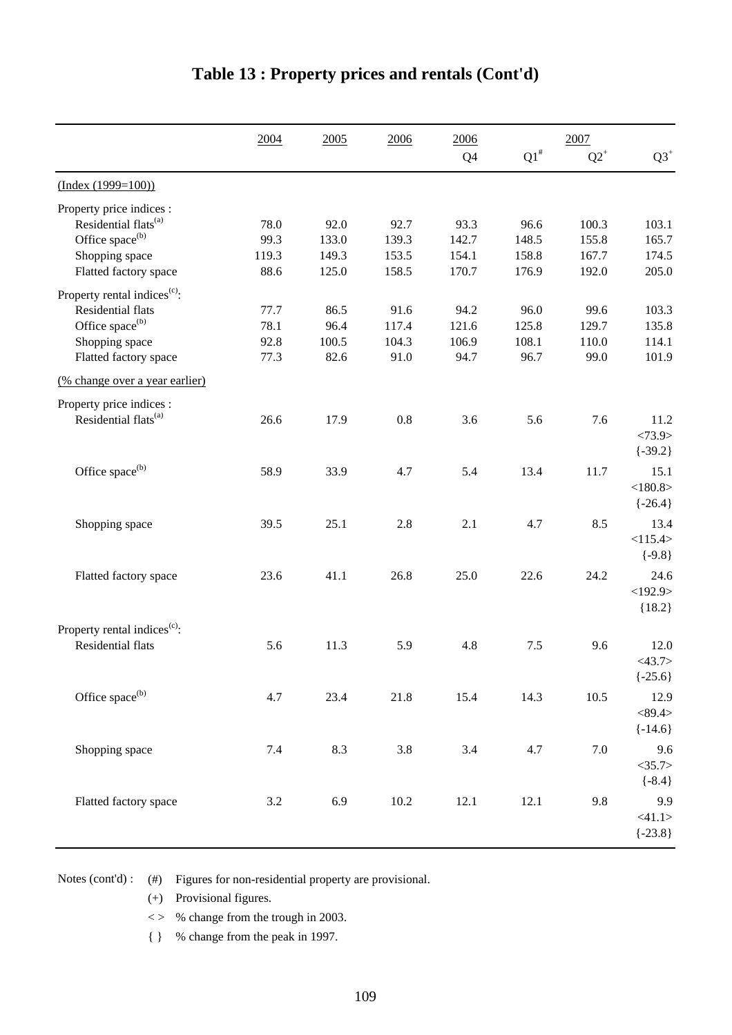# Table 13 : Property prices and rentals (Cont'd)

| | 2004 | 2005 | 2006 | 2006 Q4 | 2007 Q1[#] | 2007 Q2[+] | 2007 Q3[+] |
|---|---|---|---|---|---|---|---|
| (Index (1999=100)) | | | | | | | |
| Property price indices : | | | | | | | |
| Residential flats[(a)] | 78.0 | 92.0 | 92.7 | 93.3 | 96.6 | 100.3 | 103.1 |
| Office space[(b)] | 99.3 | 133.0 | 139.3 | 142.7 | 148.5 | 155.8 | 165.7 |
| Shopping space | 119.3 | 149.3 | 153.5 | 154.1 | 158.8 | 167.7 | 174.5 |
| Flatted factory space | 88.6 | 125.0 | 158.5 | 170.7 | 176.9 | 192.0 | 205.0 |
| Property rental indices[(c)]: | | | | | | | |
| Residential flats | 77.7 | 86.5 | 91.6 | 94.2 | 96.0 | 99.6 | 103.3 |
| Office space[(b)] | 78.1 | 96.4 | 117.4 | 121.6 | 125.8 | 129.7 | 135.8 |
| Shopping space | 92.8 | 100.5 | 104.3 | 106.9 | 108.1 | 110.0 | 114.1 |
| Flatted factory space | 77.3 | 82.6 | 91.0 | 94.7 | 96.7 | 99.0 | 101.9 |
| (% change over a year earlier) | | | | | | | |
| Property price indices : | | | | | | | |
| Residential flats[(a)] | 26.6 | 17.9 | 0.8 | 3.6 | 5.6 | 7.6 | 11.2 <73.9> {-39.2} |
| Office space[(b)] | 58.9 | 33.9 | 4.7 | 5.4 | 13.4 | 11.7 | 15.1 <180.8> {-26.4} |
| Shopping space | 39.5 | 25.1 | 2.8 | 2.1 | 4.7 | 8.5 | 13.4 <115.4> {-9.8} |
| Flatted factory space | 23.6 | 41.1 | 26.8 | 25.0 | 22.6 | 24.2 | 24.6 <192.9> {18.2} |
| Property rental indices[(c)]: | | | | | | | |
| Residential flats | 5.6 | 11.3 | 5.9 | 4.8 | 7.5 | 9.6 | 12.0 <43.7> {-25.6} |
| Office space[(b)] | 4.7 | 23.4 | 21.8 | 15.4 | 14.3 | 10.5 | 12.9 <89.4> {-14.6} |
| Shopping space | 7.4 | 8.3 | 3.8 | 3.4 | 4.7 | 7.0 | 9.6 <35.7> {-8.4} |
| Flatted factory space | 3.2 | 6.9 | 10.2 | 12.1 | 12.1 | 9.8 | 9.9 <41.1> {-23.8} |

Notes (cont'd) :
- (#) Figures for non-residential property are provisional.
- (+) Provisional figures.
- < > % change from the trough in 2003.
- { } % change from the peak in 1997.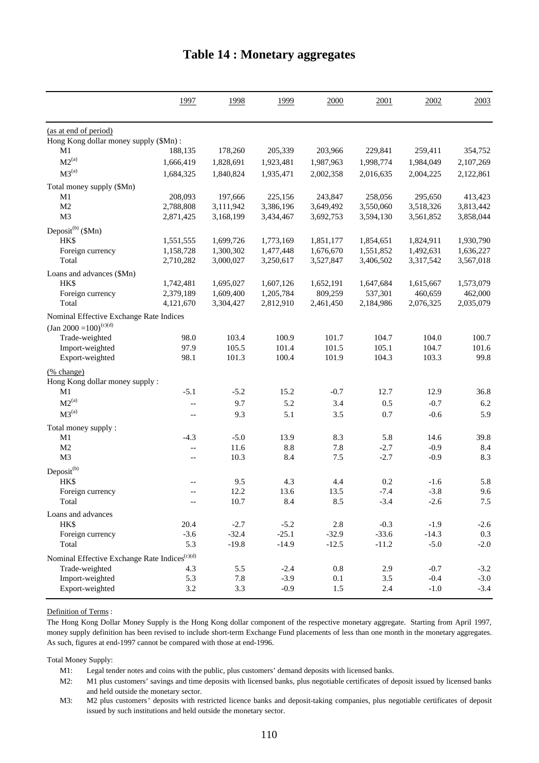# Table 14 : Monetary aggregates

| | 1997 | 1998 | 1999 | 2000 | 2001 | 2002 | 2003 |
|---|---|---|---|---|---|---|---|
| (as at end of period) | | | | | | | |
| Hong Kong dollar money supply ($Mn) : | | | | | | | |
| M1 | 188,135 | 178,260 | 205,339 | 203,966 | 229,841 | 259,411 | 354,752 |
| M2[(a)] | 1,666,419 | 1,828,691 | 1,923,481 | 1,987,963 | 1,998,774 | 1,984,049 | 2,107,269 |
| M3[(a)] | 1,684,325 | 1,840,824 | 1,935,471 | 2,002,358 | 2,016,635 | 2,004,225 | 2,122,861 |
| Total money supply ($Mn) | | | | | | | |
| M1 | 208,093 | 197,666 | 225,156 | 243,847 | 258,056 | 295,650 | 413,423 |
| M2 | 2,788,808 | 3,111,942 | 3,386,196 | 3,649,492 | 3,550,060 | 3,518,326 | 3,813,442 |
| M3 | 2,871,425 | 3,168,199 | 3,434,467 | 3,692,753 | 3,594,130 | 3,561,852 | 3,858,044 |
| Deposit[(b)] ($Mn) | | | | | | | |
| HK$ | 1,551,555 | 1,699,726 | 1,773,169 | 1,851,177 | 1,854,651 | 1,824,911 | 1,930,790 |
| Foreign currency | 1,158,728 | 1,300,302 | 1,477,448 | 1,676,670 | 1,551,852 | 1,492,631 | 1,636,227 |
| Total | 2,710,282 | 3,000,027 | 3,250,617 | 3,527,847 | 3,406,502 | 3,317,542 | 3,567,018 |
| Loans and advances ($Mn) | | | | | | | |
| HK$ | 1,742,481 | 1,695,027 | 1,607,126 | 1,652,191 | 1,647,684 | 1,615,667 | 1,573,079 |
| Foreign currency | 2,379,189 | 1,609,400 | 1,205,784 | 809,259 | 537,301 | 460,659 | 462,000 |
| Total | 4,121,670 | 3,304,427 | 2,812,910 | 2,461,450 | 2,184,986 | 2,076,325 | 2,035,079 |
| Nominal Effective Exchange Rate Indices (Jan 2000 =100)[(c)(d)] | | | | | | | |
| Trade-weighted | 98.0 | 103.4 | 100.9 | 101.7 | 104.7 | 104.0 | 100.7 |
| Import-weighted | 97.9 | 105.5 | 101.4 | 101.5 | 105.1 | 104.7 | 101.6 |
| Export-weighted | 98.1 | 101.3 | 100.4 | 101.9 | 104.3 | 103.3 | 99.8 |
| (% change) | | | | | | | |
| Hong Kong dollar money supply : | | | | | | | |
| M1 | -5.1 | -5.2 | 15.2 | -0.7 | 12.7 | 12.9 | 36.8 |
| M2[(a)] | -- | 9.7 | 5.2 | 3.4 | 0.5 | -0.7 | 6.2 |
| M3[(a)] | -- | 9.3 | 5.1 | 3.5 | 0.7 | -0.6 | 5.9 |
| Total money supply : | | | | | | | |
| M1 | -4.3 | -5.0 | 13.9 | 8.3 | 5.8 | 14.6 | 39.8 |
| M2 | -- | 11.6 | 8.8 | 7.8 | -2.7 | -0.9 | 8.4 |
| M3 | -- | 10.3 | 8.4 | 7.5 | -2.7 | -0.9 | 8.3 |
| Deposit[(b)] | | | | | | | |
| HK$ | -- | 9.5 | 4.3 | 4.4 | 0.2 | -1.6 | 5.8 |
| Foreign currency | -- | 12.2 | 13.6 | 13.5 | -7.4 | -3.8 | 9.6 |
| Total | -- | 10.7 | 8.4 | 8.5 | -3.4 | -2.6 | 7.5 |
| Loans and advances | | | | | | | |
| HK$ | 20.4 | -2.7 | -5.2 | 2.8 | -0.3 | -1.9 | -2.6 |
| Foreign currency | -3.6 | -32.4 | -25.1 | -32.9 | -33.6 | -14.3 | 0.3 |
| Total | 5.3 | -19.8 | -14.9 | -12.5 | -11.2 | -5.0 | -2.0 |
| Nominal Effective Exchange Rate Indices[(c)(d)] | | | | | | | |
| Trade-weighted | 4.3 | 5.5 | -2.4 | 0.8 | 2.9 | -0.7 | -3.2 |
| Import-weighted | 5.3 | 7.8 | -3.9 | 0.1 | 3.5 | -0.4 | -3.0 |
| Export-weighted | 3.2 | 3.3 | -0.9 | 1.5 | 2.4 | -1.0 | -3.4 |

Definition of Terms :

The Hong Kong Dollar Money Supply is the Hong Kong dollar component of the respective monetary aggregate. Starting from April 1997, money supply definition has been revised to include short-term Exchange Fund placements of less than one month in the monetary aggregates. As such, figures at end-1997 cannot be compared with those at end-1996.

Total Money Supply:

- M1: Legal tender notes and coins with the public, plus customers' demand deposits with licensed banks.
- M2: M1 plus customers' savings and time deposits with licensed banks, plus negotiable certificates of deposit issued by licensed banks and held outside the monetary sector.
- M3: M2 plus customers' deposits with restricted licence banks and deposit-taking companies, plus negotiable certificates of deposit issued by such institutions and held outside the monetary sector.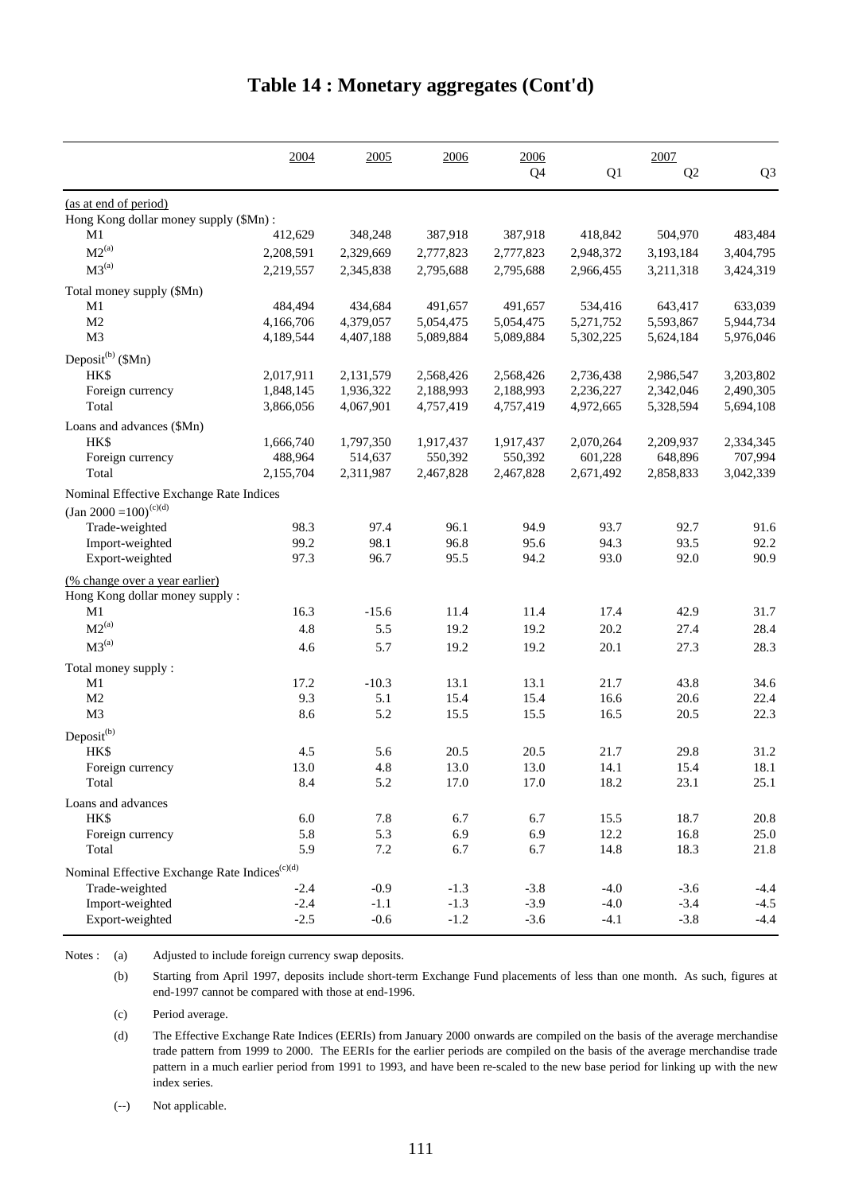# Table 14 : Monetary aggregates (Cont'd)

| | 2004 | 2005 | 2006 | 2006 Q4 | 2007 Q1 | 2007 Q2 | 2007 Q3 |
|---|---|---|---|---|---|---|---|
| (as at end of period) | | | | | | | |
| Hong Kong dollar money supply ($Mn) : | | | | | | | |
| M1 | 412,629 | 348,248 | 387,918 | 387,918 | 418,842 | 504,970 | 483,484 |
| M2[(a)] | 2,208,591 | 2,329,669 | 2,777,823 | 2,777,823 | 2,948,372 | 3,193,184 | 3,404,795 |
| M3[(a)] | 2,219,557 | 2,345,838 | 2,795,688 | 2,795,688 | 2,966,455 | 3,211,318 | 3,424,319 |
| Total money supply ($Mn) | | | | | | | |
| M1 | 484,494 | 434,684 | 491,657 | 491,657 | 534,416 | 643,417 | 633,039 |
| M2 | 4,166,706 | 4,379,057 | 5,054,475 | 5,054,475 | 5,271,752 | 5,593,867 | 5,944,734 |
| M3 | 4,189,544 | 4,407,188 | 5,089,884 | 5,089,884 | 5,302,225 | 5,624,184 | 5,976,046 |
| Deposit[(b)] ($Mn) | | | | | | | |
| HK$ | 2,017,911 | 2,131,579 | 2,568,426 | 2,568,426 | 2,736,438 | 2,986,547 | 3,203,802 |
| Foreign currency | 1,848,145 | 1,936,322 | 2,188,993 | 2,188,993 | 2,236,227 | 2,342,046 | 2,490,305 |
| Total | 3,866,056 | 4,067,901 | 4,757,419 | 4,757,419 | 4,972,665 | 5,328,594 | 5,694,108 |
| Loans and advances ($Mn) | | | | | | | |
| HK$ | 1,666,740 | 1,797,350 | 1,917,437 | 1,917,437 | 2,070,264 | 2,209,937 | 2,334,345 |
| Foreign currency | 488,964 | 514,637 | 550,392 | 550,392 | 601,228 | 648,896 | 707,994 |
| Total | 2,155,704 | 2,311,987 | 2,467,828 | 2,467,828 | 2,671,492 | 2,858,833 | 3,042,339 |
| Nominal Effective Exchange Rate Indices (Jan 2000 =100)[(c)(d)] | | | | | | | |
| Trade-weighted | 98.3 | 97.4 | 96.1 | 94.9 | 93.7 | 92.7 | 91.6 |
| Import-weighted | 99.2 | 98.1 | 96.8 | 95.6 | 94.3 | 93.5 | 92.2 |
| Export-weighted | 97.3 | 96.7 | 95.5 | 94.2 | 93.0 | 92.0 | 90.9 |
| (% change over a year earlier) | | | | | | | |
| Hong Kong dollar money supply : | | | | | | | |
| M1 | 16.3 | -15.6 | 11.4 | 11.4 | 17.4 | 42.9 | 31.7 |
| M2[(a)] | 4.8 | 5.5 | 19.2 | 19.2 | 20.2 | 27.4 | 28.4 |
| M3[(a)] | 4.6 | 5.7 | 19.2 | 19.2 | 20.1 | 27.3 | 28.3 |
| Total money supply : | | | | | | | |
| M1 | 17.2 | -10.3 | 13.1 | 13.1 | 21.7 | 43.8 | 34.6 |
| M2 | 9.3 | 5.1 | 15.4 | 15.4 | 16.6 | 20.6 | 22.4 |
| M3 | 8.6 | 5.2 | 15.5 | 15.5 | 16.5 | 20.5 | 22.3 |
| Deposit[(b)] | | | | | | | |
| HK$ | 4.5 | 5.6 | 20.5 | 20.5 | 21.7 | 29.8 | 31.2 |
| Foreign currency | 13.0 | 4.8 | 13.0 | 13.0 | 14.1 | 15.4 | 18.1 |
| Total | 8.4 | 5.2 | 17.0 | 17.0 | 18.2 | 23.1 | 25.1 |
| Loans and advances | | | | | | | |
| HK$ | 6.0 | 7.8 | 6.7 | 6.7 | 15.5 | 18.7 | 20.8 |
| Foreign currency | 5.8 | 5.3 | 6.9 | 6.9 | 12.2 | 16.8 | 25.0 |
| Total | 5.9 | 7.2 | 6.7 | 6.7 | 14.8 | 18.3 | 21.8 |
| Nominal Effective Exchange Rate Indices[(c)(d)] | | | | | | | |
| Trade-weighted | -2.4 | -0.9 | -1.3 | -3.8 | -4.0 | -3.6 | -4.4 |
| Import-weighted | -2.4 | -1.1 | -1.3 | -3.9 | -4.0 | -3.4 | -4.5 |
| Export-weighted | -2.5 | -0.6 | -1.2 | -3.6 | -4.1 | -3.8 | -4.4 |

Notes : (a) Adjusted to include foreign currency swap deposits.

(b) Starting from April 1997, deposits include short-term Exchange Fund placements of less than one month. As such, figures at end-1997 cannot be compared with those at end-1996.

(c) Period average.

(d) The Effective Exchange Rate Indices (EERIs) from January 2000 onwards are compiled on the basis of the average merchandise trade pattern from 1999 to 2000. The EERIs for the earlier periods are compiled on the basis of the average merchandise trade pattern in a much earlier period from 1991 to 1993, and have been re-scaled to the new base period for linking up with the new index series.

(--) Not applicable.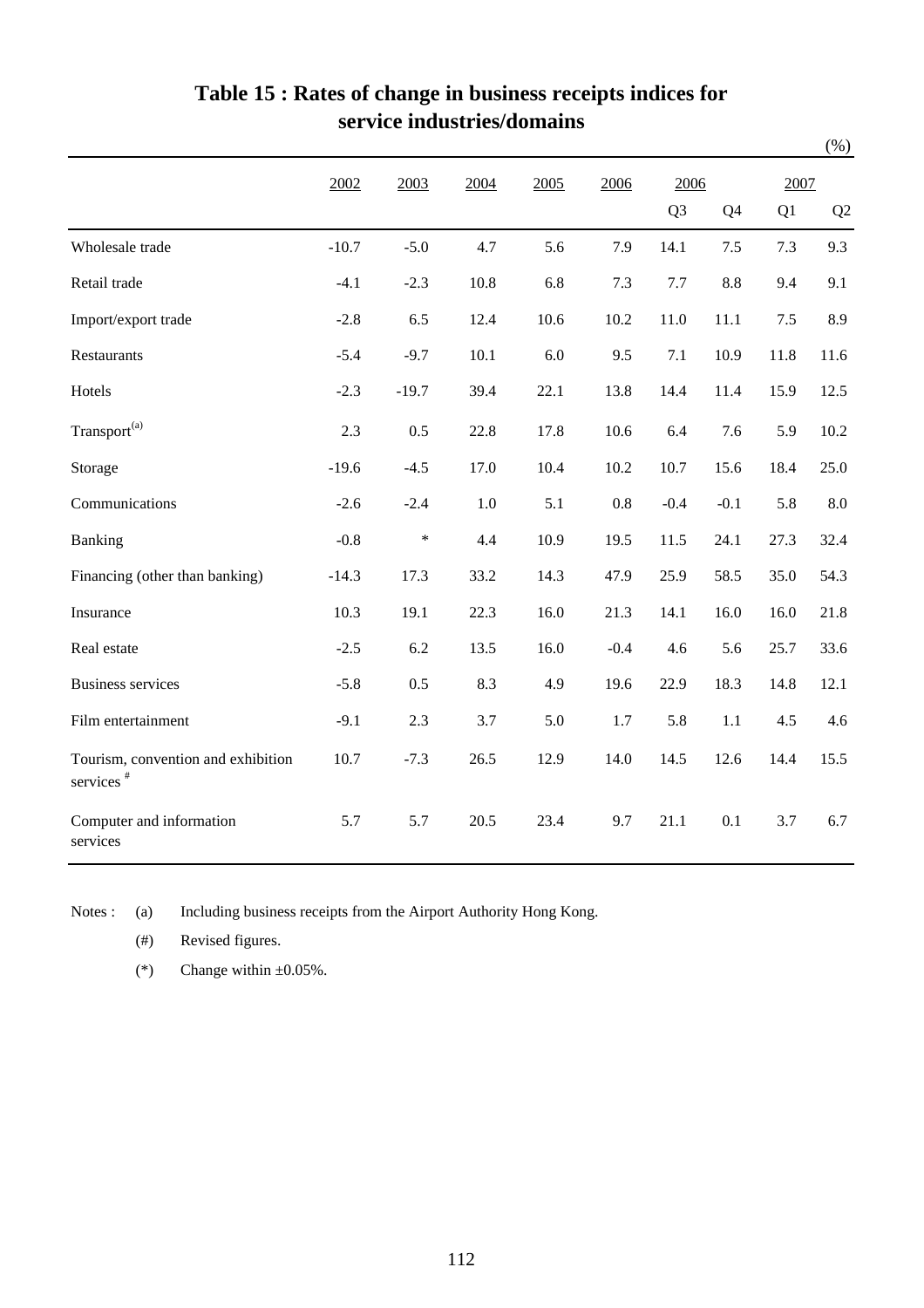# Table 15 : Rates of change in business receipts indices for service industries/domains

(%)

| | 2002 | 2003 | 2004 | 2005 | 2006 | 2006 | | 2007 | |
|---|---|---|---|---|---|---|---|---|---|
| | | | | | | Q3 | Q4 | Q1 | Q2 |
| Wholesale trade | -10.7 | -5.0 | 4.7 | 5.6 | 7.9 | 14.1 | 7.5 | 7.3 | 9.3 |
| Retail trade | -4.1 | -2.3 | 10.8 | 6.8 | 7.3 | 7.7 | 8.8 | 9.4 | 9.1 |
| Import/export trade | -2.8 | 6.5 | 12.4 | 10.6 | 10.2 | 11.0 | 11.1 | 7.5 | 8.9 |
| Restaurants | -5.4 | -9.7 | 10.1 | 6.0 | 9.5 | 7.1 | 10.9 | 11.8 | 11.6 |
| Hotels | -2.3 | -19.7 | 39.4 | 22.1 | 13.8 | 14.4 | 11.4 | 15.9 | 12.5 |
| Transport[(a)] | 2.3 | 0.5 | 22.8 | 17.8 | 10.6 | 6.4 | 7.6 | 5.9 | 10.2 |
| Storage | -19.6 | -4.5 | 17.0 | 10.4 | 10.2 | 10.7 | 15.6 | 18.4 | 25.0 |
| Communications | -2.6 | -2.4 | 1.0 | 5.1 | 0.8 | -0.4 | -0.1 | 5.8 | 8.0 |
| Banking | -0.8 | * | 4.4 | 10.9 | 19.5 | 11.5 | 24.1 | 27.3 | 32.4 |
| Financing (other than banking) | -14.3 | 17.3 | 33.2 | 14.3 | 47.9 | 25.9 | 58.5 | 35.0 | 54.3 |
| Insurance | 10.3 | 19.1 | 22.3 | 16.0 | 21.3 | 14.1 | 16.0 | 16.0 | 21.8 |
| Real estate | -2.5 | 6.2 | 13.5 | 16.0 | -0.4 | 4.6 | 5.6 | 25.7 | 33.6 |
| Business services | -5.8 | 0.5 | 8.3 | 4.9 | 19.6 | 22.9 | 18.3 | 14.8 | 12.1 |
| Film entertainment | -9.1 | 2.3 | 3.7 | 5.0 | 1.7 | 5.8 | 1.1 | 4.5 | 4.6 |
| Tourism, convention and exhibition services [#] | 10.7 | -7.3 | 26.5 | 12.9 | 14.0 | 14.5 | 12.6 | 14.4 | 15.5 |
| Computer and information services | 5.7 | 5.7 | 20.5 | 23.4 | 9.7 | 21.1 | 0.1 | 3.7 | 6.7 |

Notes : (a) Including business receipts from the Airport Authority Hong Kong.

(#) Revised figures.

(*) Change within ±0.05%.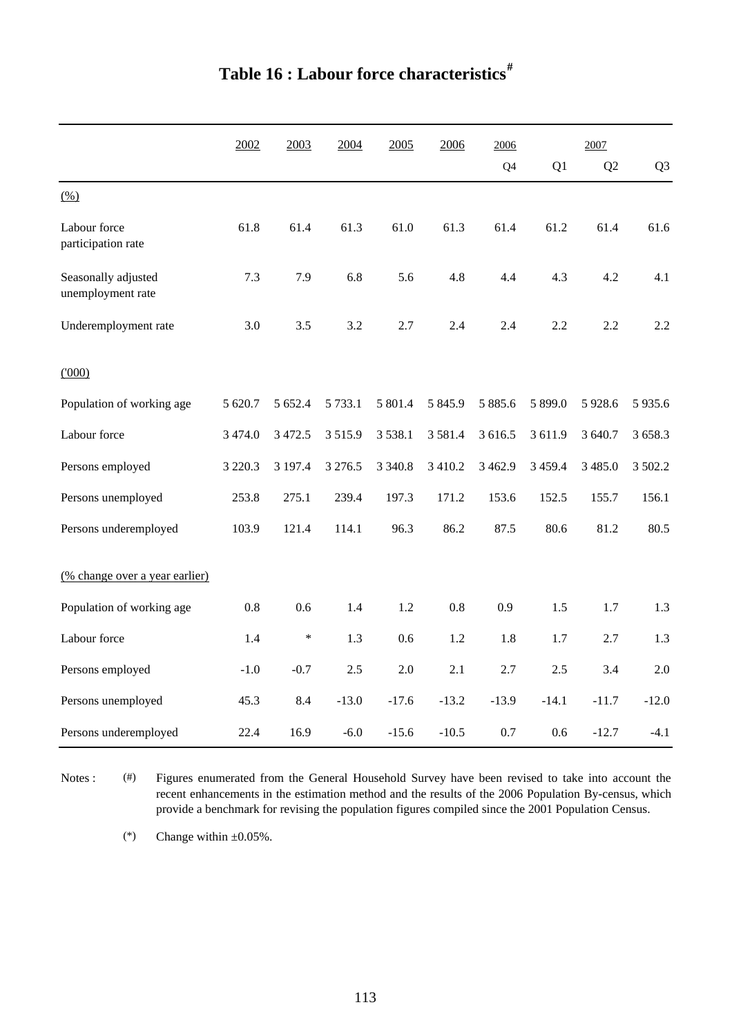# Table 16 : Labour force characteristics[#]

| | 2002 | 2003 | 2004 | 2005 | 2006 | 2006 | 2007 | | |
|---|---|---|---|---|---|---|---|---|---|
| | | | | | | Q4 | Q1 | Q2 | Q3 |
| (%) | | | | | | | | | |
| Labour force participation rate | 61.8 | 61.4 | 61.3 | 61.0 | 61.3 | 61.4 | 61.2 | 61.4 | 61.6 |
| Seasonally adjusted unemployment rate | 7.3 | 7.9 | 6.8 | 5.6 | 4.8 | 4.4 | 4.3 | 4.2 | 4.1 |
| Underemployment rate | 3.0 | 3.5 | 3.2 | 2.7 | 2.4 | 2.4 | 2.2 | 2.2 | 2.2 |
| ('000) | | | | | | | | | |
| Population of working age | 5 620.7 | 5 652.4 | 5 733.1 | 5 801.4 | 5 845.9 | 5 885.6 | 5 899.0 | 5 928.6 | 5 935.6 |
| Labour force | 3 474.0 | 3 472.5 | 3 515.9 | 3 538.1 | 3 581.4 | 3 616.5 | 3 611.9 | 3 640.7 | 3 658.3 |
| Persons employed | 3 220.3 | 3 197.4 | 3 276.5 | 3 340.8 | 3 410.2 | 3 462.9 | 3 459.4 | 3 485.0 | 3 502.2 |
| Persons unemployed | 253.8 | 275.1 | 239.4 | 197.3 | 171.2 | 153.6 | 152.5 | 155.7 | 156.1 |
| Persons underemployed | 103.9 | 121.4 | 114.1 | 96.3 | 86.2 | 87.5 | 80.6 | 81.2 | 80.5 |
| (% change over a year earlier) | | | | | | | | | |
| Population of working age | 0.8 | 0.6 | 1.4 | 1.2 | 0.8 | 0.9 | 1.5 | 1.7 | 1.3 |
| Labour force | 1.4 | * | 1.3 | 0.6 | 1.2 | 1.8 | 1.7 | 2.7 | 1.3 |
| Persons employed | -1.0 | -0.7 | 2.5 | 2.0 | 2.1 | 2.7 | 2.5 | 3.4 | 2.0 |
| Persons unemployed | 45.3 | 8.4 | -13.0 | -17.6 | -13.2 | -13.9 | -14.1 | -11.7 | -12.0 |
| Persons underemployed | 22.4 | 16.9 | -6.0 | -15.6 | -10.5 | 0.7 | 0.6 | -12.7 | -4.1 |

Notes : (#) Figures enumerated from the General Household Survey have been revised to take into account the recent enhancements in the estimation method and the results of the 2006 Population By-census, which provide a benchmark for revising the population figures compiled since the 2001 Population Census.

(*) Change within ±0.05%.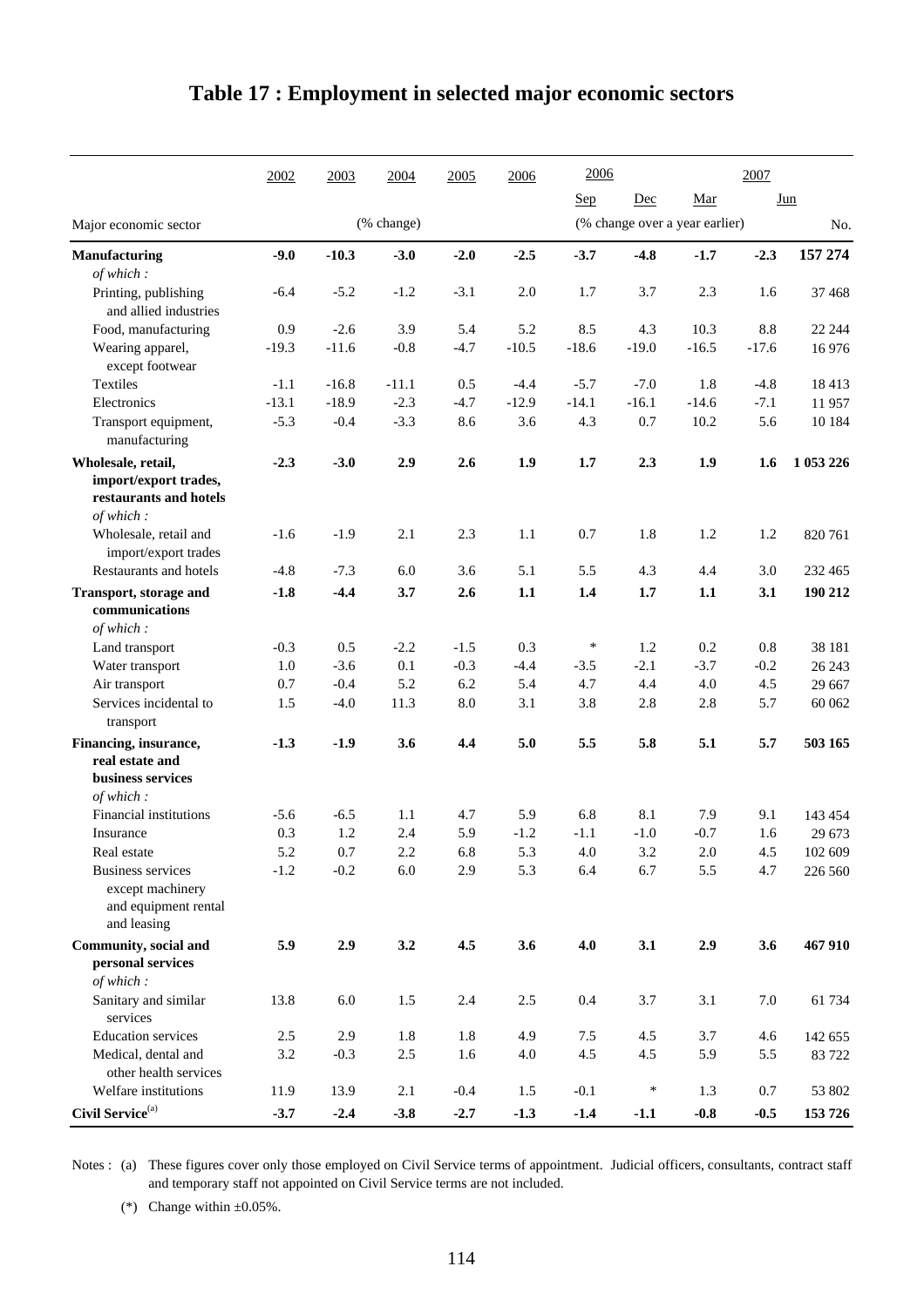# Table 17 : Employment in selected major economic sectors

| Major economic sector | 2002 | 2003 | 2004 | 2005 | 2006 | 2006 Sep | 2006 Dec | 2007 Mar | 2007 Jun | 2007 Jun |
|---|---|---|---|---|---|---|---|---|---|---|
| | (% change) | | | | | (% change over a year earlier) | | | | No. |
| **Manufacturing** | **-9.0** | **-10.3** | **-3.0** | **-2.0** | **-2.5** | **-3.7** | **-4.8** | **-1.7** | **-2.3** | **157 274** |
| *of which :* | | | | | | | | | | |
| Printing, publishing and allied industries | -6.4 | -5.2 | -1.2 | -3.1 | 2.0 | 1.7 | 3.7 | 2.3 | 1.6 | 37 468 |
| Food, manufacturing | 0.9 | -2.6 | 3.9 | 5.4 | 5.2 | 8.5 | 4.3 | 10.3 | 8.8 | 22 244 |
| Wearing apparel, except footwear | -19.3 | -11.6 | -0.8 | -4.7 | -10.5 | -18.6 | -19.0 | -16.5 | -17.6 | 16 976 |
| Textiles | -1.1 | -16.8 | -11.1 | 0.5 | -4.4 | -5.7 | -7.0 | 1.8 | -4.8 | 18 413 |
| Electronics | -13.1 | -18.9 | -2.3 | -4.7 | -12.9 | -14.1 | -16.1 | -14.6 | -7.1 | 11 957 |
| Transport equipment, manufacturing | -5.3 | -0.4 | -3.3 | 8.6 | 3.6 | 4.3 | 0.7 | 10.2 | 5.6 | 10 184 |
| **Wholesale, retail, import/export trades, restaurants and hotels** | **-2.3** | **-3.0** | **2.9** | **2.6** | **1.9** | **1.7** | **2.3** | **1.9** | **1.6** | **1 053 226** |
| *of which :* | | | | | | | | | | |
| Wholesale, retail and import/export trades | -1.6 | -1.9 | 2.1 | 2.3 | 1.1 | 0.7 | 1.8 | 1.2 | 1.2 | 820 761 |
| Restaurants and hotels | -4.8 | -7.3 | 6.0 | 3.6 | 5.1 | 5.5 | 4.3 | 4.4 | 3.0 | 232 465 |
| **Transport, storage and communications** | **-1.8** | **-4.4** | **3.7** | **2.6** | **1.1** | **1.4** | **1.7** | **1.1** | **3.1** | **190 212** |
| *of which :* | | | | | | | | | | |
| Land transport | -0.3 | 0.5 | -2.2 | -1.5 | 0.3 | * | 1.2 | 0.2 | 0.8 | 38 181 |
| Water transport | 1.0 | -3.6 | 0.1 | -0.3 | -4.4 | -3.5 | -2.1 | -3.7 | -0.2 | 26 243 |
| Air transport | 0.7 | -0.4 | 5.2 | 6.2 | 5.4 | 4.7 | 4.4 | 4.0 | 4.5 | 29 667 |
| Services incidental to transport | 1.5 | -4.0 | 11.3 | 8.0 | 3.1 | 3.8 | 2.8 | 2.8 | 5.7 | 60 062 |
| **Financing, insurance, real estate and business services** | **-1.3** | **-1.9** | **3.6** | **4.4** | **5.0** | **5.5** | **5.8** | **5.1** | **5.7** | **503 165** |
| *of which :* | | | | | | | | | | |
| Financial institutions | -5.6 | -6.5 | 1.1 | 4.7 | 5.9 | 6.8 | 8.1 | 7.9 | 9.1 | 143 454 |
| Insurance | 0.3 | 1.2 | 2.4 | 5.9 | -1.2 | -1.1 | -1.0 | -0.7 | 1.6 | 29 673 |
| Real estate | 5.2 | 0.7 | 2.2 | 6.8 | 5.3 | 4.0 | 3.2 | 2.0 | 4.5 | 102 609 |
| Business services except machinery and equipment rental and leasing | -1.2 | -0.2 | 6.0 | 2.9 | 5.3 | 6.4 | 6.7 | 5.5 | 4.7 | 226 560 |
| **Community, social and personal services** | **5.9** | **2.9** | **3.2** | **4.5** | **3.6** | **4.0** | **3.1** | **2.9** | **3.6** | **467 910** |
| *of which :* | | | | | | | | | | |
| Sanitary and similar services | 13.8 | 6.0 | 1.5 | 2.4 | 2.5 | 0.4 | 3.7 | 3.1 | 7.0 | 61 734 |
| Education services | 2.5 | 2.9 | 1.8 | 1.8 | 4.9 | 7.5 | 4.5 | 3.7 | 4.6 | 142 655 |
| Medical, dental and other health services | 3.2 | -0.3 | 2.5 | 1.6 | 4.0 | 4.5 | 4.5 | 5.9 | 5.5 | 83 722 |
| Welfare institutions | 11.9 | 13.9 | 2.1 | -0.4 | 1.5 | -0.1 | * | 1.3 | 0.7 | 53 802 |
| **Civil Service**[(a)] | **-3.7** | **-2.4** | **-3.8** | **-2.7** | **-1.3** | **-1.4** | **-1.1** | **-0.8** | **-0.5** | **153 726** |

Notes : (a) These figures cover only those employed on Civil Service terms of appointment. Judicial officers, consultants, contract staff and temporary staff not appointed on Civil Service terms are not included.

(*) Change within ±0.05%.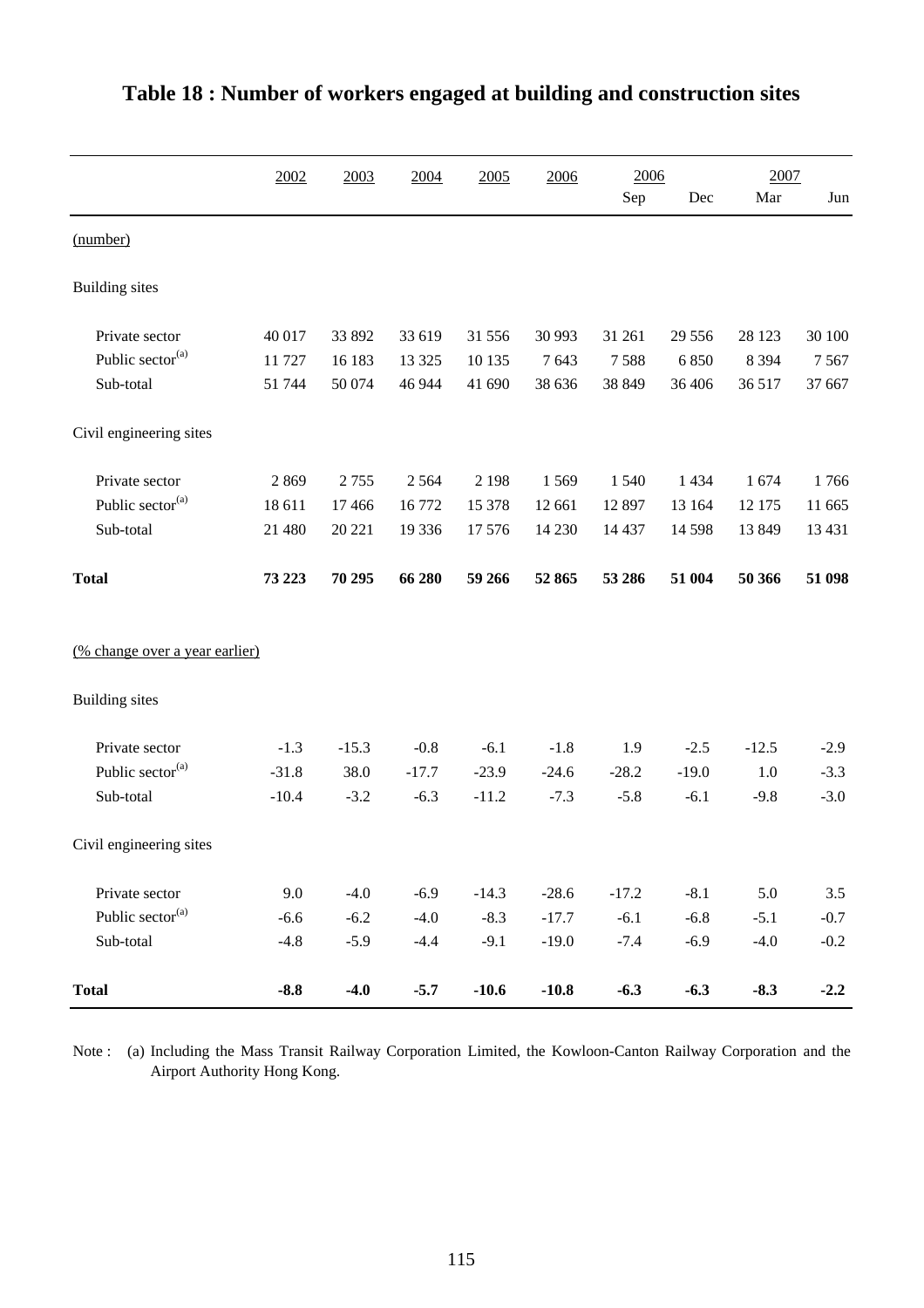# Table 18 : Number of workers engaged at building and construction sites

| | 2002 | 2003 | 2004 | 2005 | 2006 | 2006 | | 2007 | |
|---|---|---|---|---|---|---|---|---|---|
| | | | | | | Sep | Dec | Mar | Jun |
| (number) | | | | | | | | | |
| Building sites | | | | | | | | | |
| Private sector | 40 017 | 33 892 | 33 619 | 31 556 | 30 993 | 31 261 | 29 556 | 28 123 | 30 100 |
| Public sector[(a)] | 11 727 | 16 183 | 13 325 | 10 135 | 7 643 | 7 588 | 6 850 | 8 394 | 7 567 |
| Sub-total | 51 744 | 50 074 | 46 944 | 41 690 | 38 636 | 38 849 | 36 406 | 36 517 | 37 667 |
| Civil engineering sites | | | | | | | | | |
| Private sector | 2 869 | 2 755 | 2 564 | 2 198 | 1 569 | 1 540 | 1 434 | 1 674 | 1 766 |
| Public sector[(a)] | 18 611 | 17 466 | 16 772 | 15 378 | 12 661 | 12 897 | 13 164 | 12 175 | 11 665 |
| Sub-total | 21 480 | 20 221 | 19 336 | 17 576 | 14 230 | 14 437 | 14 598 | 13 849 | 13 431 |
| **Total** | **73 223** | **70 295** | **66 280** | **59 266** | **52 865** | **53 286** | **51 004** | **50 366** | **51 098** |
| (% change over a year earlier) | | | | | | | | | |
| Building sites | | | | | | | | | |
| Private sector | -1.3 | -15.3 | -0.8 | -6.1 | -1.8 | 1.9 | -2.5 | -12.5 | -2.9 |
| Public sector[(a)] | -31.8 | 38.0 | -17.7 | -23.9 | -24.6 | -28.2 | -19.0 | 1.0 | -3.3 |
| Sub-total | -10.4 | -3.2 | -6.3 | -11.2 | -7.3 | -5.8 | -6.1 | -9.8 | -3.0 |
| Civil engineering sites | | | | | | | | | |
| Private sector | 9.0 | -4.0 | -6.9 | -14.3 | -28.6 | -17.2 | -8.1 | 5.0 | 3.5 |
| Public sector[(a)] | -6.6 | -6.2 | -4.0 | -8.3 | -17.7 | -6.1 | -6.8 | -5.1 | -0.7 |
| Sub-total | -4.8 | -5.9 | -4.4 | -9.1 | -19.0 | -7.4 | -6.9 | -4.0 | -0.2 |
| **Total** | **-8.8** | **-4.0** | **-5.7** | **-10.6** | **-10.8** | **-6.3** | **-6.3** | **-8.3** | **-2.2** |

Note : (a) Including the Mass Transit Railway Corporation Limited, the Kowloon-Canton Railway Corporation and the Airport Authority Hong Kong.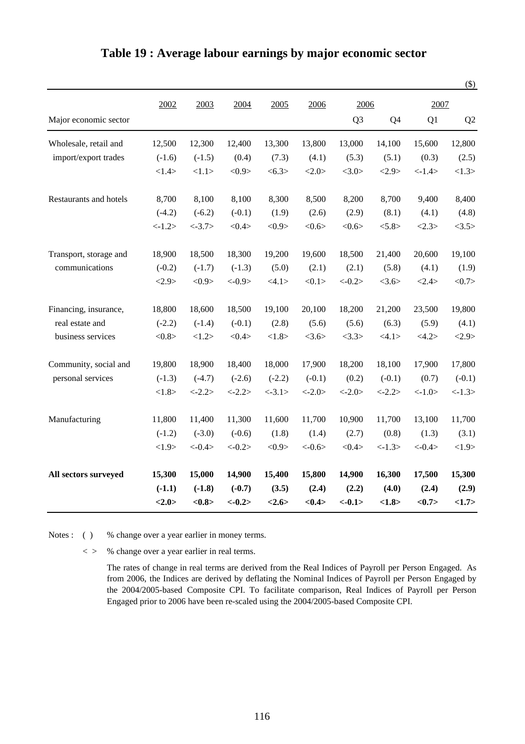# Table 19 : Average labour earnings by major economic sector

($)

| Major economic sector | 2002 | 2003 | 2004 | 2005 | 2006 | 2006 Q3 | 2006 Q4 | 2007 Q1 | 2007 Q2 |
|---|---|---|---|---|---|---|---|---|---|
| Wholesale, retail and import/export trades | 12,500 | 12,300 | 12,400 | 13,300 | 13,800 | 13,000 | 14,100 | 15,600 | 12,800 |
| | (-1.6) | (-1.5) | (0.4) | (7.3) | (4.1) | (5.3) | (5.1) | (0.3) | (2.5) |
| | <1.4> | <1.1> | <0.9> | <6.3> | <2.0> | <3.0> | <2.9> | <-1.4> | <1.3> |
| Restaurants and hotels | 8,700 | 8,100 | 8,100 | 8,300 | 8,500 | 8,200 | 8,700 | 9,400 | 8,400 |
| | (-4.2) | (-6.2) | (-0.1) | (1.9) | (2.6) | (2.9) | (8.1) | (4.1) | (4.8) |
| | <-1.2> | <-3.7> | <0.4> | <0.9> | <0.6> | <0.6> | <5.8> | <2.3> | <3.5> |
| Transport, storage and communications | 18,900 | 18,500 | 18,300 | 19,200 | 19,600 | 18,500 | 21,400 | 20,600 | 19,100 |
| | (-0.2) | (-1.7) | (-1.3) | (5.0) | (2.1) | (2.1) | (5.8) | (4.1) | (1.9) |
| | <2.9> | <0.9> | <-0.9> | <4.1> | <0.1> | <-0.2> | <3.6> | <2.4> | <0.7> |
| Financing, insurance, real estate and business services | 18,800 | 18,600 | 18,500 | 19,100 | 20,100 | 18,200 | 21,200 | 23,500 | 19,800 |
| | (-2.2) | (-1.4) | (-0.1) | (2.8) | (5.6) | (5.6) | (6.3) | (5.9) | (4.1) |
| | <0.8> | <1.2> | <0.4> | <1.8> | <3.6> | <3.3> | <4.1> | <4.2> | <2.9> |
| Community, social and personal services | 19,800 | 18,900 | 18,400 | 18,000 | 17,900 | 18,200 | 18,100 | 17,900 | 17,800 |
| | (-1.3) | (-4.7) | (-2.6) | (-2.2) | (-0.1) | (0.2) | (-0.1) | (0.7) | (-0.1) |
| | <1.8> | <-2.2> | <-2.2> | <-3.1> | <-2.0> | <-2.0> | <-2.2> | <-1.0> | <-1.3> |
| Manufacturing | 11,800 | 11,400 | 11,300 | 11,600 | 11,700 | 10,900 | 11,700 | 13,100 | 11,700 |
| | (-1.2) | (-3.0) | (-0.6) | (1.8) | (1.4) | (2.7) | (0.8) | (1.3) | (3.1) |
| | <1.9> | <-0.4> | <-0.2> | <0.9> | <-0.6> | <0.4> | <-1.3> | <-0.4> | <1.9> |
| **All sectors surveyed** | **15,300** | **15,000** | **14,900** | **15,400** | **15,800** | **14,900** | **16,300** | **17,500** | **15,300** |
| | **(-1.1)** | **(-1.8)** | **(-0.7)** | **(3.5)** | **(2.4)** | **(2.2)** | **(4.0)** | **(2.4)** | **(2.9)** |
| | **<2.0>** | **<0.8>** | **<-0.2>** | **<2.6>** | **<0.4>** | **<-0.1>** | **<1.8>** | **<0.7>** | **<1.7>** |

Notes : ( ) % change over a year earlier in money terms.

< > % change over a year earlier in real terms.

The rates of change in real terms are derived from the Real Indices of Payroll per Person Engaged. As from 2006, the Indices are derived by deflating the Nominal Indices of Payroll per Person Engaged by the 2004/2005-based Composite CPI. To facilitate comparison, Real Indices of Payroll per Person Engaged prior to 2006 have been re-scaled using the 2004/2005-based Composite CPI.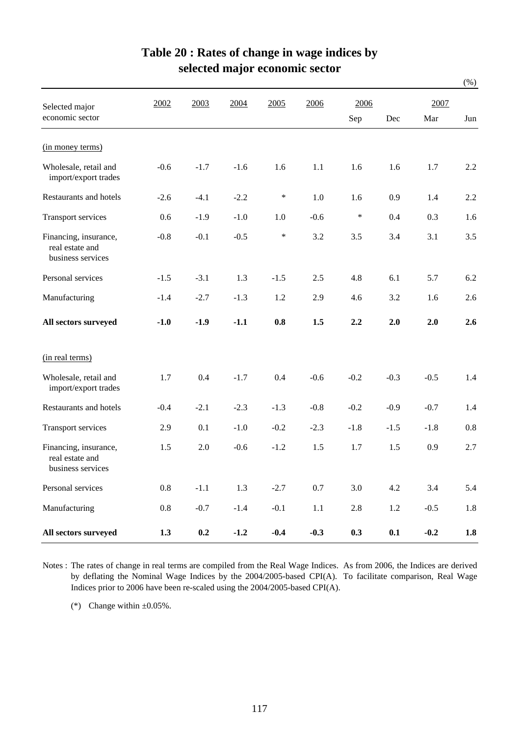# Table 20 : Rates of change in wage indices by selected major economic sector

(%)

| Selected major economic sector | 2002 | 2003 | 2004 | 2005 | 2006 | 2006 | | 2007 | |
|---|---|---|---|---|---|---|---|---|---|
| | | | | | | Sep | Dec | Mar | Jun |
| (in money terms) | | | | | | | | | |
| Wholesale, retail and import/export trades | -0.6 | -1.7 | -1.6 | 1.6 | 1.1 | 1.6 | 1.6 | 1.7 | 2.2 |
| Restaurants and hotels | -2.6 | -4.1 | -2.2 | * | 1.0 | 1.6 | 0.9 | 1.4 | 2.2 |
| Transport services | 0.6 | -1.9 | -1.0 | 1.0 | -0.6 | * | 0.4 | 0.3 | 1.6 |
| Financing, insurance, real estate and business services | -0.8 | -0.1 | -0.5 | * | 3.2 | 3.5 | 3.4 | 3.1 | 3.5 |
| Personal services | -1.5 | -3.1 | 1.3 | -1.5 | 2.5 | 4.8 | 6.1 | 5.7 | 6.2 |
| Manufacturing | -1.4 | -2.7 | -1.3 | 1.2 | 2.9 | 4.6 | 3.2 | 1.6 | 2.6 |
| **All sectors surveyed** | **-1.0** | **-1.9** | **-1.1** | **0.8** | **1.5** | **2.2** | **2.0** | **2.0** | **2.6** |
| (in real terms) | | | | | | | | | |
| Wholesale, retail and import/export trades | 1.7 | 0.4 | -1.7 | 0.4 | -0.6 | -0.2 | -0.3 | -0.5 | 1.4 |
| Restaurants and hotels | -0.4 | -2.1 | -2.3 | -1.3 | -0.8 | -0.2 | -0.9 | -0.7 | 1.4 |
| Transport services | 2.9 | 0.1 | -1.0 | -0.2 | -2.3 | -1.8 | -1.5 | -1.8 | 0.8 |
| Financing, insurance, real estate and business services | 1.5 | 2.0 | -0.6 | -1.2 | 1.5 | 1.7 | 1.5 | 0.9 | 2.7 |
| Personal services | 0.8 | -1.1 | 1.3 | -2.7 | 0.7 | 3.0 | 4.2 | 3.4 | 5.4 |
| Manufacturing | 0.8 | -0.7 | -1.4 | -0.1 | 1.1 | 2.8 | 1.2 | -0.5 | 1.8 |
| **All sectors surveyed** | **1.3** | **0.2** | **-1.2** | **-0.4** | **-0.3** | **0.3** | **0.1** | **-0.2** | **1.8** |

Notes : The rates of change in real terms are compiled from the Real Wage Indices. As from 2006, the Indices are derived by deflating the Nominal Wage Indices by the 2004/2005-based CPI(A). To facilitate comparison, Real Wage Indices prior to 2006 have been re-scaled using the 2004/2005-based CPI(A).

(*) Change within ±0.05%.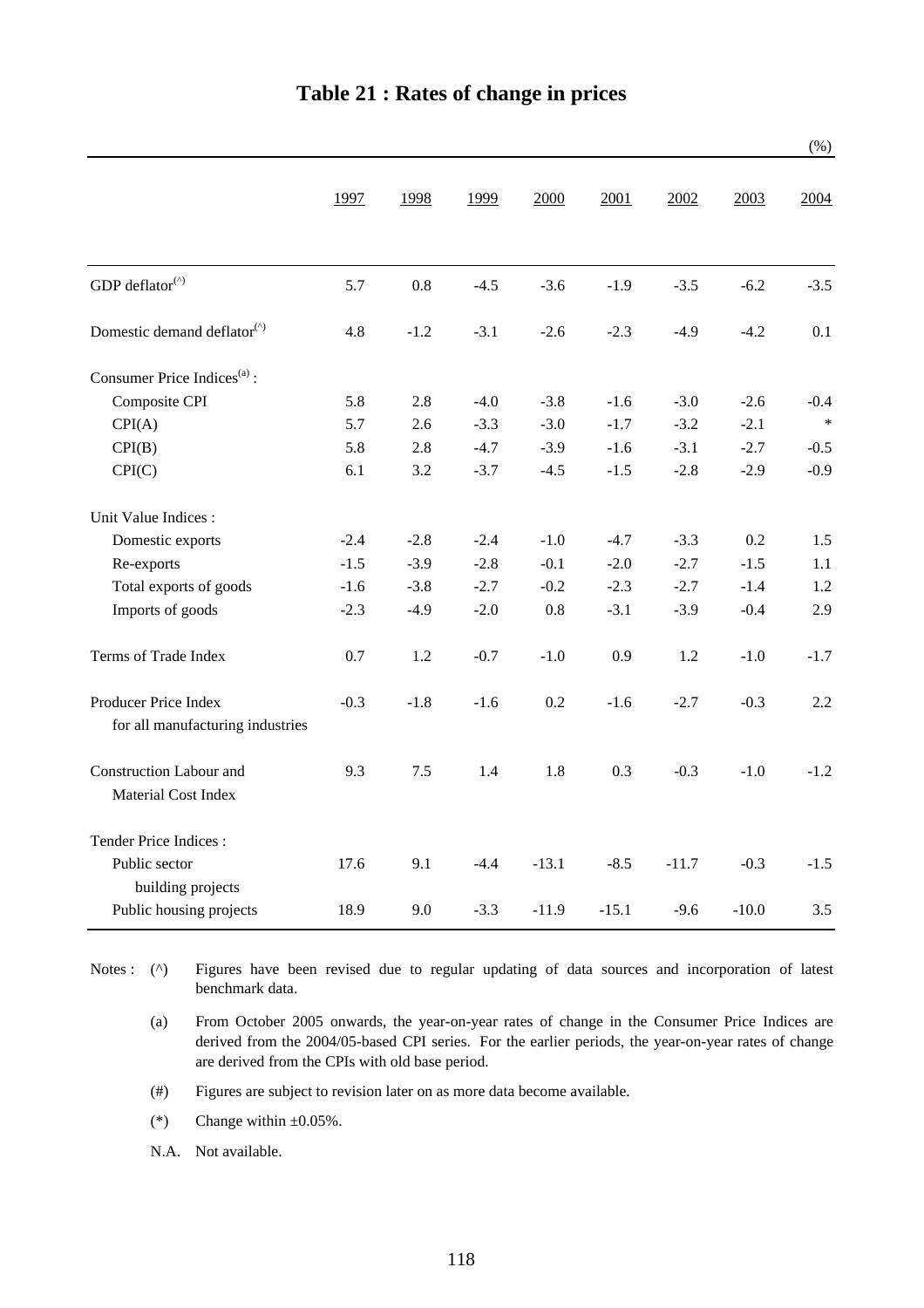# Table 21 : Rates of change in prices

(%)

| | 1997 | 1998 | 1999 | 2000 | 2001 | 2002 | 2003 | 2004 |
|---|---|---|---|---|---|---|---|---|
| GDP deflator(^) | 5.7 | 0.8 | -4.5 | -3.6 | -1.9 | -3.5 | -6.2 | -3.5 |
| Domestic demand deflator(^) | 4.8 | -1.2 | -3.1 | -2.6 | -2.3 | -4.9 | -4.2 | 0.1 |
| Consumer Price Indices(a) : | | | | | | | | |
| Composite CPI | 5.8 | 2.8 | -4.0 | -3.8 | -1.6 | -3.0 | -2.6 | -0.4 |
| CPI(A) | 5.7 | 2.6 | -3.3 | -3.0 | -1.7 | -3.2 | -2.1 | * |
| CPI(B) | 5.8 | 2.8 | -4.7 | -3.9 | -1.6 | -3.1 | -2.7 | -0.5 |
| CPI(C) | 6.1 | 3.2 | -3.7 | -4.5 | -1.5 | -2.8 | -2.9 | -0.9 |
| Unit Value Indices : | | | | | | | | |
| Domestic exports | -2.4 | -2.8 | -2.4 | -1.0 | -4.7 | -3.3 | 0.2 | 1.5 |
| Re-exports | -1.5 | -3.9 | -2.8 | -0.1 | -2.0 | -2.7 | -1.5 | 1.1 |
| Total exports of goods | -1.6 | -3.8 | -2.7 | -0.2 | -2.3 | -2.7 | -1.4 | 1.2 |
| Imports of goods | -2.3 | -4.9 | -2.0 | 0.8 | -3.1 | -3.9 | -0.4 | 2.9 |
| Terms of Trade Index | 0.7 | 1.2 | -0.7 | -1.0 | 0.9 | 1.2 | -1.0 | -1.7 |
| Producer Price Index for all manufacturing industries | -0.3 | -1.8 | -1.6 | 0.2 | -1.6 | -2.7 | -0.3 | 2.2 |
| Construction Labour and Material Cost Index | 9.3 | 7.5 | 1.4 | 1.8 | 0.3 | -0.3 | -1.0 | -1.2 |
| Tender Price Indices : | | | | | | | | |
| Public sector building projects | 17.6 | 9.1 | -4.4 | -13.1 | -8.5 | -11.7 | -0.3 | -1.5 |
| Public housing projects | 18.9 | 9.0 | -3.3 | -11.9 | -15.1 | -9.6 | -10.0 | 3.5 |

Notes :
(^) Figures have been revised due to regular updating of data sources and incorporation of latest benchmark data.

(a) From October 2005 onwards, the year-on-year rates of change in the Consumer Price Indices are derived from the 2004/05-based CPI series. For the earlier periods, the year-on-year rates of change are derived from the CPIs with old base period.

(#) Figures are subject to revision later on as more data become available.

(*) Change within ±0.05%.

N.A. Not available.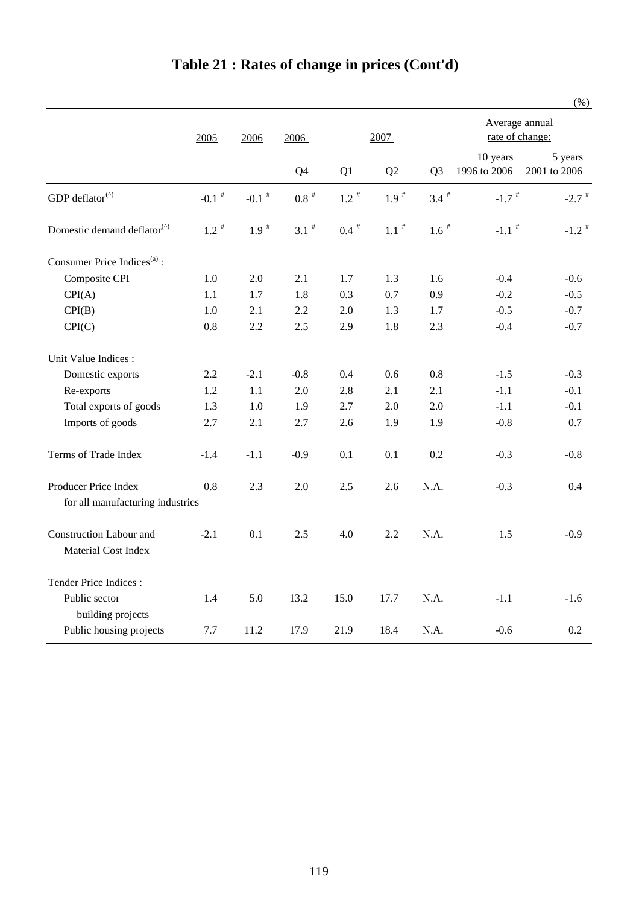# Table 21 : Rates of change in prices (Cont'd)

(%)

| | 2005 | 2006 | 2006 | 2007 | | | Average annual rate of change: | |
|---|---|---|---|---|---|---|---|---|
| | | | Q4 | Q1 | Q2 | Q3 | 10 years 1996 to 2006 | 5 years 2001 to 2006 |
| GDP deflator(^) | -0.1 # | -0.1 # | 0.8 # | 1.2 # | 1.9 # | 3.4 # | -1.7 # | -2.7 # |
| Domestic demand deflator(^) | 1.2 # | 1.9 # | 3.1 # | 0.4 # | 1.1 # | 1.6 # | -1.1 # | -1.2 # |
| Consumer Price Indices(a) : | | | | | | | | |
| Composite CPI | 1.0 | 2.0 | 2.1 | 1.7 | 1.3 | 1.6 | -0.4 | -0.6 |
| CPI(A) | 1.1 | 1.7 | 1.8 | 0.3 | 0.7 | 0.9 | -0.2 | -0.5 |
| CPI(B) | 1.0 | 2.1 | 2.2 | 2.0 | 1.3 | 1.7 | -0.5 | -0.7 |
| CPI(C) | 0.8 | 2.2 | 2.5 | 2.9 | 1.8 | 2.3 | -0.4 | -0.7 |
| Unit Value Indices : | | | | | | | | |
| Domestic exports | 2.2 | -2.1 | -0.8 | 0.4 | 0.6 | 0.8 | -1.5 | -0.3 |
| Re-exports | 1.2 | 1.1 | 2.0 | 2.8 | 2.1 | 2.1 | -1.1 | -0.1 |
| Total exports of goods | 1.3 | 1.0 | 1.9 | 2.7 | 2.0 | 2.0 | -1.1 | -0.1 |
| Imports of goods | 2.7 | 2.1 | 2.7 | 2.6 | 1.9 | 1.9 | -0.8 | 0.7 |
| Terms of Trade Index | -1.4 | -1.1 | -0.9 | 0.1 | 0.1 | 0.2 | -0.3 | -0.8 |
| Producer Price Index for all manufacturing industries | 0.8 | 2.3 | 2.0 | 2.5 | 2.6 | N.A. | -0.3 | 0.4 |
| Construction Labour and Material Cost Index | -2.1 | 0.1 | 2.5 | 4.0 | 2.2 | N.A. | 1.5 | -0.9 |
| Tender Price Indices : | | | | | | | | |
| Public sector building projects | 1.4 | 5.0 | 13.2 | 15.0 | 17.7 | N.A. | -1.1 | -1.6 |
| Public housing projects | 7.7 | 11.2 | 17.9 | 21.9 | 18.4 | N.A. | -0.6 | 0.2 |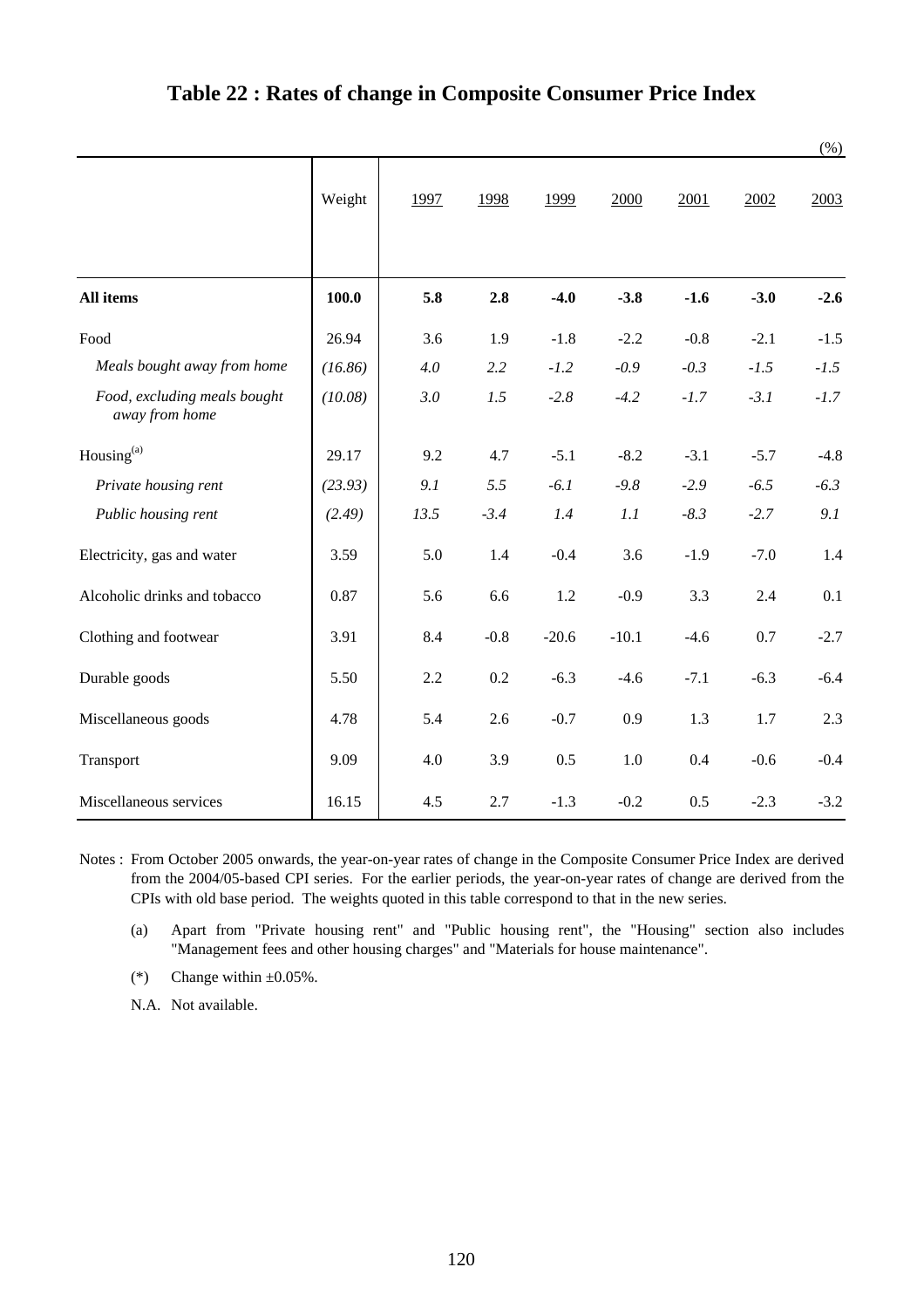# Table 22 : Rates of change in Composite Consumer Price Index

(%)

| | Weight | 1997 | 1998 | 1999 | 2000 | 2001 | 2002 | 2003 |
|---|---|---|---|---|---|---|---|---|
| **All items** | **100.0** | **5.8** | **2.8** | **-4.0** | **-3.8** | **-1.6** | **-3.0** | **-2.6** |
| Food | 26.94 | 3.6 | 1.9 | -1.8 | -2.2 | -0.8 | -2.1 | -1.5 |
| *Meals bought away from home* | *(16.86)* | *4.0* | *2.2* | *-1.2* | *-0.9* | *-0.3* | *-1.5* | *-1.5* |
| *Food, excluding meals bought away from home* | *(10.08)* | *3.0* | *1.5* | *-2.8* | *-4.2* | *-1.7* | *-3.1* | *-1.7* |
| Housing[(a)] | 29.17 | 9.2 | 4.7 | -5.1 | -8.2 | -3.1 | -5.7 | -4.8 |
| *Private housing rent* | *(23.93)* | *9.1* | *5.5* | *-6.1* | *-9.8* | *-2.9* | *-6.5* | *-6.3* |
| *Public housing rent* | *(2.49)* | *13.5* | *-3.4* | *1.4* | *1.1* | *-8.3* | *-2.7* | *9.1* |
| Electricity, gas and water | 3.59 | 5.0 | 1.4 | -0.4 | 3.6 | -1.9 | -7.0 | 1.4 |
| Alcoholic drinks and tobacco | 0.87 | 5.6 | 6.6 | 1.2 | -0.9 | 3.3 | 2.4 | 0.1 |
| Clothing and footwear | 3.91 | 8.4 | -0.8 | -20.6 | -10.1 | -4.6 | 0.7 | -2.7 |
| Durable goods | 5.50 | 2.2 | 0.2 | -6.3 | -4.6 | -7.1 | -6.3 | -6.4 |
| Miscellaneous goods | 4.78 | 5.4 | 2.6 | -0.7 | 0.9 | 1.3 | 1.7 | 2.3 |
| Transport | 9.09 | 4.0 | 3.9 | 0.5 | 1.0 | 0.4 | -0.6 | -0.4 |
| Miscellaneous services | 16.15 | 4.5 | 2.7 | -1.3 | -0.2 | 0.5 | -2.3 | -3.2 |

Notes : From October 2005 onwards, the year-on-year rates of change in the Composite Consumer Price Index are derived from the 2004/05-based CPI series. For the earlier periods, the year-on-year rates of change are derived from the CPIs with old base period. The weights quoted in this table correspond to that in the new series.

(a) Apart from "Private housing rent" and "Public housing rent", the "Housing" section also includes "Management fees and other housing charges" and "Materials for house maintenance".

(*) Change within ±0.05%.

N.A. Not available.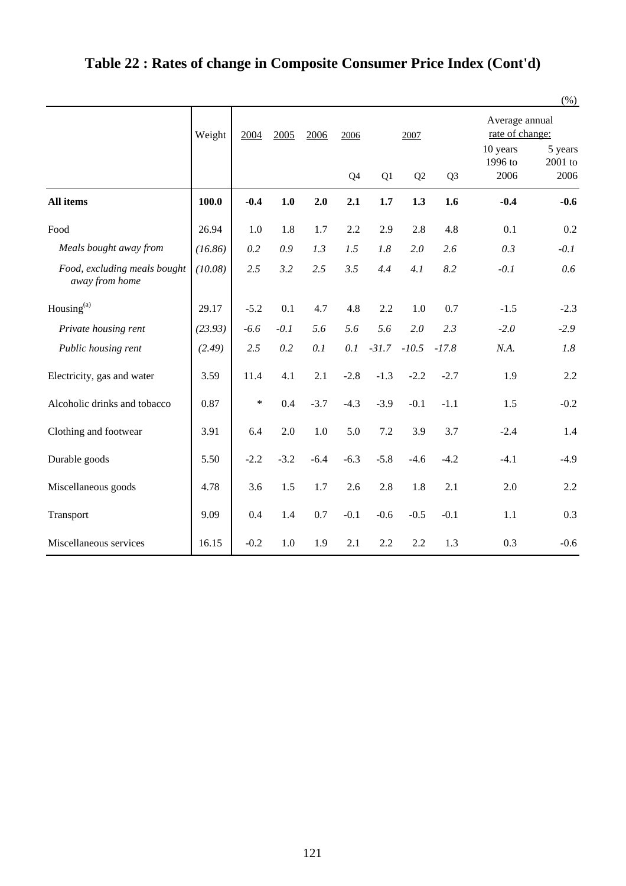# Table 22 : Rates of change in Composite Consumer Price Index (Cont'd)

(%)

| | Weight | 2004 | 2005 | 2006 | 2006 | 2007 | | | Average annual rate of change: | |
|---|---|---|---|---|---|---|---|---|---|---|
| | | | | | Q4 | Q1 | Q2 | Q3 | 10 years 1996 to 2006 | 5 years 2001 to 2006 |
| **All items** | **100.0** | **-0.4** | **1.0** | **2.0** | **2.1** | **1.7** | **1.3** | **1.6** | **-0.4** | **-0.6** |
| Food | 26.94 | 1.0 | 1.8 | 1.7 | 2.2 | 2.9 | 2.8 | 4.8 | 0.1 | 0.2 |
| *Meals bought away from* | *(16.86)* | *0.2* | *0.9* | *1.3* | *1.5* | *1.8* | *2.0* | *2.6* | *0.3* | *-0.1* |
| *Food, excluding meals bought away from home* | *(10.08)* | *2.5* | *3.2* | *2.5* | *3.5* | *4.4* | *4.1* | *8.2* | *-0.1* | *0.6* |
| Housing[(a)] | 29.17 | -5.2 | 0.1 | 4.7 | 4.8 | 2.2 | 1.0 | 0.7 | -1.5 | -2.3 |
| *Private housing rent* | *(23.93)* | *-6.6* | *-0.1* | *5.6* | *5.6* | *5.6* | *2.0* | *2.3* | *-2.0* | *-2.9* |
| *Public housing rent* | *(2.49)* | *2.5* | *0.2* | *0.1* | *0.1* | *-31.7* | *-10.5* | *-17.8* | *N.A.* | *1.8* |
| Electricity, gas and water | 3.59 | 11.4 | 4.1 | 2.1 | -2.8 | -1.3 | -2.2 | -2.7 | 1.9 | 2.2 |
| Alcoholic drinks and tobacco | 0.87 | * | 0.4 | -3.7 | -4.3 | -3.9 | -0.1 | -1.1 | 1.5 | -0.2 |
| Clothing and footwear | 3.91 | 6.4 | 2.0 | 1.0 | 5.0 | 7.2 | 3.9 | 3.7 | -2.4 | 1.4 |
| Durable goods | 5.50 | -2.2 | -3.2 | -6.4 | -6.3 | -5.8 | -4.6 | -4.2 | -4.1 | -4.9 |
| Miscellaneous goods | 4.78 | 3.6 | 1.5 | 1.7 | 2.6 | 2.8 | 1.8 | 2.1 | 2.0 | 2.2 |
| Transport | 9.09 | 0.4 | 1.4 | 0.7 | -0.1 | -0.6 | -0.5 | -0.1 | 1.1 | 0.3 |
| Miscellaneous services | 16.15 | -0.2 | 1.0 | 1.9 | 2.1 | 2.2 | 2.2 | 1.3 | 0.3 | -0.6 |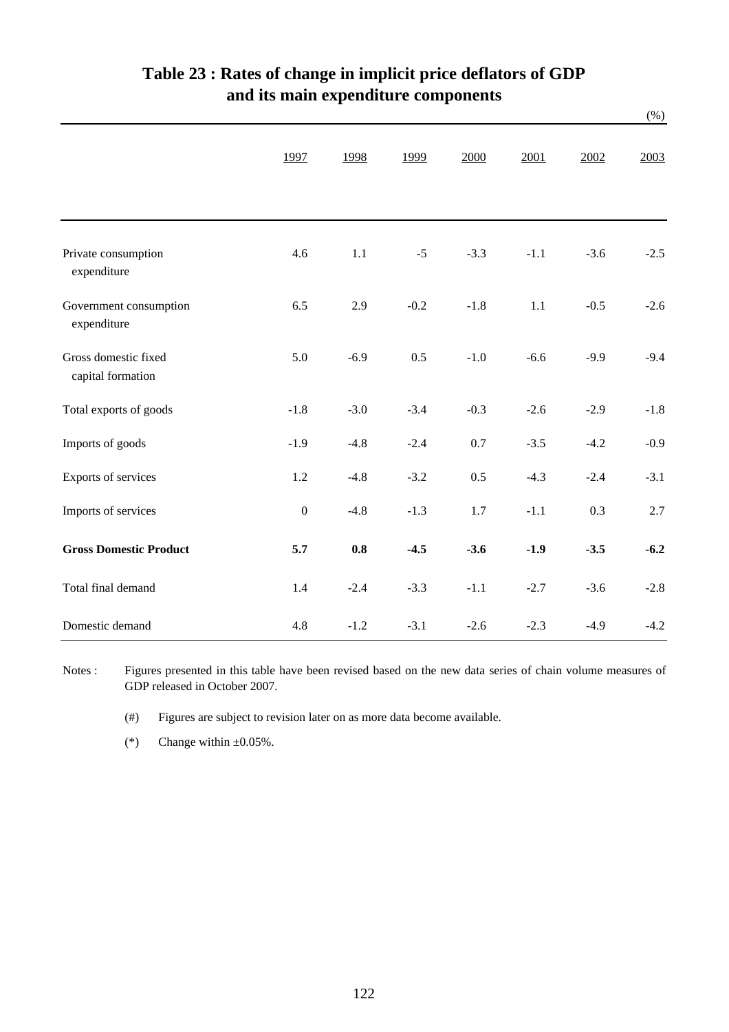# Table 23 : Rates of change in implicit price deflators of GDP and its main expenditure components

(%)

| | 1997 | 1998 | 1999 | 2000 | 2001 | 2002 | 2003 |
|---|---|---|---|---|---|---|---|
| Private consumption expenditure | 4.6 | 1.1 | -5 | -3.3 | -1.1 | -3.6 | -2.5 |
| Government consumption expenditure | 6.5 | 2.9 | -0.2 | -1.8 | 1.1 | -0.5 | -2.6 |
| Gross domestic fixed capital formation | 5.0 | -6.9 | 0.5 | -1.0 | -6.6 | -9.9 | -9.4 |
| Total exports of goods | -1.8 | -3.0 | -3.4 | -0.3 | -2.6 | -2.9 | -1.8 |
| Imports of goods | -1.9 | -4.8 | -2.4 | 0.7 | -3.5 | -4.2 | -0.9 |
| Exports of services | 1.2 | -4.8 | -3.2 | 0.5 | -4.3 | -2.4 | -3.1 |
| Imports of services | 0 | -4.8 | -1.3 | 1.7 | -1.1 | 0.3 | 2.7 |
| **Gross Domestic Product** | **5.7** | **0.8** | **-4.5** | **-3.6** | **-1.9** | **-3.5** | **-6.2** |
| Total final demand | 1.4 | -2.4 | -3.3 | -1.1 | -2.7 | -3.6 | -2.8 |
| Domestic demand | 4.8 | -1.2 | -3.1 | -2.6 | -2.3 | -4.9 | -4.2 |

Notes : Figures presented in this table have been revised based on the new data series of chain volume measures of GDP released in October 2007.

(#) Figures are subject to revision later on as more data become available.

(*) Change within ±0.05%.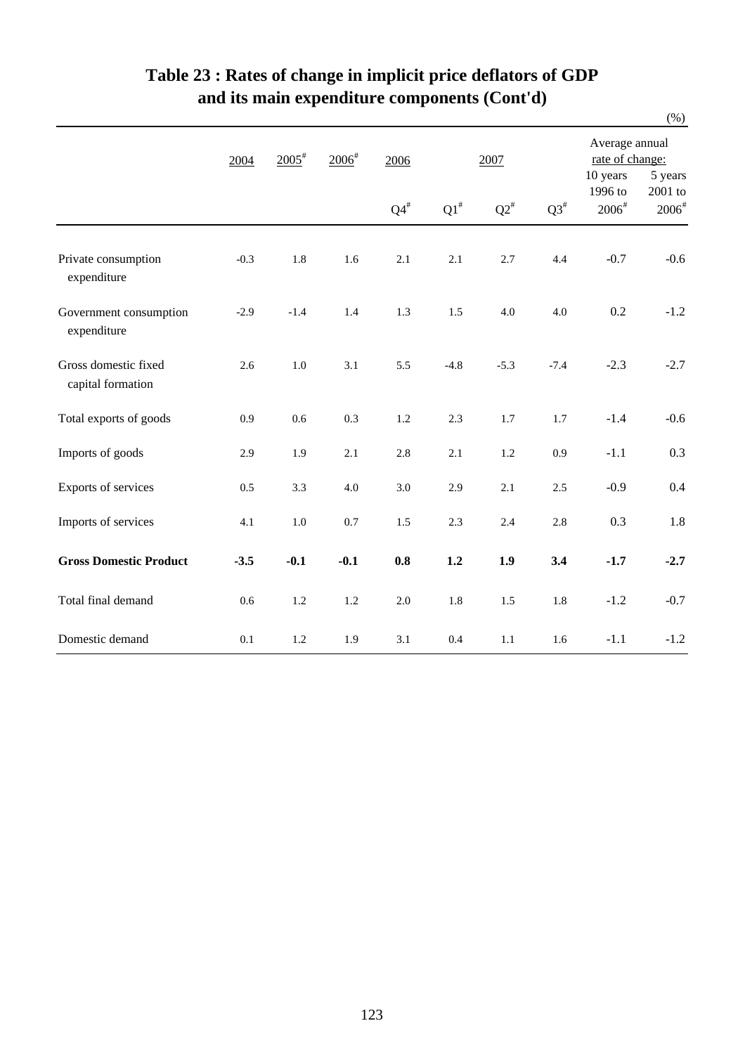# Table 23 : Rates of change in implicit price deflators of GDP and its main expenditure components (Cont'd)

(%)

| | 2004 | 2005# | 2006# | 2006 | 2007 | | | Average annual rate of change: | |
|---|---|---|---|---|---|---|---|---|---|
| | | | | | | | | 10 years 1996 to | 5 years 2001 to |
| | | | | Q4# | Q1# | Q2# | Q3# | 2006# | 2006# |
| Private consumption expenditure | -0.3 | 1.8 | 1.6 | 2.1 | 2.1 | 2.7 | 4.4 | -0.7 | -0.6 |
| Government consumption expenditure | -2.9 | -1.4 | 1.4 | 1.3 | 1.5 | 4.0 | 4.0 | 0.2 | -1.2 |
| Gross domestic fixed capital formation | 2.6 | 1.0 | 3.1 | 5.5 | -4.8 | -5.3 | -7.4 | -2.3 | -2.7 |
| Total exports of goods | 0.9 | 0.6 | 0.3 | 1.2 | 2.3 | 1.7 | 1.7 | -1.4 | -0.6 |
| Imports of goods | 2.9 | 1.9 | 2.1 | 2.8 | 2.1 | 1.2 | 0.9 | -1.1 | 0.3 |
| Exports of services | 0.5 | 3.3 | 4.0 | 3.0 | 2.9 | 2.1 | 2.5 | -0.9 | 0.4 |
| Imports of services | 4.1 | 1.0 | 0.7 | 1.5 | 2.3 | 2.4 | 2.8 | 0.3 | 1.8 |
| **Gross Domestic Product** | **-3.5** | **-0.1** | **-0.1** | **0.8** | **1.2** | **1.9** | **3.4** | **-1.7** | **-2.7** |
| Total final demand | 0.6 | 1.2 | 1.2 | 2.0 | 1.8 | 1.5 | 1.8 | -1.2 | -0.7 |
| Domestic demand | 0.1 | 1.2 | 1.9 | 3.1 | 0.4 | 1.1 | 1.6 | -1.1 | -1.2 |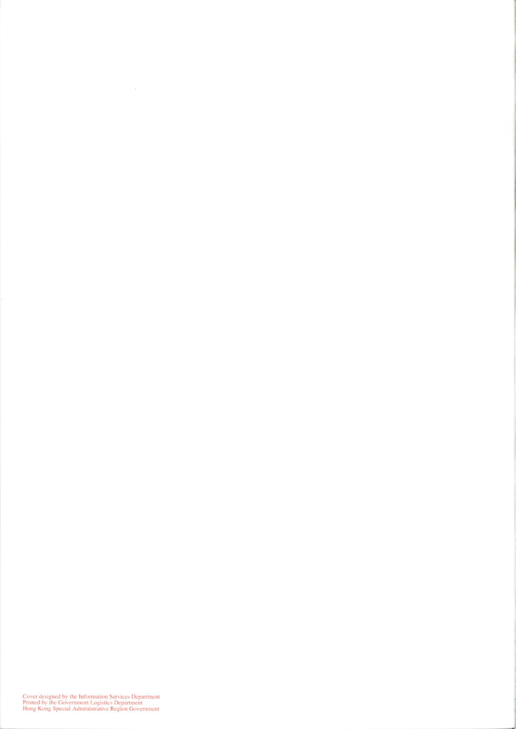Cover designed by the Information Services Department
Printed by the Government Logistics Department
Hong Kong Special Administrative Region Government